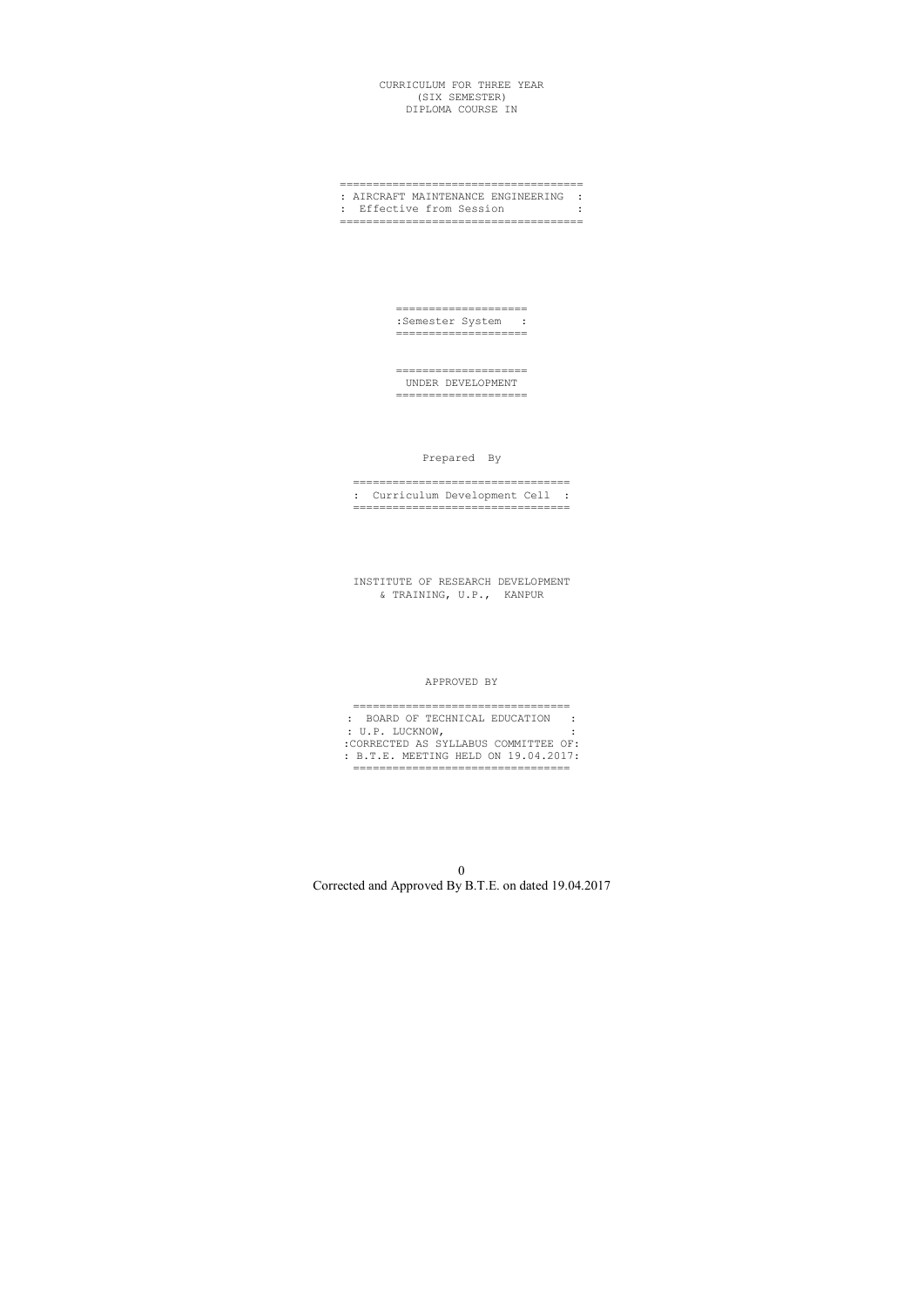CURRICULUM FOR THREE YEAR
(SIX SEMESTER)
DIPLOMA COURSE IN

# AIRCRAFT MAINTENANCE ENGINEERING

Effective from Session

**Semester System**

**UNDER DEVELOPMENT**

Prepared By

**Curriculum Development Cell**

INSTITUTE OF RESEARCH DEVELOPMENT
& TRAINING, U.P., KANPUR

APPROVED BY

BOARD OF TECHNICAL EDUCATION
U.P. LUCKNOW,
CORRECTED AS SYLLABUS COMMITTEE OF
B.T.E. MEETING HELD ON 19.04.2017

Corrected and Approved By B.T.E. on dated 19.04.2017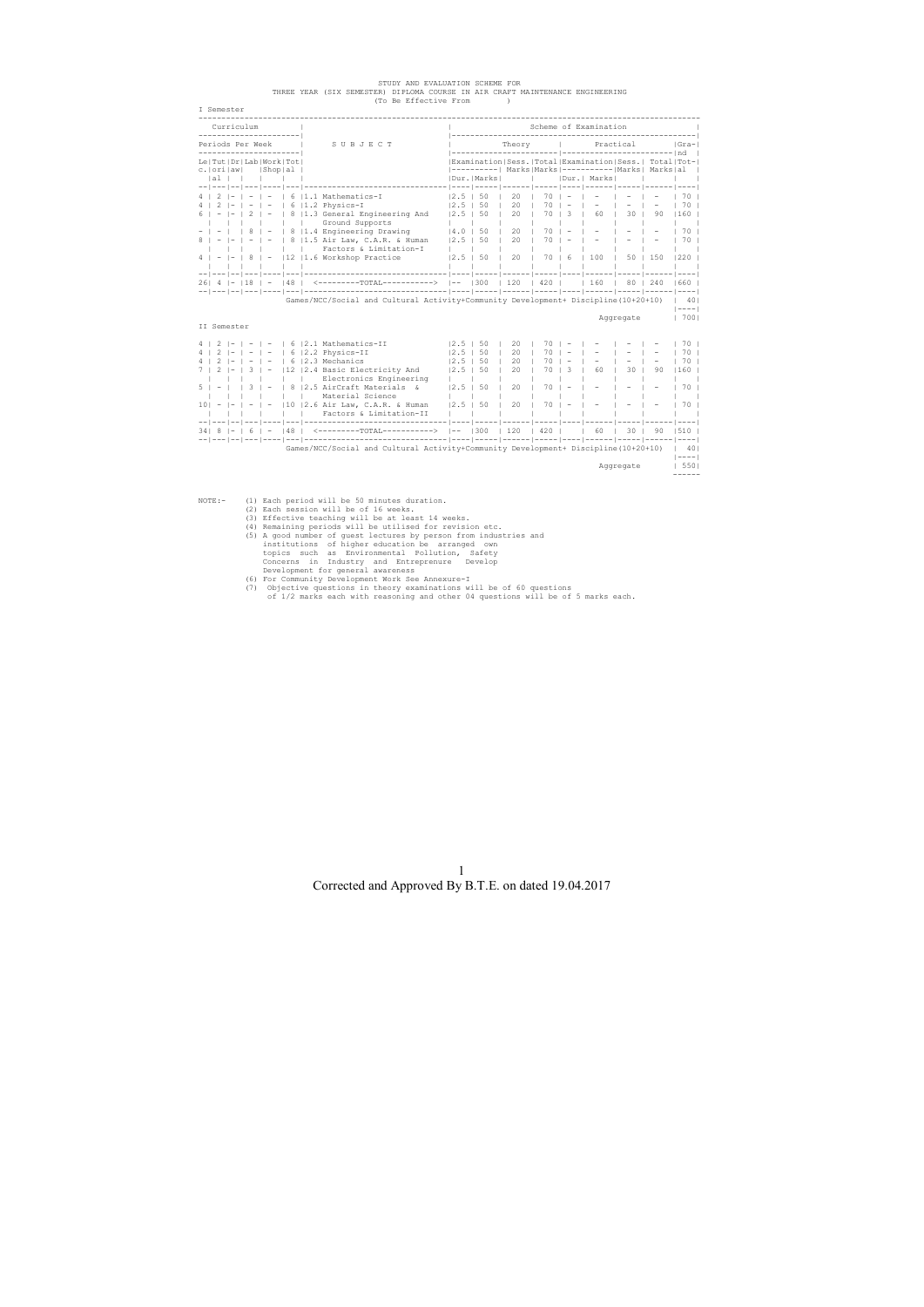# STUDY AND EVALUATION SCHEME FOR
## THREE YEAR (SIX SEMESTER) DIPLOMA COURSE IN AIR CRAFT MAINTENANCE ENGINEERING
(To Be Effective From )

### I Semester

| Lect | Tutorial | Drawing | Lab | Workshop | Total | SUBJECT | Theory Exam Dur. | Theory Exam Marks | Sess. Marks | Total Marks | Practical Exam Dur. | Practical Exam Marks | Sess. Marks | Total Marks | Grand Total |
|---|---|---|---|---|---|---|---|---|---|---|---|---|---|---|---|
| 4 | 2 | - | - | - | 6 | 1.1 Mathematics-I | 2.5 | 50 | 20 | 70 | - | - | - | - | 70 |
| 4 | 2 | - | - | - | 6 | 1.2 Physics-I | 2.5 | 50 | 20 | 70 | - | - | - | - | 70 |
| 6 | - | - | 2 | - | 8 | 1.3 General Engineering And Ground Supports | 2.5 | 50 | 20 | 70 | 3 | 60 | 30 | 90 | 160 |
| - | - | 8 | - | - | 8 | 1.4 Engineering Drawing | 4.0 | 50 | 20 | 70 | - | - | - | - | 70 |
| 8 | - | - | - | - | 8 | 1.5 Air Law, C.A.R. & Human Factors & Limitation-I | 2.5 | 50 | 20 | 70 | - | - | - | - | 70 |
| 4 | - | - | 8 | - | 12 | 1.6 Workshop Practice | 2.5 | 50 | 20 | 70 | 6 | 100 | 50 | 150 | 220 |
| 26 | 4 | - | 18 | - | 48 | <---------TOTAL-----------> | -- | 300 | 120 | 420 | | 160 | 80 | 240 | 660 |
| | | | | | | Games/NCC/Social and Cultural Activity+Community Development+ Discipline(10+20+10) | | | | | | | | | 40 |
| | | | | | | Aggregate | | | | | | | | | 700 |

### II Semester

| Lect | Tutorial | Drawing | Lab | Workshop | Total | SUBJECT | Theory Exam Dur. | Theory Exam Marks | Sess. Marks | Total Marks | Practical Exam Dur. | Practical Exam Marks | Sess. Marks | Total Marks | Grand Total |
|---|---|---|---|---|---|---|---|---|---|---|---|---|---|---|---|
| 4 | 2 | - | - | - | 6 | 2.1 Mathematics-II | 2.5 | 50 | 20 | 70 | - | - | - | - | 70 |
| 4 | 2 | - | - | - | 6 | 2.2 Physics-II | 2.5 | 50 | 20 | 70 | - | - | - | - | 70 |
| 4 | 2 | - | - | - | 6 | 2.3 Mechanics | 2.5 | 50 | 20 | 70 | - | - | - | - | 70 |
| 7 | 2 | - | 3 | - | 12 | 2.4 Basic Electricity And Electronics Engineering | 2.5 | 50 | 20 | 70 | 3 | 60 | 30 | 90 | 160 |
| 5 | - | - | 3 | - | 8 | 2.5 AirCraft Materials & Material Science | 2.5 | 50 | 20 | 70 | - | - | - | - | 70 |
| 10 | - | - | - | - | 10 | 2.6 Air Law, C.A.R. & Human Factors & Limitation-II | 2.5 | 50 | 20 | 70 | - | - | - | - | 70 |
| 34 | 8 | - | 6 | - | 48 | <---------TOTAL-----------> | -- | 300 | 120 | 420 | | 60 | 30 | 90 | 510 |
| | | | | | | Games/NCC/Social and Cultural Activity+Community Development+ Discipline(10+20+10) | | | | | | | | | 40 |
| | | | | | | Aggregate | | | | | | | | | 550 |

NOTE:-

(1) Each period will be 50 minutes duration.
(2) Each session will be of 16 weeks.
(3) Effective teaching will be at least 14 weeks.
(4) Remaining periods will be utilised for revision etc.
(5) A good number of guest lectures by person from industries and institutions of higher education be arranged own topics such as Environmental Pollution, Safety Concerns in Industry and Entreprenure Develop Development for general awareness
(6) For Community Development Work See Annexure-I
(7) Objective questions in theory examinations will be of 60 questions of 1/2 marks each with reasoning and other 04 questions will be of 5 marks each.

Corrected and Approved By B.T.E. on dated 19.04.2017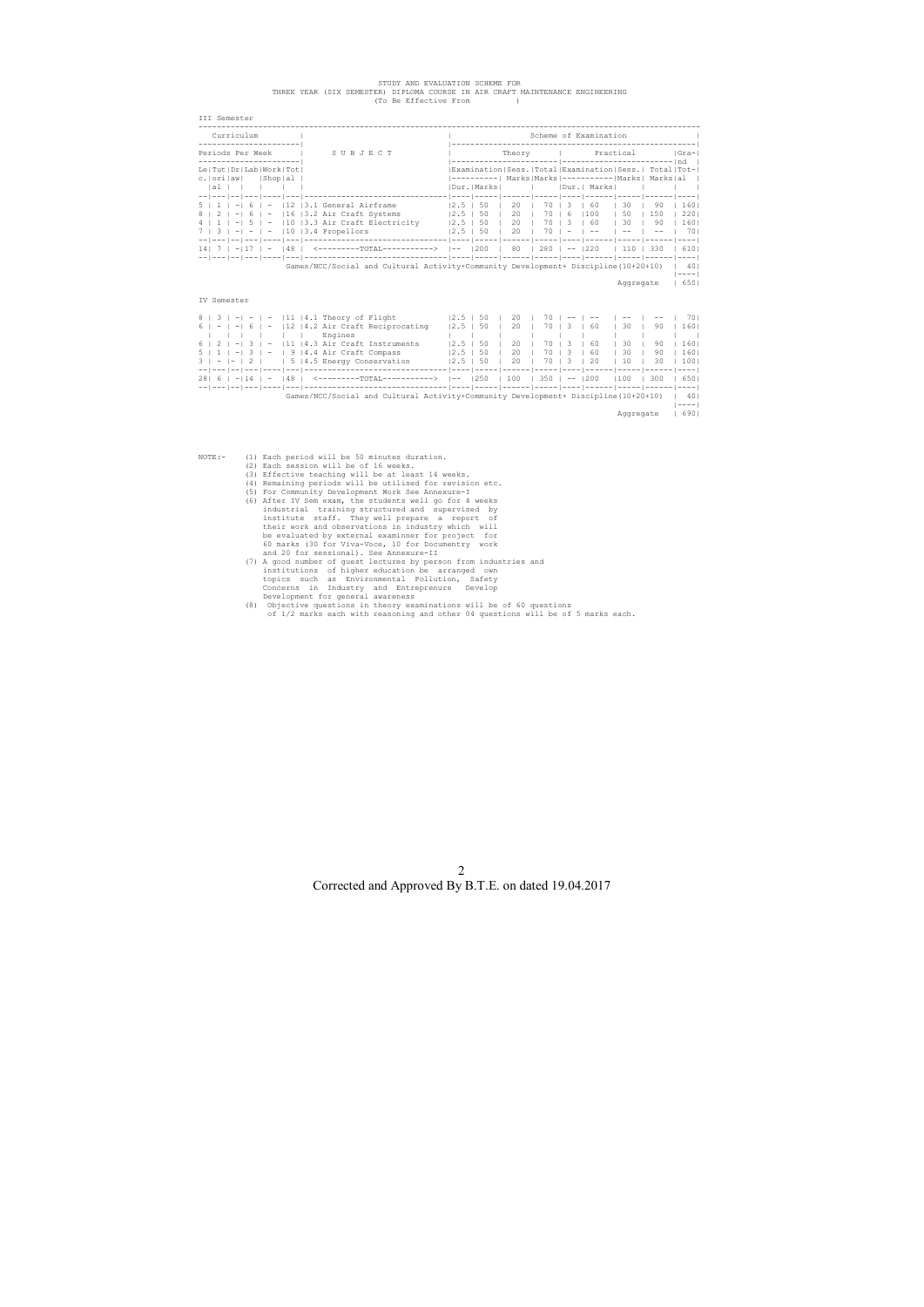# STUDY AND EVALUATION SCHEME FOR THREE YEAR (SIX SEMESTER) DIPLOMA COURSE IN AIR CRAFT MAINTENANCE ENGINEERING

(To Be Effective From )

## III Semester

| Lec. | Tut. | Dr. | Lab | Work/Shop | Total | SUBJECT | Theory Exam Dur. | Theory Exam Marks | Theory Sess. Marks | Theory Total Marks | Practical Exam Dur. | Practical Exam Marks | Practical Sess. Marks | Practical Total Marks | Grand Total |
|---|---|---|---|---|---|---|---|---|---|---|---|---|---|---|---|
| 5 | 1 | - | 6 | - | 12 | 3.1 General Airframe | 2.5 | 50 | 20 | 70 | 3 | 60 | 30 | 90 | 160 |
| 8 | 2 | - | 6 | - | 16 | 3.2 Air Craft Systems | 2.5 | 50 | 20 | 70 | 6 | 100 | 50 | 150 | 220 |
| 4 | 1 | - | 5 | - | 10 | 3.3 Air Craft Electricity | 2.5 | 50 | 20 | 70 | 3 | 60 | 30 | 90 | 160 |
| 7 | 3 | - | - | - | 10 | 3.4 Propellors | 2.5 | 50 | 20 | 70 | - | -- | -- | -- | 70 |
| 14 | 7 | - | 17 | - | 48 | <---------TOTAL-----------> | -- | 200 | 80 | 280 | -- | 220 | 110 | 330 | 610 |

Games/NCC/Social and Cultural Activity+Community Development+ Discipline(10+20+10) | 40

Aggregate | 650

## IV Semester

| Lec. | Tut. | Dr. | Lab | Work/Shop | Total | SUBJECT | Theory Exam Dur. | Theory Exam Marks | Theory Sess. Marks | Theory Total Marks | Practical Exam Dur. | Practical Exam Marks | Practical Sess. Marks | Practical Total Marks | Grand Total |
|---|---|---|---|---|---|---|---|---|---|---|---|---|---|---|---|
| 8 | 3 | - | - | - | 11 | 4.1 Theory of Flight | 2.5 | 50 | 20 | 70 | -- | -- | -- | -- | 70 |
| 6 | - | - | 6 | - | 12 | 4.2 Air Craft Reciprocating Engines | 2.5 | 50 | 20 | 70 | 3 | 60 | 30 | 90 | 160 |
| 6 | 2 | - | 3 | - | 11 | 4.3 Air Craft Instruments | 2.5 | 50 | 20 | 70 | 3 | 60 | 30 | 90 | 160 |
| 5 | 1 | - | 3 | - | 9 | 4.4 Air Craft Compass | 2.5 | 50 | 20 | 70 | 3 | 60 | 30 | 90 | 160 |
| 3 | - | - | 2 | | 5 | 4.5 Energy Conservation | 2.5 | 50 | 20 | 70 | 3 | 20 | 10 | 30 | 100 |
| 28 | 6 | - | 14 | - | 48 | <---------TOTAL-----------> | -- | 250 | 100 | 350 | -- | 200 | 100 | 300 | 650 |

Games/NCC/Social and Cultural Activity+Community Development+ Discipline(10+20+10) | 40

Aggregate | 690

NOTE:-
1. Each period will be 50 minutes duration.
2. Each session will be of 16 weeks.
3. Effective teaching will be at least 14 weeks.
4. Remaining periods will be utilised for revision etc.
5. For Community Development Work See Annexure-I
6. After IV Sem exam, the students well go for 4 weeks industrial training structured and supervised by institute staff. They well prepare a report of their work and observations in industry which will be evaluated by external examinner for project for 60 marks (30 for Viva-Voce, 10 for Documentry work and 20 for sessional). See Annexure-II
7. A good number of guest lectures by person from industries and institutions of higher education be arranged own topics such as Environmental Pollution, Safety Concerns in Industry and Entreprenure Develop Development for general awareness
8. Objective questions in theory examinations will be of 60 questions of 1/2 marks each with reasoning and other 04 questions will be of 5 marks each.

Corrected and Approved By B.T.E. on dated 19.04.2017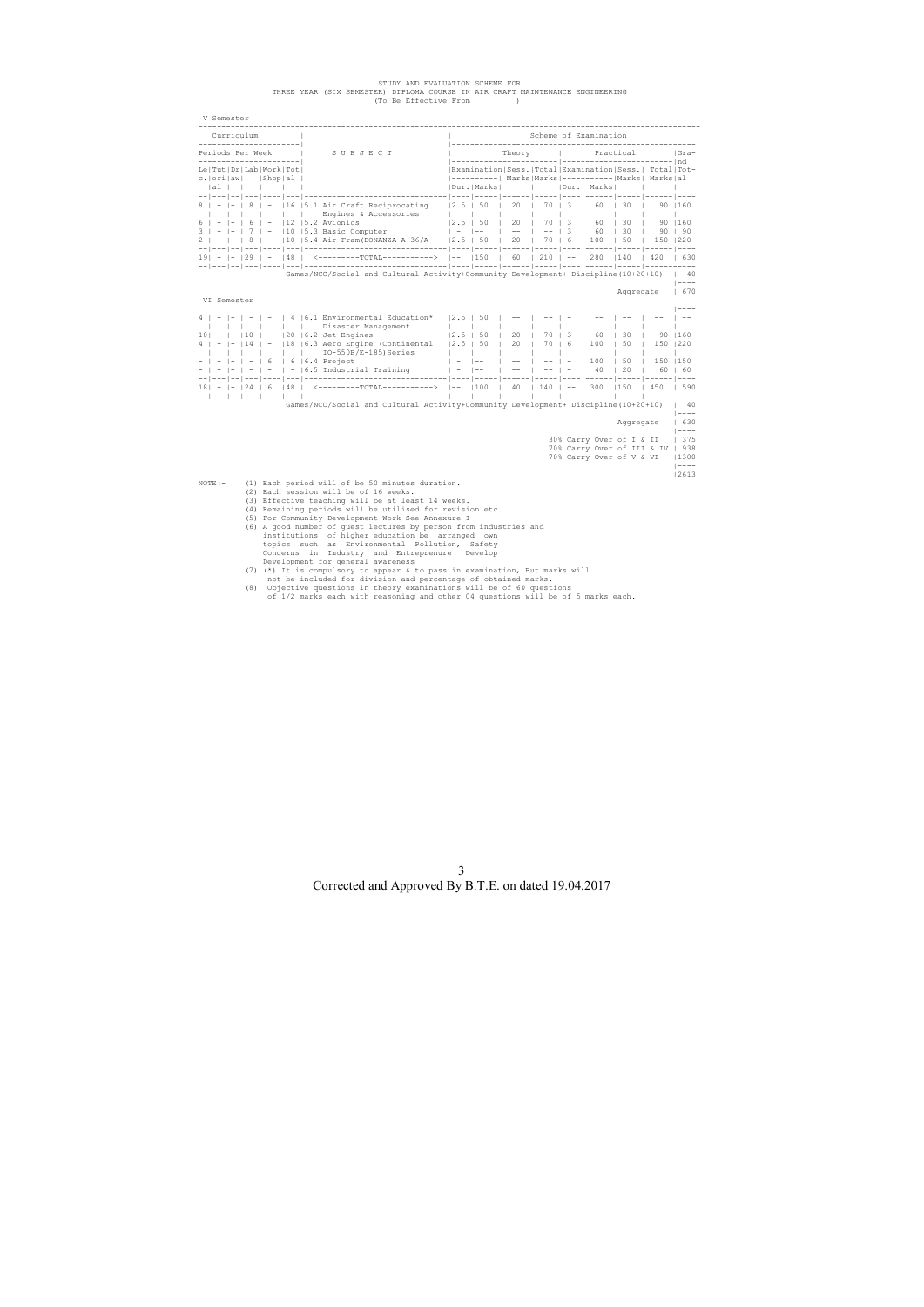STUDY AND EVALUATION SCHEME FOR
THREE YEAR (SIX SEMESTER) DIPLOMA COURSE IN AIR CRAFT MAINTENANCE ENGINEERING
(To Be Effective From )

V Semester

| Le c. | Tut ori al | Dr aw | Lab | Work Shop | Tot al | SUBJECT | Theory Examination Dur. | Theory Examination Marks | Theory Sess. Marks | Theory Total Marks | Practical Examination Dur. | Practical Examination Marks | Practical Sess. Marks | Practical Total Marks | Grand Total |
|---|---|---|---|---|---|---|---|---|---|---|---|---|---|---|---|
| 8 | - | - | 8 | - | 16 | 5.1 Air Craft Reciprocating Engines & Accessories | 2.5 | 50 | 20 | 70 | 3 | 60 | 30 | 90 | 160 |
| 6 | - | - | 6 | - | 12 | 5.2 Avionics | 2.5 | 50 | 20 | 70 | 3 | 60 | 30 | 90 | 160 |
| 3 | - | - | 7 | - | 10 | 5.3 Basic Computer | - | -- | -- | -- | 3 | 60 | 30 | 90 | 90 |
| 2 | - | - | 8 | - | 10 | 5.4 Air Fram(BONANZA A-36/A- | 2.5 | 50 | 20 | 70 | 6 | 100 | 50 | 150 | 220 |
| 19 | - | - | 29 | - | 48 | <---------TOTAL-----------> | -- | 150 | 60 | 210 | -- | 280 | 140 | 420 | 630 |

Games/NCC/Social and Cultural Activity+Community Development+ Discipline(10+20+10) | 40

Aggregate | 670

VI Semester

| Le c. | Tut ori al | Dr aw | Lab | Work Shop | Tot al | SUBJECT | Theory Examination Dur. | Theory Examination Marks | Theory Sess. Marks | Theory Total Marks | Practical Examination Dur. | Practical Examination Marks | Practical Sess. Marks | Practical Total Marks | Grand Total |
|---|---|---|---|---|---|---|---|---|---|---|---|---|---|---|---|
| 4 | - | - | - | - | 4 | 6.1 Environmental Education* Disaster Management | 2.5 | 50 | -- | -- | - | -- | -- | -- | -- |
| 10 | - | - | 10 | - | 20 | 6.2 Jet Engines | 2.5 | 50 | 20 | 70 | 3 | 60 | 30 | 90 | 160 |
| 4 | - | - | 14 | - | 18 | 6.3 Aero Engine (Continental IO-550B/E-185)Series | 2.5 | 50 | 20 | 70 | 6 | 100 | 50 | 150 | 220 |
| - | - | - | - | 6 | 6 | 6.4 Project | - | -- | -- | -- | - | 100 | 50 | 150 | 150 |
| - | - | - | - | - | - | 6.5 Industrial Training | - | -- | -- | -- | - | 40 | 20 | 60 | 60 |
| 18 | - | - | 24 | 6 | 48 | <---------TOTAL-----------> | -- | 100 | 40 | 140 | -- | 300 | 150 | 450 | 590 |

Games/NCC/Social and Cultural Activity+Community Development+ Discipline(10+20+10) | 40

Aggregate | 630

| | |
|---|---|
| 30% Carry Over of I & II | 375 |
| 70% Carry Over of III & IV | 938 |
| 70% Carry Over of V & VI | 1300 |
| | 2613 |

NOTE:-
(1) Each period will of be 50 minutes duration.
(2) Each session will be of 16 weeks.
(3) Effective teaching will be at least 14 weeks.
(4) Remaining periods will be utilised for revision etc.
(5) For Community Development Work See Annexure-I
(6) A good number of guest lectures by person from industries and institutions of higher education be arranged own topics such as Environmental Pollution, Safety Concerns in Industry and Entreprenure Develop Development for general awareness
(7) (*) It is compulsory to appear & to pass in examination, But marks will not be included for division and percentage of obtained marks.
(8) Objective questions in theory examinations will be of 60 questions of 1/2 marks each with reasoning and other 04 questions will be of 5 marks each.

Corrected and Approved By B.T.E. on dated 19.04.2017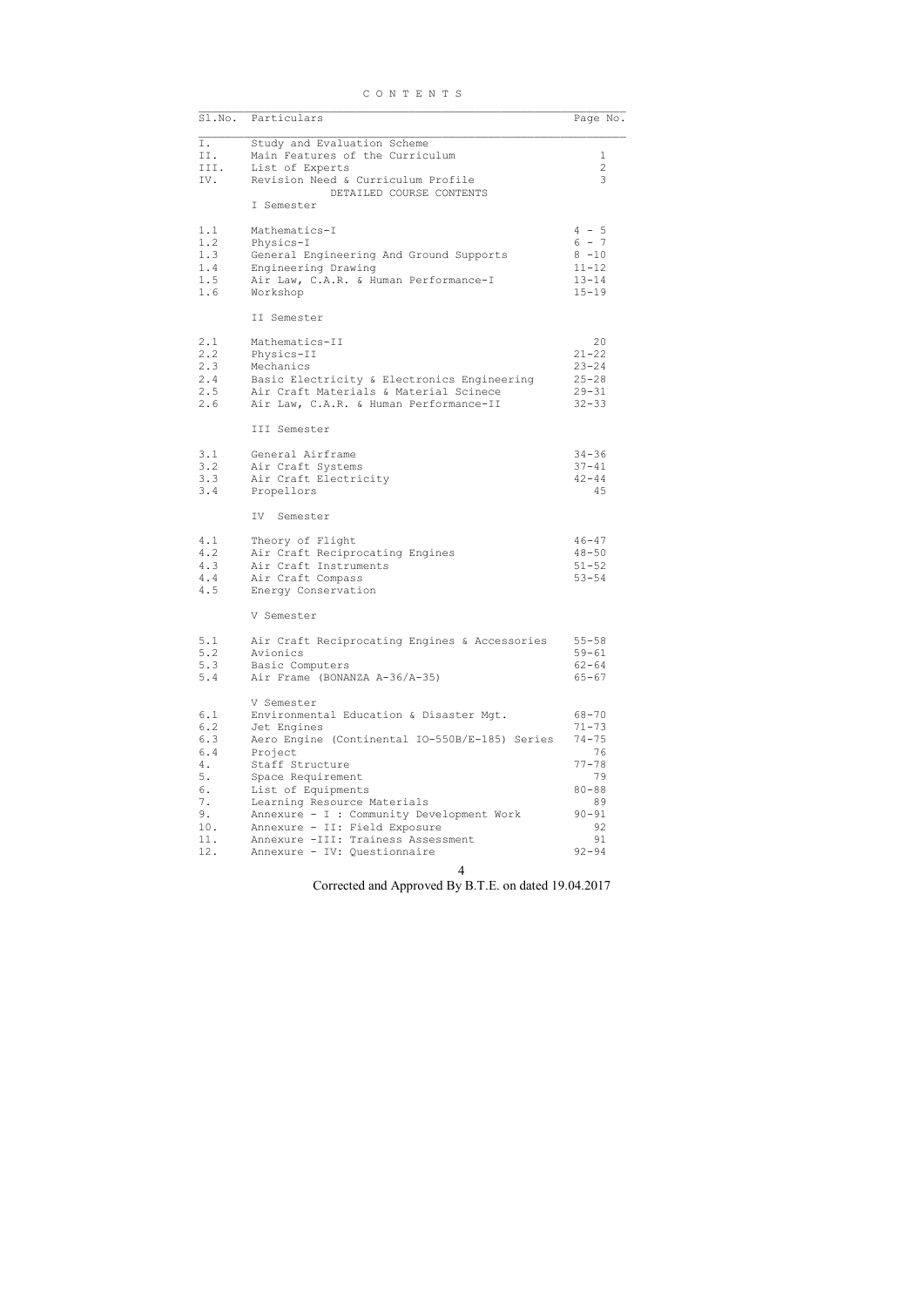# C O N T E N T S

| Sl.No. | Particulars | Page No. |
|---|---|---|
| I. | Study and Evaluation Scheme | |
| II. | Main Features of the Curriculum | 1 |
| III. | List of Experts | 2 |
| IV. | Revision Need & Curriculum Profile | 3 |
| | DETAILED COURSE CONTENTS | |
| | I Semester | |
| 1.1 | Mathematics-I | 4 - 5 |
| 1.2 | Physics-I | 6 - 7 |
| 1.3 | General Engineering And Ground Supports | 8 -10 |
| 1.4 | Engineering Drawing | 11-12 |
| 1.5 | Air Law, C.A.R. & Human Performance-I | 13-14 |
| 1.6 | Workshop | 15-19 |
| | II Semester | |
| 2.1 | Mathematics-II | 20 |
| 2.2 | Physics-II | 21-22 |
| 2.3 | Mechanics | 23-24 |
| 2.4 | Basic Electricity & Electronics Engineering | 25-28 |
| 2.5 | Air Craft Materials & Material Scinece | 29-31 |
| 2.6 | Air Law, C.A.R. & Human Performance-II | 32-33 |
| | III Semester | |
| 3.1 | General Airframe | 34-36 |
| 3.2 | Air Craft Systems | 37-41 |
| 3.3 | Air Craft Electricity | 42-44 |
| 3.4 | Propellors | 45 |
| | IV Semester | |
| 4.1 | Theory of Flight | 46-47 |
| 4.2 | Air Craft Reciprocating Engines | 48-50 |
| 4.3 | Air Craft Instruments | 51-52 |
| 4.4 | Air Craft Compass | 53-54 |
| 4.5 | Energy Conservation | |
| | V Semester | |
| 5.1 | Air Craft Reciprocating Engines & Accessories | 55-58 |
| 5.2 | Avionics | 59-61 |
| 5.3 | Basic Computers | 62-64 |
| 5.4 | Air Frame (BONANZA A-36/A-35) | 65-67 |
| | V Semester | |
| 6.1 | Environmental Education & Disaster Mgt. | 68-70 |
| 6.2 | Jet Engines | 71-73 |
| 6.3 | Aero Engine (Continental IO-550B/E-185) Series | 74-75 |
| 6.4 | Project | 76 |
| 4. | Staff Structure | 77-78 |
| 5. | Space Requirement | 79 |
| 6. | List of Equipments | 80-88 |
| 7. | Learning Resource Materials | 89 |
| 9. | Annexure - I : Community Development Work | 90-91 |
| 10. | Annexure - II: Field Exposure | 92 |
| 11. | Annexure -III: Trainess Assessment | 91 |
| 12. | Annexure - IV: Questionnaire | 92-94 |

Corrected and Approved By B.T.E. on dated 19.04.2017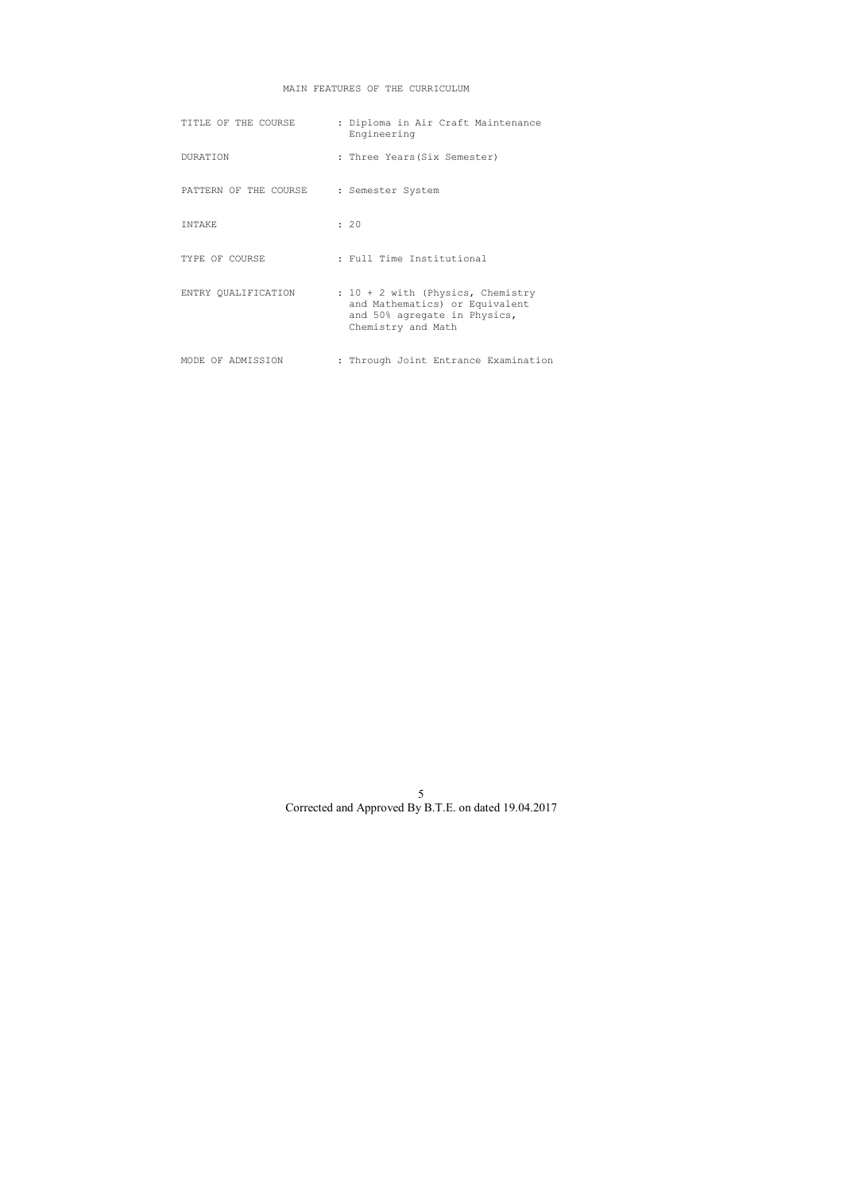# MAIN FEATURES OF THE CURRICULUM

| | |
|---|---|
| TITLE OF THE COURSE | : Diploma in Air Craft Maintenance Engineering |
| DURATION | : Three Years(Six Semester) |
| PATTERN OF THE COURSE | : Semester System |
| INTAKE | : 20 |
| TYPE OF COURSE | : Full Time Institutional |
| ENTRY QUALIFICATION | : 10 + 2 with (Physics, Chemistry and Mathematics) or Equivalent and 50% agregate in Physics, Chemistry and Math |
| MODE OF ADMISSION | : Through Joint Entrance Examination |

Corrected and Approved By B.T.E. on dated 19.04.2017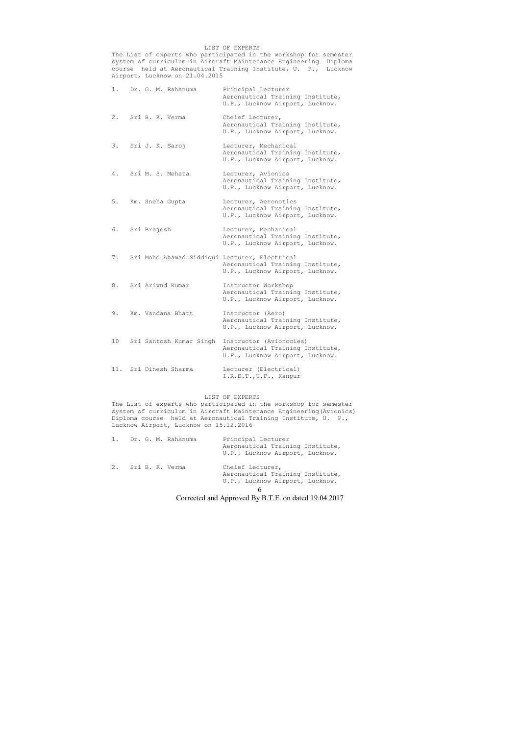## LIST OF EXPERTS

The List of experts who participated in the workshop for semester system of curriculum in Aircraft Maintenance Engineering Diploma course held at Aeronautical Training Institute, U. P., Lucknow Airport, Lucknow on 21.04.2015

| S.No. | Name | Designation / Address |
|---|---|---|
| 1. | Dr. G. M. Rahanuma | Principal Lecturer<br>Aeronautical Training Institute,<br>U.P., Lucknow Airport, Lucknow. |
| 2. | Sri B. K. Verma | Cheief Lecturer,<br>Aeronautical Training Institute,<br>U.P., Lucknow Airport, Lucknow. |
| 3. | Sri J. K. Saroj | Lecturer, Mechanical<br>Aeronautical Training Institute,<br>U.P., Lucknow Airport, Lucknow. |
| 4. | Sri M. S. Mehata | Lecturer, Avionics<br>Aeronautical Training Institute,<br>U.P., Lucknow Airport, Lucknow. |
| 5. | Km. Sneha Gupta | Lecturer, Aeronotics<br>Aeronautical Training Institute,<br>U.P., Lucknow Airport, Lucknow. |
| 6. | Sri Brajesh | Lecturer, Mechanical<br>Aeronautical Training Institute,<br>U.P., Lucknow Airport, Lucknow. |
| 7. | Sri Mohd Ahamad Siddiqui | Lecturer, Electrical<br>Aeronautical Training Institute,<br>U.P., Lucknow Airport, Lucknow. |
| 8. | Sri Arivnd Kumar | Instructor Workshop<br>Aeronautical Training Institute,<br>U.P., Lucknow Airport, Lucknow. |
| 9. | Km. Vandana Bhatt | Instructor (Aero)<br>Aeronautical Training Institute,<br>U.P., Lucknow Airport, Lucknow. |
| 10 | Sri Santosh Kumar Singh | Instructor (Avionocies)<br>Aeronautical Training Institute,<br>U.P., Lucknow Airport, Lucknow. |
| 11. | Sri Dinesh Sharma | Lecturer (Electrical)<br>I.R.D.T.,U.P., Kanpur |

## LIST OF EXPERTS

The List of experts who participated in the workshop for semester system of curriculum in Aircraft Maintenance Engineering(Avionics) Diploma course held at Aeronautical Training Institute, U. P., Lucknow Airport, Lucknow on 15.12.2016

| S.No. | Name | Designation / Address |
|---|---|---|
| 1. | Dr. G. M. Rahanuma | Principal Lecturer<br>Aeronautical Training Institute,<br>U.P., Lucknow Airport, Lucknow. |
| 2. | Sri B. K. Verma | Cheief Lecturer,<br>Aeronautical Training Institute,<br>U.P., Lucknow Airport, Lucknow. |

Corrected and Approved By B.T.E. on dated 19.04.2017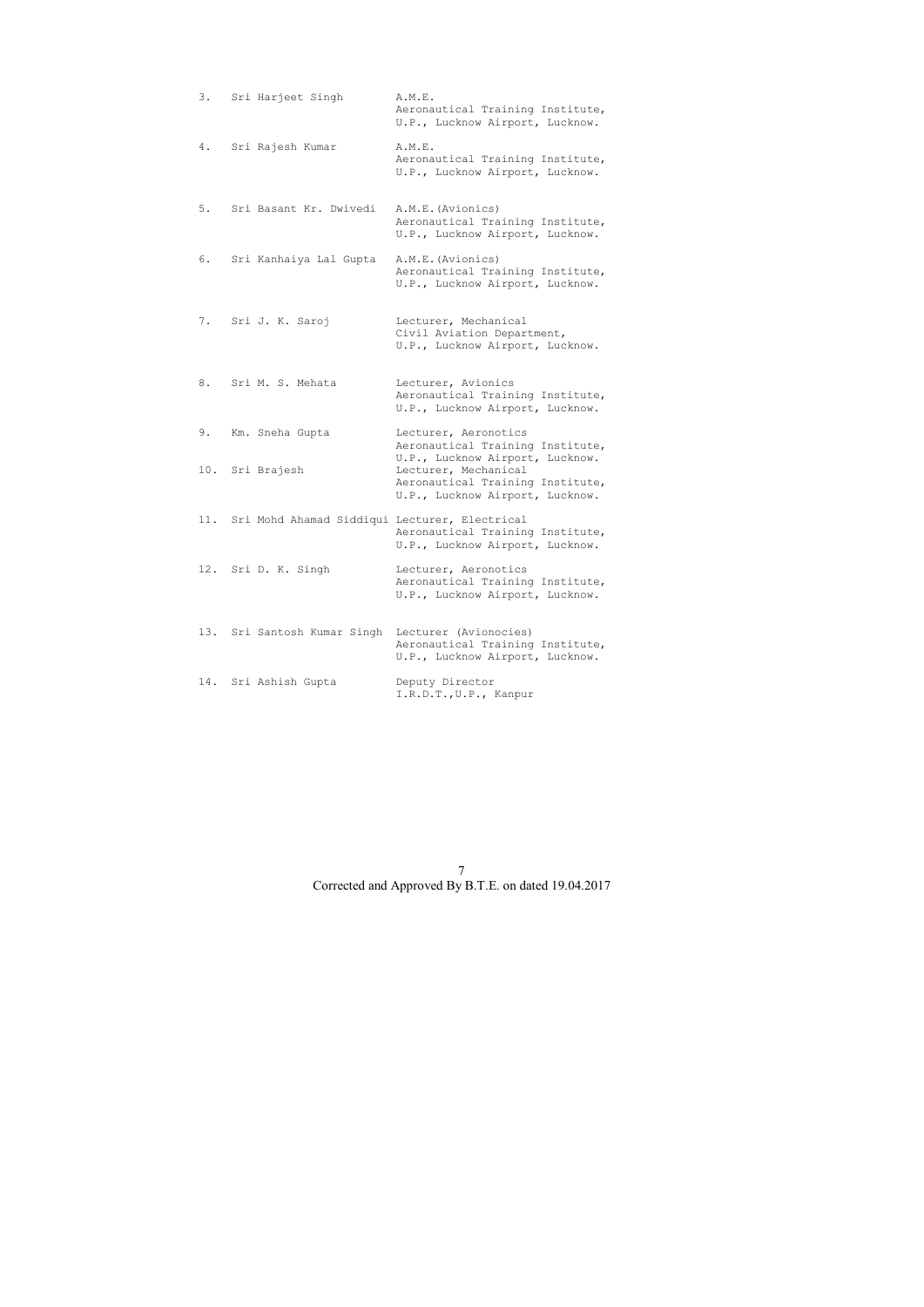| | | |
|---|---|---|
| 3. | Sri Harjeet Singh | A.M.E.<br>Aeronautical Training Institute,<br>U.P., Lucknow Airport, Lucknow. |
| 4. | Sri Rajesh Kumar | A.M.E.<br>Aeronautical Training Institute,<br>U.P., Lucknow Airport, Lucknow. |
| 5. | Sri Basant Kr. Dwivedi | A.M.E.(Avionics)<br>Aeronautical Training Institute,<br>U.P., Lucknow Airport, Lucknow. |
| 6. | Sri Kanhaiya Lal Gupta | A.M.E.(Avionics)<br>Aeronautical Training Institute,<br>U.P., Lucknow Airport, Lucknow. |
| 7. | Sri J. K. Saroj | Lecturer, Mechanical<br>Civil Aviation Department,<br>U.P., Lucknow Airport, Lucknow. |
| 8. | Sri M. S. Mehata | Lecturer, Avionics<br>Aeronautical Training Institute,<br>U.P., Lucknow Airport, Lucknow. |
| 9. | Km. Sneha Gupta | Lecturer, Aeronotics<br>Aeronautical Training Institute,<br>U.P., Lucknow Airport, Lucknow. |
| 10. | Sri Brajesh | Lecturer, Mechanical<br>Aeronautical Training Institute,<br>U.P., Lucknow Airport, Lucknow. |
| 11. | Sri Mohd Ahamad Siddiqui | Lecturer, Electrical<br>Aeronautical Training Institute,<br>U.P., Lucknow Airport, Lucknow. |
| 12. | Sri D. K. Singh | Lecturer, Aeronotics<br>Aeronautical Training Institute,<br>U.P., Lucknow Airport, Lucknow. |
| 13. | Sri Santosh Kumar Singh | Lecturer (Avionocies)<br>Aeronautical Training Institute,<br>U.P., Lucknow Airport, Lucknow. |
| 14. | Sri Ashish Gupta | Deputy Director<br>I.R.D.T.,U.P., Kanpur |

Corrected and Approved By B.T.E. on dated 19.04.2017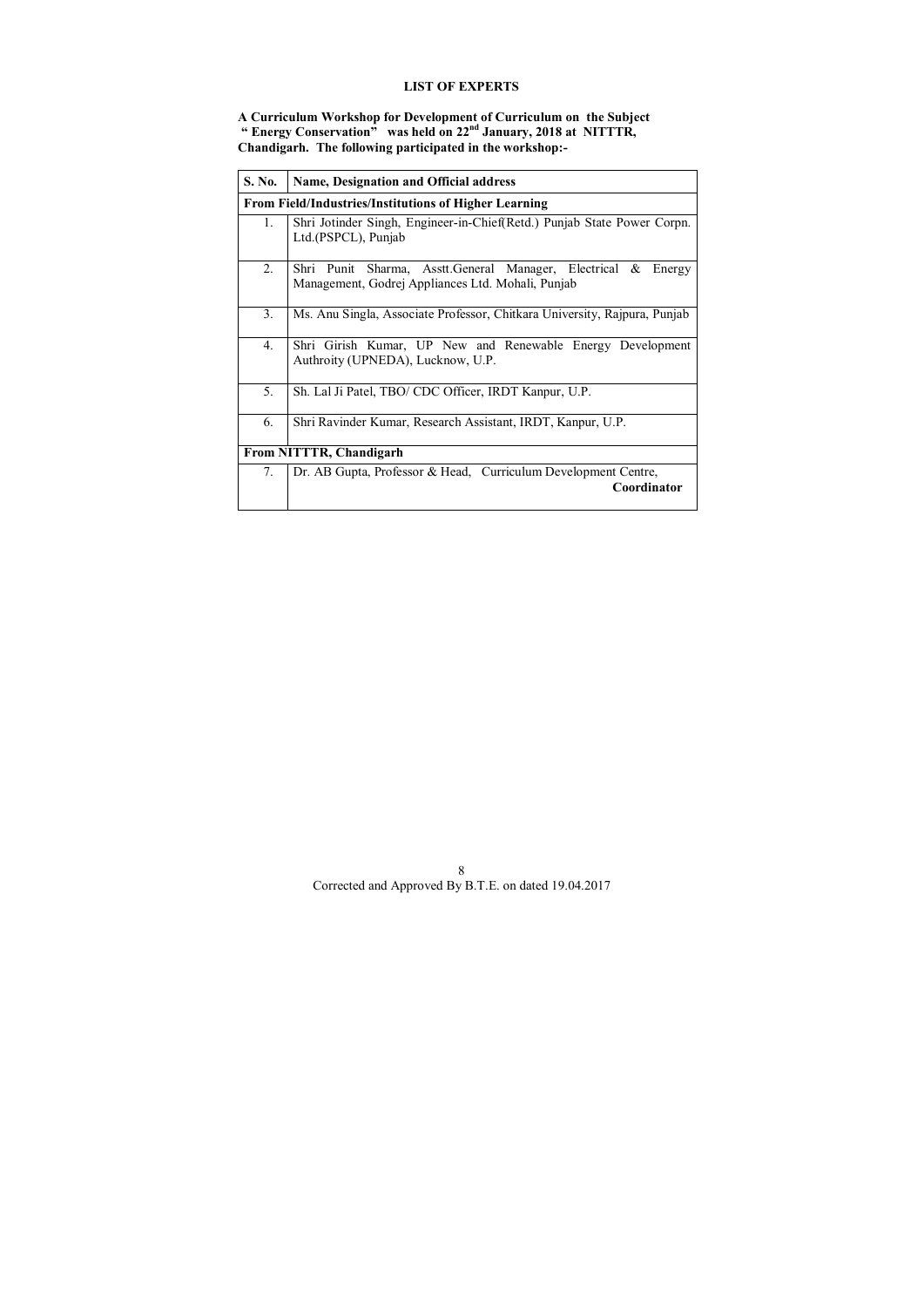# LIST OF EXPERTS

**A Curriculum Workshop for Development of Curriculum on the Subject " Energy Conservation" was held on 22nd January, 2018 at NITTTR, Chandigarh. The following participated in the workshop:-**

| S. No. | Name, Designation and Official address |
|---|---|
| **From Field/Industries/Institutions of Higher Learning** | |
| 1. | Shri Jotinder Singh, Engineer-in-Chief(Retd.) Punjab State Power Corpn. Ltd.(PSPCL), Punjab |
| 2. | Shri Punit Sharma, Asstt.General Manager, Electrical & Energy Management, Godrej Appliances Ltd. Mohali, Punjab |
| 3. | Ms. Anu Singla, Associate Professor, Chitkara University, Rajpura, Punjab |
| 4. | Shri Girish Kumar, UP New and Renewable Energy Development Authroity (UPNEDA), Lucknow, U.P. |
| 5. | Sh. Lal Ji Patel, TBO/ CDC Officer, IRDT Kanpur, U.P. |
| 6. | Shri Ravinder Kumar, Research Assistant, IRDT, Kanpur, U.P. |
| **From NITTTR, Chandigarh** | |
| 7. | Dr. AB Gupta, Professor & Head, Curriculum Development Centre, **Coordinator** |

Corrected and Approved By B.T.E. on dated 19.04.2017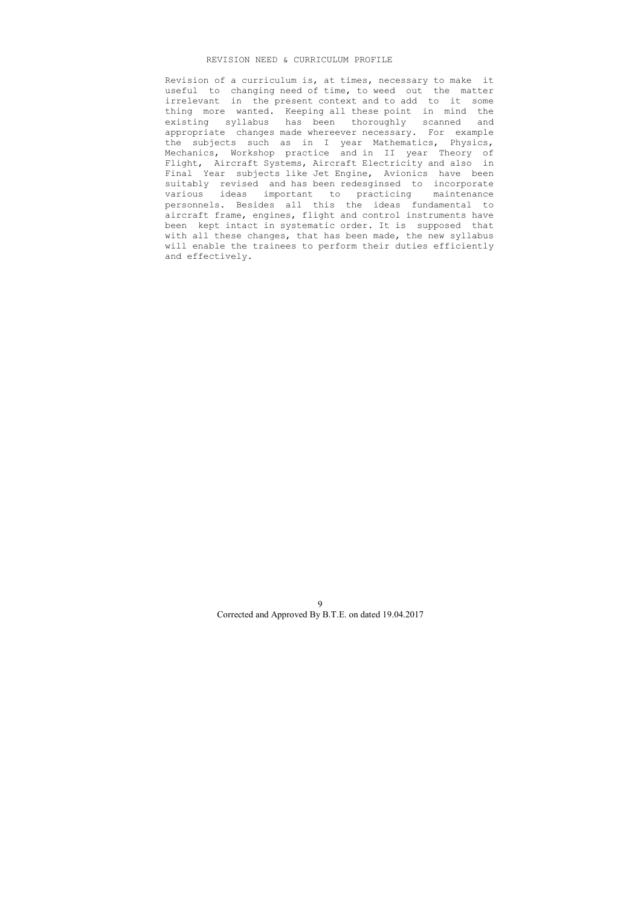## REVISION NEED & CURRICULUM PROFILE

Revision of a curriculum is, at times, necessary to make it useful to changing need of time, to weed out the matter irrelevant in the present context and to add to it some thing more wanted. Keeping all these point in mind the existing syllabus has been thoroughly scanned and appropriate changes made whereever necessary. For example the subjects such as in I year Mathematics, Physics, Mechanics, Workshop practice and in II year Theory of Flight, Aircraft Systems, Aircraft Electricity and also in Final Year subjects like Jet Engine, Avionics have been suitably revised and has been redesginsed to incorporate various ideas important to practicing maintenance personnels. Besides all this the ideas fundamental to aircraft frame, engines, flight and control instruments have been kept intact in systematic order. It is supposed that with all these changes, that has been made, the new syllabus will enable the trainees to perform their duties efficiently and effectively.

Corrected and Approved By B.T.E. on dated 19.04.2017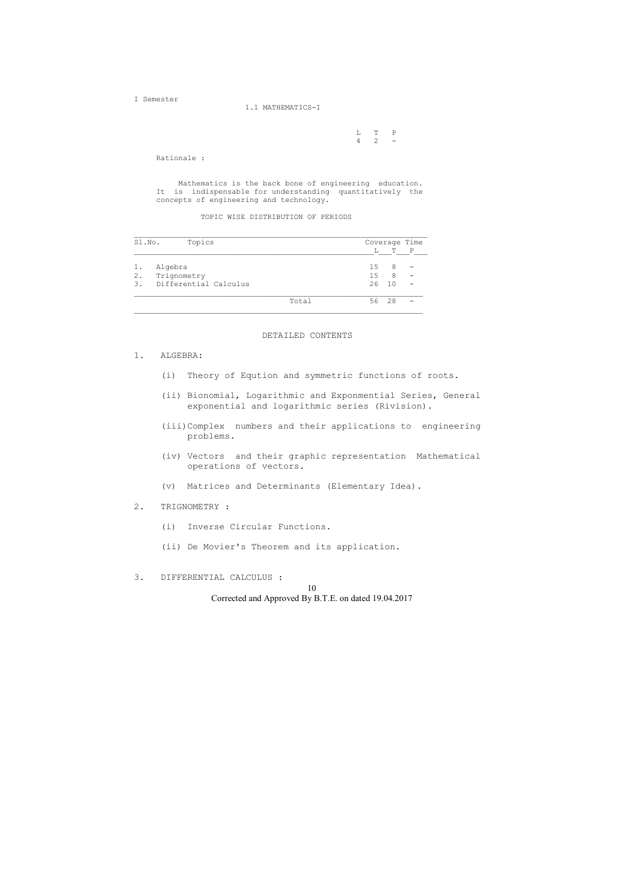I Semester

## 1.1 MATHEMATICS-I

| L | T | P |
|---|---|---|
| 4 | 2 | - |

Rationale :

Mathematics is the back bone of engineering education. It is indispensable for understanding quantitatively the concepts of engineering and technology.

TOPIC WISE DISTRIBUTION OF PERIODS

| Sl.No. | Topics | Coverage Time | | |
|---|---|---|---|---|
| | | L | T | P |
| 1. | Algebra | 15 | 8 | - |
| 2. | Trignometry | 15 | 8 | - |
| 3. | Differential Calculus | 26 | 10 | - |
| | Total | 56 | 28 | - |

DETAILED CONTENTS

1. ALGEBRA:

   (i) Theory of Eqution and symmetric functions of roots.

   (ii) Bionomial, Logarithmic and Exponential Series, General exponential and logarithmic series (Rivision).

   (iii) Complex numbers and their applications to engineering problems.

   (iv) Vectors and their graphic representation Mathematical operations of vectors.

   (v) Matrices and Determinants (Elementary Idea).

2. TRIGNOMETRY :

   (i) Inverse Circular Functions.

   (ii) De Movier's Theorem and its application.

3. DIFFERENTIAL CALCULUS :

Corrected and Approved By B.T.E. on dated 19.04.2017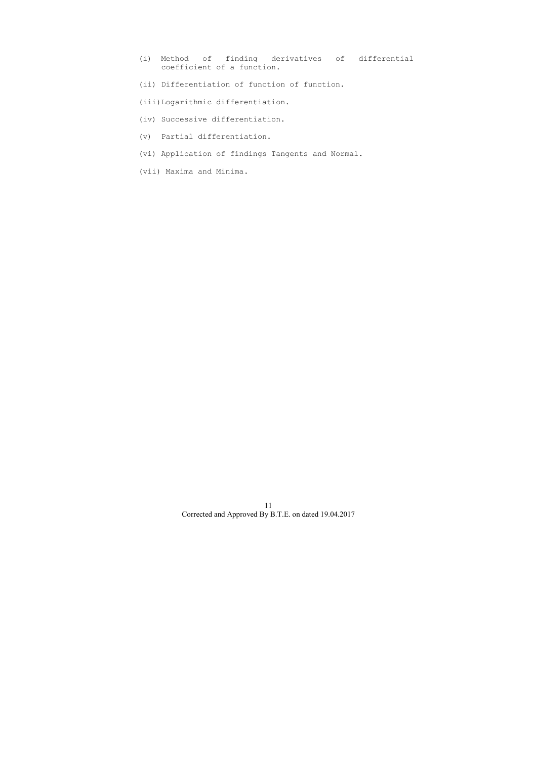(i) Method of finding derivatives of differential coefficient of a function.

(ii) Differentiation of function of function.

(iii) Logarithmic differentiation.

(iv) Successive differentiation.

(v) Partial differentiation.

(vi) Application of findings Tangents and Normal.

(vii) Maxima and Minima.

Corrected and Approved By B.T.E. on dated 19.04.2017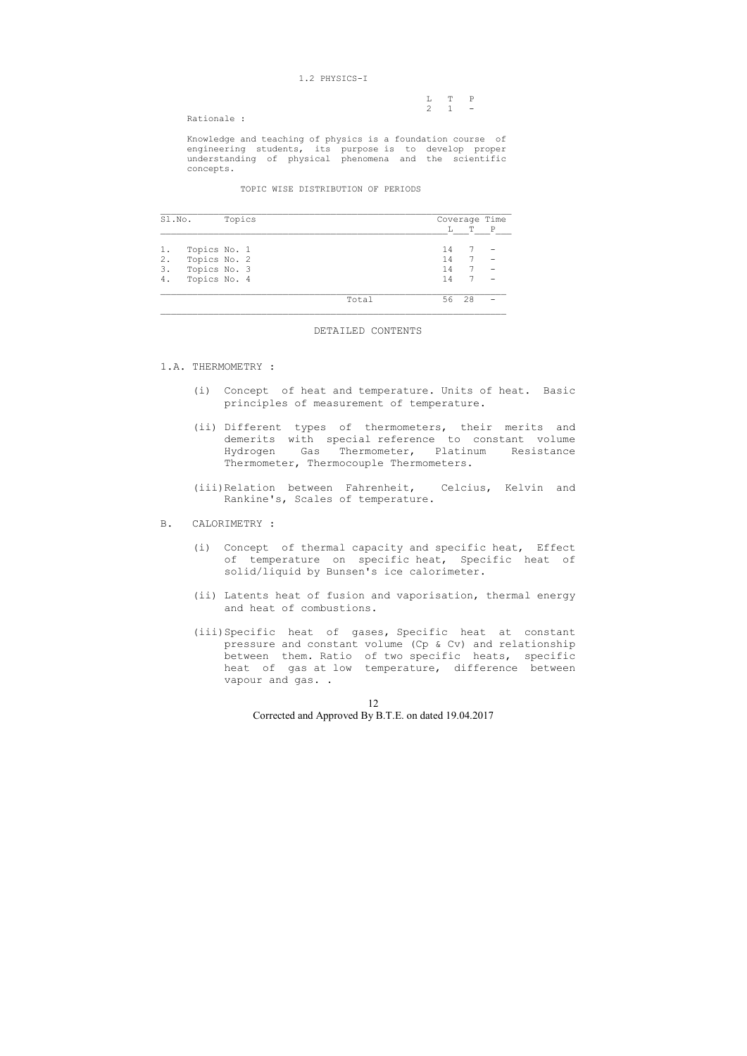# 1.2 PHYSICS-I

| L | T | P |
|---|---|---|
| 2 | 1 | - |

Rationale :

Knowledge and teaching of physics is a foundation course of engineering students, its purpose is to develop proper understanding of physical phenomena and the scientific concepts.

## TOPIC WISE DISTRIBUTION OF PERIODS

| Sl.No. | Topics | Coverage Time L | T | P |
|---|---|---|---|---|
| 1. | Topics No. 1 | 14 | 7 | - |
| 2. | Topics No. 2 | 14 | 7 | - |
| 3. | Topics No. 3 | 14 | 7 | - |
| 4. | Topics No. 4 | 14 | 7 | - |
| | Total | 56 | 28 | - |

## DETAILED CONTENTS

### 1.A. THERMOMETRY :

(i) Concept of heat and temperature. Units of heat. Basic principles of measurement of temperature.

(ii) Different types of thermometers, their merits and demerits with special reference to constant volume Hydrogen Gas Thermometer, Platinum Resistance Thermometer, Thermocouple Thermometers.

(iii) Relation between Fahrenheit, Celcius, Kelvin and Rankine's, Scales of temperature.

### B. CALORIMETRY :

(i) Concept of thermal capacity and specific heat, Effect of temperature on specific heat, Specific heat of solid/liquid by Bunsen's ice calorimeter.

(ii) Latents heat of fusion and vaporisation, thermal energy and heat of combustions.

(iii) Specific heat of gases, Specific heat at constant pressure and constant volume (Cp & Cv) and relationship between them. Ratio of two specific heats, specific heat of gas at low temperature, difference between vapour and gas. .

Corrected and Approved By B.T.E. on dated 19.04.2017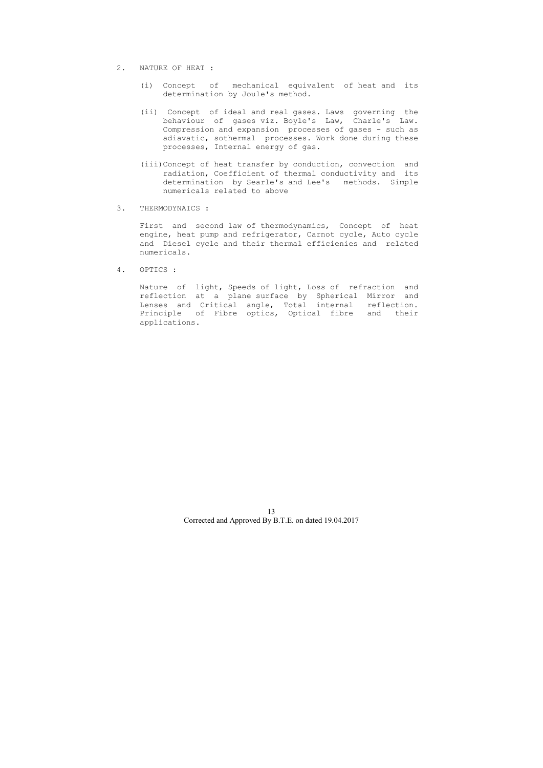2. NATURE OF HEAT :

   (i) Concept of mechanical equivalent of heat and its determination by Joule's method.

   (ii) Concept of ideal and real gases. Laws governing the behaviour of gases viz. Boyle's Law, Charle's Law. Compression and expansion processes of gases - such as adiavatic, sothermal processes. Work done during these processes, Internal energy of gas.

   (iii) Concept of heat transfer by conduction, convection and radiation, Coefficient of thermal conductivity and its determination by Searle's and Lee's methods. Simple numericals related to above

3. THERMODYNAICS :

   First and second law of thermodynamics, Concept of heat engine, heat pump and refrigerator, Carnot cycle, Auto cycle and Diesel cycle and their thermal efficienies and related numericals.

4. OPTICS :

   Nature of light, Speeds of light, Loss of refraction and reflection at a plane surface by Spherical Mirror and Lenses and Critical angle, Total internal reflection. Principle of Fibre optics, Optical fibre and their applications.

Corrected and Approved By B.T.E. on dated 19.04.2017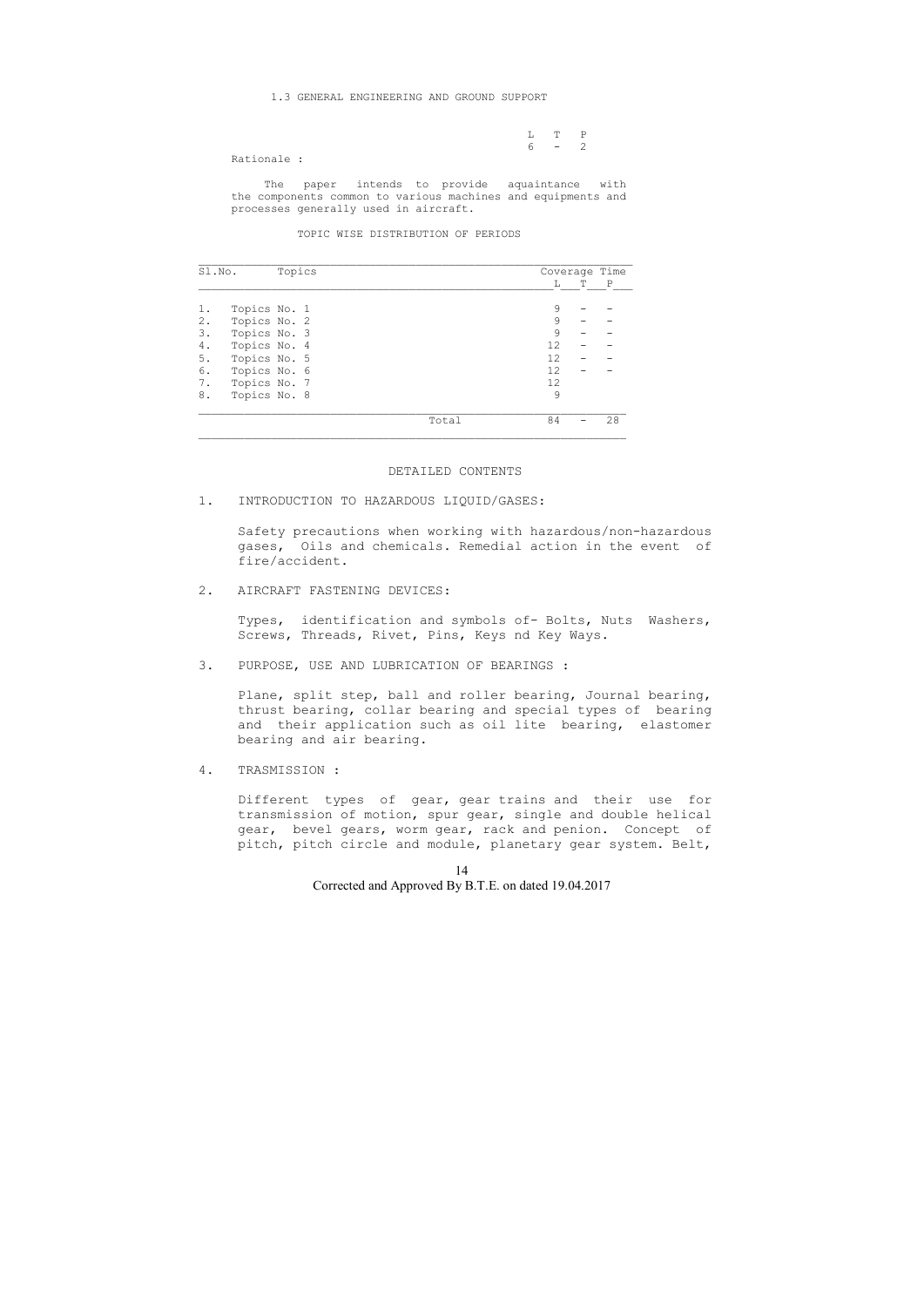## 1.3 GENERAL ENGINEERING AND GROUND SUPPORT

| L | T | P |
|---|---|---|
| 6 | - | 2 |

Rationale :

The paper intends to provide aquaintance with the components common to various machines and equipments and processes generally used in aircraft.

### TOPIC WISE DISTRIBUTION OF PERIODS

| Sl.No. | Topics | Coverage Time | | |
|---|---|---|---|---|
| | | L | T | P |
| 1. | Topics No. 1 | 9 | - | - |
| 2. | Topics No. 2 | 9 | - | - |
| 3. | Topics No. 3 | 9 | - | - |
| 4. | Topics No. 4 | 12 | - | - |
| 5. | Topics No. 5 | 12 | - | - |
| 6. | Topics No. 6 | 12 | - | - |
| 7. | Topics No. 7 | 12 | | |
| 8. | Topics No. 8 | 9 | | |
| | Total | 84 | - | 28 |

### DETAILED CONTENTS

1. INTRODUCTION TO HAZARDOUS LIQUID/GASES:

   Safety precautions when working with hazardous/non-hazardous gases, Oils and chemicals. Remedial action in the event of fire/accident.

2. AIRCRAFT FASTENING DEVICES:

   Types, identification and symbols of- Bolts, Nuts Washers, Screws, Threads, Rivet, Pins, Keys nd Key Ways.

3. PURPOSE, USE AND LUBRICATION OF BEARINGS :

   Plane, split step, ball and roller bearing, Journal bearing, thrust bearing, collar bearing and special types of bearing and their application such as oil lite bearing, elastomer bearing and air bearing.

4. TRASMISSION :

   Different types of gear, gear trains and their use for transmission of motion, spur gear, single and double helical gear, bevel gears, worm gear, rack and penion. Concept of pitch, pitch circle and module, planetary gear system. Belt,

Corrected and Approved By B.T.E. on dated 19.04.2017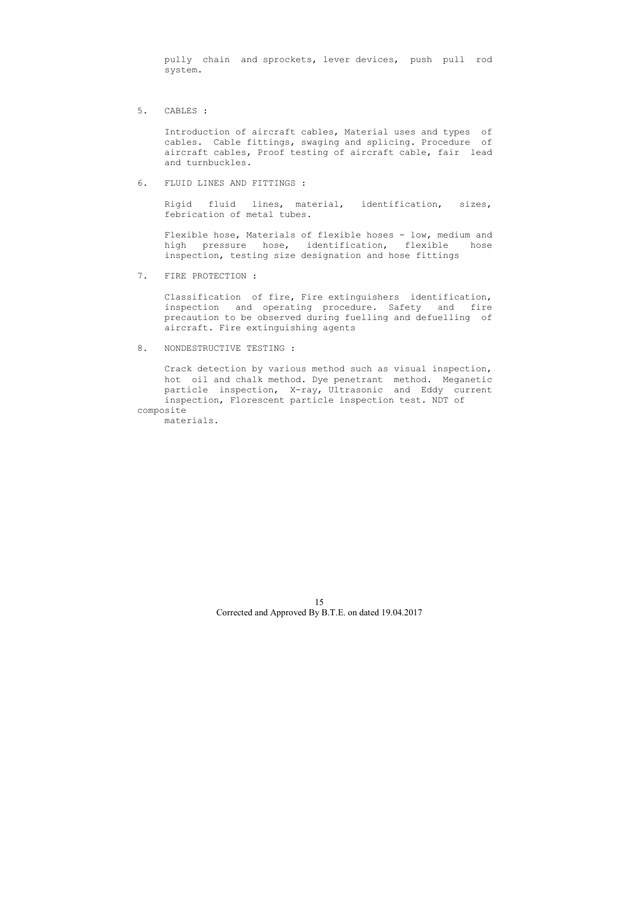pully chain and sprockets, lever devices, push pull rod system.

5. CABLES :

Introduction of aircraft cables, Material uses and types of cables. Cable fittings, swaging and splicing. Procedure of aircraft cables, Proof testing of aircraft cable, fair lead and turnbuckles.

6. FLUID LINES AND FITTINGS :

Rigid fluid lines, material, identification, sizes, febrication of metal tubes.

Flexible hose, Materials of flexible hoses - low, medium and high pressure hose, identification, flexible hose inspection, testing size designation and hose fittings

7. FIRE PROTECTION :

Classification of fire, Fire extinguishers identification, inspection and operating procedure. Safety and fire precaution to be observed during fuelling and defuelling of aircraft. Fire extinguishing agents

8. NONDESTRUCTIVE TESTING :

Crack detection by various method such as visual inspection, hot oil and chalk method. Dye penetrant method. Meganetic particle inspection, X-ray, Ultrasonic and Eddy current inspection, Florescent particle inspection test. NDT of composite materials.

Corrected and Approved By B.T.E. on dated 19.04.2017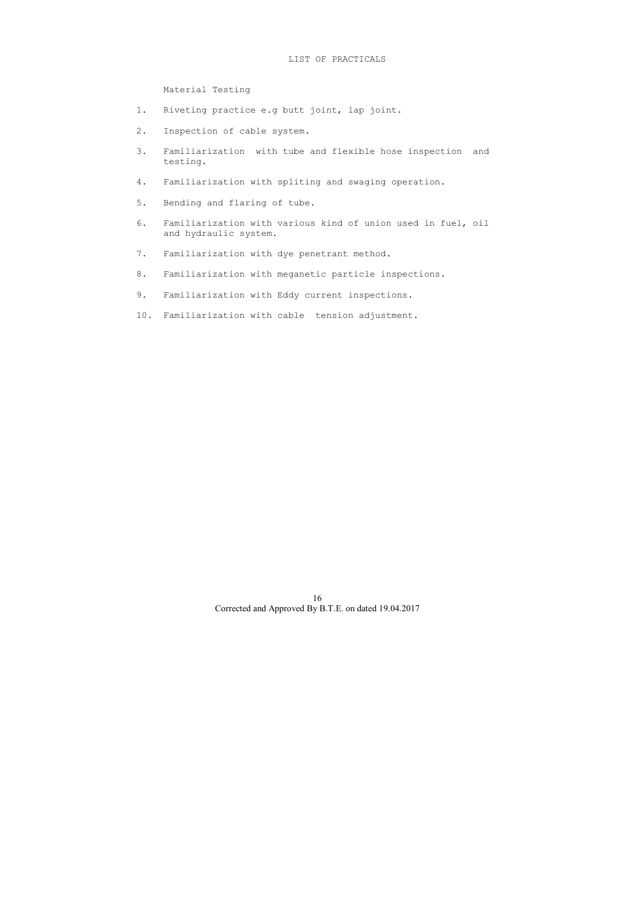## LIST OF PRACTICALS

Material Testing

1. Riveting practice e.g butt joint, lap joint.
2. Inspection of cable system.
3. Familiarization with tube and flexible hose inspection and testing.
4. Familiarization with spliting and swaging operation.
5. Bending and flaring of tube.
6. Familiarization with various kind of union used in fuel, oil and hydraulic system.
7. Familiarization with dye penetrant method.
8. Familiarization with meganetic particle inspections.
9. Familiarization with Eddy current inspections.
10. Familiarization with cable tension adjustment.

Corrected and Approved By B.T.E. on dated 19.04.2017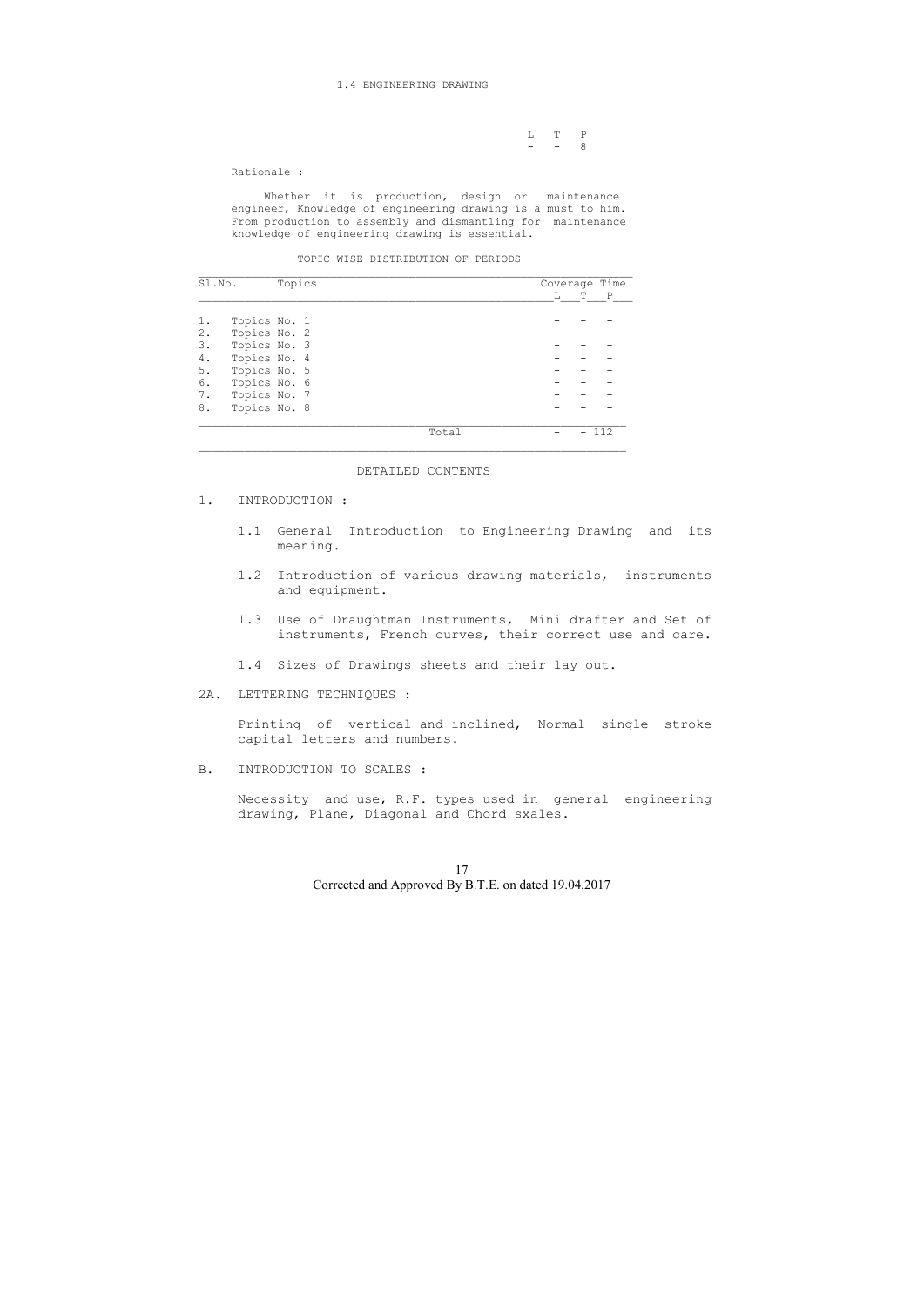# 1.4 ENGINEERING DRAWING

| L | T | P |
|---|---|---|
| - | - | 8 |

Rationale :

Whether it is production, design or maintenance engineer, Knowledge of engineering drawing is a must to him. From production to assembly and dismantling for maintenance knowledge of engineering drawing is essential.

TOPIC WISE DISTRIBUTION OF PERIODS

| Sl.No. | Topics | Coverage Time | | |
|---|---|---|---|---|
| | | L | T | P |
| 1. | Topics No. 1 | - | - | - |
| 2. | Topics No. 2 | - | - | - |
| 3. | Topics No. 3 | - | - | - |
| 4. | Topics No. 4 | - | - | - |
| 5. | Topics No. 5 | - | - | - |
| 6. | Topics No. 6 | - | - | - |
| 7. | Topics No. 7 | - | - | - |
| 8. | Topics No. 8 | - | - | - |
| | Total | - | - | 112 |

DETAILED CONTENTS

1. INTRODUCTION :

   1.1 General Introduction to Engineering Drawing and its meaning.

   1.2 Introduction of various drawing materials, instruments and equipment.

   1.3 Use of Draughtman Instruments, Mini drafter and Set of instruments, French curves, their correct use and care.

   1.4 Sizes of Drawings sheets and their lay out.

2A. LETTERING TECHNIQUES :

   Printing of vertical and inclined, Normal single stroke capital letters and numbers.

B. INTRODUCTION TO SCALES :

   Necessity and use, R.F. types used in general engineering drawing, Plane, Diagonal and Chord sxales.

Corrected and Approved By B.T.E. on dated 19.04.2017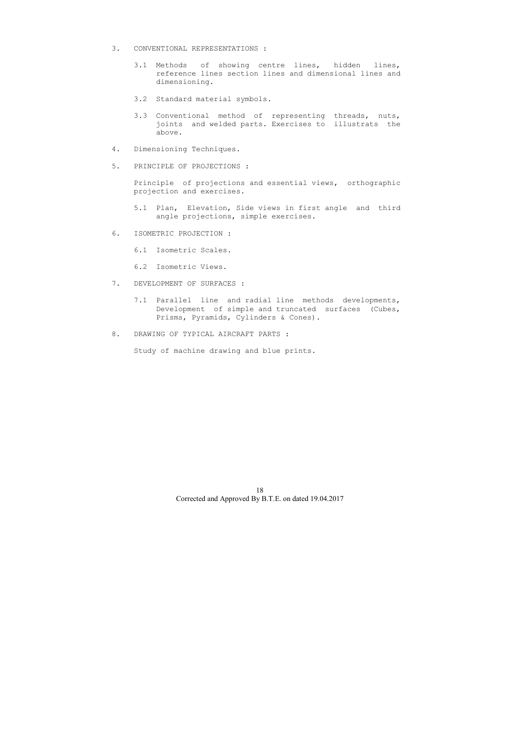3. CONVENTIONAL REPRESENTATIONS :

   3.1 Methods of showing centre lines, hidden lines, reference lines section lines and dimensional lines and dimensioning.

   3.2 Standard material symbols.

   3.3 Conventional method of representing threads, nuts, joints and welded parts. Exercises to illustrats the above.

4. Dimensioning Techniques.

5. PRINCIPLE OF PROJECTIONS :

   Principle of projections and essential views, orthographic projection and exercises.

   5.1 Plan, Elevation, Side views in first angle and third angle projections, simple exercises.

6. ISOMETRIC PROJECTION :

   6.1 Isometric Scales.

   6.2 Isometric Views.

7. DEVELOPMENT OF SURFACES :

   7.1 Parallel line and radial line methods developments, Development of simple and truncated surfaces (Cubes, Prisms, Pyramids, Cylinders & Cones).

8. DRAWING OF TYPICAL AIRCRAFT PARTS :

   Study of machine drawing and blue prints.

Corrected and Approved By B.T.E. on dated 19.04.2017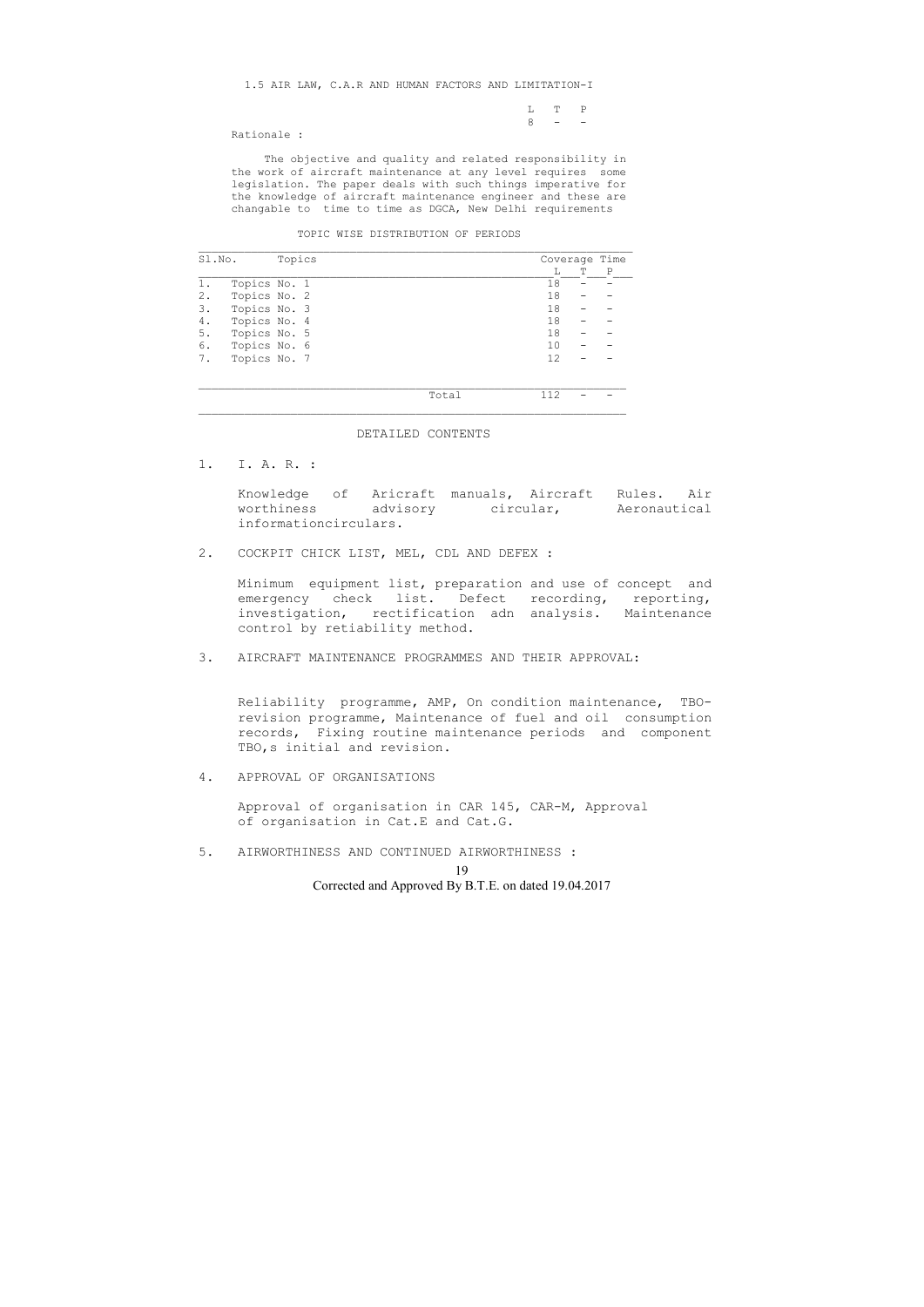## 1.5 AIR LAW, C.A.R AND HUMAN FACTORS AND LIMITATION-I

| L | T | P |
|---|---|---|
| 8 | - | - |

Rationale :

The objective and quality and related responsibility in the work of aircraft maintenance at any level requires some legislation. The paper deals with such things imperative for the knowledge of aircraft maintenance engineer and these are changable to time to time as DGCA, New Delhi requirements

TOPIC WISE DISTRIBUTION OF PERIODS

| Sl.No. | Topics | Coverage Time | | |
|---|---|---|---|---|
| | | L | T | P |
| 1. | Topics No. 1 | 18 | - | - |
| 2. | Topics No. 2 | 18 | - | - |
| 3. | Topics No. 3 | 18 | - | - |
| 4. | Topics No. 4 | 18 | - | - |
| 5. | Topics No. 5 | 18 | - | - |
| 6. | Topics No. 6 | 10 | - | - |
| 7. | Topics No. 7 | 12 | - | - |
| | Total | 112 | - | - |

### DETAILED CONTENTS

1. I. A. R. :

   Knowledge of Aricraft manuals, Aircraft Rules. Air worthiness advisory circular, Aeronautical informationcirculars.

2. COCKPIT CHICK LIST, MEL, CDL AND DEFEX :

   Minimum equipment list, preparation and use of concept and emergency check list. Defect recording, reporting, investigation, rectification adn analysis. Maintenance control by retiability method.

3. AIRCRAFT MAINTENANCE PROGRAMMES AND THEIR APPROVAL:

   Reliability programme, AMP, On condition maintenance, TBO-revision programme, Maintenance of fuel and oil consumption records, Fixing routine maintenance periods and component TBO,s initial and revision.

4. APPROVAL OF ORGANISATIONS

   Approval of organisation in CAR 145, CAR-M, Approval of organisation in Cat.E and Cat.G.

5. AIRWORTHINESS AND CONTINUED AIRWORTHINESS :

Corrected and Approved By B.T.E. on dated 19.04.2017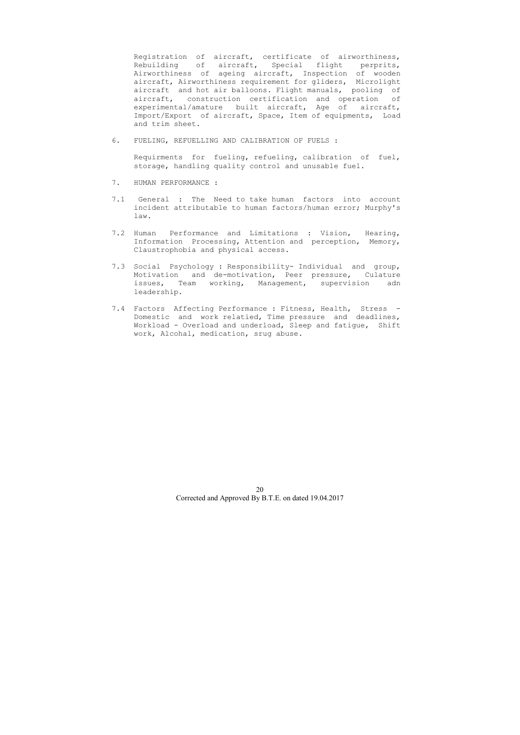Registration of aircraft, certificate of airworthiness, Rebuilding of aircraft, Special flight perprits, Airworthiness of ageing aircraft, Inspection of wooden aircraft, Airworthiness requirement for gliders, Microlight aircraft and hot air balloons. Flight manuals, pooling of aircraft, construction certification and operation of experimental/amature built aircraft, Age of aircraft, Import/Export of aircraft, Space, Item of equipments, Load and trim sheet.

6. FUELING, REFUELLING AND CALIBRATION OF FUELS :

   Requirments for fueling, refueling, calibration of fuel, storage, handling quality control and unusable fuel.

7. HUMAN PERFORMANCE :

7.1 General : The Need to take human factors into account incident attributable to human factors/human error; Murphy's law.

7.2 Human Performance and Limitations : Vision, Hearing, Information Processing, Attention and perception, Memory, Claustrophobia and physical access.

7.3 Social Psychology : Responsibility- Individual and group, Motivation and de-motivation, Peer pressure, Culature issues, Team working, Management, supervision adn leadership.

7.4 Factors Affecting Performance : Fitness, Health, Stress - Domestic and work relatied, Time pressure and deadlines, Workload - Overload and underload, Sleep and fatigue, Shift work, Alcohal, medication, srug abuse.

Corrected and Approved By B.T.E. on dated 19.04.2017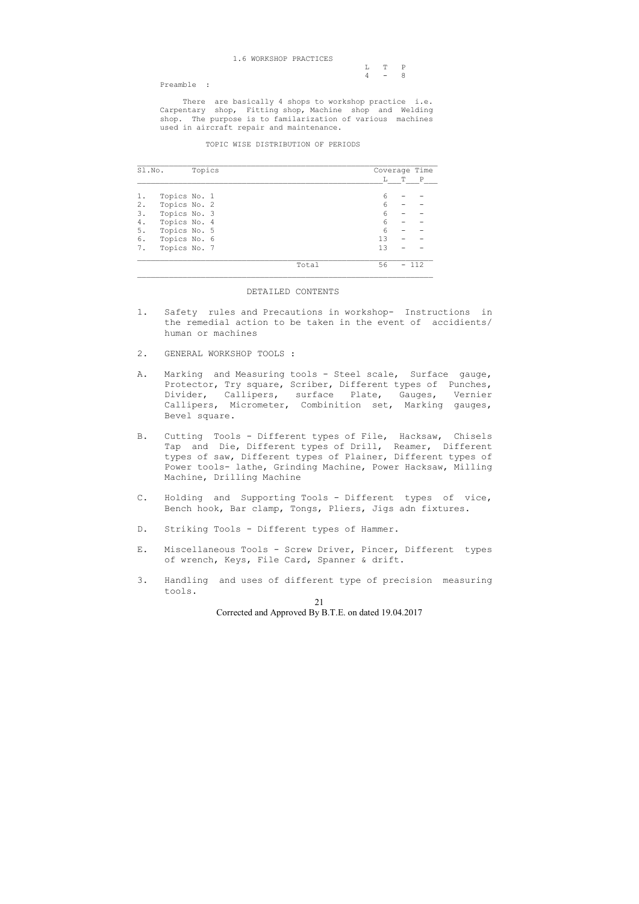## 1.6 WORKSHOP PRACTICES

| L | T | P |
|---|---|---|
| 4 | - | 8 |

Preamble :

There are basically 4 shops to workshop practice i.e. Carpentary shop, Fitting shop, Machine shop and Welding shop. The purpose is to familarization of various machines used in aircraft repair and maintenance.

### TOPIC WISE DISTRIBUTION OF PERIODS

| Sl.No. | Topics | Coverage Time L | T | P |
|---|---|---|---|---|
| 1. | Topics No. 1 | 6 | - | - |
| 2. | Topics No. 2 | 6 | - | - |
| 3. | Topics No. 3 | 6 | - | - |
| 4. | Topics No. 4 | 6 | - | - |
| 5. | Topics No. 5 | 6 | - | - |
| 6. | Topics No. 6 | 13 | - | - |
| 7. | Topics No. 7 | 13 | - | - |
| | Total | 56 | - | 112 |

### DETAILED CONTENTS

1. Safety rules and Precautions in workshop- Instructions in the remedial action to be taken in the event of accidents/ human or machines

2. GENERAL WORKSHOP TOOLS :

A. Marking and Measuring tools - Steel scale, Surface gauge, Protector, Try square, Scriber, Different types of Punches, Divider, Callipers, surface Plate, Gauges, Vernier Callipers, Micrometer, Combinition set, Marking gauges, Bevel square.

B. Cutting Tools - Different types of File, Hacksaw, Chisels Tap and Die, Different types of Drill, Reamer, Different types of saw, Different types of Plainer, Different types of Power tools- lathe, Grinding Machine, Power Hacksaw, Milling Machine, Drilling Machine

C. Holding and Supporting Tools - Different types of vice, Bench hook, Bar clamp, Tongs, Pliers, Jigs adn fixtures.

D. Striking Tools - Different types of Hammer.

E. Miscellaneous Tools - Screw Driver, Pincer, Different types of wrench, Keys, File Card, Spanner & drift.

3. Handling and uses of different type of precision measuring tools.

Corrected and Approved By B.T.E. on dated 19.04.2017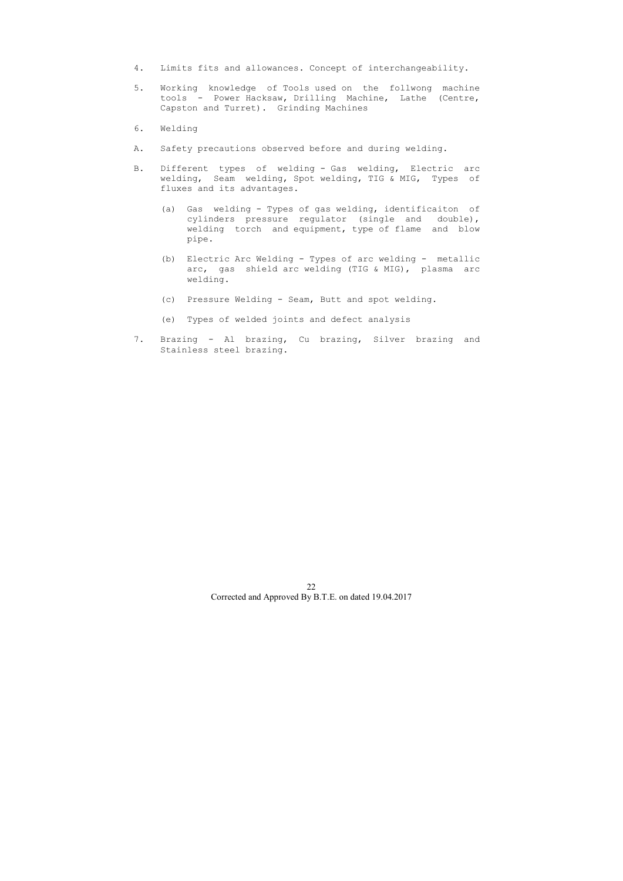4. Limits fits and allowances. Concept of interchangeability.

5. Working knowledge of Tools used on the follwong machine tools - Power Hacksaw, Drilling Machine, Lathe (Centre, Capston and Turret). Grinding Machines

6. Welding

A. Safety precautions observed before and during welding.

B. Different types of welding - Gas welding, Electric arc welding, Seam welding, Spot welding, TIG & MIG, Types of fluxes and its advantages.

   (a) Gas welding - Types of gas welding, identificaiton of cylinders pressure regulator (single and double), welding torch and equipment, type of flame and blow pipe.

   (b) Electric Arc Welding - Types of arc welding - metallic arc, gas shield arc welding (TIG & MIG), plasma arc welding.

   (c) Pressure Welding - Seam, Butt and spot welding.

   (e) Types of welded joints and defect analysis

7. Brazing - Al brazing, Cu brazing, Silver brazing and Stainless steel brazing.

Corrected and Approved By B.T.E. on dated 19.04.2017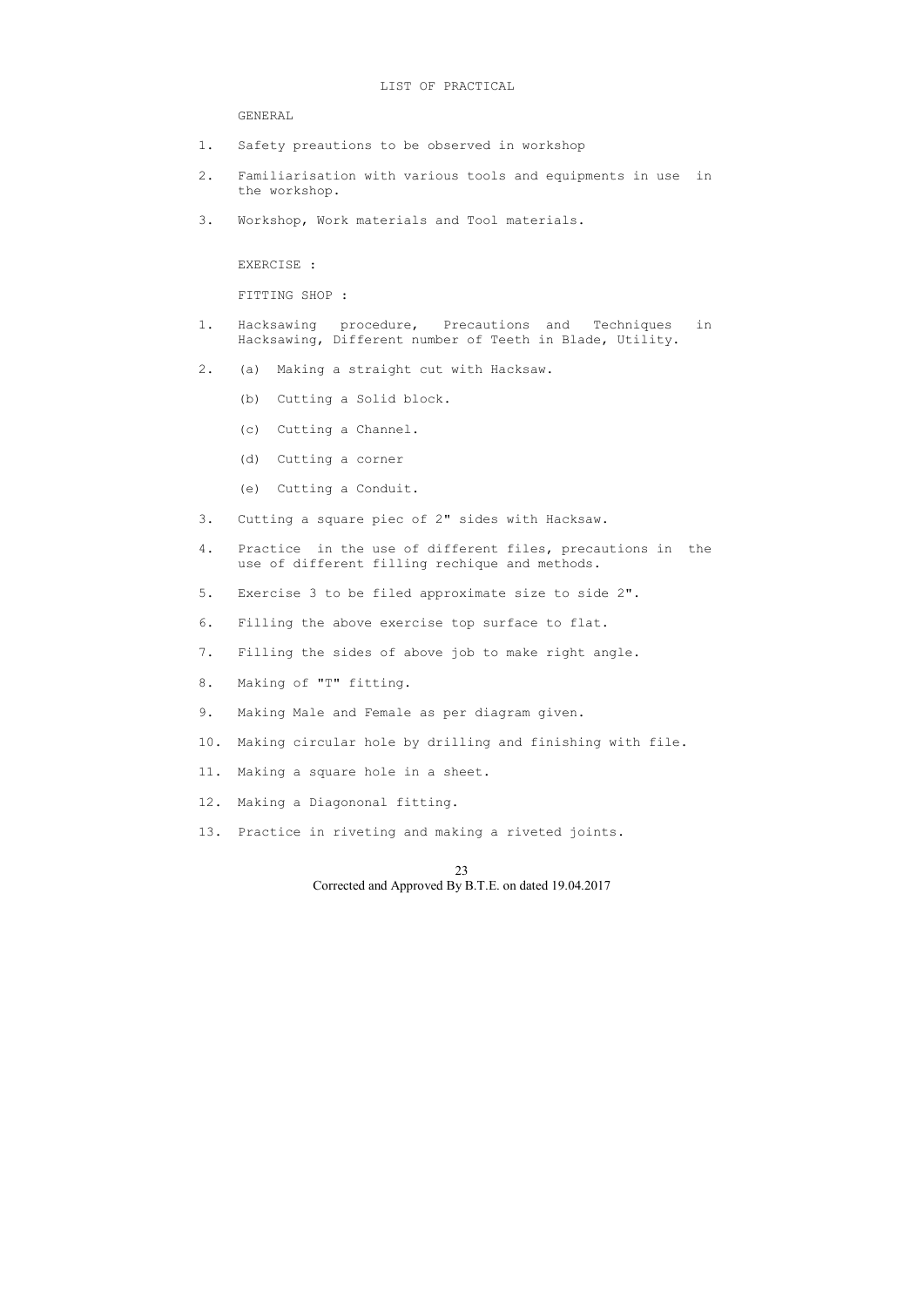## LIST OF PRACTICAL

GENERAL

1. Safety preautions to be observed in workshop
2. Familiarisation with various tools and equipments in use in the workshop.
3. Workshop, Work materials and Tool materials.

EXERCISE :

FITTING SHOP :

1. Hacksawing procedure, Precautions and Techniques in Hacksawing, Different number of Teeth in Blade, Utility.
2. (a) Making a straight cut with Hacksaw.

   (b) Cutting a Solid block.

   (c) Cutting a Channel.

   (d) Cutting a corner

   (e) Cutting a Conduit.
3. Cutting a square piec of 2" sides with Hacksaw.
4. Practice in the use of different files, precautions in the use of different filling rechique and methods.
5. Exercise 3 to be filed approximate size to side 2".
6. Filling the above exercise top surface to flat.
7. Filling the sides of above job to make right angle.
8. Making of "T" fitting.
9. Making Male and Female as per diagram given.
10. Making circular hole by drilling and finishing with file.
11. Making a square hole in a sheet.
12. Making a Diagononal fitting.
13. Practice in riveting and making a riveted joints.

Corrected and Approved By B.T.E. on dated 19.04.2017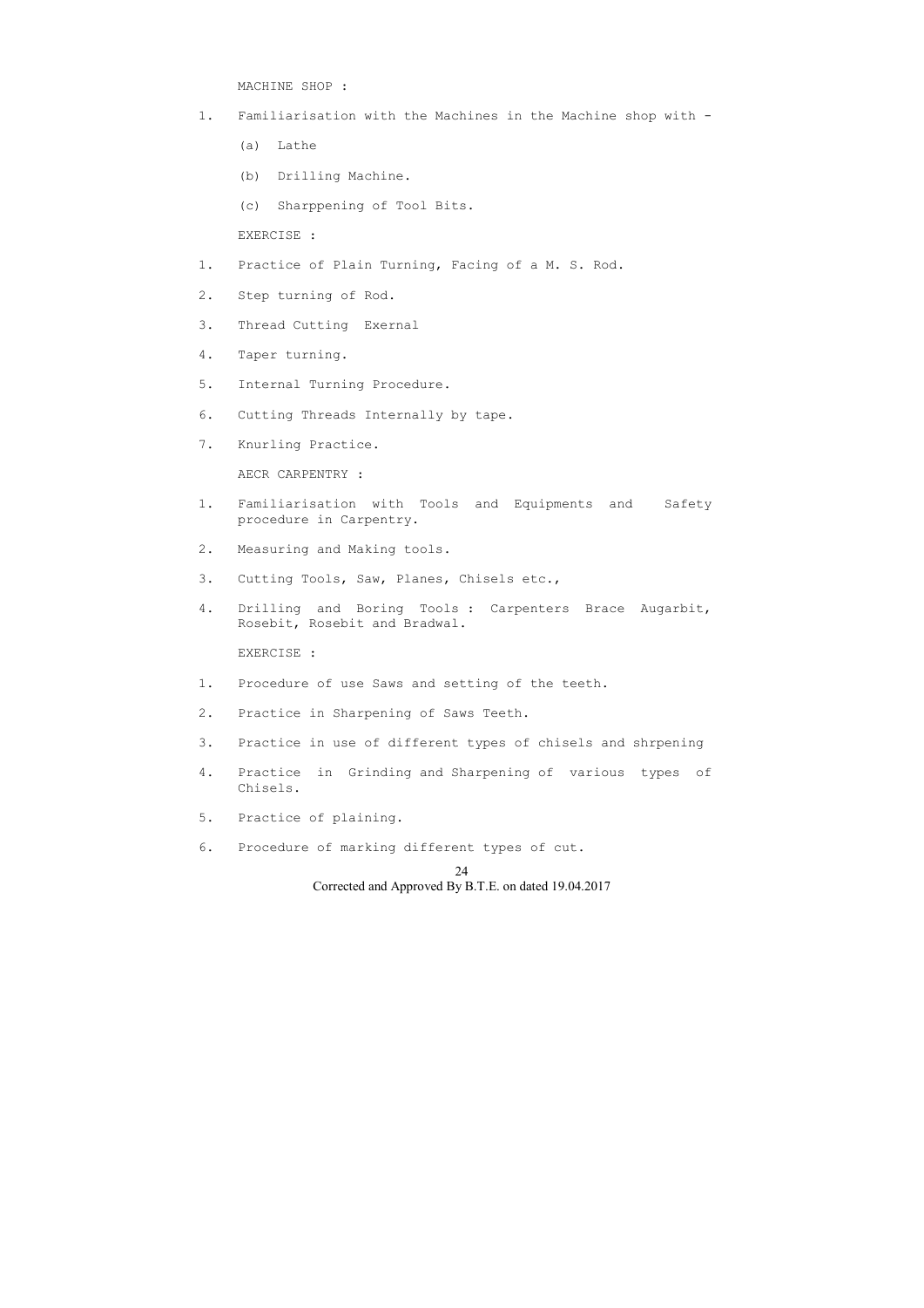MACHINE SHOP :

1. Familiarisation with the Machines in the Machine shop with -

   (a) Lathe

   (b) Drilling Machine.

   (c) Sharppening of Tool Bits.

EXERCISE :

1. Practice of Plain Turning, Facing of a M. S. Rod.
2. Step turning of Rod.
3. Thread Cutting Exernal
4. Taper turning.
5. Internal Turning Procedure.
6. Cutting Threads Internally by tape.
7. Knurling Practice.

AECR CARPENTRY :

1. Familiarisation with Tools and Equipments and Safety procedure in Carpentry.
2. Measuring and Making tools.
3. Cutting Tools, Saw, Planes, Chisels etc.,
4. Drilling and Boring Tools : Carpenters Brace Augarbit, Rosebit, Rosebit and Bradwal.

EXERCISE :

1. Procedure of use Saws and setting of the teeth.
2. Practice in Sharpening of Saws Teeth.
3. Practice in use of different types of chisels and shrpening
4. Practice in Grinding and Sharpening of various types of Chisels.
5. Practice of plaining.
6. Procedure of marking different types of cut.

Corrected and Approved By B.T.E. on dated 19.04.2017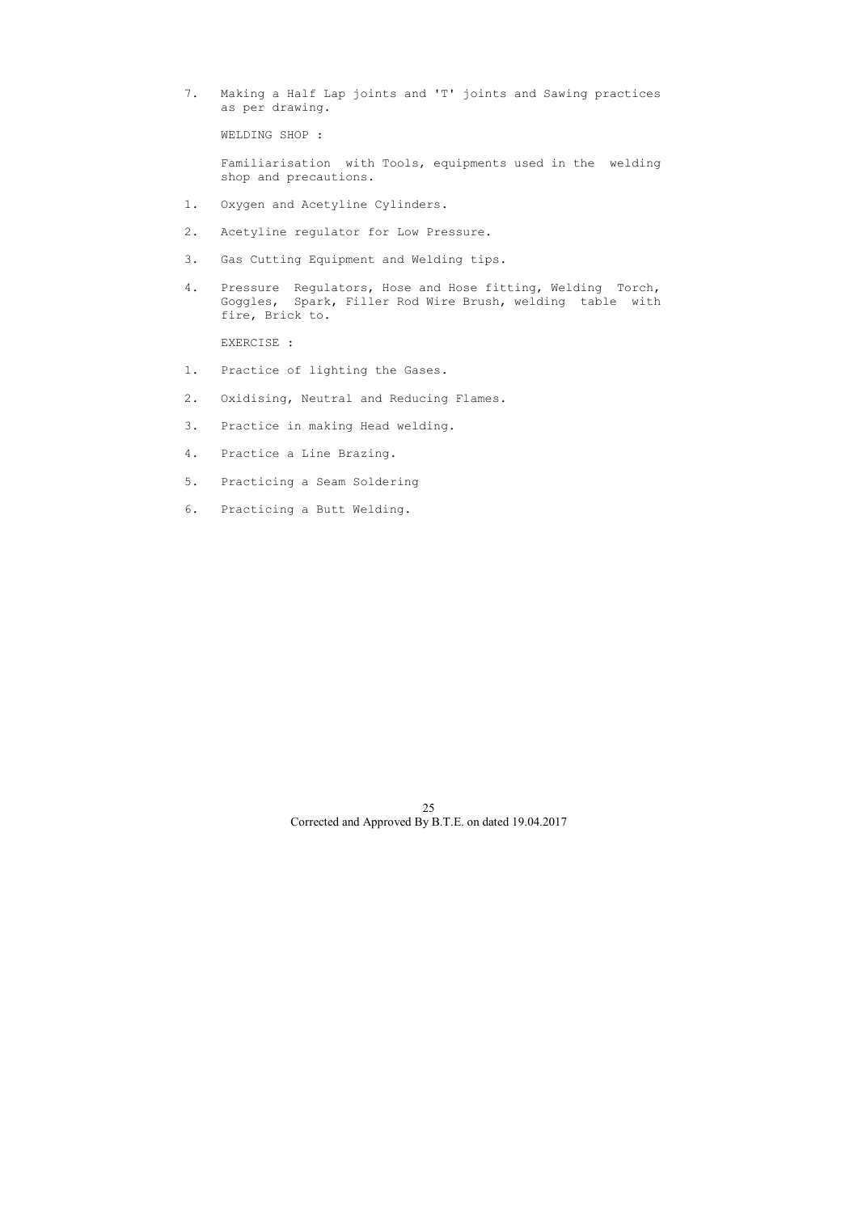7. Making a Half Lap joints and 'T' joints and Sawing practices as per drawing.

WELDING SHOP :

Familiarisation with Tools, equipments used in the welding shop and precautions.

1. Oxygen and Acetyline Cylinders.
2. Acetyline regulator for Low Pressure.
3. Gas Cutting Equipment and Welding tips.
4. Pressure Regulators, Hose and Hose fitting, Welding Torch, Goggles, Spark, Filler Rod Wire Brush, welding table with fire, Brick to.

EXERCISE :

1. Practice of lighting the Gases.
2. Oxidising, Neutral and Reducing Flames.
3. Practice in making Head welding.
4. Practice a Line Brazing.
5. Practicing a Seam Soldering
6. Practicing a Butt Welding.

Corrected and Approved By B.T.E. on dated 19.04.2017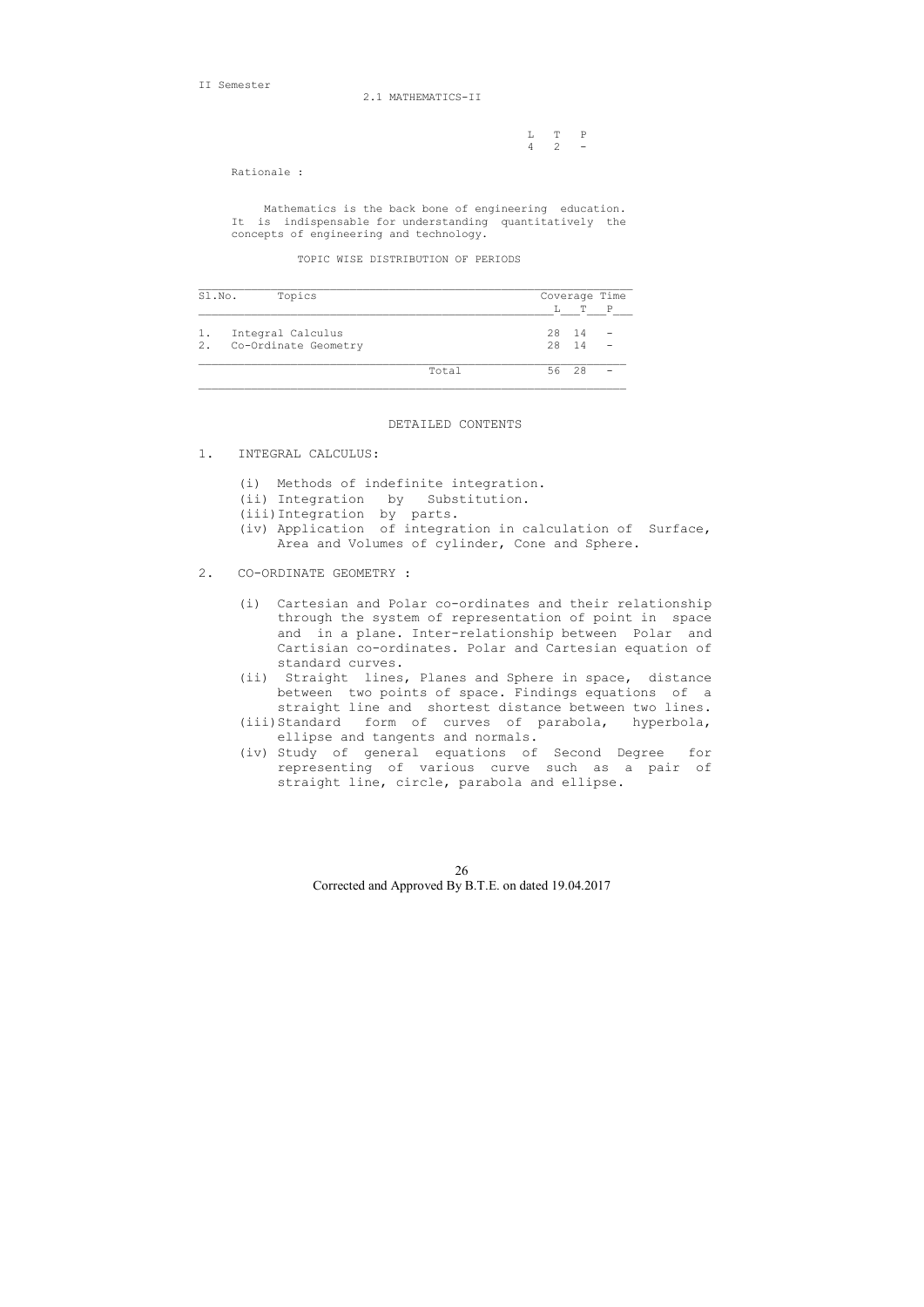II Semester

## 2.1 MATHEMATICS-II

| L | T | P |
|---|---|---|
| 4 | 2 | - |

Rationale :

Mathematics is the back bone of engineering education. It is indispensable for understanding quantitatively the concepts of engineering and technology.

TOPIC WISE DISTRIBUTION OF PERIODS

| Sl.No. | Topics | Coverage Time L | T | P |
|---|---|---|---|---|
| 1. | Integral Calculus | 28 | 14 | - |
| 2. | Co-Ordinate Geometry | 28 | 14 | - |
| | Total | 56 | 28 | - |

### DETAILED CONTENTS

1. INTEGRAL CALCULUS:

   (i) Methods of indefinite integration.
   (ii) Integration by Substitution.
   (iii) Integration by parts.
   (iv) Application of integration in calculation of Surface, Area and Volumes of cylinder, Cone and Sphere.

2. CO-ORDINATE GEOMETRY :

   (i) Cartesian and Polar co-ordinates and their relationship through the system of representation of point in space and in a plane. Inter-relationship between Polar and Cartisian co-ordinates. Polar and Cartesian equation of standard curves.
   (ii) Straight lines, Planes and Sphere in space, distance between two points of space. Findings equations of a straight line and shortest distance between two lines.
   (iii) Standard form of curves of parabola, hyperbola, ellipse and tangents and normals.
   (iv) Study of general equations of Second Degree for representing of various curve such as a pair of straight line, circle, parabola and ellipse.

Corrected and Approved By B.T.E. on dated 19.04.2017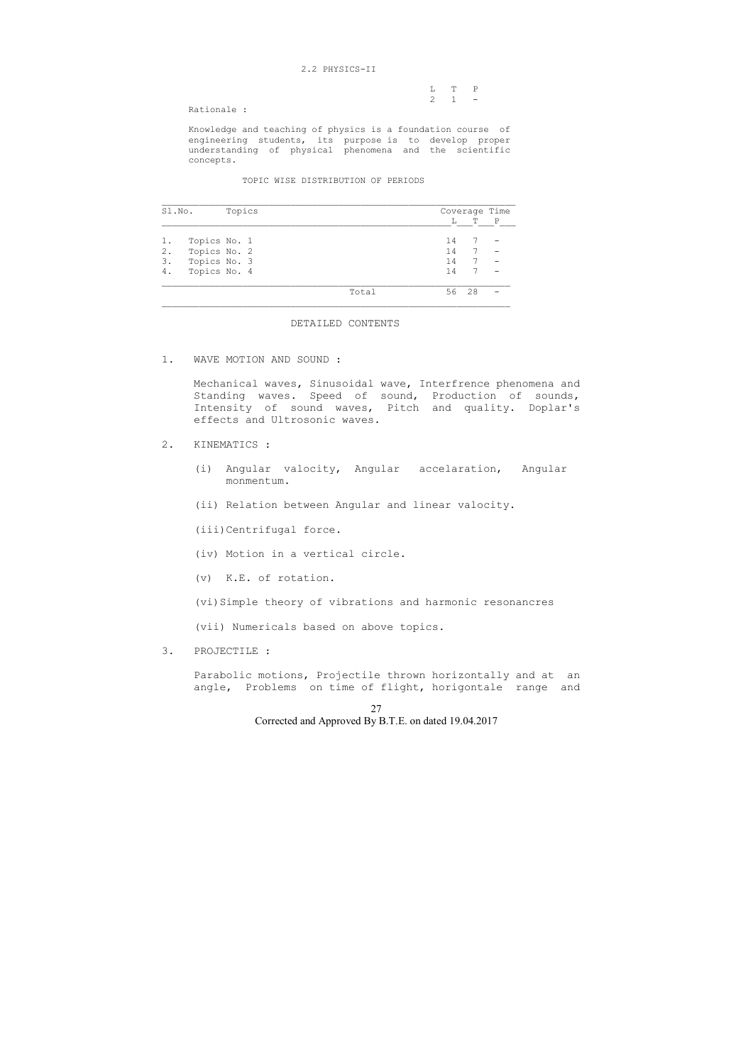## 2.2 PHYSICS-II

| L | T | P |
|---|---|---|
| 2 | 1 | - |

Rationale :

Knowledge and teaching of physics is a foundation course of engineering students, its purpose is to develop proper understanding of physical phenomena and the scientific concepts.

### TOPIC WISE DISTRIBUTION OF PERIODS

| Sl.No. | Topics | Coverage Time L | T | P |
|---|---|---|---|---|
| 1. | Topics No. 1 | 14 | 7 | - |
| 2. | Topics No. 2 | 14 | 7 | - |
| 3. | Topics No. 3 | 14 | 7 | - |
| 4. | Topics No. 4 | 14 | 7 | - |
| | Total | 56 | 28 | - |

### DETAILED CONTENTS

1. WAVE MOTION AND SOUND :

   Mechanical waves, Sinusoidal wave, Interfrence phenomena and Standing waves. Speed of sound, Production of sounds, Intensity of sound waves, Pitch and quality. Doplar's effects and Ultrosonic waves.

2. KINEMATICS :

   (i) Angular valocity, Angular accelaration, Angular monmentum.

   (ii) Relation between Angular and linear valocity.

   (iii) Centrifugal force.

   (iv) Motion in a vertical circle.

   (v) K.E. of rotation.

   (vi) Simple theory of vibrations and harmonic resonancres

   (vii) Numericals based on above topics.

3. PROJECTILE :

   Parabolic motions, Projectile thrown horizontally and at an angle, Problems on time of flight, horigontale range and

Corrected and Approved By B.T.E. on dated 19.04.2017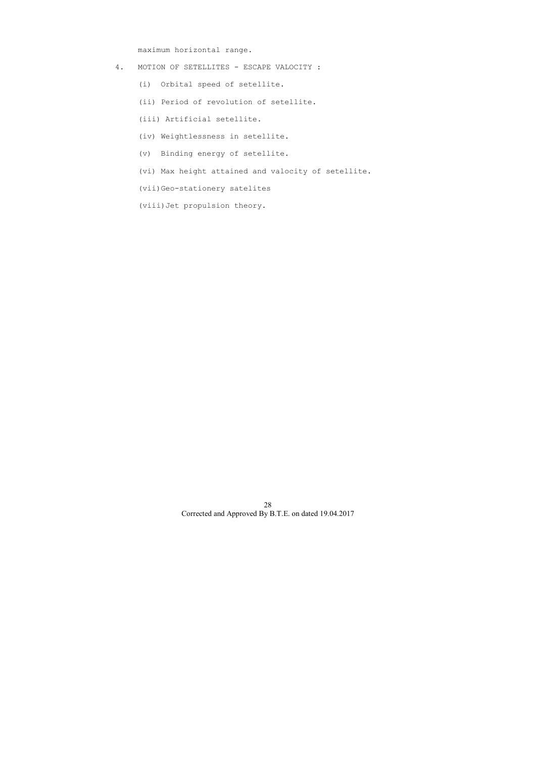maximum horizontal range.

4. MOTION OF SETELLITES - ESCAPE VALOCITY :

   (i) Orbital speed of setellite.

   (ii) Period of revolution of setellite.

   (iii) Artificial setellite.

   (iv) Weightlessness in setellite.

   (v) Binding energy of setellite.

   (vi) Max height attained and valocity of setellite.

   (vii) Geo-stationery satelites

   (viii) Jet propulsion theory.

Corrected and Approved By B.T.E. on dated 19.04.2017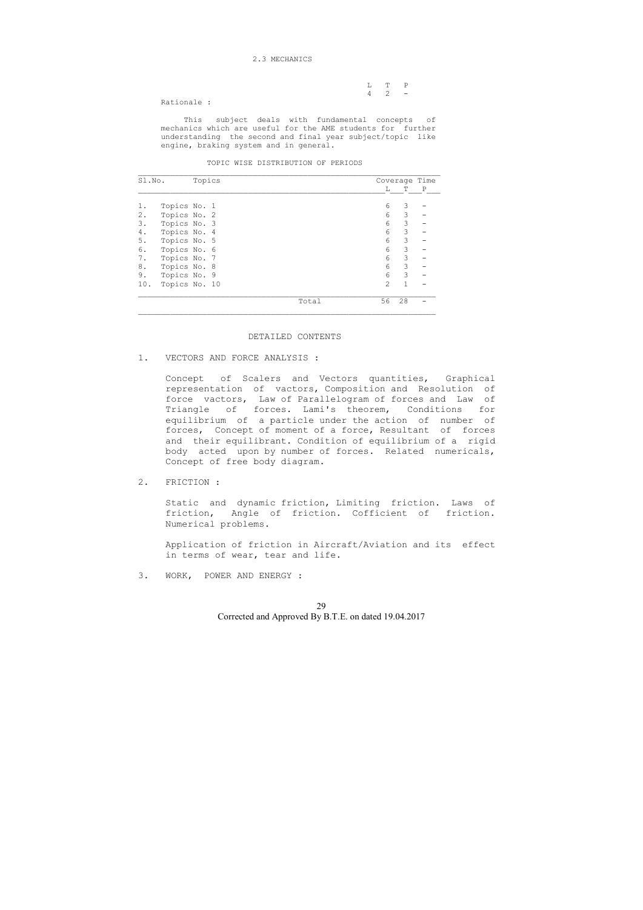## 2.3 MECHANICS

| L | T | P |
|---|---|---|
| 4 | 2 | - |

Rationale :

This subject deals with fundamental concepts of mechanics which are useful for the AME students for further understanding the second and final year subject/topic like engine, braking system and in general.

TOPIC WISE DISTRIBUTION OF PERIODS

| Sl.No. | Topics | Coverage Time L | T | P |
|---|---|---|---|---|
| 1. | Topics No. 1 | 6 | 3 | - |
| 2. | Topics No. 2 | 6 | 3 | - |
| 3. | Topics No. 3 | 6 | 3 | - |
| 4. | Topics No. 4 | 6 | 3 | - |
| 5. | Topics No. 5 | 6 | 3 | - |
| 6. | Topics No. 6 | 6 | 3 | - |
| 7. | Topics No. 7 | 6 | 3 | - |
| 8. | Topics No. 8 | 6 | 3 | - |
| 9. | Topics No. 9 | 6 | 3 | - |
| 10. | Topics No. 10 | 2 | 1 | - |
| | Total | 56 | 28 | - |

### DETAILED CONTENTS

1. VECTORS AND FORCE ANALYSIS :

   Concept of Scalers and Vectors quantities, Graphical representation of vactors, Composition and Resolution of force vactors, Law of Parallelogram of forces and Law of Triangle of forces. Lami's theorem, Conditions for equilibrium of a particle under the action of number of forces, Concept of moment of a force, Resultant of forces and their equilibrant. Condition of equilibrium of a rigid body acted upon by number of forces. Related numericals, Concept of free body diagram.

2. FRICTION :

   Static and dynamic friction, Limiting friction. Laws of friction, Angle of friction. Cofficient of friction. Numerical problems.

   Application of friction in Aircraft/Aviation and its effect in terms of wear, tear and life.

3. WORK, POWER AND ENERGY :

Corrected and Approved By B.T.E. on dated 19.04.2017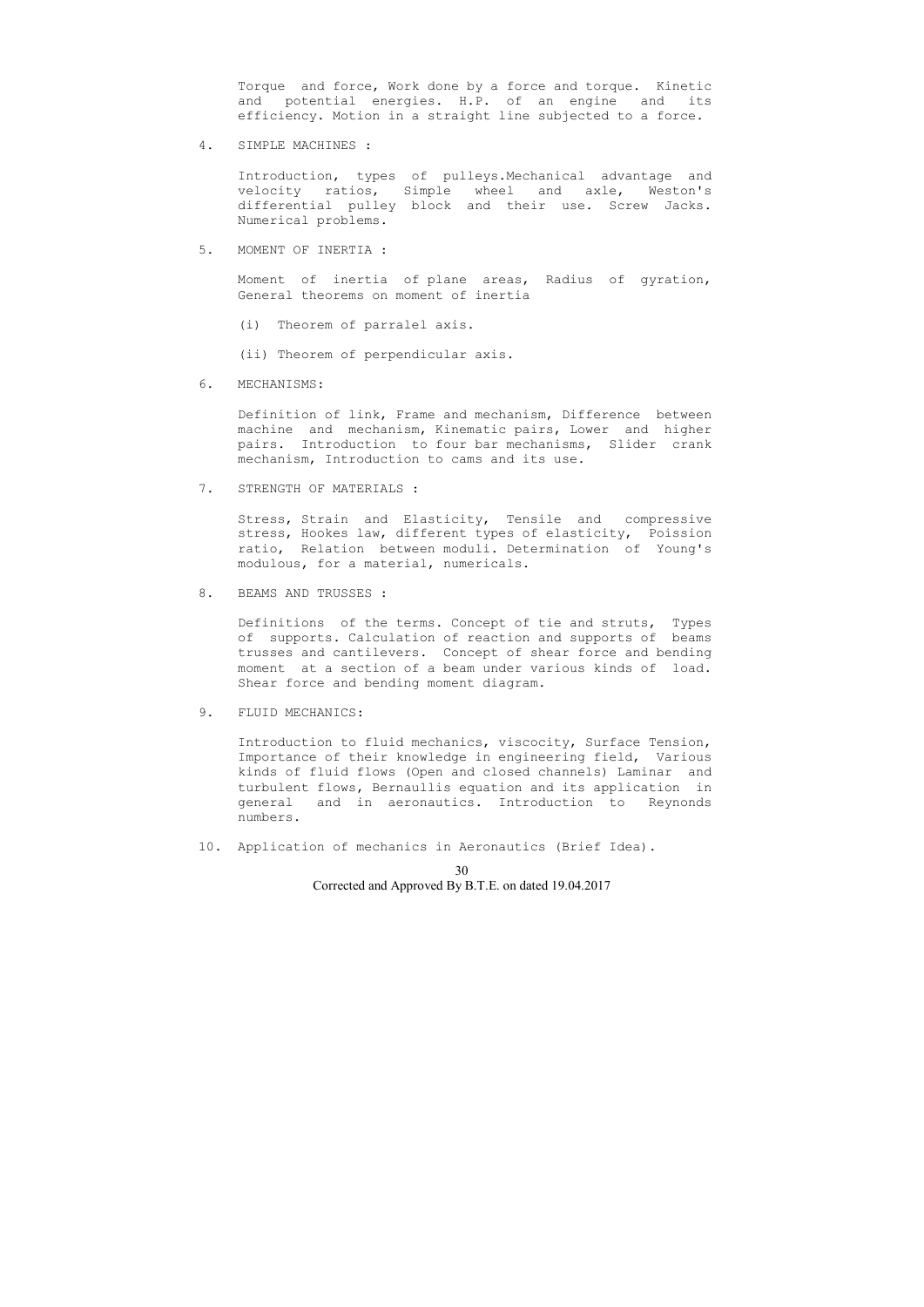Torque and force, Work done by a force and torque. Kinetic and potential energies. H.P. of an engine and its efficiency. Motion in a straight line subjected to a force.

4. SIMPLE MACHINES :

   Introduction, types of pulleys.Mechanical advantage and velocity ratios, Simple wheel and axle, Weston's differential pulley block and their use. Screw Jacks. Numerical problems.

5. MOMENT OF INERTIA :

   Moment of inertia of plane areas, Radius of gyration, General theorems on moment of inertia

   (i) Theorem of parralel axis.

   (ii) Theorem of perpendicular axis.

6. MECHANISMS:

   Definition of link, Frame and mechanism, Difference between machine and mechanism, Kinematic pairs, Lower and higher pairs. Introduction to four bar mechanisms, Slider crank mechanism, Introduction to cams and its use.

7. STRENGTH OF MATERIALS :

   Stress, Strain and Elasticity, Tensile and compressive stress, Hookes law, different types of elasticity, Poission ratio, Relation between moduli. Determination of Young's modulous, for a material, numericals.

8. BEAMS AND TRUSSES :

   Definitions of the terms. Concept of tie and struts, Types of supports. Calculation of reaction and supports of beams trusses and cantilevers. Concept of shear force and bending moment at a section of a beam under various kinds of load. Shear force and bending moment diagram.

9. FLUID MECHANICS:

   Introduction to fluid mechanics, viscocity, Surface Tension, Importance of their knowledge in engineering field, Various kinds of fluid flows (Open and closed channels) Laminar and turbulent flows, Bernaullis equation and its application in general and in aeronautics. Introduction to Reynonds numbers.

10. Application of mechanics in Aeronautics (Brief Idea).

Corrected and Approved By B.T.E. on dated 19.04.2017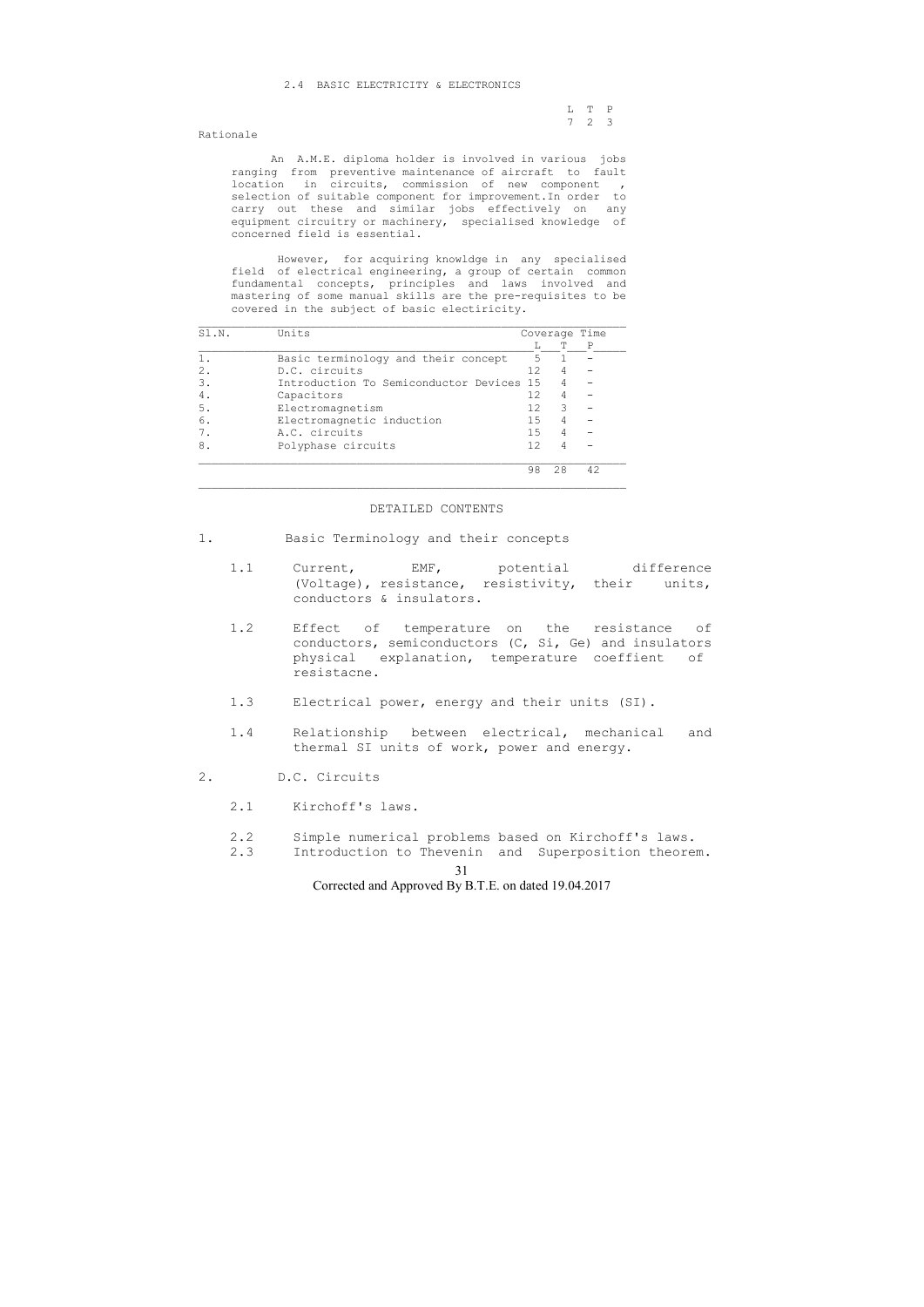## 2.4 BASIC ELECTRICITY & ELECTRONICS

| L | T | P |
|---|---|---|
| 7 | 2 | 3 |

**Rationale**

An A.M.E. diploma holder is involved in various jobs ranging from preventive maintenance of aircraft to fault location in circuits, commission of new component , selection of suitable component for improvement.In order to carry out these and similar jobs effectively on any equipment circuitry or machinery, specialised knowledge of concerned field is essential.

However, for acquiring knowldge in any specialised field of electrical engineering, a group of certain common fundamental concepts, principles and laws involved and mastering of some manual skills are the pre-requisites to be covered in the subject of basic electiricity.

| Sl.N. | Units | Coverage Time L | T | P |
|---|---|---|---|---|
| 1. | Basic terminology and their concept | 5 | 1 | - |
| 2. | D.C. circuits | 12 | 4 | - |
| 3. | Introduction To Semiconductor Devices | 15 | 4 | - |
| 4. | Capacitors | 12 | 4 | - |
| 5. | Electromagnetism | 12 | 3 | - |
| 6. | Electromagnetic induction | 15 | 4 | - |
| 7. | A.C. circuits | 15 | 4 | - |
| 8. | Polyphase circuits | 12 | 4 | - |
| | | 98 | 28 | 42 |

### DETAILED CONTENTS

1. Basic Terminology and their concepts

   1.1 Current, EMF, potential difference (Voltage), resistance, resistivity, their units, conductors & insulators.

   1.2 Effect of temperature on the resistance of conductors, semiconductors (C, Si, Ge) and insulators physical explanation, temperature coeffient of resistacne.

   1.3 Electrical power, energy and their units (SI).

   1.4 Relationship between electrical, mechanical and thermal SI units of work, power and energy.

2. D.C. Circuits

   2.1 Kirchoff's laws.

   2.2 Simple numerical problems based on Kirchoff's laws.

   2.3 Introduction to Thevenin and Superposition theorem.

Corrected and Approved By B.T.E. on dated 19.04.2017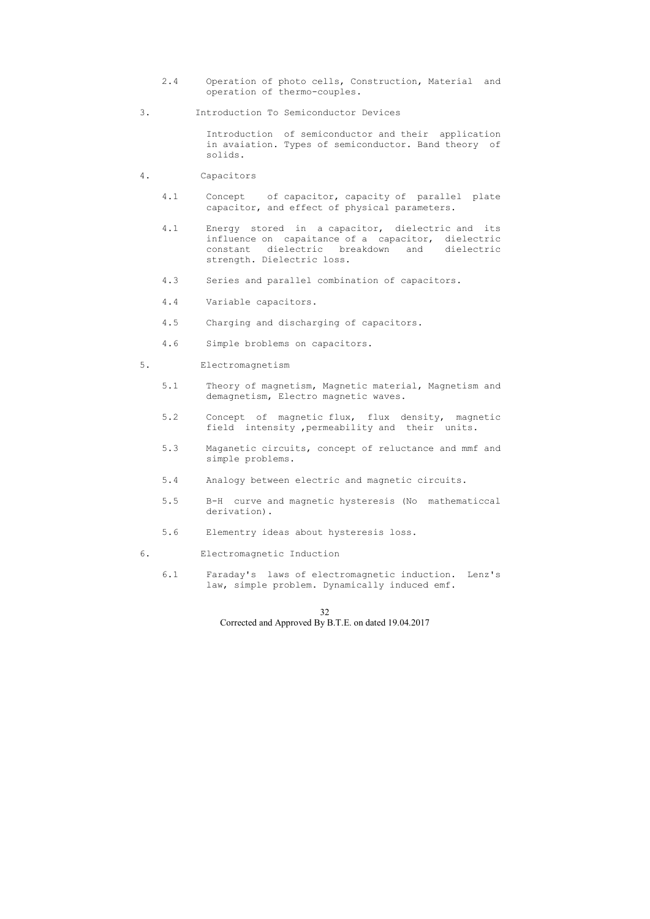2.4 Operation of photo cells, Construction, Material and operation of thermo-couples.

3. Introduction To Semiconductor Devices

Introduction of semiconductor and their application in avaiation. Types of semiconductor. Band theory of solids.

4. Capacitors

4.1 Concept of capacitor, capacity of parallel plate capacitor, and effect of physical parameters.

4.1 Energy stored in a capacitor, dielectric and its influence on capaitance of a capacitor, dielectric constant dielectric breakdown and dielectric strength. Dielectric loss.

4.3 Series and parallel combination of capacitors.

4.4 Variable capacitors.

4.5 Charging and discharging of capacitors.

4.6 Simple broblems on capacitors.

5. Electromagnetism

5.1 Theory of magnetism, Magnetic material, Magnetism and demagnetism, Electro magnetic waves.

5.2 Concept of magnetic flux, flux density, magnetic field intensity ,permeability and their units.

5.3 Maganetic circuits, concept of reluctance and mmf and simple problems.

5.4 Analogy between electric and magnetic circuits.

5.5 B-H curve and magnetic hysteresis (No mathematiccal derivation).

5.6 Elementry ideas about hysteresis loss.

6. Electromagnetic Induction

6.1 Faraday's laws of electromagnetic induction. Lenz's law, simple problem. Dynamically induced emf.

Corrected and Approved By B.T.E. on dated 19.04.2017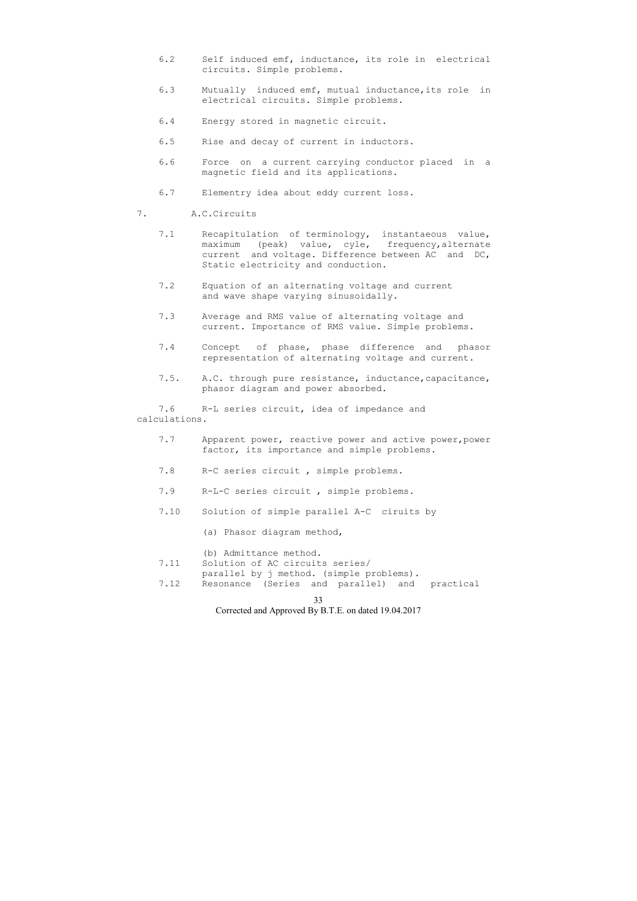6.2 Self induced emf, inductance, its role in electrical circuits. Simple problems.

6.3 Mutually induced emf, mutual inductance,its role in electrical circuits. Simple problems.

6.4 Energy stored in magnetic circuit.

6.5 Rise and decay of current in inductors.

6.6 Force on a current carrying conductor placed in a magnetic field and its applications.

6.7 Elementry idea about eddy current loss.

7. A.C.Circuits

7.1 Recapitulation of terminology, instantaeous value, maximum (peak) value, cyle, frequency,alternate current and voltage. Difference between AC and DC, Static electricity and conduction.

7.2 Equation of an alternating voltage and current and wave shape varying sinusoidally.

7.3 Average and RMS value of alternating voltage and current. Importance of RMS value. Simple problems.

7.4 Concept of phase, phase difference and phasor representation of alternating voltage and current.

7.5. A.C. through pure resistance, inductance,capacitance, phasor diagram and power absorbed.

7.6 R-L series circuit, idea of impedance and calculations.

7.7 Apparent power, reactive power and active power,power factor, its importance and simple problems.

7.8 R-C series circuit , simple problems.

7.9 R-L-C series circuit , simple problems.

7.10 Solution of simple parallel A-C ciruits by

(a) Phasor diagram method,

(b) Admittance method.

7.11 Solution of AC circuits series/ parallel by j method. (simple problems).

7.12 Resonance (Series and parallel) and practical

Corrected and Approved By B.T.E. on dated 19.04.2017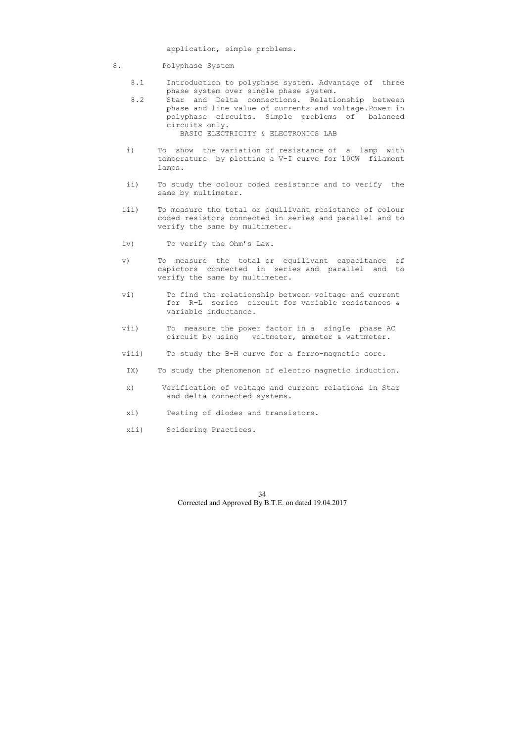application, simple problems.

8. Polyphase System

8.1 Introduction to polyphase system. Advantage of three phase system over single phase system.

8.2 Star and Delta connections. Relationship between phase and line value of currents and voltage.Power in polyphase circuits. Simple problems of balanced circuits only.

## BASIC ELECTRICITY & ELECTRONICS LAB

i) To show the variation of resistance of a lamp with temperature by plotting a V-I curve for 100W filament lamps.

ii) To study the colour coded resistance and to verify the same by multimeter.

iii) To measure the total or equilivant resistance of colour coded resistors connected in series and parallel and to verify the same by multimeter.

iv) To verify the Ohm's Law.

v) To measure the total or equilivant capacitance of capictors connected in series and parallel and to verify the same by multimeter.

vi) To find the relationship between voltage and current for R-L series circuit for variable resistances & variable inductance.

vii) To measure the power factor in a single phase AC circuit by using voltmeter, ammeter & wattmeter.

viii) To study the B-H curve for a ferro-magnetic core.

IX) To study the phenomenon of electro magnetic induction.

x) Verification of voltage and current relations in Star and delta connected systems.

xi) Testing of diodes and transistors.

xii) Soldering Practices.

Corrected and Approved By B.T.E. on dated 19.04.2017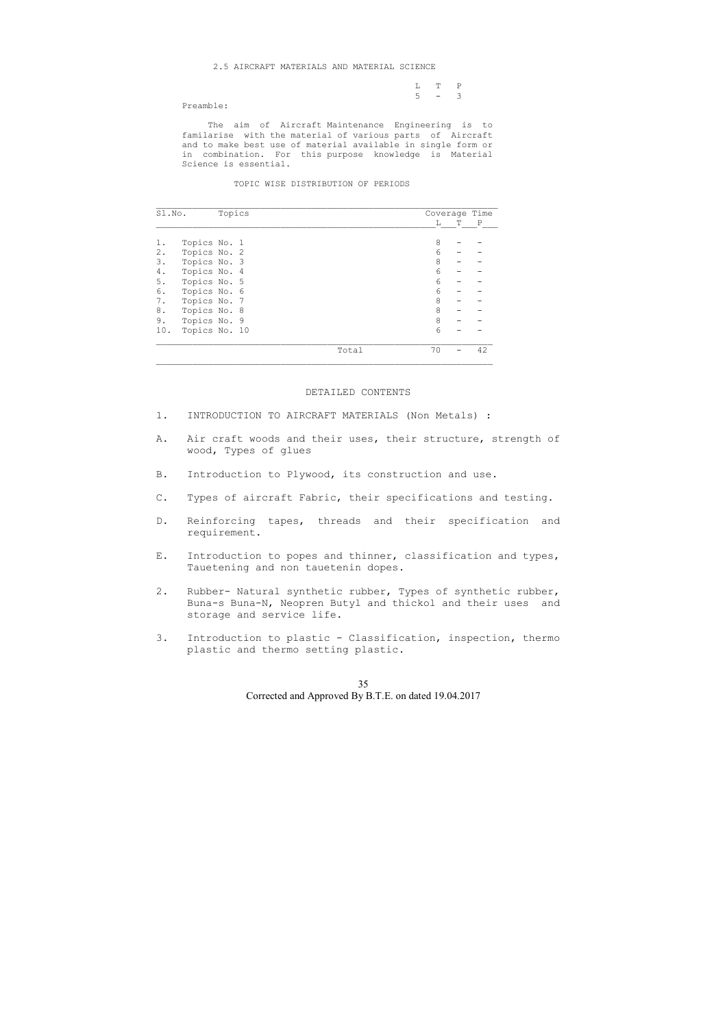## 2.5 AIRCRAFT MATERIALS AND MATERIAL SCIENCE

| L | T | P |
|---|---|---|
| 5 | - | 3 |

Preamble:

The aim of Aircraft Maintenance Engineering is to familarise with the material of various parts of Aircraft and to make best use of material available in single form or in combination. For this purpose knowledge is Material Science is essential.

### TOPIC WISE DISTRIBUTION OF PERIODS

| Sl.No. | Topics | Coverage Time L | T | P |
|---|---|---|---|---|
| 1. | Topics No. 1 | 8 | - | - |
| 2. | Topics No. 2 | 6 | - | - |
| 3. | Topics No. 3 | 8 | - | - |
| 4. | Topics No. 4 | 6 | - | - |
| 5. | Topics No. 5 | 6 | - | - |
| 6. | Topics No. 6 | 6 | - | - |
| 7. | Topics No. 7 | 8 | - | - |
| 8. | Topics No. 8 | 8 | - | - |
| 9. | Topics No. 9 | 8 | - | - |
| 10. | Topics No. 10 | 6 | - | - |
| | Total | 70 | - | 42 |

### DETAILED CONTENTS

1. INTRODUCTION TO AIRCRAFT MATERIALS (Non Metals) :

A. Air craft woods and their uses, their structure, strength of wood, Types of glues

B. Introduction to Plywood, its construction and use.

C. Types of aircraft Fabric, their specifications and testing.

D. Reinforcing tapes, threads and their specification and requirement.

E. Introduction to popes and thinner, classification and types, Tauetening and non tauetenin dopes.

2. Rubber- Natural synthetic rubber, Types of synthetic rubber, Buna-s Buna-N, Neopren Butyl and thickol and their uses and storage and service life.

3. Introduction to plastic - Classification, inspection, thermo plastic and thermo setting plastic.

Corrected and Approved By B.T.E. on dated 19.04.2017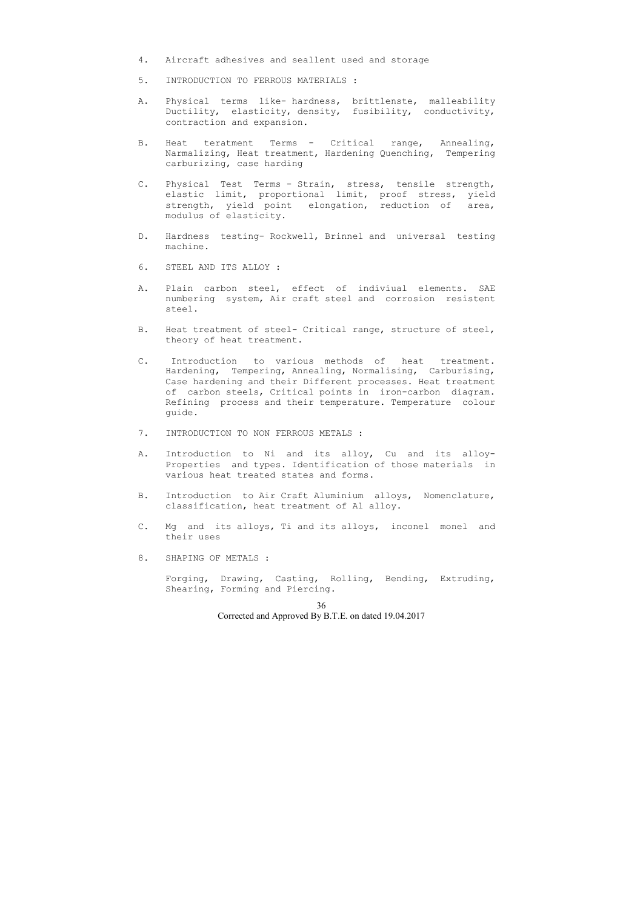4. Aircraft adhesives and seallent used and storage

5. INTRODUCTION TO FERROUS MATERIALS :

A. Physical terms like- hardness, brittlenste, malleability Ductility, elasticity, density, fusibility, conductivity, contraction and expansion.

B. Heat teratment Terms - Critical range, Annealing, Narmalizing, Heat treatment, Hardening Quenching, Tempering carburizing, case harding

C. Physical Test Terms - Strain, stress, tensile strength, elastic limit, proportional limit, proof stress, yield strength, yield point elongation, reduction of area, modulus of elasticity.

D. Hardness testing- Rockwell, Brinnel and universal testing machine.

6. STEEL AND ITS ALLOY :

A. Plain carbon steel, effect of indiviual elements. SAE numbering system, Air craft steel and corrosion resistent steel.

B. Heat treatment of steel- Critical range, structure of steel, theory of heat treatment.

C. Introduction to various methods of heat treatment. Hardening, Tempering, Annealing, Normalising, Carburising, Case hardening and their Different processes. Heat treatment of carbon steels, Critical points in iron-carbon diagram. Refining process and their temperature. Temperature colour guide.

7. INTRODUCTION TO NON FERROUS METALS :

A. Introduction to Ni and its alloy, Cu and its alloy- Properties and types. Identification of those materials in various heat treated states and forms.

B. Introduction to Air Craft Aluminium alloys, Nomenclature, classification, heat treatment of Al alloy.

C. Mg and its alloys, Ti and its alloys, inconel monel and their uses

8. SHAPING OF METALS :

Forging, Drawing, Casting, Rolling, Bending, Extruding, Shearing, Forming and Piercing.

Corrected and Approved By B.T.E. on dated 19.04.2017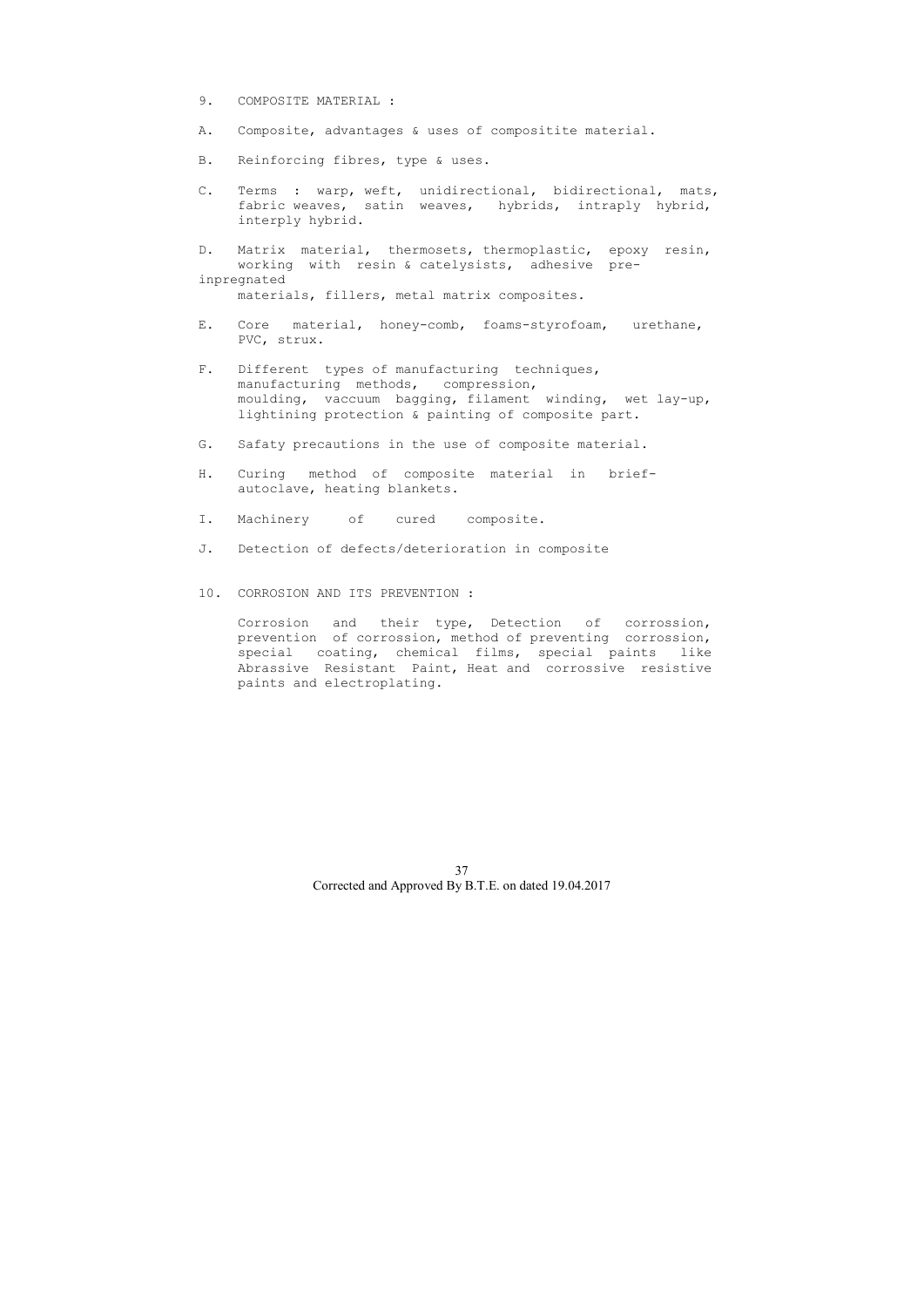9. COMPOSITE MATERIAL :

A. Composite, advantages & uses of compositite material.

B. Reinforcing fibres, type & uses.

C. Terms : warp, weft, unidirectional, bidirectional, mats, fabric weaves, satin weaves, hybrids, intraply hybrid, interply hybrid.

D. Matrix material, thermosets, thermoplastic, epoxy resin, working with resin & catelysists, adhesive pre-inpregnated materials, fillers, metal matrix composites.

E. Core material, honey-comb, foams-styrofoam, urethane, PVC, strux.

F. Different types of manufacturing techniques, manufacturing methods, compression, moulding, vaccuum bagging, filament winding, wet lay-up, lightining protection & painting of composite part.

G. Safaty precautions in the use of composite material.

H. Curing method of composite material in brief-autoclave, heating blankets.

I. Machinery of cured composite.

J. Detection of defects/deterioration in composite

10. CORROSION AND ITS PREVENTION :

Corrosion and their type, Detection of corrossion, prevention of corrossion, method of preventing corrossion, special coating, chemical films, special paints like Abrassive Resistant Paint, Heat and corrossive resistive paints and electroplating.

Corrected and Approved By B.T.E. on dated 19.04.2017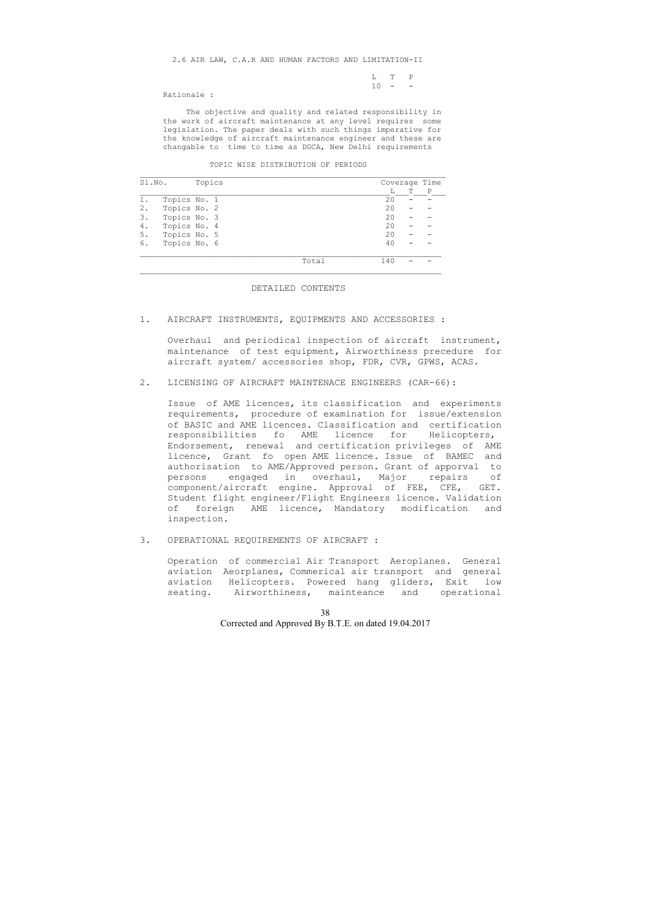## 2.6 AIR LAW, C.A.R AND HUMAN FACTORS AND LIMITATION-II

| L | T | P |
|---|---|---|
| 10 | - | - |

Rationale :

The objective and quality and related responsibility in the work of aircraft maintenance at any level requires some legislation. The paper deals with such things imperative for the knowledge of aircraft maintenance engineer and these are changable to time to time as DGCA, New Delhi requirements

TOPIC WISE DISTRIBUTION OF PERIODS

| Sl.No. | Topics | Coverage Time L | T | P |
|---|---|---|---|---|
| 1. | Topics No. 1 | 20 | - | - |
| 2. | Topics No. 2 | 20 | - | - |
| 3. | Topics No. 3 | 20 | - | - |
| 4. | Topics No. 4 | 20 | - | - |
| 5. | Topics No. 5 | 20 | - | - |
| 6. | Topics No. 6 | 40 | - | - |
| | Total | 140 | - | - |

DETAILED CONTENTS

1. AIRCRAFT INSTRUMENTS, EQUIPMENTS AND ACCESSORIES :

   Overhaul and periodical inspection of aircraft instrument, maintenance of test equipment, Airworthiness precedure for aircraft system/ accessories shop, FDR, CVR, GPWS, ACAS.

2. LICENSING OF AIRCRAFT MAINTENACE ENGINEERS (CAR-66):

   Issue of AME licences, its classification and experiments requirements, procedure of examination for issue/extension of BASIC and AME licences. Classification and certification responsibilities fo AME licence for Helicopters, Endorsement, renewal and certification privileges of AME licence, Grant fo open AME licence. Issue of BAMEC and authorisation to AME/Approved person. Grant of apporval to persons engaged in overhaul, Major repairs of component/aircraft engine. Approval of FEE, CFE, GET. Student flight engineer/Flight Engineers licence. Validation of foreign AME licence, Mandatory modification and inspection.

3. OPERATIONAL REQUIREMENTS OF AIRCRAFT :

   Operation of commercial Air Transport Aeroplanes. General aviation Aeorplanes, Commerical air transport and general aviation Helicopters. Powered hang gliders, Exit low seating. Airworthiness, mainteance and operational

Corrected and Approved By B.T.E. on dated 19.04.2017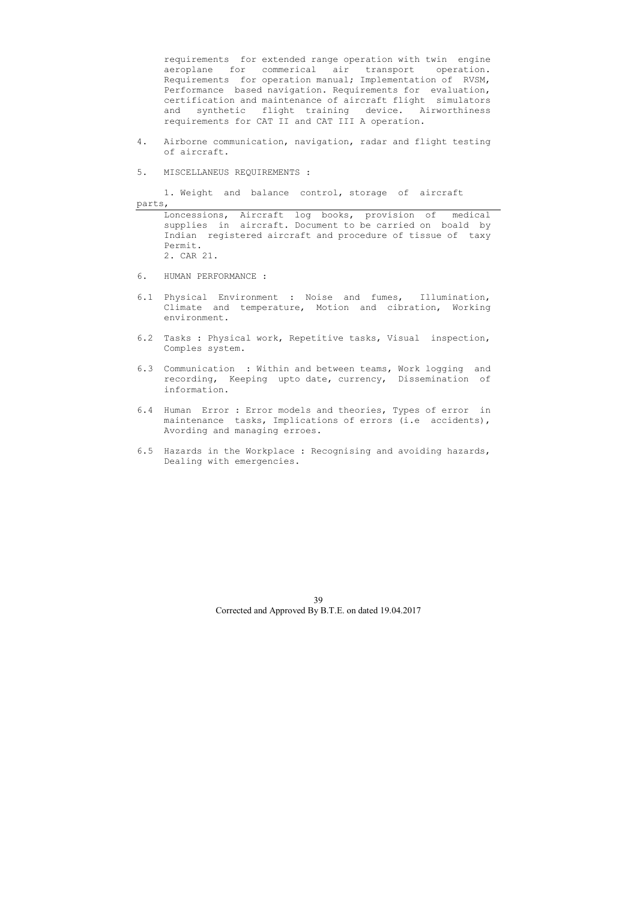requirements for extended range operation with twin engine aeroplane for commerical air transport operation. Requirements for operation manual; Implementation of RVSM, Performance based navigation. Requirements for evaluation, certification and maintenance of aircraft flight simulators and synthetic flight training device. Airworthiness requirements for CAT II and CAT III A operation.

4. Airborne communication, navigation, radar and flight testing of aircraft.

5. MISCELLANEUS REQUIREMENTS :

   1. Weight and balance control, storage of aircraft parts, Loncessions, Aircraft log books, provision of medical supplies in aircraft. Document to be carried on boald by Indian registered aircraft and procedure of tissue of taxy Permit.
   2. CAR 21.

6. HUMAN PERFORMANCE :

6.1 Physical Environment : Noise and fumes, Illumination, Climate and temperature, Motion and cibration, Working environment.

6.2 Tasks : Physical work, Repetitive tasks, Visual inspection, Comples system.

6.3 Communication : Within and between teams, Work logging and recording, Keeping upto date, currency, Dissemination of information.

6.4 Human Error : Error models and theories, Types of error in maintenance tasks, Implications of errors (i.e accidents), Avording and managing erroes.

6.5 Hazards in the Workplace : Recognising and avoiding hazards, Dealing with emergencies.

Corrected and Approved By B.T.E. on dated 19.04.2017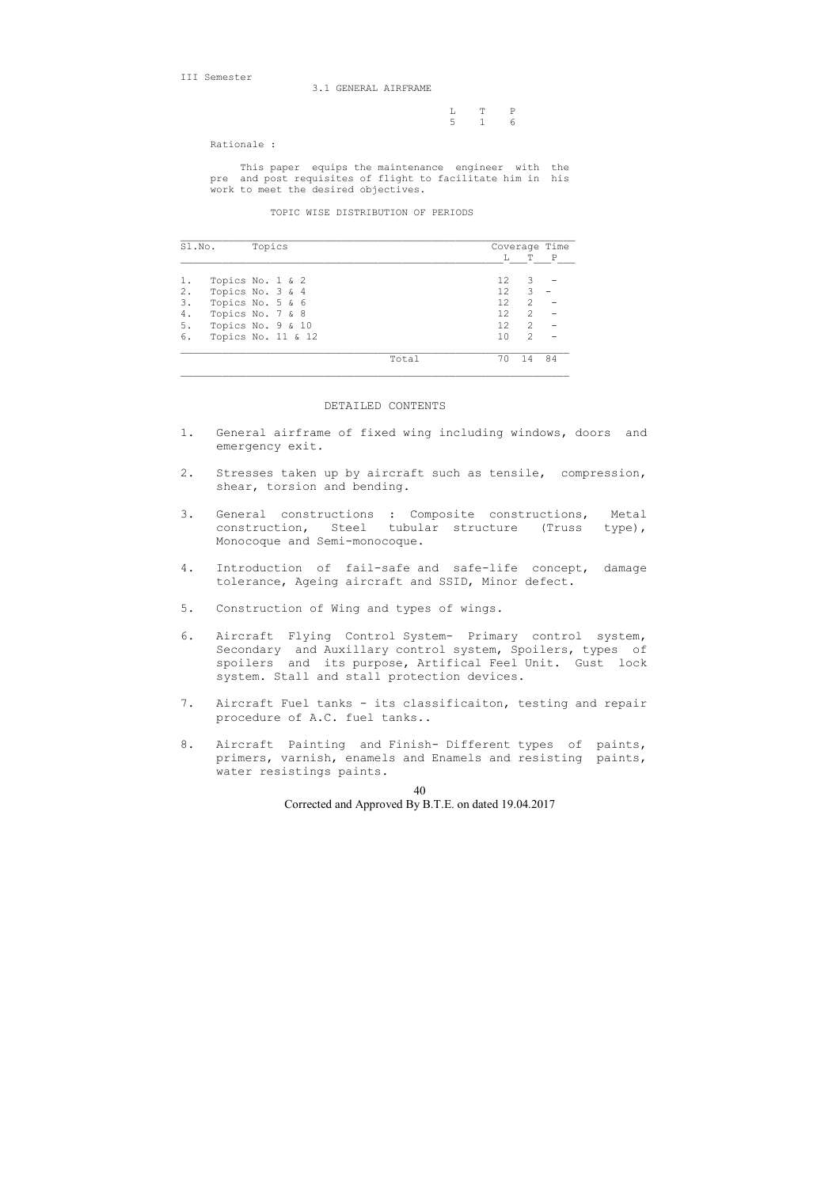III Semester

## 3.1 GENERAL AIRFRAME

| L | T | P |
|---|---|---|
| 5 | 1 | 6 |

Rationale :

This paper equips the maintenance engineer with the pre and post requisites of flight to facilitate him in his work to meet the desired objectives.

TOPIC WISE DISTRIBUTION OF PERIODS

| Sl.No. | Topics | Coverage Time L | T | P |
|---|---|---|---|---|
| 1. | Topics No. 1 & 2 | 12 | 3 | - |
| 2. | Topics No. 3 & 4 | 12 | 3 | - |
| 3. | Topics No. 5 & 6 | 12 | 2 | - |
| 4. | Topics No. 7 & 8 | 12 | 2 | - |
| 5. | Topics No. 9 & 10 | 12 | 2 | - |
| 6. | Topics No. 11 & 12 | 10 | 2 | - |
| | Total | 70 | 14 | 84 |

DETAILED CONTENTS

1. General airframe of fixed wing including windows, doors and emergency exit.

2. Stresses taken up by aircraft such as tensile, compression, shear, torsion and bending.

3. General constructions : Composite constructions, Metal construction, Steel tubular structure (Truss type), Monocoque and Semi-monocoque.

4. Introduction of fail-safe and safe-life concept, damage tolerance, Ageing aircraft and SSID, Minor defect.

5. Construction of Wing and types of wings.

6. Aircraft Flying Control System- Primary control system, Secondary and Auxillary control system, Spoilers, types of spoilers and its purpose, Artifical Feel Unit. Gust lock system. Stall and stall protection devices.

7. Aircraft Fuel tanks - its classificaiton, testing and repair procedure of A.C. fuel tanks..

8. Aircraft Painting and Finish- Different types of paints, primers, varnish, enamels and Enamels and resisting paints, water resistings paints.

Corrected and Approved By B.T.E. on dated 19.04.2017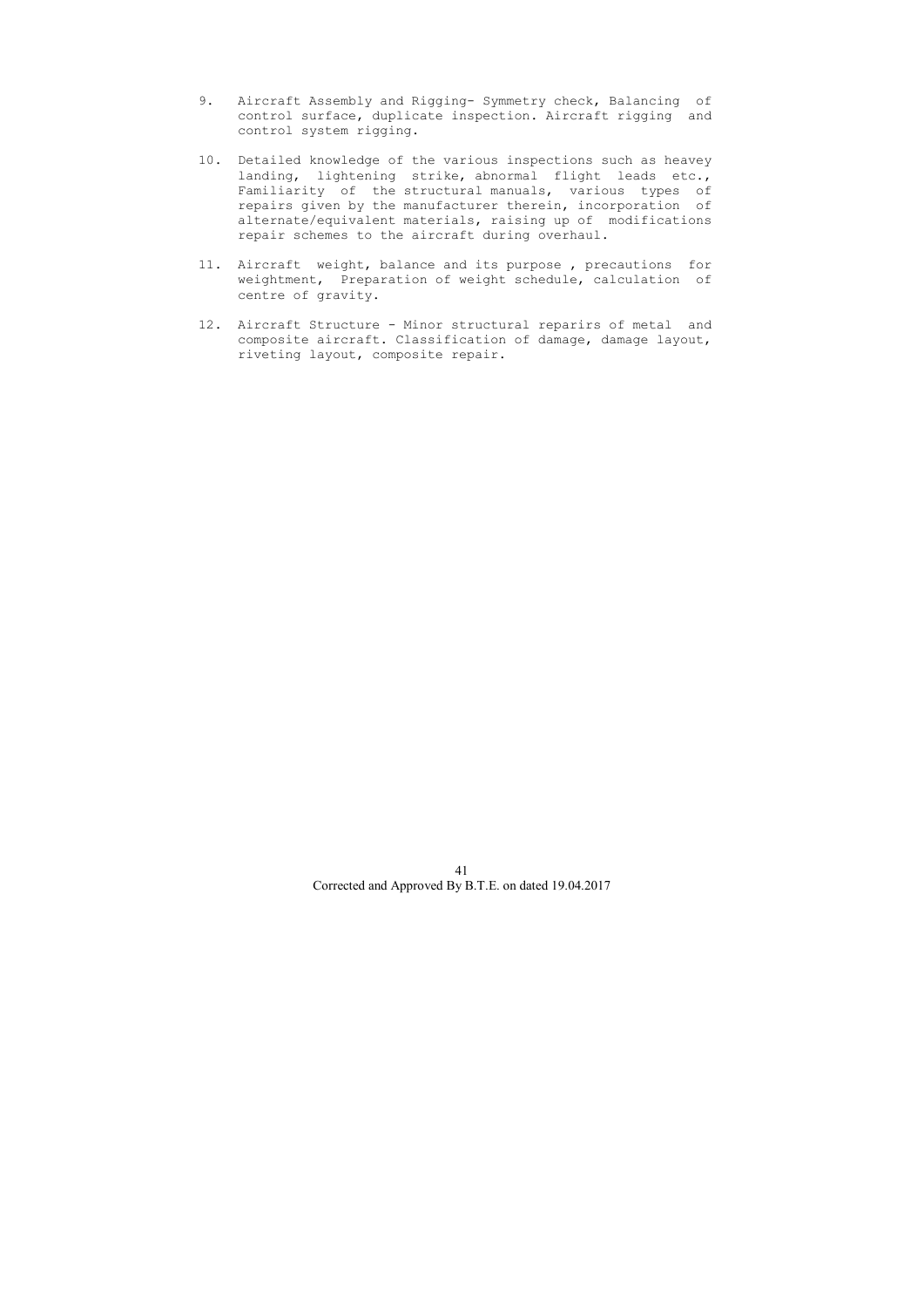9. Aircraft Assembly and Rigging- Symmetry check, Balancing of control surface, duplicate inspection. Aircraft rigging and control system rigging.

10. Detailed knowledge of the various inspections such as heavey landing, lightening strike, abnormal flight leads etc., Familiarity of the structural manuals, various types of repairs given by the manufacturer therein, incorporation of alternate/equivalent materials, raising up of modifications repair schemes to the aircraft during overhaul.

11. Aircraft weight, balance and its purpose , precautions for weightment, Preparation of weight schedule, calculation of centre of gravity.

12. Aircraft Structure - Minor structural reparirs of metal and composite aircraft. Classification of damage, damage layout, riveting layout, composite repair.

Corrected and Approved By B.T.E. on dated 19.04.2017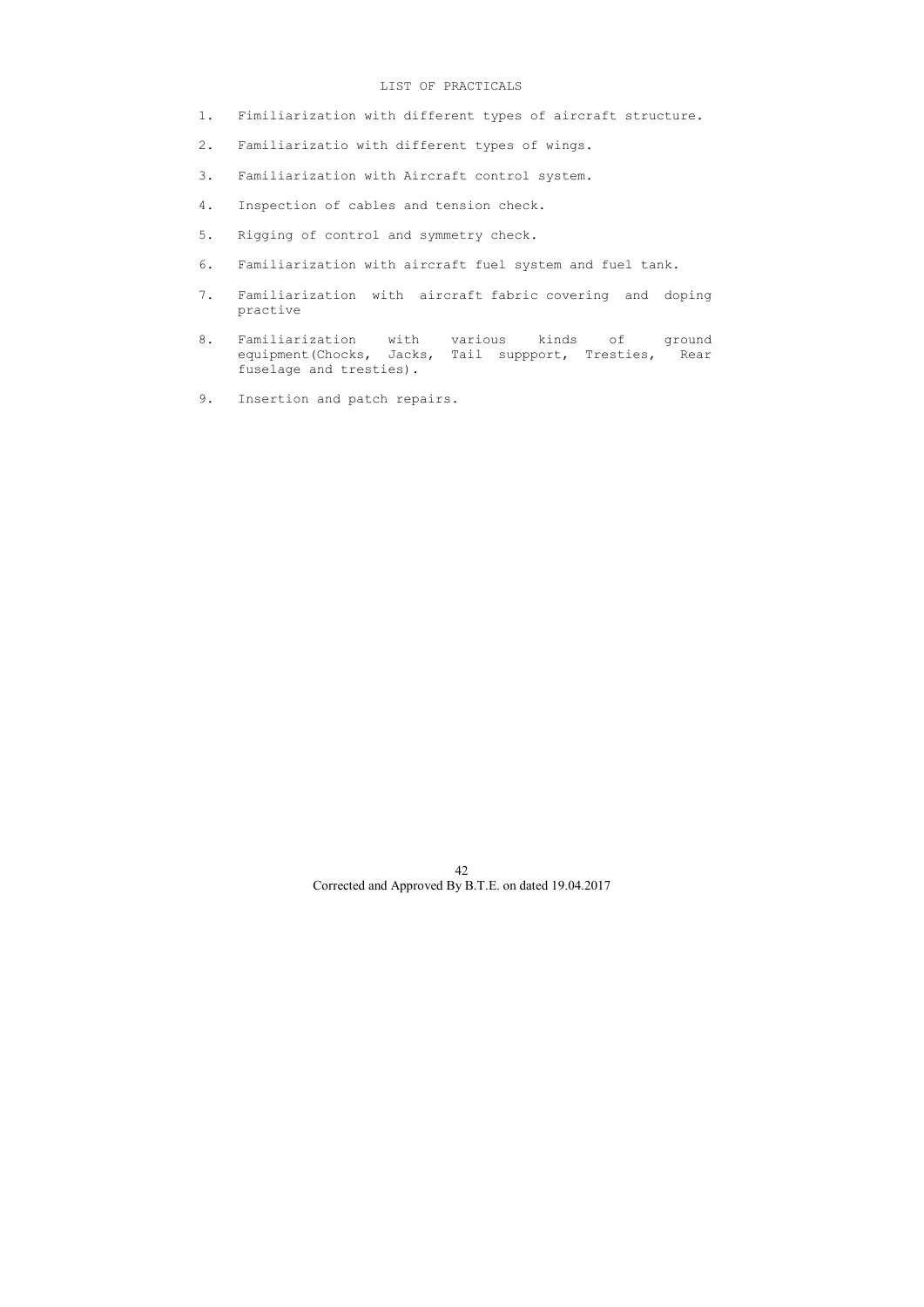## LIST OF PRACTICALS

1. Fimiliarization with different types of aircraft structure.
2. Familiarizatio with different types of wings.
3. Familiarization with Aircraft control system.
4. Inspection of cables and tension check.
5. Rigging of control and symmetry check.
6. Familiarization with aircraft fuel system and fuel tank.
7. Familiarization with aircraft fabric covering and doping practive
8. Familiarization with various kinds of ground equipment(Chocks, Jacks, Tail suppport, Tresties, Rear fuselage and tresties).
9. Insertion and patch repairs.

Corrected and Approved By B.T.E. on dated 19.04.2017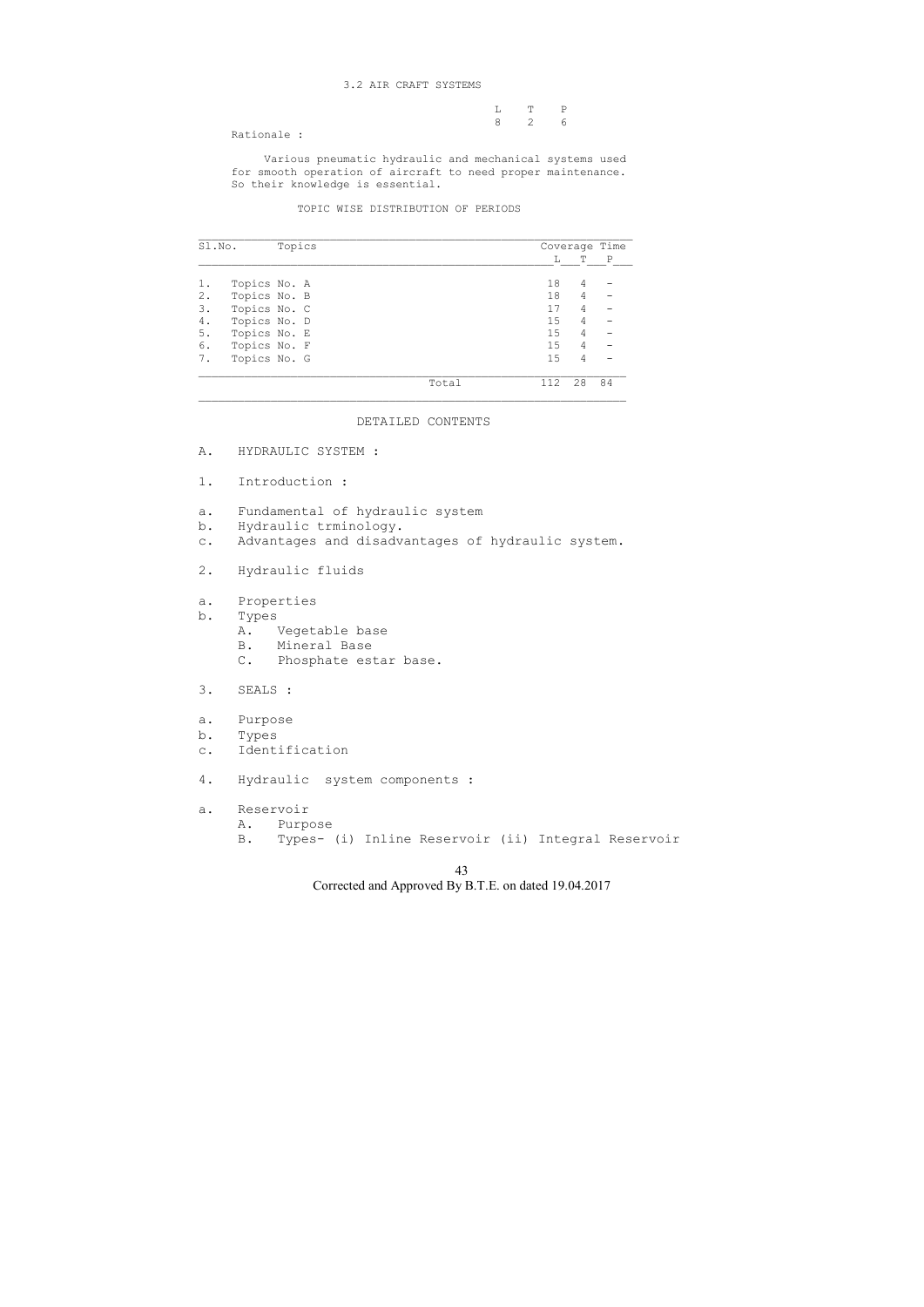## 3.2 AIR CRAFT SYSTEMS

| L | T | P |
|---|---|---|
| 8 | 2 | 6 |

Rationale :

Various pneumatic hydraulic and mechanical systems used for smooth operation of aircraft to need proper maintenance. So their knowledge is essential.

### TOPIC WISE DISTRIBUTION OF PERIODS

| Sl.No. | Topics | L | T | P |
|---|---|---|---|---|
| | | Coverage Time | | |
| 1. | Topics No. A | 18 | 4 | - |
| 2. | Topics No. B | 18 | 4 | - |
| 3. | Topics No. C | 17 | 4 | - |
| 4. | Topics No. D | 15 | 4 | - |
| 5. | Topics No. E | 15 | 4 | - |
| 6. | Topics No. F | 15 | 4 | - |
| 7. | Topics No. G | 15 | 4 | - |
| | Total | 112 | 28 | 84 |

### DETAILED CONTENTS

A. HYDRAULIC SYSTEM :

1. Introduction :

a. Fundamental of hydraulic system
b. Hydraulic trminology.
c. Advantages and disadvantages of hydraulic system.

2. Hydraulic fluids

a. Properties
b. Types
   A. Vegetable base
   B. Mineral Base
   C. Phosphate estar base.

3. SEALS :

a. Purpose
b. Types
c. Identification

4. Hydraulic system components :

a. Reservoir
   A. Purpose
   B. Types- (i) Inline Reservoir (ii) Integral Reservoir

Corrected and Approved By B.T.E. on dated 19.04.2017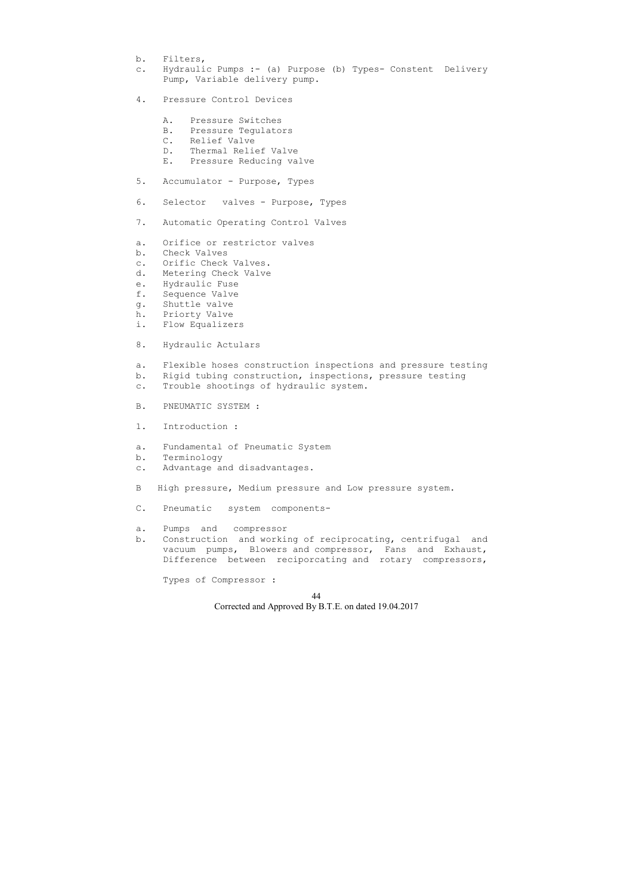b. Filters,
c. Hydraulic Pumps :- (a) Purpose (b) Types- Constent Delivery Pump, Variable delivery pump.

4. Pressure Control Devices

   A. Pressure Switches
   B. Pressure Tegulators
   C. Relief Valve
   D. Thermal Relief Valve
   E. Pressure Reducing valve

5. Accumulator - Purpose, Types

6. Selector valves - Purpose, Types

7. Automatic Operating Control Valves

a. Orifice or restrictor valves
b. Check Valves
c. Orific Check Valves.
d. Metering Check Valve
e. Hydraulic Fuse
f. Sequence Valve
g. Shuttle valve
h. Priorty Valve
i. Flow Equalizers

8. Hydraulic Actulars

a. Flexible hoses construction inspections and pressure testing
b. Rigid tubing construction, inspections, pressure testing
c. Trouble shootings of hydraulic system.

B. PNEUMATIC SYSTEM :

1. Introduction :

a. Fundamental of Pneumatic System
b. Terminology
c. Advantage and disadvantages.

B High pressure, Medium pressure and Low pressure system.

C. Pneumatic system components-

a. Pumps and compressor
b. Construction and working of reciprocating, centrifugal and vacuum pumps, Blowers and compressor, Fans and Exhaust, Difference between reciporcating and rotary compressors,

   Types of Compressor :

Corrected and Approved By B.T.E. on dated 19.04.2017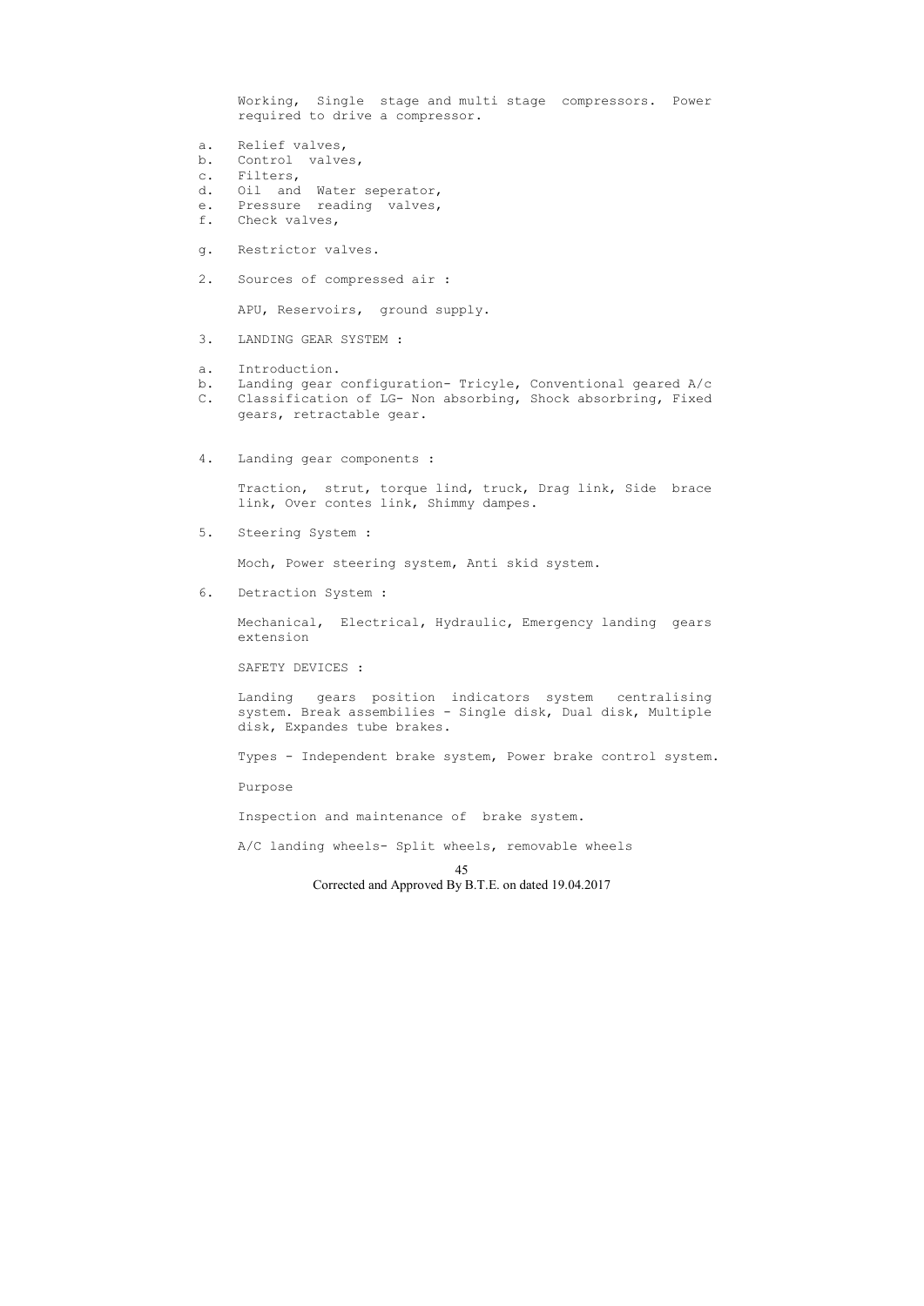Working, Single stage and multi stage compressors. Power required to drive a compressor.

a. Relief valves,
b. Control valves,
c. Filters,
d. Oil and Water seperator,
e. Pressure reading valves,
f. Check valves,

g. Restrictor valves.

2. Sources of compressed air :

   APU, Reservoirs, ground supply.

3. LANDING GEAR SYSTEM :

a. Introduction.
b. Landing gear configuration- Tricyle, Conventional geared A/c
C. Classification of LG- Non absorbing, Shock absorbring, Fixed gears, retractable gear.

4. Landing gear components :

   Traction, strut, torque lind, truck, Drag link, Side brace link, Over contes link, Shimmy dampes.

5. Steering System :

   Moch, Power steering system, Anti skid system.

6. Detraction System :

   Mechanical, Electrical, Hydraulic, Emergency landing gears extension

   SAFETY DEVICES :

   Landing gears position indicators system centralising system. Break assembilies - Single disk, Dual disk, Multiple disk, Expandes tube brakes.

   Types - Independent brake system, Power brake control system.

   Purpose

   Inspection and maintenance of brake system.

   A/C landing wheels- Split wheels, removable wheels

Corrected and Approved By B.T.E. on dated 19.04.2017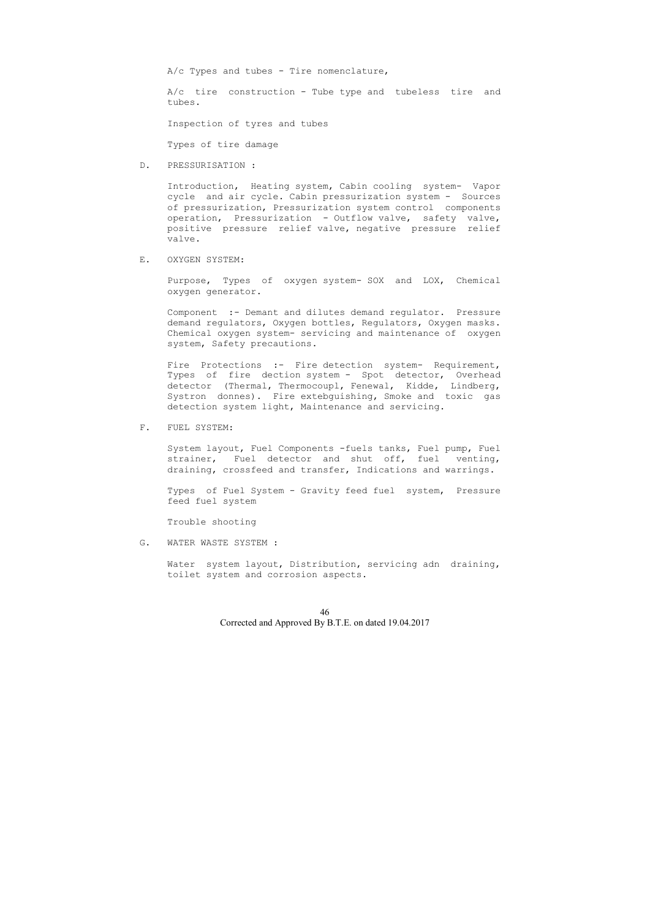A/c Types and tubes - Tire nomenclature,

A/c tire construction - Tube type and tubeless tire and tubes.

Inspection of tyres and tubes

Types of tire damage

D. PRESSURISATION :

Introduction, Heating system, Cabin cooling system- Vapor cycle and air cycle. Cabin pressurization system - Sources of pressurization, Pressurization system control components operation, Pressurization - Outflow valve, safety valve, positive pressure relief valve, negative pressure relief valve.

E. OXYGEN SYSTEM:

Purpose, Types of oxygen system- SOX and LOX, Chemical oxygen generator.

Component :- Demant and dilutes demand regulator. Pressure demand regulators, Oxygen bottles, Regulators, Oxygen masks. Chemical oxygen system- servicing and maintenance of oxygen system, Safety precautions.

Fire Protections :- Fire detection system- Requirement, Types of fire dection system - Spot detector, Overhead detector (Thermal, Thermocoupl, Fenewal, Kidde, Lindberg, Systron donnes). Fire extebguishing, Smoke and toxic gas detection system light, Maintenance and servicing.

F. FUEL SYSTEM:

System layout, Fuel Components -fuels tanks, Fuel pump, Fuel strainer, Fuel detector and shut off, fuel venting, draining, crossfeed and transfer, Indications and warrings.

Types of Fuel System - Gravity feed fuel system, Pressure feed fuel system

Trouble shooting

G. WATER WASTE SYSTEM :

Water system layout, Distribution, servicing adn draining, toilet system and corrosion aspects.

Corrected and Approved By B.T.E. on dated 19.04.2017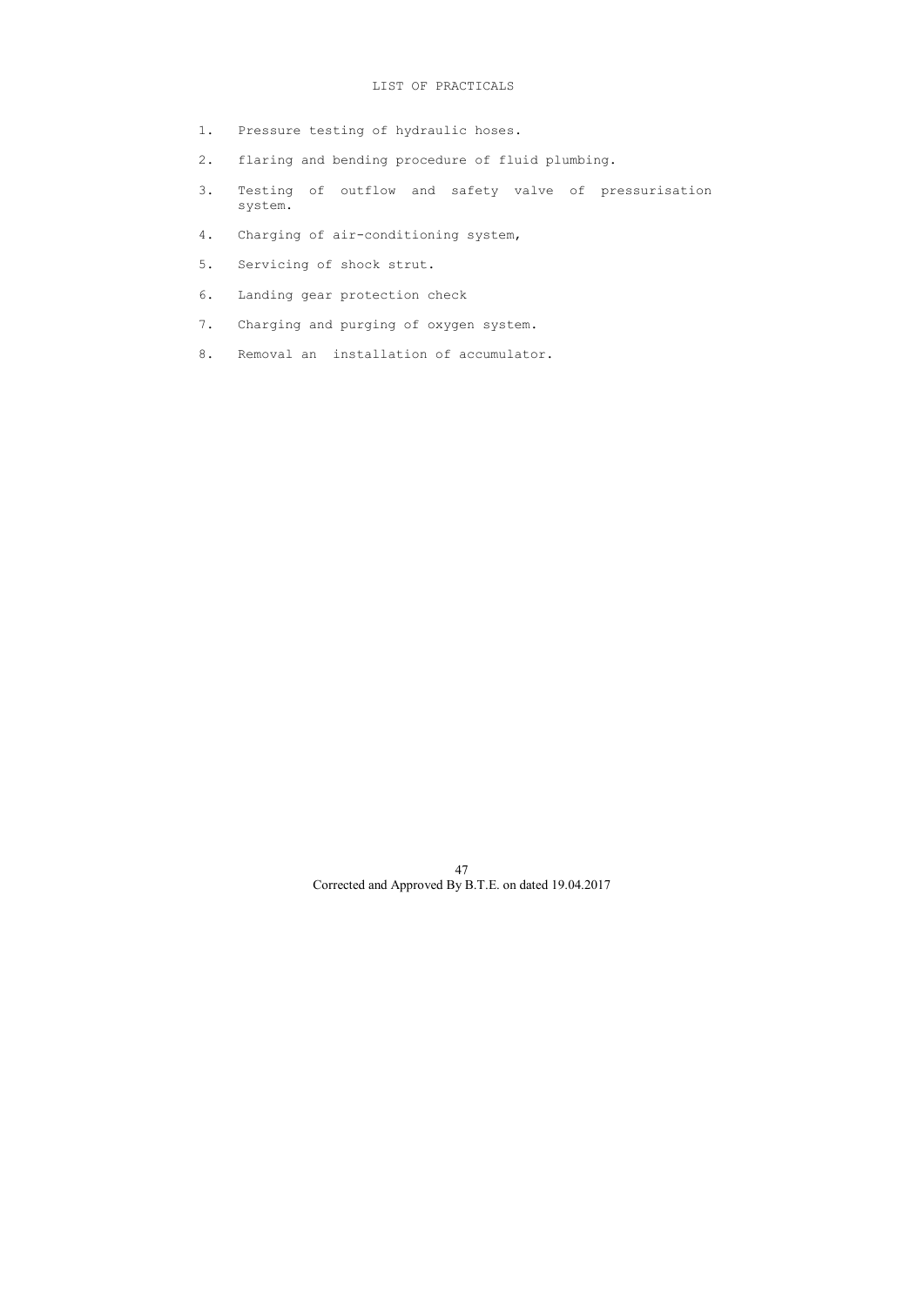## LIST OF PRACTICALS

1. Pressure testing of hydraulic hoses.
2. flaring and bending procedure of fluid plumbing.
3. Testing of outflow and safety valve of pressurisation system.
4. Charging of air-conditioning system,
5. Servicing of shock strut.
6. Landing gear protection check
7. Charging and purging of oxygen system.
8. Removal an installation of accumulator.

Corrected and Approved By B.T.E. on dated 19.04.2017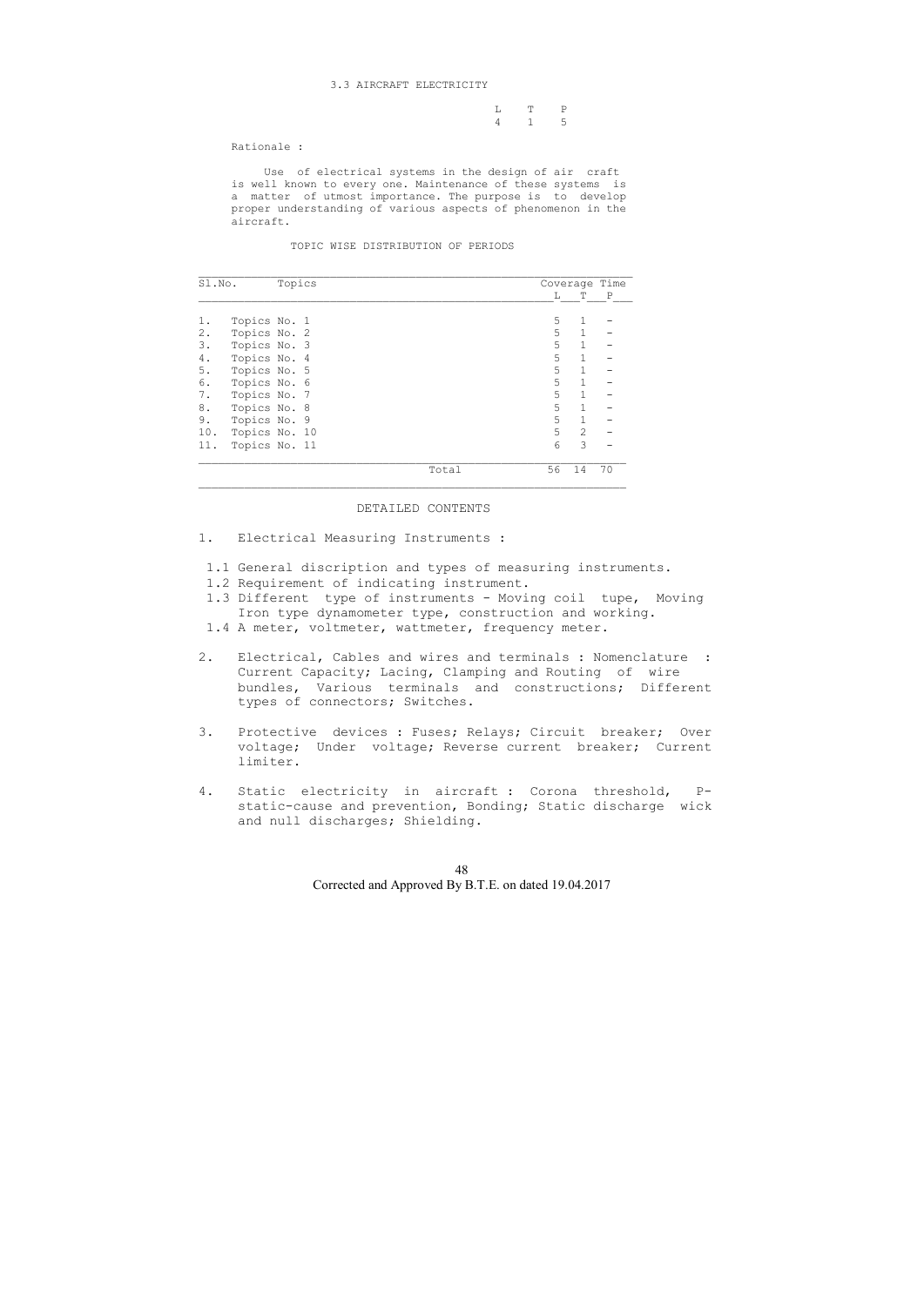## 3.3 AIRCRAFT ELECTRICITY

| L | T | P |
|---|---|---|
| 4 | 1 | 5 |

Rationale :

Use of electrical systems in the design of air craft is well known to every one. Maintenance of these systems is a matter of utmost importance. The purpose is to develop proper understanding of various aspects of phenomenon in the aircraft.

TOPIC WISE DISTRIBUTION OF PERIODS

| Sl.No. | Topics | Coverage Time L | T | P |
|---|---|---|---|---|
| 1. | Topics No. 1 | 5 | 1 | - |
| 2. | Topics No. 2 | 5 | 1 | - |
| 3. | Topics No. 3 | 5 | 1 | - |
| 4. | Topics No. 4 | 5 | 1 | - |
| 5. | Topics No. 5 | 5 | 1 | - |
| 6. | Topics No. 6 | 5 | 1 | - |
| 7. | Topics No. 7 | 5 | 1 | - |
| 8. | Topics No. 8 | 5 | 1 | - |
| 9. | Topics No. 9 | 5 | 1 | - |
| 10. | Topics No. 10 | 5 | 2 | - |
| 11. | Topics No. 11 | 6 | 3 | - |
| | Total | 56 | 14 | 70 |

DETAILED CONTENTS

1. Electrical Measuring Instruments :

 1.1 General discription and types of measuring instruments.
 1.2 Requirement of indicating instrument.
 1.3 Different type of instruments - Moving coil tupe, Moving Iron type dynamometer type, construction and working.
 1.4 A meter, voltmeter, wattmeter, frequency meter.

2. Electrical, Cables and wires and terminals : Nomenclature : Current Capacity; Lacing, Clamping and Routing of wire bundles, Various terminals and constructions; Different types of connectors; Switches.

3. Protective devices : Fuses; Relays; Circuit breaker; Over voltage; Under voltage; Reverse current breaker; Current limiter.

4. Static electricity in aircraft : Corona threshold, P-static-cause and prevention, Bonding; Static discharge wick and null discharges; Shielding.

Corrected and Approved By B.T.E. on dated 19.04.2017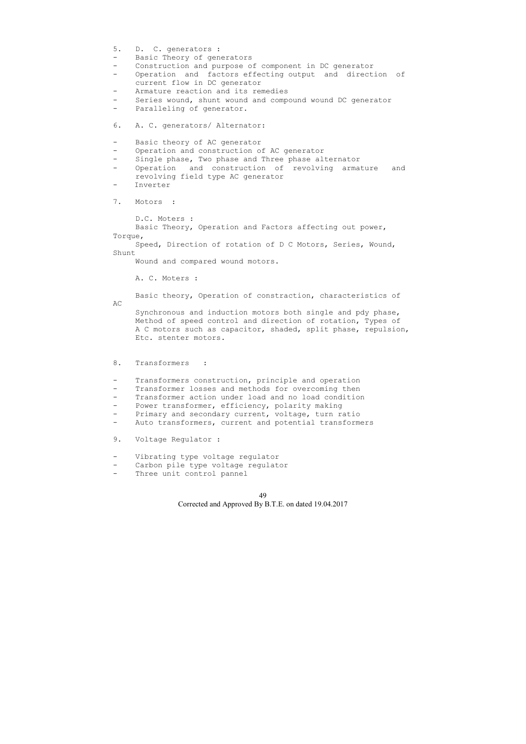5. D. C. generators :

- Basic Theory of generators
- Construction and purpose of component in DC generator
- Operation and factors effecting output and direction of current flow in DC generator
- Armature reaction and its remedies
- Series wound, shunt wound and compound wound DC generator
- Paralleling of generator.

6. A. C. generators/ Alternator:

- Basic theory of AC generator
- Operation and construction of AC generator
- Single phase, Two phase and Three phase alternator
- Operation and construction of revolving armature and revolving field type AC generator
- Inverter

7. Motors :

D.C. Moters :

Basic Theory, Operation and Factors affecting out power, Torque, Speed, Direction of rotation of D C Motors, Series, Wound, Shunt Wound and compared wound motors.

A. C. Moters :

Basic theory, Operation of constraction, characteristics of AC Synchronous and induction motors both single and pdy phase, Method of speed control and direction of rotation, Types of A C motors such as capacitor, shaded, split phase, repulsion, Etc. stenter motors.

8. Transformers :

- Transformers construction, principle and operation
- Transformer losses and methods for overcoming then
- Transformer action under load and no load condition
- Power transformer, efficiency, polarity making
- Primary and secondary current, voltage, turn ratio
- Auto transformers, current and potential transformers

9. Voltage Regulator :

- Vibrating type voltage regulator
- Carbon pile type voltage regulator
- Three unit control pannel

Corrected and Approved By B.T.E. on dated 19.04.2017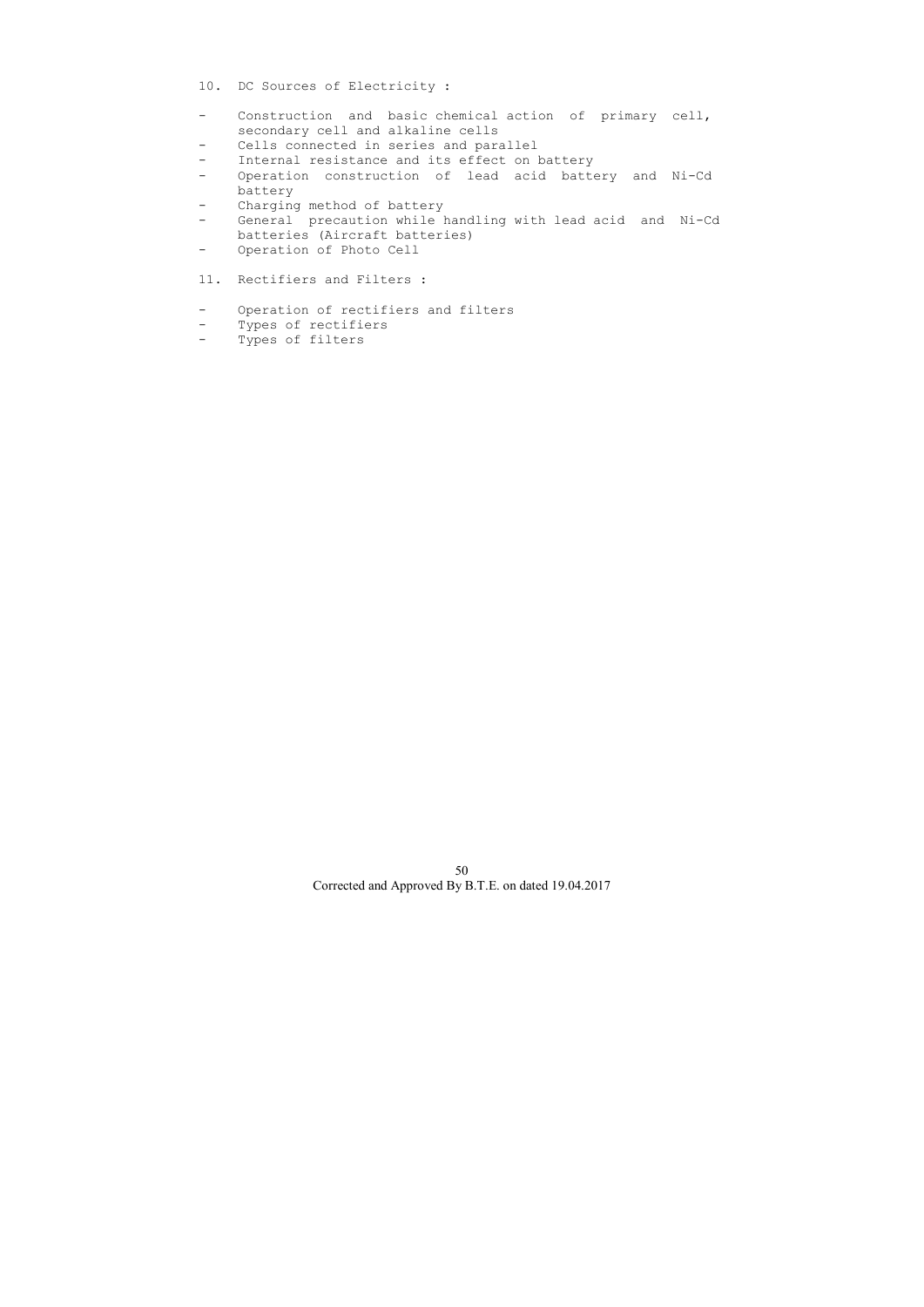10. DC Sources of Electricity :

- Construction and basic chemical action of primary cell, secondary cell and alkaline cells
- Cells connected in series and parallel
- Internal resistance and its effect on battery
- Operation construction of lead acid battery and Ni-Cd battery
- Charging method of battery
- General precaution while handling with lead acid and Ni-Cd batteries (Aircraft batteries)
- Operation of Photo Cell

11. Rectifiers and Filters :

- Operation of rectifiers and filters
- Types of rectifiers
- Types of filters

Corrected and Approved By B.T.E. on dated 19.04.2017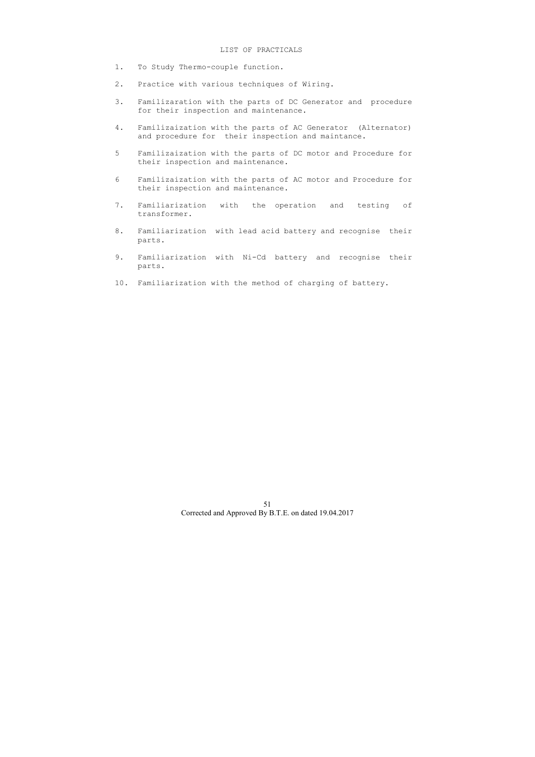# LIST OF PRACTICALS

1. To Study Thermo-couple function.
2. Practice with various techniques of Wiring.
3. Familizaration with the parts of DC Generator and procedure for their inspection and maintenance.
4. Familizaization with the parts of AC Generator (Alternator) and procedure for their inspection and maintance.
5. Familizaization with the parts of DC motor and Procedure for their inspection and maintenance.
6. Familizaization with the parts of AC motor and Procedure for their inspection and maintenance.
7. Familiarization with the operation and testing of transformer.
8. Familiarization with lead acid battery and recognise their parts.
9. Familiarization with Ni-Cd battery and recognise their parts.
10. Familiarization with the method of charging of battery.

Corrected and Approved By B.T.E. on dated 19.04.2017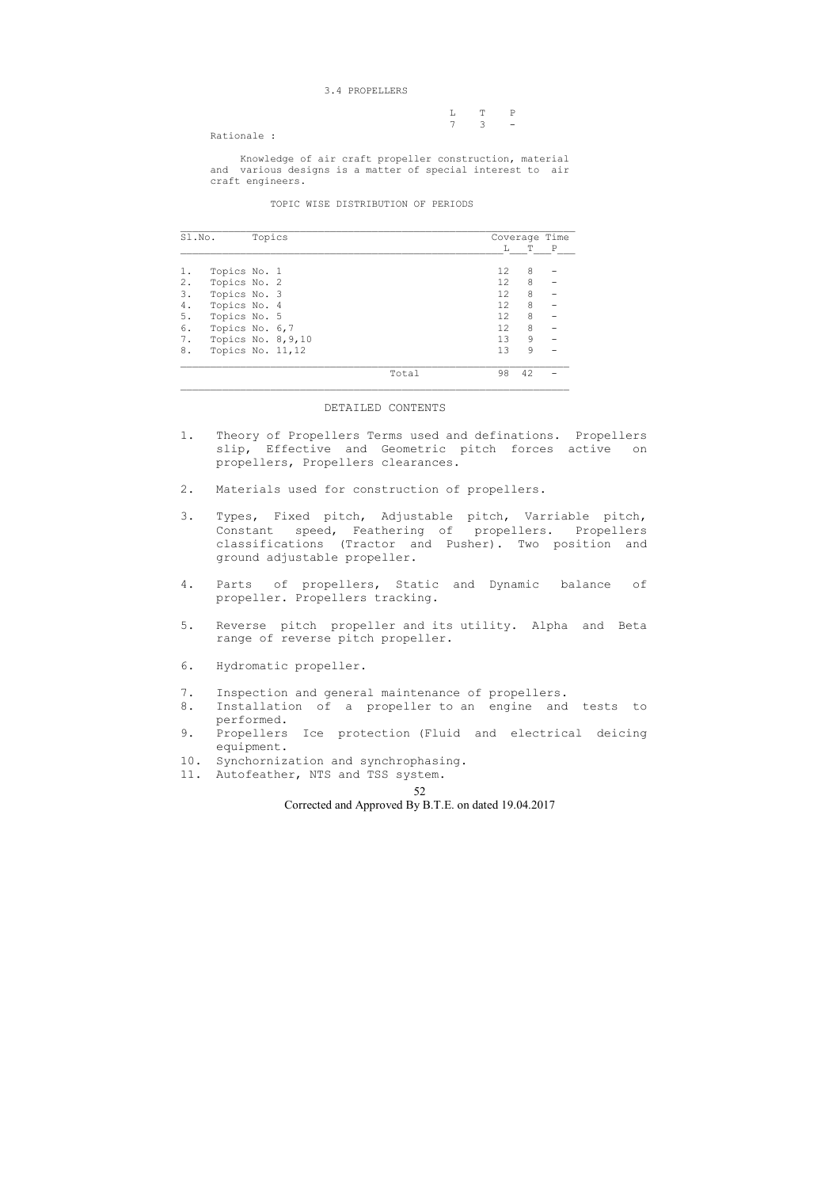## 3.4 PROPELLERS

| L | T | P |
|---|---|---|
| 7 | 3 | - |

Rationale :

Knowledge of air craft propeller construction, material and various designs is a matter of special interest to air craft engineers.

### TOPIC WISE DISTRIBUTION OF PERIODS

| Sl.No. | Topics | Coverage Time L | T | P |
|---|---|---|---|---|
| 1. | Topics No. 1 | 12 | 8 | - |
| 2. | Topics No. 2 | 12 | 8 | - |
| 3. | Topics No. 3 | 12 | 8 | - |
| 4. | Topics No. 4 | 12 | 8 | - |
| 5. | Topics No. 5 | 12 | 8 | - |
| 6. | Topics No. 6,7 | 12 | 8 | - |
| 7. | Topics No. 8,9,10 | 13 | 9 | - |
| 8. | Topics No. 11,12 | 13 | 9 | - |
| | Total | 98 | 42 | - |

### DETAILED CONTENTS

1. Theory of Propellers Terms used and definations. Propellers slip, Effective and Geometric pitch forces active on propellers, Propellers clearances.

2. Materials used for construction of propellers.

3. Types, Fixed pitch, Adjustable pitch, Varriable pitch, Constant speed, Feathering of propellers. Propellers classifications (Tractor and Pusher). Two position and ground adjustable propeller.

4. Parts of propellers, Static and Dynamic balance of propeller. Propellers tracking.

5. Reverse pitch propeller and its utility. Alpha and Beta range of reverse pitch propeller.

6. Hydromatic propeller.

7. Inspection and general maintenance of propellers.
8. Installation of a propeller to an engine and tests to performed.
9. Propellers Ice protection (Fluid and electrical deicing equipment.
10. Synchornization and synchrophasing.
11. Autofeather, NTS and TSS system.

Corrected and Approved By B.T.E. on dated 19.04.2017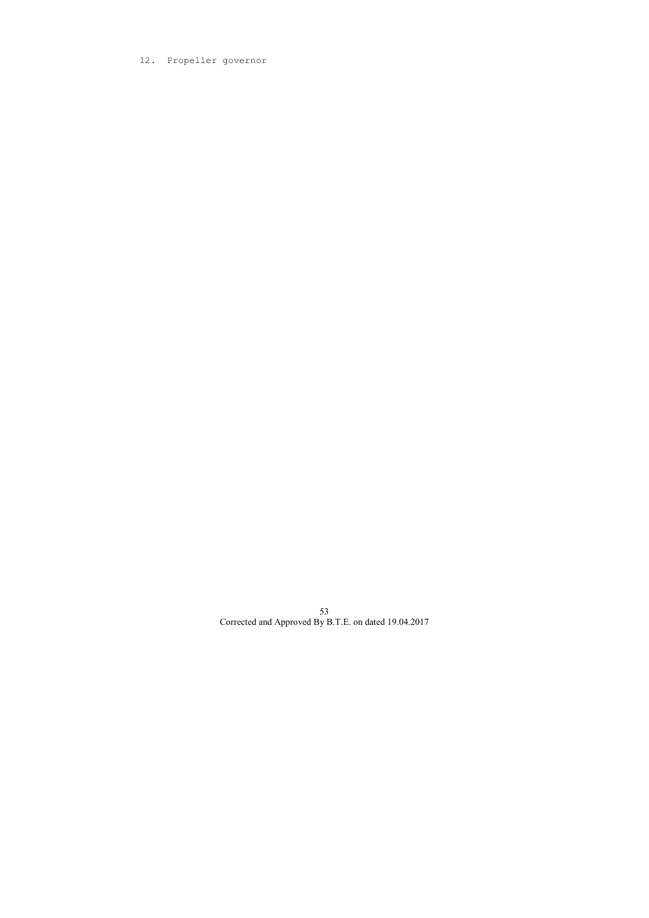12. Propeller governor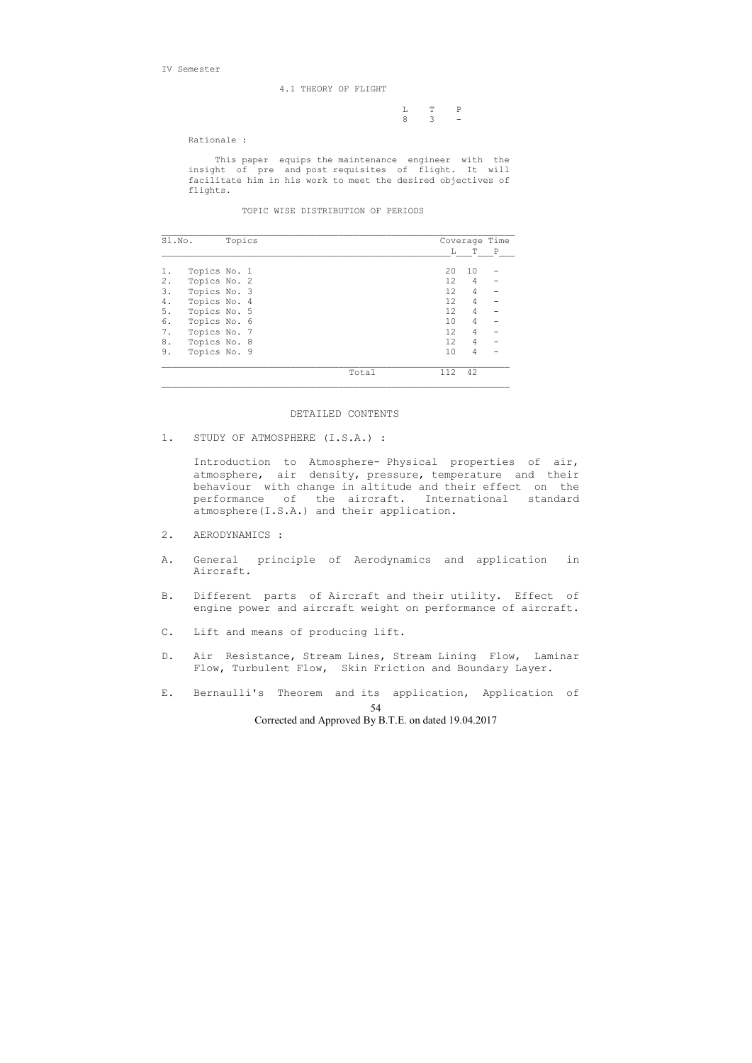IV Semester

# 4.1 THEORY OF FLIGHT

| L | T | P |
|---|---|---|
| 8 | 3 | - |

Rationale :

This paper equips the maintenance engineer with the insight of pre and post requisites of flight. It will facilitate him in his work to meet the desired objectives of flights.

## TOPIC WISE DISTRIBUTION OF PERIODS

| Sl.No. | Topics | Coverage Time L | T | P |
|---|---|---|---|---|
| 1. | Topics No. 1 | 20 | 10 | - |
| 2. | Topics No. 2 | 12 | 4 | - |
| 3. | Topics No. 3 | 12 | 4 | - |
| 4. | Topics No. 4 | 12 | 4 | - |
| 5. | Topics No. 5 | 12 | 4 | - |
| 6. | Topics No. 6 | 10 | 4 | - |
| 7. | Topics No. 7 | 12 | 4 | - |
| 8. | Topics No. 8 | 12 | 4 | - |
| 9. | Topics No. 9 | 10 | 4 | - |
| | Total | 112 | 42 | |

## DETAILED CONTENTS

1. STUDY OF ATMOSPHERE (I.S.A.) :

   Introduction to Atmosphere- Physical properties of air, atmosphere, air density, pressure, temperature and their behaviour with change in altitude and their effect on the performance of the aircraft. International standard atmosphere(I.S.A.) and their application.

2. AERODYNAMICS :

A. General principle of Aerodynamics and application in Aircraft.

B. Different parts of Aircraft and their utility. Effect of engine power and aircraft weight on performance of aircraft.

C. Lift and means of producing lift.

D. Air Resistance, Stream Lines, Stream Lining Flow, Laminar Flow, Turbulent Flow, Skin Friction and Boundary Layer.

E. Bernaulli's Theorem and its application, Application of

Corrected and Approved By B.T.E. on dated 19.04.2017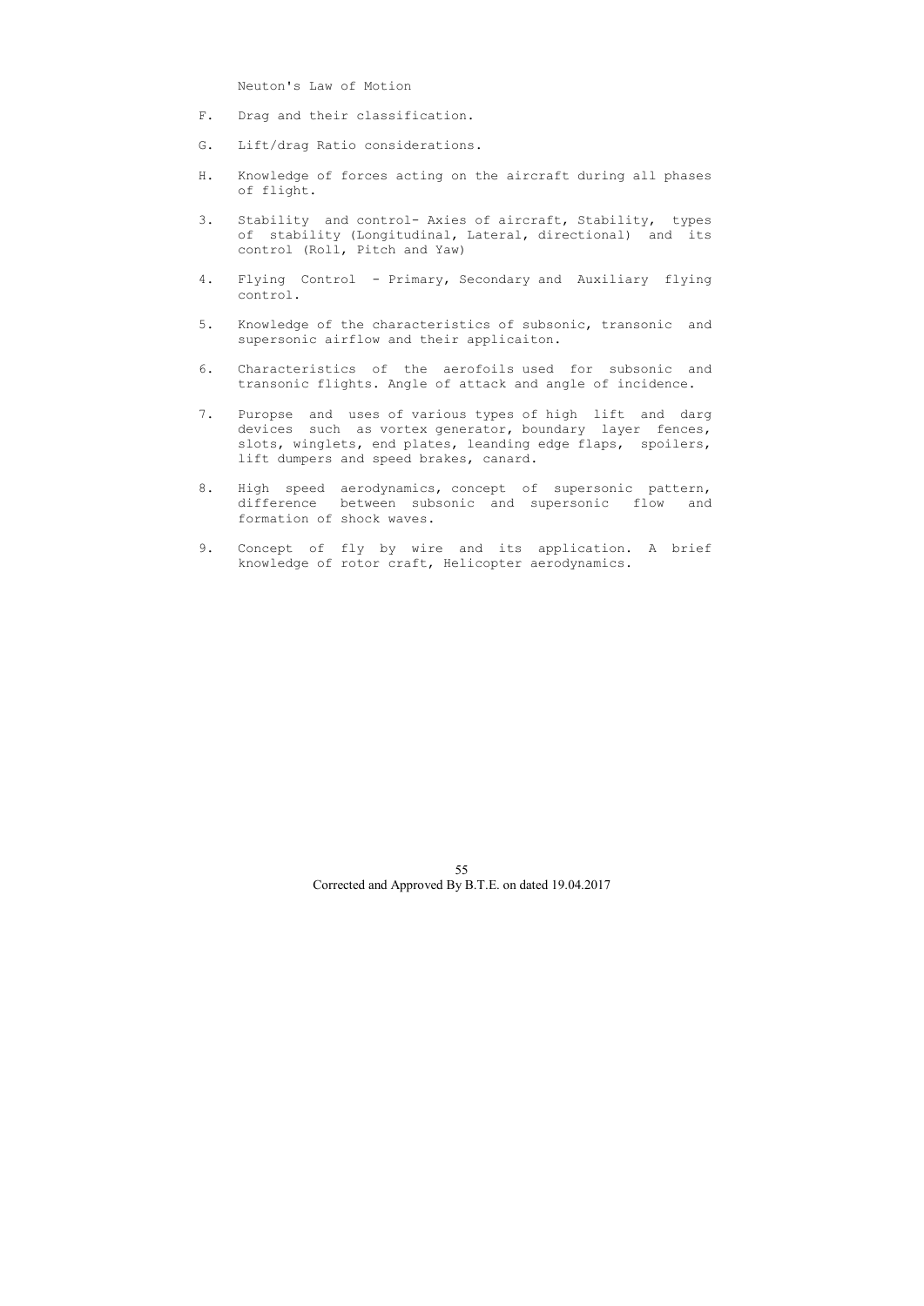Neuton's Law of Motion

F. Drag and their classification.

G. Lift/drag Ratio considerations.

H. Knowledge of forces acting on the aircraft during all phases of flight.

3. Stability and control- Axies of aircraft, Stability, types of stability (Longitudinal, Lateral, directional) and its control (Roll, Pitch and Yaw)

4. Flying Control - Primary, Secondary and Auxiliary flying control.

5. Knowledge of the characteristics of subsonic, transonic and supersonic airflow and their applicaiton.

6. Characteristics of the aerofoils used for subsonic and transonic flights. Angle of attack and angle of incidence.

7. Puropse and uses of various types of high lift and darg devices such as vortex generator, boundary layer fences, slots, winglets, end plates, leanding edge flaps, spoilers, lift dumpers and speed brakes, canard.

8. High speed aerodynamics, concept of supersonic pattern, difference between subsonic and supersonic flow and formation of shock waves.

9. Concept of fly by wire and its application. A brief knowledge of rotor craft, Helicopter aerodynamics.

Corrected and Approved By B.T.E. on dated 19.04.2017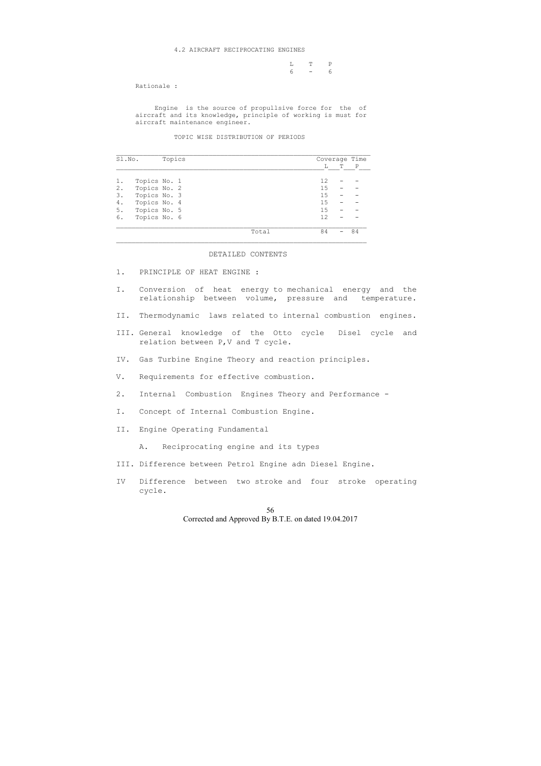## 4.2 AIRCRAFT RECIPROCATING ENGINES

| L | T | P |
|---|---|---|
| 6 | - | 6 |

Rationale :

Engine is the source of propullsive force for the of aircraft and its knowledge, principle of working is must for aircraft maintenance engineer.

### TOPIC WISE DISTRIBUTION OF PERIODS

| Sl.No. | Topics | Coverage Time L | T | P |
|---|---|---|---|---|
| 1. | Topics No. 1 | 12 | - | - |
| 2. | Topics No. 2 | 15 | - | - |
| 3. | Topics No. 3 | 15 | - | - |
| 4. | Topics No. 4 | 15 | - | - |
| 5. | Topics No. 5 | 15 | - | - |
| 6. | Topics No. 6 | 12 | - | - |
| | Total | 84 | - | 84 |

### DETAILED CONTENTS

1. PRINCIPLE OF HEAT ENGINE :

I. Conversion of heat energy to mechanical energy and the relationship between volume, pressure and temperature.

II. Thermodynamic laws related to internal combustion engines.

III. General knowledge of the Otto cycle Disel cycle and relation between P,V and T cycle.

IV. Gas Turbine Engine Theory and reaction principles.

V. Requirements for effective combustion.

2. Internal Combustion Engines Theory and Performance -

I. Concept of Internal Combustion Engine.

II. Engine Operating Fundamental

   A. Reciprocating engine and its types

III. Difference between Petrol Engine adn Diesel Engine.

IV Difference between two stroke and four stroke operating cycle.

Corrected and Approved By B.T.E. on dated 19.04.2017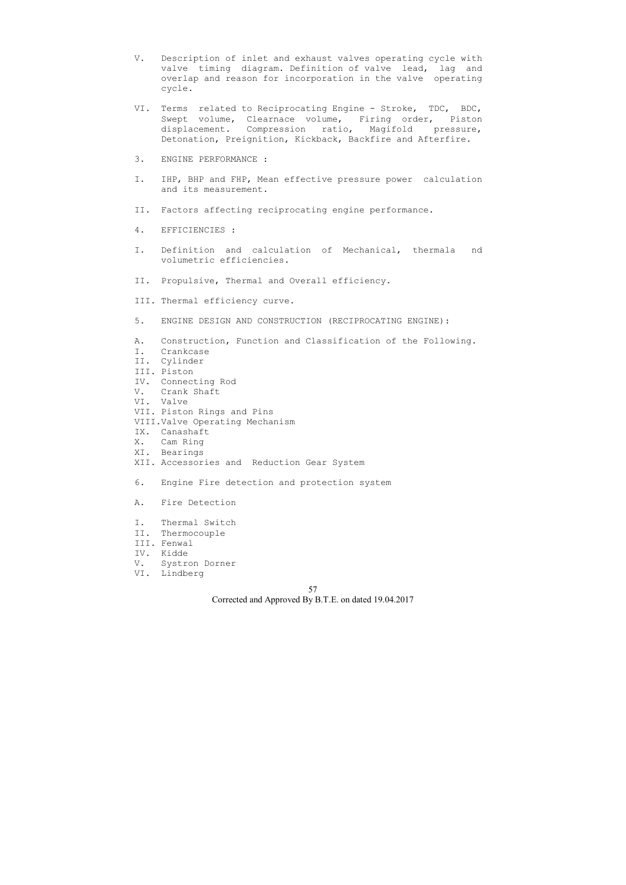V. Description of inlet and exhaust valves operating cycle with valve timing diagram. Definition of valve lead, lag and overlap and reason for incorporation in the valve operating cycle.

VI. Terms related to Reciprocating Engine - Stroke, TDC, BDC, Swept volume, Clearnace volume, Firing order, Piston displacement. Compression ratio, Magifold pressure, Detonation, Preignition, Kickback, Backfire and Afterfire.

3. ENGINE PERFORMANCE :

I. IHP, BHP and FHP, Mean effective pressure power calculation and its measurement.

II. Factors affecting reciprocating engine performance.

4. EFFICIENCIES :

I. Definition and calculation of Mechanical, thermala nd volumetric efficiencies.

II. Propulsive, Thermal and Overall efficiency.

III. Thermal efficiency curve.

5. ENGINE DESIGN AND CONSTRUCTION (RECIPROCATING ENGINE):

A. Construction, Function and Classification of the Following.
I. Crankcase
II. Cylinder
III. Piston
IV. Connecting Rod
V. Crank Shaft
VI. Valve
VII. Piston Rings and Pins
VIII. Valve Operating Mechanism
IX. Canashaft
X. Cam Ring
XI. Bearings
XII. Accessories and Reduction Gear System

6. Engine Fire detection and protection system

A. Fire Detection

I. Thermal Switch
II. Thermocouple
III. Fenwal
IV. Kidde
V. Systron Dorner
VI. Lindberg

Corrected and Approved By B.T.E. on dated 19.04.2017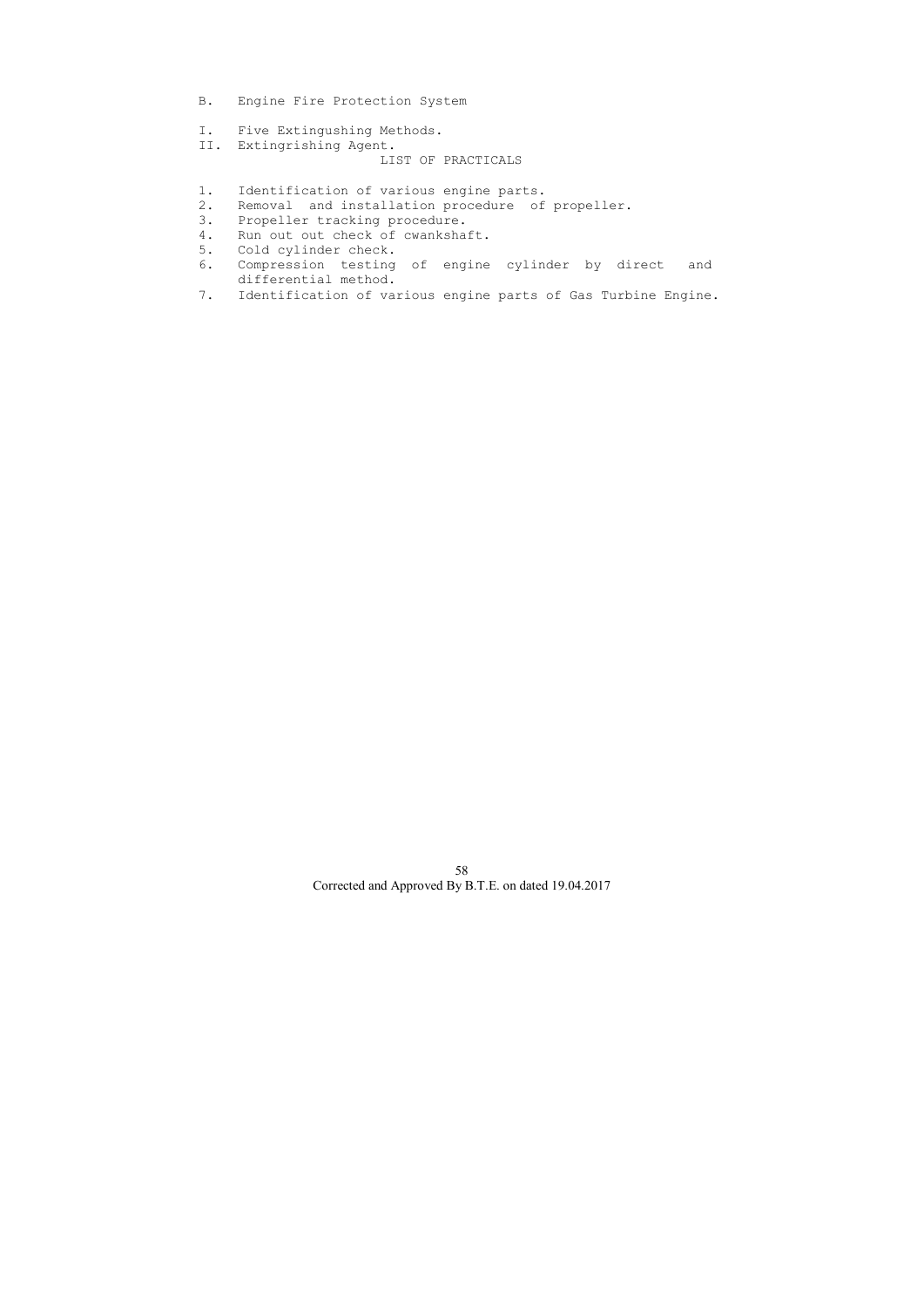B. Engine Fire Protection System

I. Five Extingushing Methods.
II. Extingrishing Agent.

## LIST OF PRACTICALS

1. Identification of various engine parts.
2. Removal and installation procedure of propeller.
3. Propeller tracking procedure.
4. Run out out check of cwankshaft.
5. Cold cylinder check.
6. Compression testing of engine cylinder by direct and differential method.
7. Identification of various engine parts of Gas Turbine Engine.

Corrected and Approved By B.T.E. on dated 19.04.2017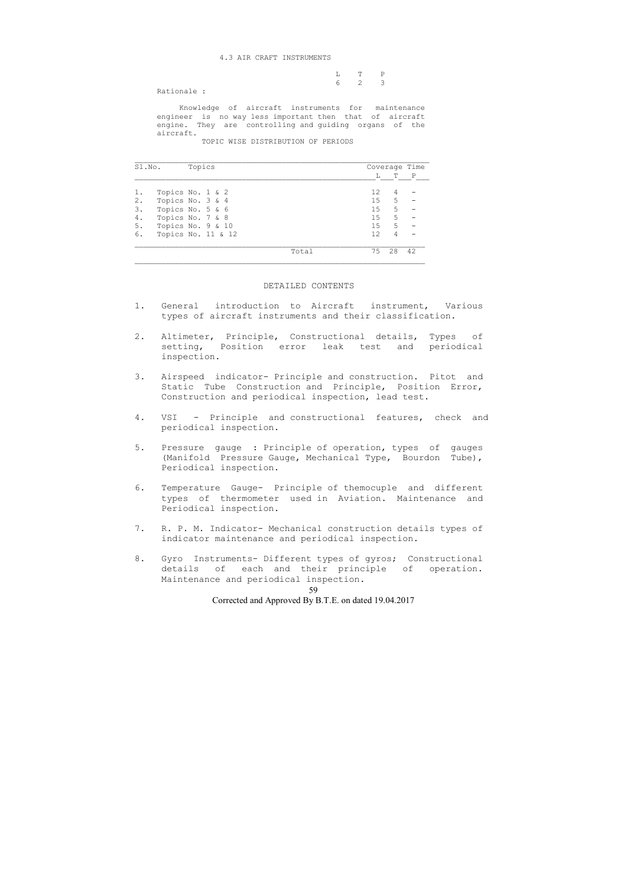## 4.3 AIR CRAFT INSTRUMENTS

| L | T | P |
|---|---|---|
| 6 | 2 | 3 |

**Rationale :**

Knowledge of aircraft instruments for maintenance engineer is no way less important then that of aircraft engine. They are controlling and guiding organs of the aircraft.

### TOPIC WISE DISTRIBUTION OF PERIODS

| Sl.No. | Topics | Coverage Time L | T | P |
|---|---|---|---|---|
| 1. | Topics No. 1 & 2 | 12 | 4 | - |
| 2. | Topics No. 3 & 4 | 15 | 5 | - |
| 3. | Topics No. 5 & 6 | 15 | 5 | - |
| 4. | Topics No. 7 & 8 | 15 | 5 | - |
| 5. | Topics No. 9 & 10 | 15 | 5 | - |
| 6. | Topics No. 11 & 12 | 12 | 4 | - |
| | Total | 75 | 28 | 42 |

### DETAILED CONTENTS

1. General introduction to Aircraft instrument, Various types of aircraft instruments and their classification.

2. Altimeter, Principle, Constructional details, Types of setting, Position error leak test and periodical inspection.

3. Airspeed indicator- Principle and construction. Pitot and Static Tube Construction and Principle, Position Error, Construction and periodical inspection, lead test.

4. VSI - Principle and constructional features, check and periodical inspection.

5. Pressure gauge : Principle of operation, types of gauges (Manifold Pressure Gauge, Mechanical Type, Bourdon Tube), Periodical inspection.

6. Temperature Gauge- Principle of themocuple and different types of thermometer used in Aviation. Maintenance and Periodical inspection.

7. R. P. M. Indicator- Mechanical construction details types of indicator maintenance and periodical inspection.

8. Gyro Instruments- Different types of gyros; Constructional details of each and their principle of operation. Maintenance and periodical inspection.

Corrected and Approved By B.T.E. on dated 19.04.2017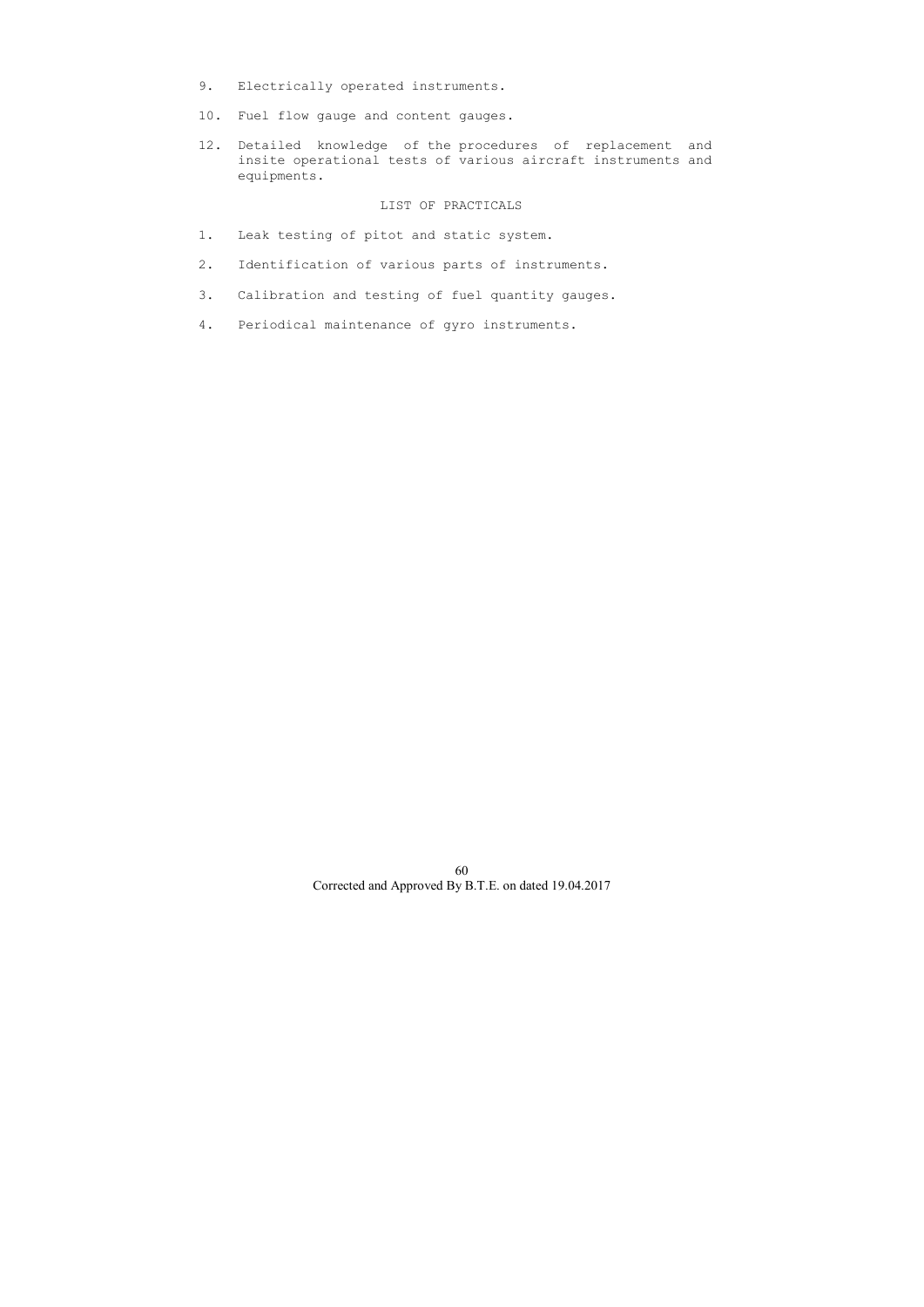9. Electrically operated instruments.

10. Fuel flow gauge and content gauges.

12. Detailed knowledge of the procedures of replacement and insite operational tests of various aircraft instruments and equipments.

LIST OF PRACTICALS

1. Leak testing of pitot and static system.

2. Identification of various parts of instruments.

3. Calibration and testing of fuel quantity gauges.

4. Periodical maintenance of gyro instruments.

Corrected and Approved By B.T.E. on dated 19.04.2017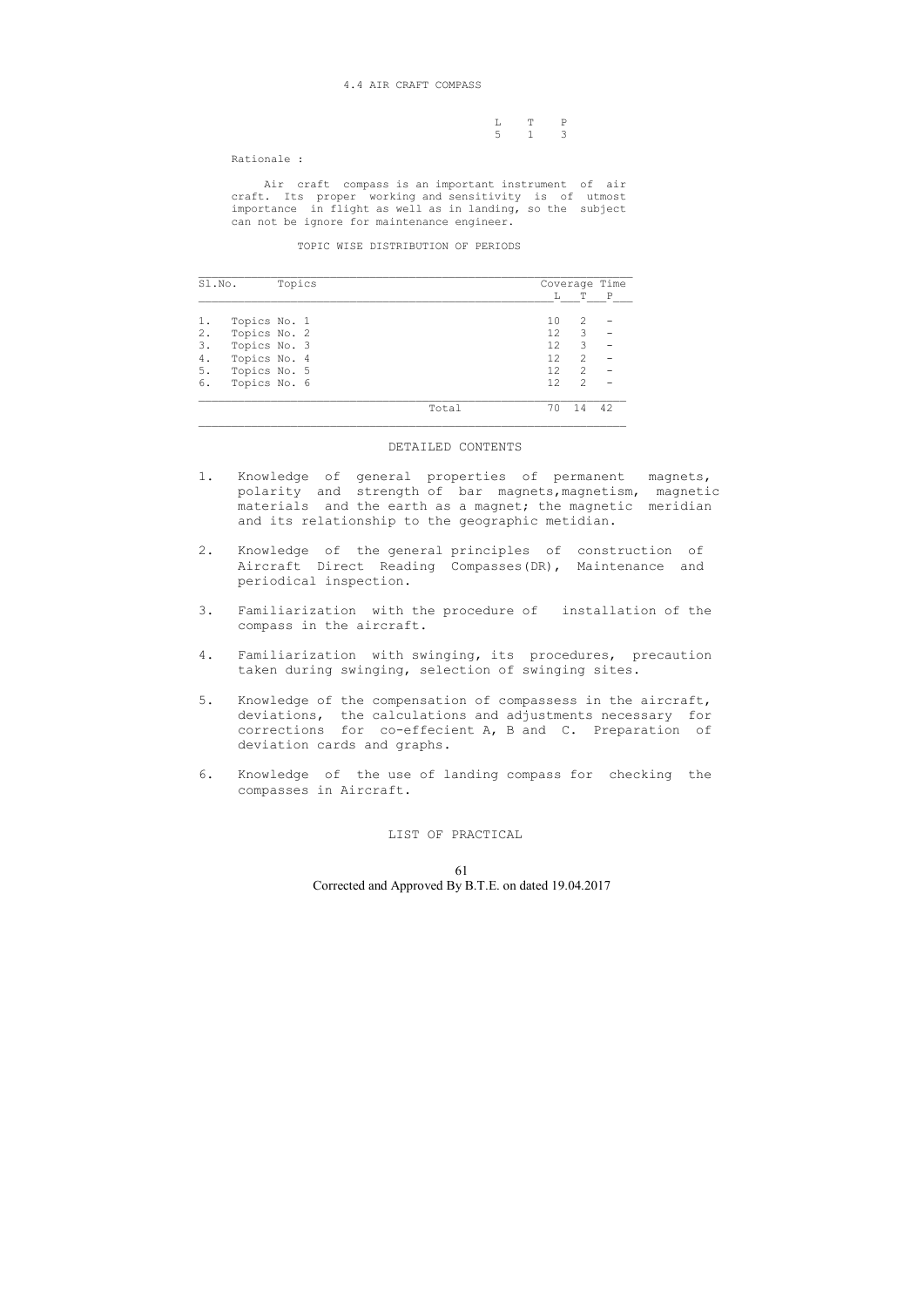# 4.4 AIR CRAFT COMPASS

| L | T | P |
|---|---|---|
| 5 | 1 | 3 |

Rationale :

Air craft compass is an important instrument of air craft. Its proper working and sensitivity is of utmost importance in flight as well as in landing, so the subject can not be ignore for maintenance engineer.

TOPIC WISE DISTRIBUTION OF PERIODS

| Sl.No. | Topics | Coverage Time | | |
|---|---|---|---|---|
| | | L | T | P |
| 1. | Topics No. 1 | 10 | 2 | - |
| 2. | Topics No. 2 | 12 | 3 | - |
| 3. | Topics No. 3 | 12 | 3 | - |
| 4. | Topics No. 4 | 12 | 2 | - |
| 5. | Topics No. 5 | 12 | 2 | - |
| 6. | Topics No. 6 | 12 | 2 | - |
| | Total | 70 | 14 | 42 |

## DETAILED CONTENTS

1. Knowledge of general properties of permanent magnets, polarity and strength of bar magnets,magnetism, magnetic materials and the earth as a magnet; the magnetic meridian and its relationship to the geographic metidian.

2. Knowledge of the general principles of construction of Aircraft Direct Reading Compasses(DR), Maintenance and periodical inspection.

3. Familiarization with the procedure of installation of the compass in the aircraft.

4. Familiarization with swinging, its procedures, precaution taken during swinging, selection of swinging sites.

5. Knowledge of the compensation of compassess in the aircraft, deviations, the calculations and adjustments necessary for corrections for co-effecient A, B and C. Preparation of deviation cards and graphs.

6. Knowledge of the use of landing compass for checking the compasses in Aircraft.

## LIST OF PRACTICAL

Corrected and Approved By B.T.E. on dated 19.04.2017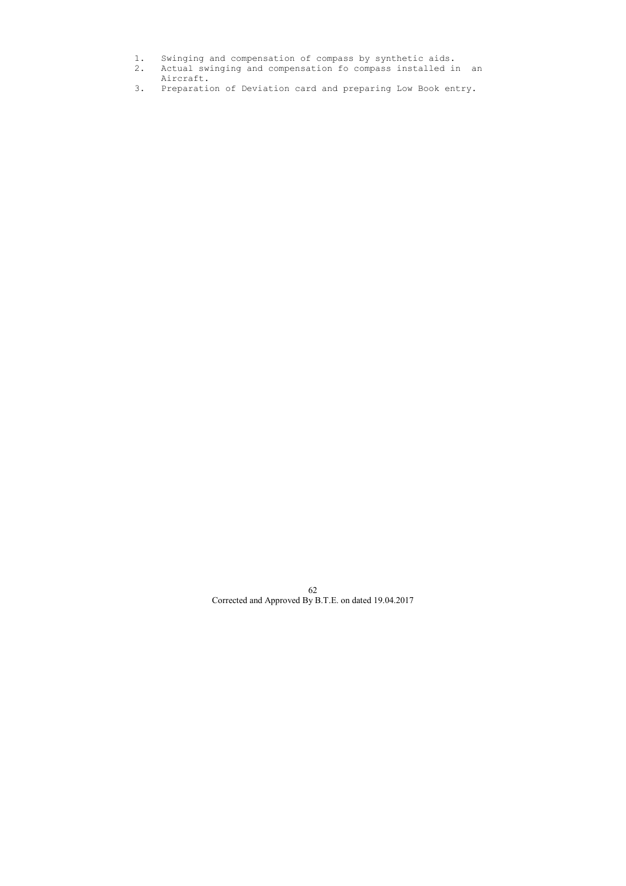1. Swinging and compensation of compass by synthetic aids.
2. Actual swinging and compensation fo compass installed in an Aircraft.
3. Preparation of Deviation card and preparing Low Book entry.

Corrected and Approved By B.T.E. on dated 19.04.2017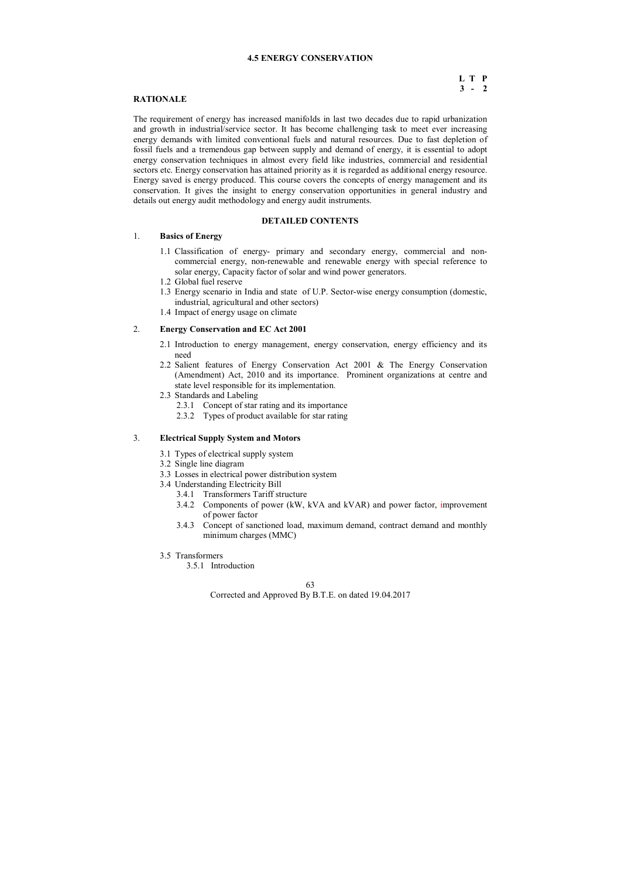## 4.5 ENERGY CONSERVATION

| L | T | P |
|---|---|---|
| 3 | - | 2 |

### RATIONALE

The requirement of energy has increased manifolds in last two decades due to rapid urbanization and growth in industrial/service sector. It has become challenging task to meet ever increasing energy demands with limited conventional fuels and natural resources. Due to fast depletion of fossil fuels and a tremendous gap between supply and demand of energy, it is essential to adopt energy conservation techniques in almost every field like industries, commercial and residential sectors etc. Energy conservation has attained priority as it is regarded as additional energy resource. Energy saved is energy produced. This course covers the concepts of energy management and its conservation. It gives the insight to energy conservation opportunities in general industry and details out energy audit methodology and energy audit instruments.

### DETAILED CONTENTS

1. **Basics of Energy**

   1.1 Classification of energy- primary and secondary energy, commercial and non-commercial energy, non-renewable and renewable energy with special reference to solar energy, Capacity factor of solar and wind power generators.

   1.2 Global fuel reserve

   1.3 Energy scenario in India and state of U.P. Sector-wise energy consumption (domestic, industrial, agricultural and other sectors)

   1.4 Impact of energy usage on climate

2. **Energy Conservation and EC Act 2001**

   2.1 Introduction to energy management, energy conservation, energy efficiency and its need

   2.2 Salient features of Energy Conservation Act 2001 & The Energy Conservation (Amendment) Act, 2010 and its importance. Prominent organizations at centre and state level responsible for its implementation.

   2.3 Standards and Labeling

   2.3.1 Concept of star rating and its importance

   2.3.2 Types of product available for star rating

3. **Electrical Supply System and Motors**

   3.1 Types of electrical supply system

   3.2 Single line diagram

   3.3 Losses in electrical power distribution system

   3.4 Understanding Electricity Bill

   3.4.1 Transformers Tariff structure

   3.4.2 Components of power (kW, kVA and kVAR) and power factor, improvement of power factor

   3.4.3 Concept of sanctioned load, maximum demand, contract demand and monthly minimum charges (MMC)

   3.5 Transformers

   3.5.1 Introduction

Corrected and Approved By B.T.E. on dated 19.04.2017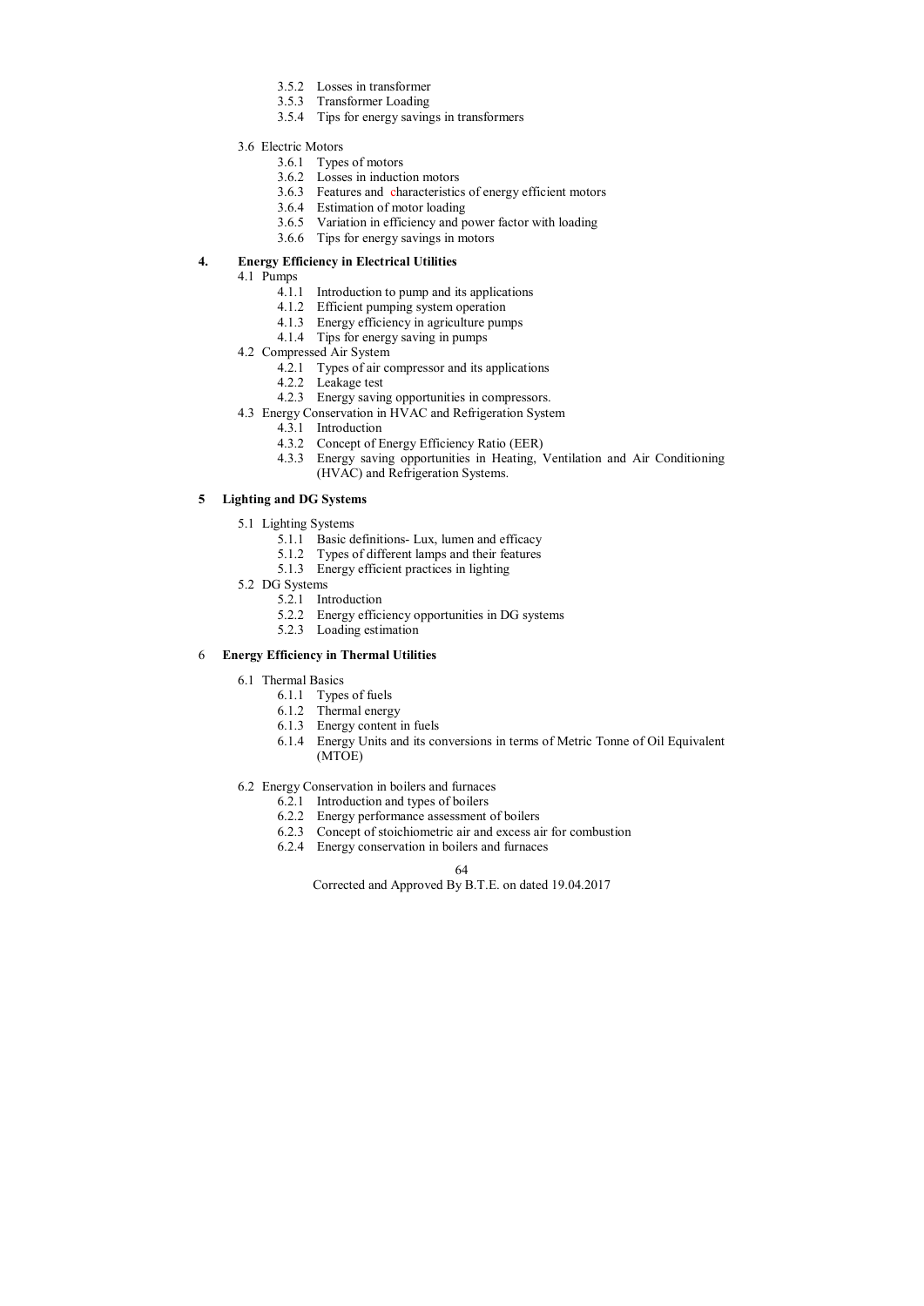- 3.5.2 Losses in transformer
- 3.5.3 Transformer Loading
- 3.5.4 Tips for energy savings in transformers

3.6 Electric Motors

- 3.6.1 Types of motors
- 3.6.2 Losses in induction motors
- 3.6.3 Features and characteristics of energy efficient motors
- 3.6.4 Estimation of motor loading
- 3.6.5 Variation in efficiency and power factor with loading
- 3.6.6 Tips for energy savings in motors

**4. Energy Efficiency in Electrical Utilities**

4.1 Pumps

- 4.1.1 Introduction to pump and its applications
- 4.1.2 Efficient pumping system operation
- 4.1.3 Energy efficiency in agriculture pumps
- 4.1.4 Tips for energy saving in pumps

4.2 Compressed Air System

- 4.2.1 Types of air compressor and its applications
- 4.2.2 Leakage test
- 4.2.3 Energy saving opportunities in compressors.

4.3 Energy Conservation in HVAC and Refrigeration System

- 4.3.1 Introduction
- 4.3.2 Concept of Energy Efficiency Ratio (EER)
- 4.3.3 Energy saving opportunities in Heating, Ventilation and Air Conditioning (HVAC) and Refrigeration Systems.

**5 Lighting and DG Systems**

5.1 Lighting Systems

- 5.1.1 Basic definitions- Lux, lumen and efficacy
- 5.1.2 Types of different lamps and their features
- 5.1.3 Energy efficient practices in lighting

5.2 DG Systems

- 5.2.1 Introduction
- 5.2.2 Energy efficiency opportunities in DG systems
- 5.2.3 Loading estimation

**6 Energy Efficiency in Thermal Utilities**

6.1 Thermal Basics

- 6.1.1 Types of fuels
- 6.1.2 Thermal energy
- 6.1.3 Energy content in fuels
- 6.1.4 Energy Units and its conversions in terms of Metric Tonne of Oil Equivalent (MTOE)

6.2 Energy Conservation in boilers and furnaces

- 6.2.1 Introduction and types of boilers
- 6.2.2 Energy performance assessment of boilers
- 6.2.3 Concept of stoichiometric air and excess air for combustion
- 6.2.4 Energy conservation in boilers and furnaces

Corrected and Approved By B.T.E. on dated 19.04.2017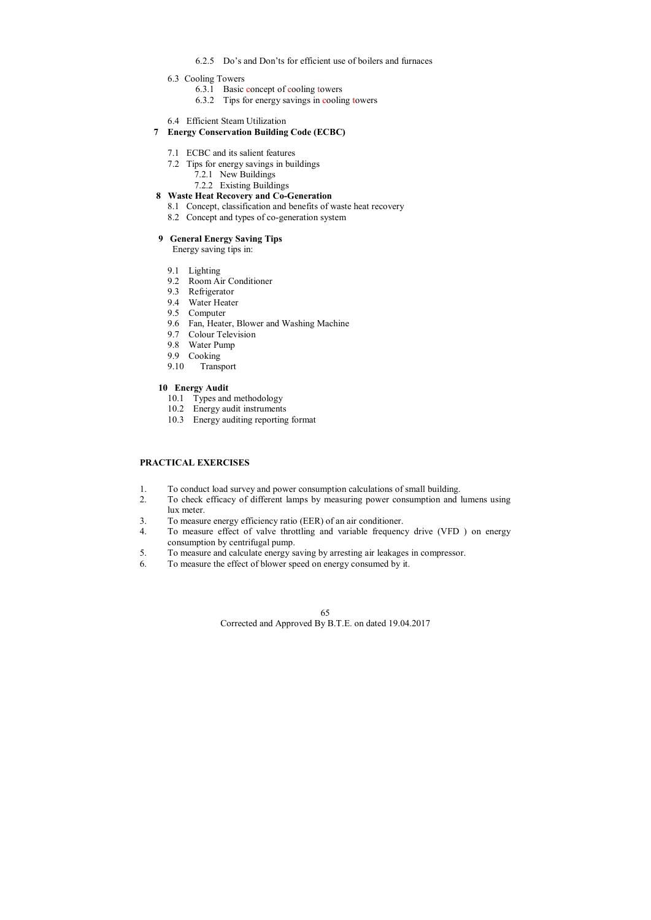6.2.5 Do's and Don'ts for efficient use of boilers and furnaces

6.3 Cooling Towers

6.3.1 Basic concept of cooling towers

6.3.2 Tips for energy savings in cooling towers

6.4 Efficient Steam Utilization

**7 Energy Conservation Building Code (ECBC)**

7.1 ECBC and its salient features

7.2 Tips for energy savings in buildings

7.2.1 New Buildings

7.2.2 Existing Buildings

**8 Waste Heat Recovery and Co-Generation**

8.1 Concept, classification and benefits of waste heat recovery

8.2 Concept and types of co-generation system

**9 General Energy Saving Tips**

Energy saving tips in:

9.1 Lighting

9.2 Room Air Conditioner

9.3 Refrigerator

9.4 Water Heater

9.5 Computer

9.6 Fan, Heater, Blower and Washing Machine

9.7 Colour Television

9.8 Water Pump

9.9 Cooking

9.10 Transport

**10 Energy Audit**

10.1 Types and methodology

10.2 Energy audit instruments

10.3 Energy auditing reporting format

**PRACTICAL EXERCISES**

1. To conduct load survey and power consumption calculations of small building.
2. To check efficacy of different lamps by measuring power consumption and lumens using lux meter.
3. To measure energy efficiency ratio (EER) of an air conditioner.
4. To measure effect of valve throttling and variable frequency drive (VFD ) on energy consumption by centrifugal pump.
5. To measure and calculate energy saving by arresting air leakages in compressor.
6. To measure the effect of blower speed on energy consumed by it.

Corrected and Approved By B.T.E. on dated 19.04.2017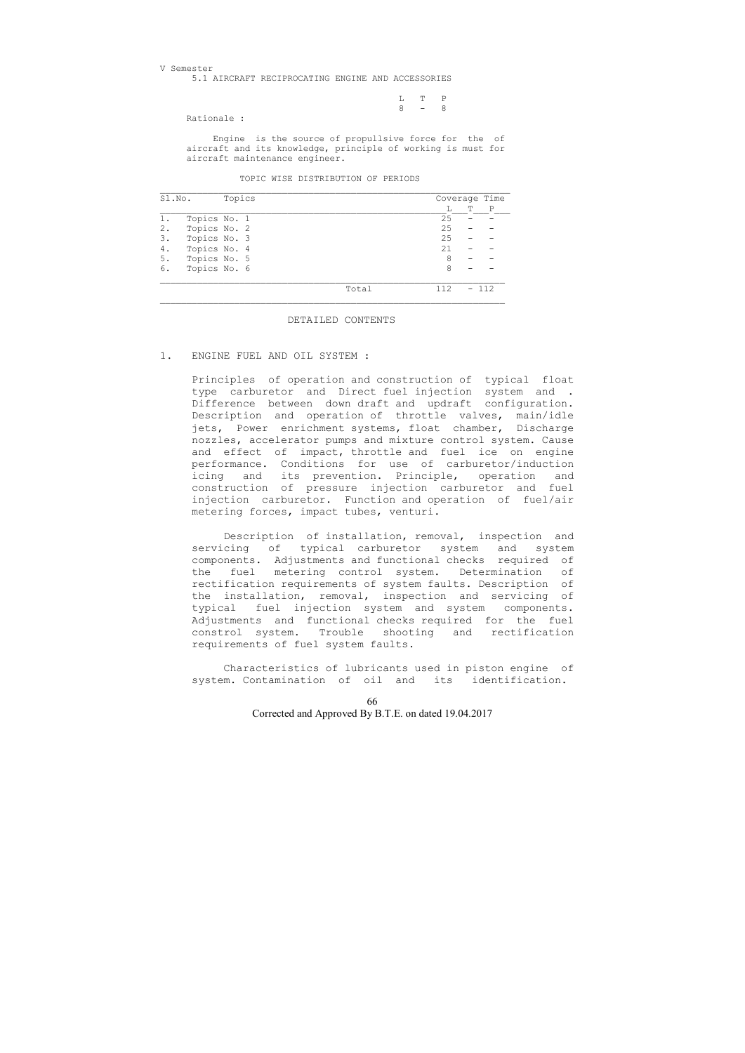V Semester

## 5.1 AIRCRAFT RECIPROCATING ENGINE AND ACCESSORIES

| L | T | P |
|---|---|---|
| 8 | - | 8 |

Rationale :

Engine is the source of propullsive force for the of aircraft and its knowledge, principle of working is must for aircraft maintenance engineer.

TOPIC WISE DISTRIBUTION OF PERIODS

| Sl.No. | Topics | Coverage Time L | T | P |
|---|---|---|---|---|
| 1. | Topics No. 1 | 25 | - | - |
| 2. | Topics No. 2 | 25 | - | - |
| 3. | Topics No. 3 | 25 | - | - |
| 4. | Topics No. 4 | 21 | - | - |
| 5. | Topics No. 5 | 8 | - | - |
| 6. | Topics No. 6 | 8 | - | - |
| | Total | 112 | - | 112 |

DETAILED CONTENTS

1. ENGINE FUEL AND OIL SYSTEM :

Principles of operation and construction of typical float type carburetor and Direct fuel injection system and . Difference between down draft and updraft configuration. Description and operation of throttle valves, main/idle jets, Power enrichment systems, float chamber, Discharge nozzles, accelerator pumps and mixture control system. Cause and effect of impact, throttle and fuel ice on engine performance. Conditions for use of carburetor/induction icing and its prevention. Principle, operation and construction of pressure injection carburetor and fuel injection carburetor. Function and operation of fuel/air metering forces, impact tubes, venturi.

Description of installation, removal, inspection and servicing of typical carburetor system and system components. Adjustments and functional checks required of the fuel metering control system. Determination of rectification requirements of system faults. Description of the installation, removal, inspection and servicing of typical fuel injection system and system components. Adjustments and functional checks required for the fuel constrol system. Trouble shooting and rectification requirements of fuel system faults.

Characteristics of lubricants used in piston engine of system. Contamination of oil and its identification.

Corrected and Approved By B.T.E. on dated 19.04.2017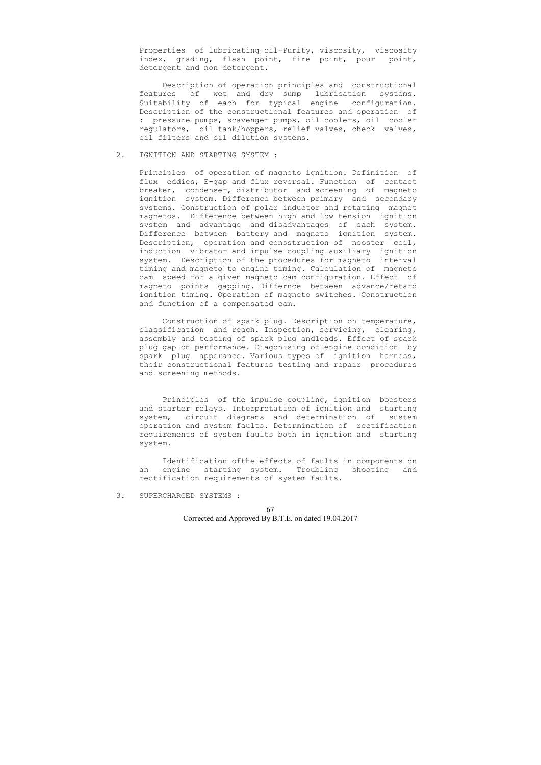Properties of lubricating oil-Purity, viscosity, viscosity index, grading, flash point, fire point, pour point, detergent and non detergent.

Description of operation principles and constructional features of wet and dry sump lubrication systems. Suitability of each for typical engine configuration. Description of the constructional features and operation of : pressure pumps, scavenger pumps, oil coolers, oil cooler regulators, oil tank/hoppers, relief valves, check valves, oil filters and oil dilution systems.

2. IGNITION AND STARTING SYSTEM :

Principles of operation of magneto ignition. Definition of flux eddies, E-gap and flux reversal. Function of contact breaker, condenser, distributor and screening of magneto ignition system. Difference between primary and secondary systems. Construction of polar inductor and rotating magnet magnetos. Difference between high and low tension ignition system and advantage and disadvantages of each system. Difference between battery and magneto ignition system. Description, operation and consstruction of nooster coil, induction vibrator and impulse coupling auxiliary ignition system. Description of the procedures for magneto interval timing and magneto to engine timing. Calculation of magneto cam speed for a given magneto cam configuration. Effect of magneto points gapping. Differnce between advance/retard ignition timing. Operation of magneto switches. Construction and function of a compensated cam.

Construction of spark plug. Description on temperature, classification and reach. Inspection, servicing, clearing, assembly and testing of spark plug andleads. Effect of spark plug gap on performance. Diagonising of engine condition by spark plug apperance. Various types of ignition harness, their constructional features testing and repair procedures and screening methods.

Principles of the impulse coupling, ignition boosters and starter relays. Interpretation of ignition and starting system, circuit diagrams and determination of sustem operation and system faults. Determination of rectification requirements of system faults both in ignition and starting system.

Identification ofthe effects of faults in components on an engine starting system. Troubling shooting and rectification requirements of system faults.

3. SUPERCHARGED SYSTEMS :

Corrected and Approved By B.T.E. on dated 19.04.2017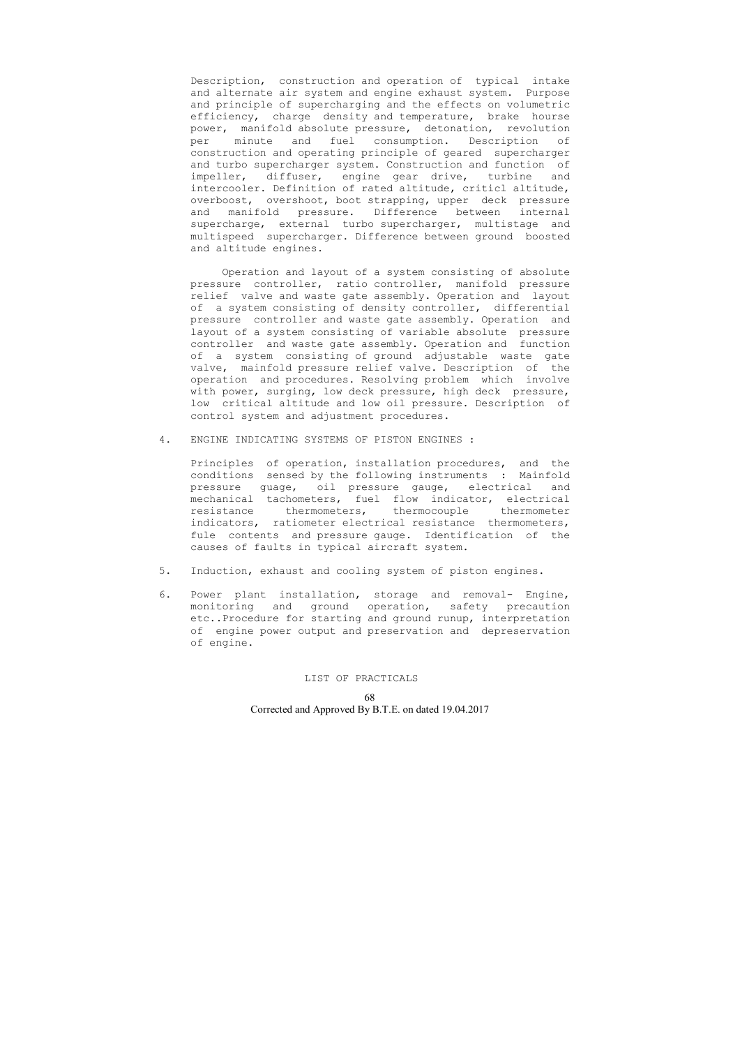Description, construction and operation of typical intake and alternate air system and engine exhaust system. Purpose and principle of supercharging and the effects on volumetric efficiency, charge density and temperature, brake hourse power, manifold absolute pressure, detonation, revolution per minute and fuel consumption. Description of construction and operating principle of geared supercharger and turbo supercharger system. Construction and function of impeller, diffuser, engine gear drive, turbine and intercooler. Definition of rated altitude, criticl altitude, overboost, overshoot, boot strapping, upper deck pressure and manifold pressure. Difference between internal supercharge, external turbo supercharger, multistage and multispeed supercharger. Difference between ground boosted and altitude engines.

Operation and layout of a system consisting of absolute pressure controller, ratio controller, manifold pressure relief valve and waste gate assembly. Operation and layout of a system consisting of density controller, differential pressure controller and waste gate assembly. Operation and layout of a system consisting of variable absolute pressure controller and waste gate assembly. Operation and function of a system consisting of ground adjustable waste gate valve, mainfold pressure relief valve. Description of the operation and procedures. Resolving problem which involve with power, surging, low deck pressure, high deck pressure, low critical altitude and low oil pressure. Description of control system and adjustment procedures.

4. ENGINE INDICATING SYSTEMS OF PISTON ENGINES :

   Principles of operation, installation procedures, and the conditions sensed by the following instruments : Mainfold pressure guage, oil pressure gauge, electrical and mechanical tachometers, fuel flow indicator, electrical resistance thermometers, thermocouple thermometer indicators, ratiometer electrical resistance thermometers, fule contents and pressure gauge. Identification of the causes of faults in typical aircraft system.

5. Induction, exhaust and cooling system of piston engines.

6. Power plant installation, storage and removal- Engine, monitoring and ground operation, safety precaution etc..Procedure for starting and ground runup, interpretation of engine power output and preservation and depreservation of engine.

LIST OF PRACTICALS

Corrected and Approved By B.T.E. on dated 19.04.2017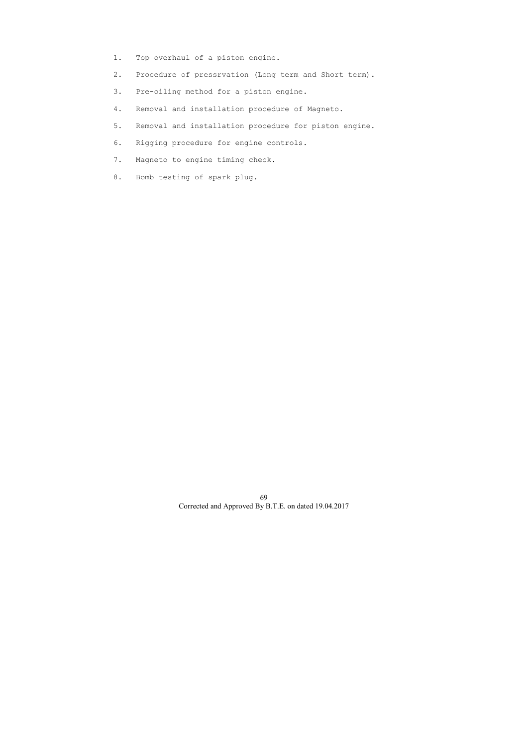1. Top overhaul of a piston engine.
2. Procedure of pressrvation (Long term and Short term).
3. Pre-oiling method for a piston engine.
4. Removal and installation procedure of Magneto.
5. Removal and installation procedure for piston engine.
6. Rigging procedure for engine controls.
7. Magneto to engine timing check.
8. Bomb testing of spark plug.

Corrected and Approved By B.T.E. on dated 19.04.2017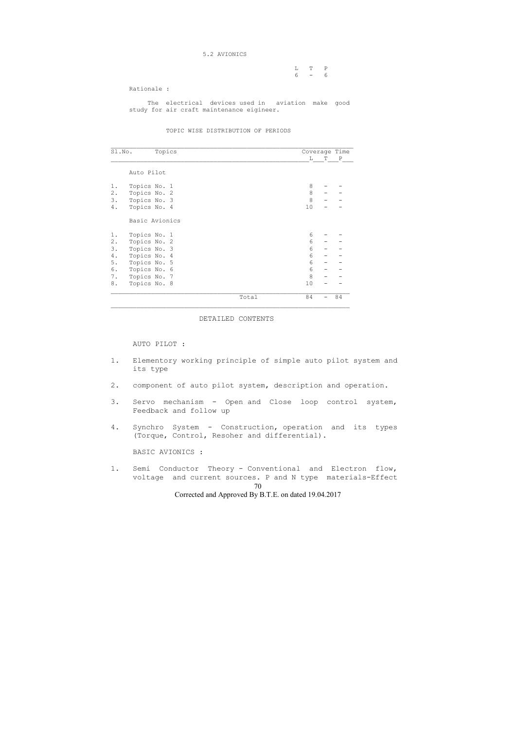## 5.2 AVIONICS

| L | T | P |
|---|---|---|
| 6 | - | 6 |

Rationale :

The electrical devices used in aviation make good study for air craft maintenance eigineer.

### TOPIC WISE DISTRIBUTION OF PERIODS

| Sl.No. | Topics | Coverage Time L | T | P |
|---|---|---|---|---|
| | Auto Pilot | | | |
| 1. | Topics No. 1 | 8 | - | - |
| 2. | Topics No. 2 | 8 | - | - |
| 3. | Topics No. 3 | 8 | - | - |
| 4. | Topics No. 4 | 10 | - | - |
| | Basic Avionics | | | |
| 1. | Topics No. 1 | 6 | - | - |
| 2. | Topics No. 2 | 6 | - | - |
| 3. | Topics No. 3 | 6 | - | - |
| 4. | Topics No. 4 | 6 | - | - |
| 5. | Topics No. 5 | 6 | - | - |
| 6. | Topics No. 6 | 6 | - | - |
| 7. | Topics No. 7 | 8 | - | - |
| 8. | Topics No. 8 | 10 | - | - |
| | Total | 84 | - | 84 |

### DETAILED CONTENTS

AUTO PILOT :

1. Elementory working principle of simple auto pilot system and its type
2. component of auto pilot system, description and operation.
3. Servo mechanism - Open and Close loop control system, Feedback and follow up
4. Synchro System - Construction, operation and its types (Torque, Control, Resoher and differential).

BASIC AVIONICS :

1. Semi Conductor Theory - Conventional and Electron flow, voltage and current sources. P and N type materials-Effect

Corrected and Approved By B.T.E. on dated 19.04.2017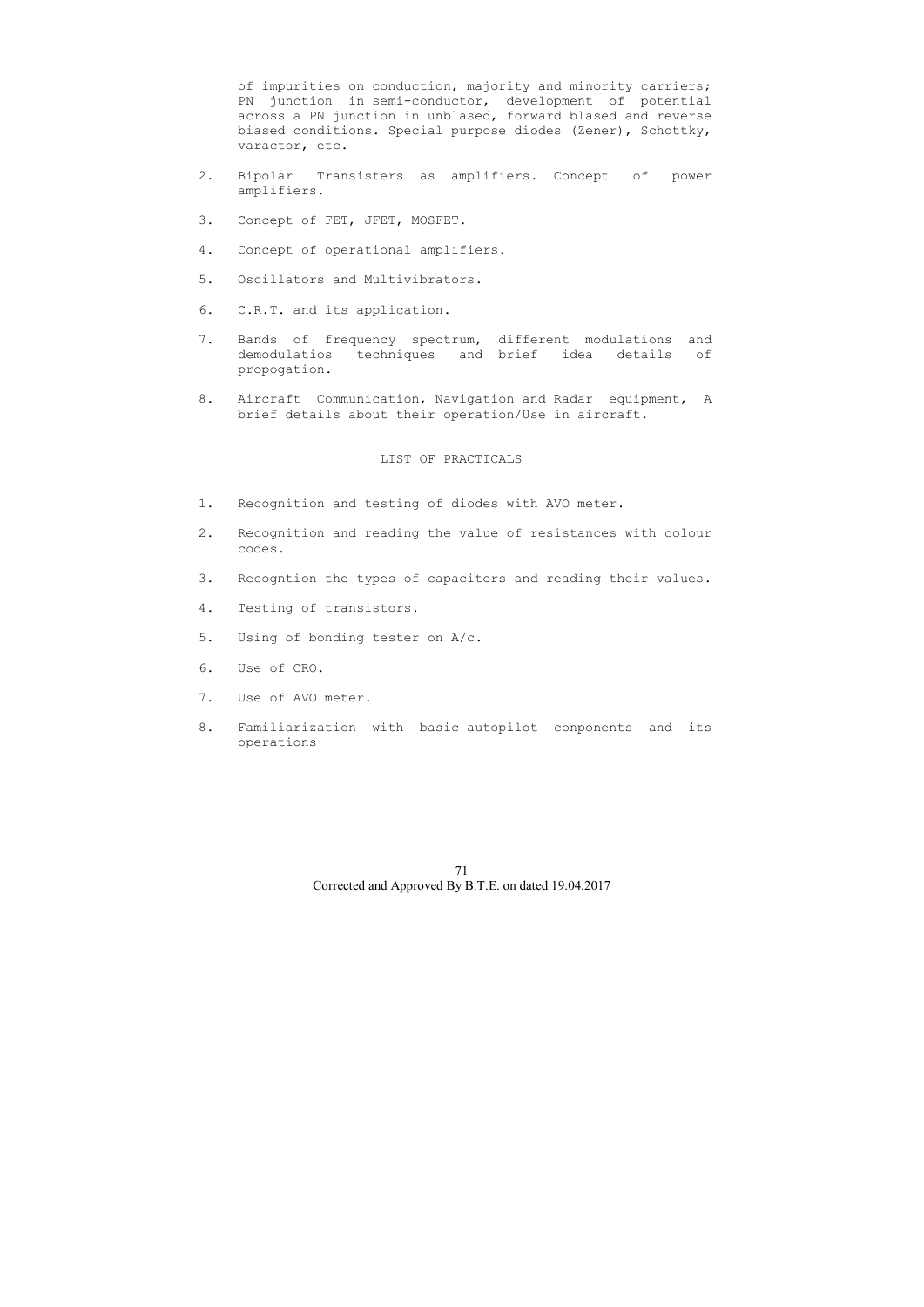of impurities on conduction, majority and minority carriers; PN junction in semi-conductor, development of potential across a PN junction in unblased, forward blased and reverse biased conditions. Special purpose diodes (Zener), Schottky, varactor, etc.

2. Bipolar Transisters as amplifiers. Concept of power amplifiers.

3. Concept of FET, JFET, MOSFET.

4. Concept of operational amplifiers.

5. Oscillators and Multivibrators.

6. C.R.T. and its application.

7. Bands of frequency spectrum, different modulations and demodulatios techniques and brief idea details of propogation.

8. Aircraft Communication, Navigation and Radar equipment, A brief details about their operation/Use in aircraft.

## LIST OF PRACTICALS

1. Recognition and testing of diodes with AVO meter.

2. Recognition and reading the value of resistances with colour codes.

3. Recogntion the types of capacitors and reading their values.

4. Testing of transistors.

5. Using of bonding tester on A/c.

6. Use of CRO.

7. Use of AVO meter.

8. Familiarization with basic autopilot conponents and its operations

Corrected and Approved By B.T.E. on dated 19.04.2017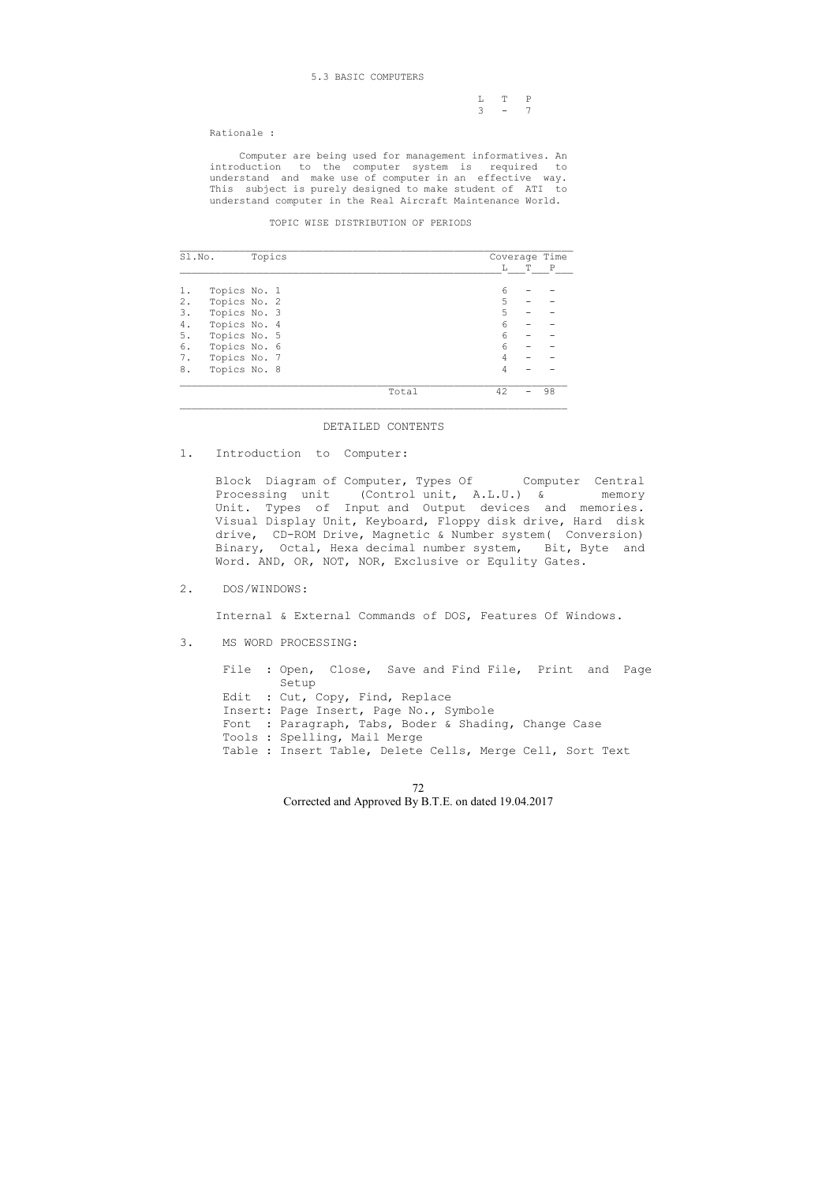## 5.3 BASIC COMPUTERS

| L | T | P |
|---|---|---|
| 3 | - | 7 |

Rationale :

Computer are being used for management informatives. An introduction to the computer system is required to understand and make use of computer in an effective way. This subject is purely designed to make student of ATI to understand computer in the Real Aircraft Maintenance World.

TOPIC WISE DISTRIBUTION OF PERIODS

| Sl.No. | Topics | Coverage Time L | T | P |
|---|---|---|---|---|
| 1. | Topics No. 1 | 6 | - | - |
| 2. | Topics No. 2 | 5 | - | - |
| 3. | Topics No. 3 | 5 | - | - |
| 4. | Topics No. 4 | 6 | - | - |
| 5. | Topics No. 5 | 6 | - | - |
| 6. | Topics No. 6 | 6 | - | - |
| 7. | Topics No. 7 | 4 | - | - |
| 8. | Topics No. 8 | 4 | - | - |
| | Total | 42 | - | 98 |

DETAILED CONTENTS

1. Introduction to Computer:

   Block Diagram of Computer, Types Of Computer Central Processing unit (Control unit, A.L.U.) & memory Unit. Types of Input and Output devices and memories. Visual Display Unit, Keyboard, Floppy disk drive, Hard disk drive, CD-ROM Drive, Magnetic & Number system( Conversion) Binary, Octal, Hexa decimal number system, Bit, Byte and Word. AND, OR, NOT, NOR, Exclusive or Equlity Gates.

2. DOS/WINDOWS:

   Internal & External Commands of DOS, Features Of Windows.

3. MS WORD PROCESSING:

   File : Open, Close, Save and Find File, Print and Page Setup
   Edit : Cut, Copy, Find, Replace
   Insert: Page Insert, Page No., Symbole
   Font : Paragraph, Tabs, Boder & Shading, Change Case
   Tools : Spelling, Mail Merge
   Table : Insert Table, Delete Cells, Merge Cell, Sort Text

Corrected and Approved By B.T.E. on dated 19.04.2017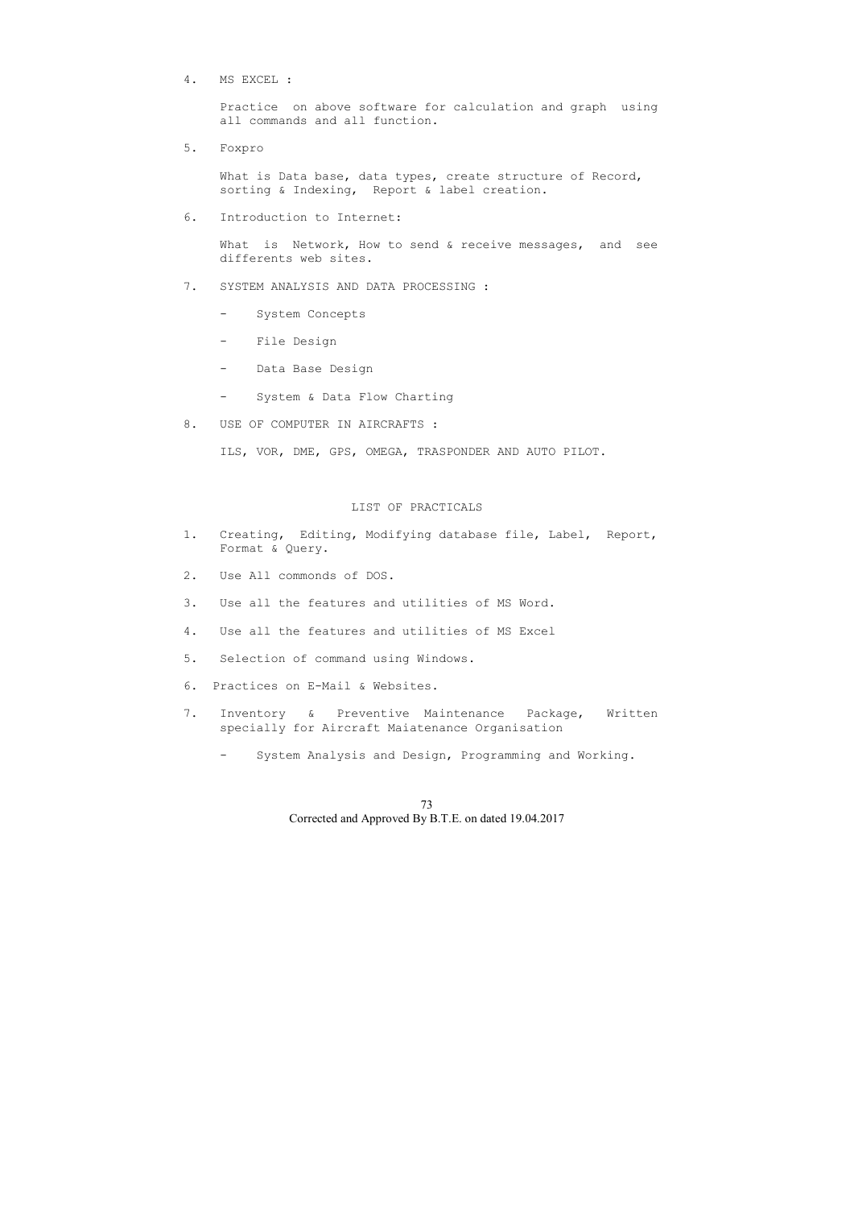4. MS EXCEL :

   Practice on above software for calculation and graph using all commands and all function.

5. Foxpro

   What is Data base, data types, create structure of Record, sorting & Indexing, Report & label creation.

6. Introduction to Internet:

   What is Network, How to send & receive messages, and see differents web sites.

7. SYSTEM ANALYSIS AND DATA PROCESSING :

   - System Concepts
   - File Design
   - Data Base Design
   - System & Data Flow Charting

8. USE OF COMPUTER IN AIRCRAFTS :

   ILS, VOR, DME, GPS, OMEGA, TRASPONDER AND AUTO PILOT.

## LIST OF PRACTICALS

1. Creating, Editing, Modifying database file, Label, Report, Format & Query.
2. Use All commonds of DOS.
3. Use all the features and utilities of MS Word.
4. Use all the features and utilities of MS Excel
5. Selection of command using Windows.
6. Practices on E-Mail & Websites.
7. Inventory & Preventive Maintenance Package, Written specially for Aircraft Maiatenance Organisation

   - System Analysis and Design, Programming and Working.

Corrected and Approved By B.T.E. on dated 19.04.2017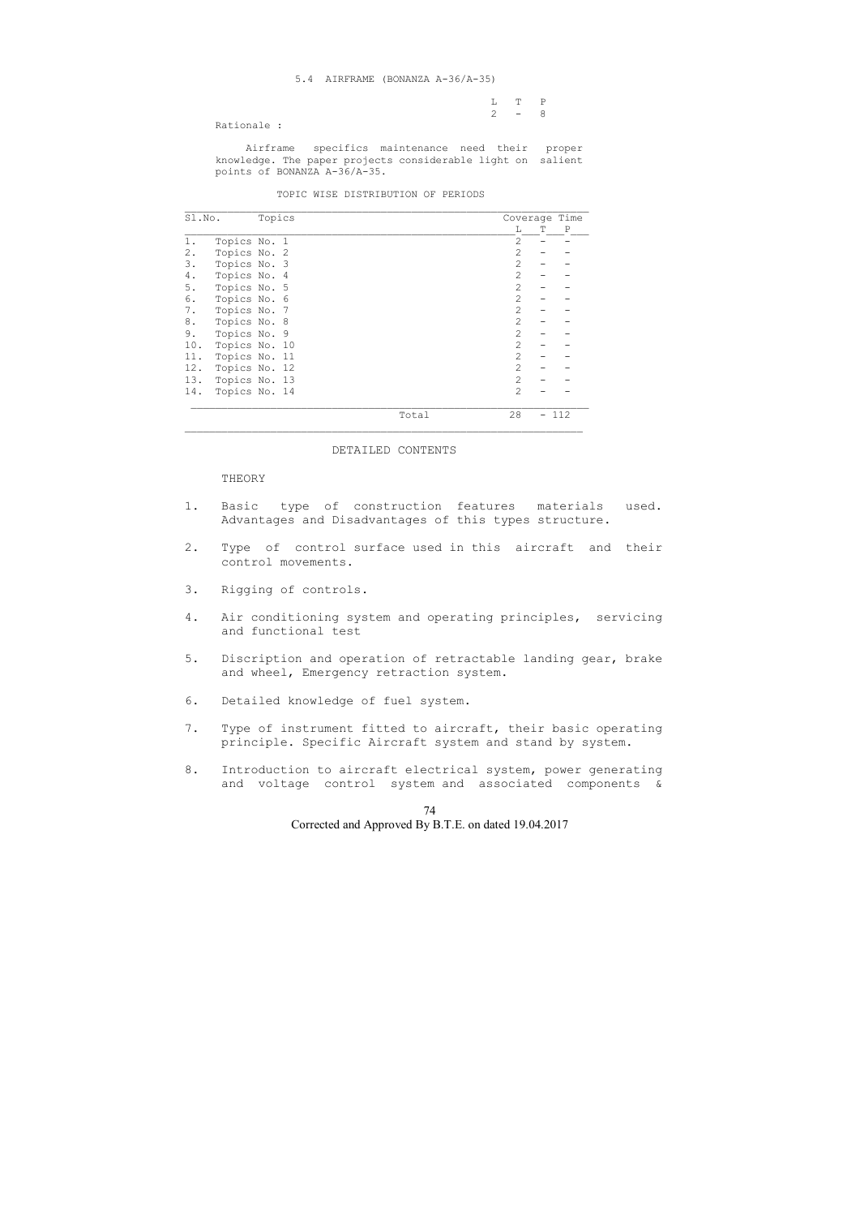## 5.4 AIRFRAME (BONANZA A-36/A-35)

| L | T | P |
|---|---|---|
| 2 | - | 8 |

Rationale :

Airframe specifics maintenance need their proper knowledge. The paper projects considerable light on salient points of BONANZA A-36/A-35.

### TOPIC WISE DISTRIBUTION OF PERIODS

| Sl.No. | Topics | Coverage Time L | T | P |
|---|---|---|---|---|
| 1. | Topics No. 1 | 2 | - | - |
| 2. | Topics No. 2 | 2 | - | - |
| 3. | Topics No. 3 | 2 | - | - |
| 4. | Topics No. 4 | 2 | - | - |
| 5. | Topics No. 5 | 2 | - | - |
| 6. | Topics No. 6 | 2 | - | - |
| 7. | Topics No. 7 | 2 | - | - |
| 8. | Topics No. 8 | 2 | - | - |
| 9. | Topics No. 9 | 2 | - | - |
| 10. | Topics No. 10 | 2 | - | - |
| 11. | Topics No. 11 | 2 | - | - |
| 12. | Topics No. 12 | 2 | - | - |
| 13. | Topics No. 13 | 2 | - | - |
| 14. | Topics No. 14 | 2 | - | - |
| | Total | 28 | - | 112 |

### DETAILED CONTENTS

THEORY

1. Basic type of construction features materials used. Advantages and Disadvantages of this types structure.

2. Type of control surface used in this aircraft and their control movements.

3. Rigging of controls.

4. Air conditioning system and operating principles, servicing and functional test

5. Discription and operation of retractable landing gear, brake and wheel, Emergency retraction system.

6. Detailed knowledge of fuel system.

7. Type of instrument fitted to aircraft, their basic operating principle. Specific Aircraft system and stand by system.

8. Introduction to aircraft electrical system, power generating and voltage control system and associated components &

Corrected and Approved By B.T.E. on dated 19.04.2017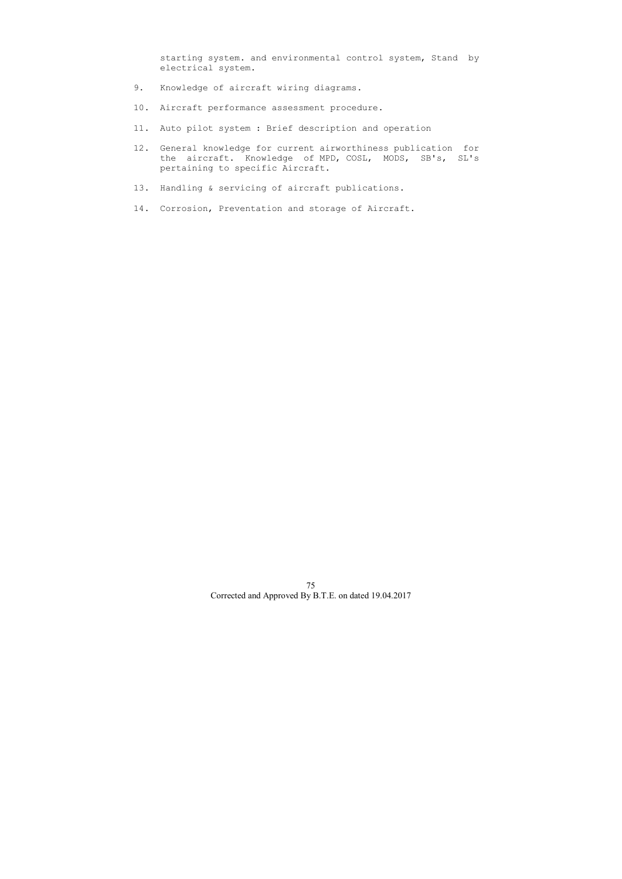starting system. and environmental control system, Stand by electrical system.

9. Knowledge of aircraft wiring diagrams.

10. Aircraft performance assessment procedure.

11. Auto pilot system : Brief description and operation

12. General knowledge for current airworthiness publication for the aircraft. Knowledge of MPD, COSL, MODS, SB's, SL's pertaining to specific Aircraft.

13. Handling & servicing of aircraft publications.

14. Corrosion, Preventation and storage of Aircraft.

Corrected and Approved By B.T.E. on dated 19.04.2017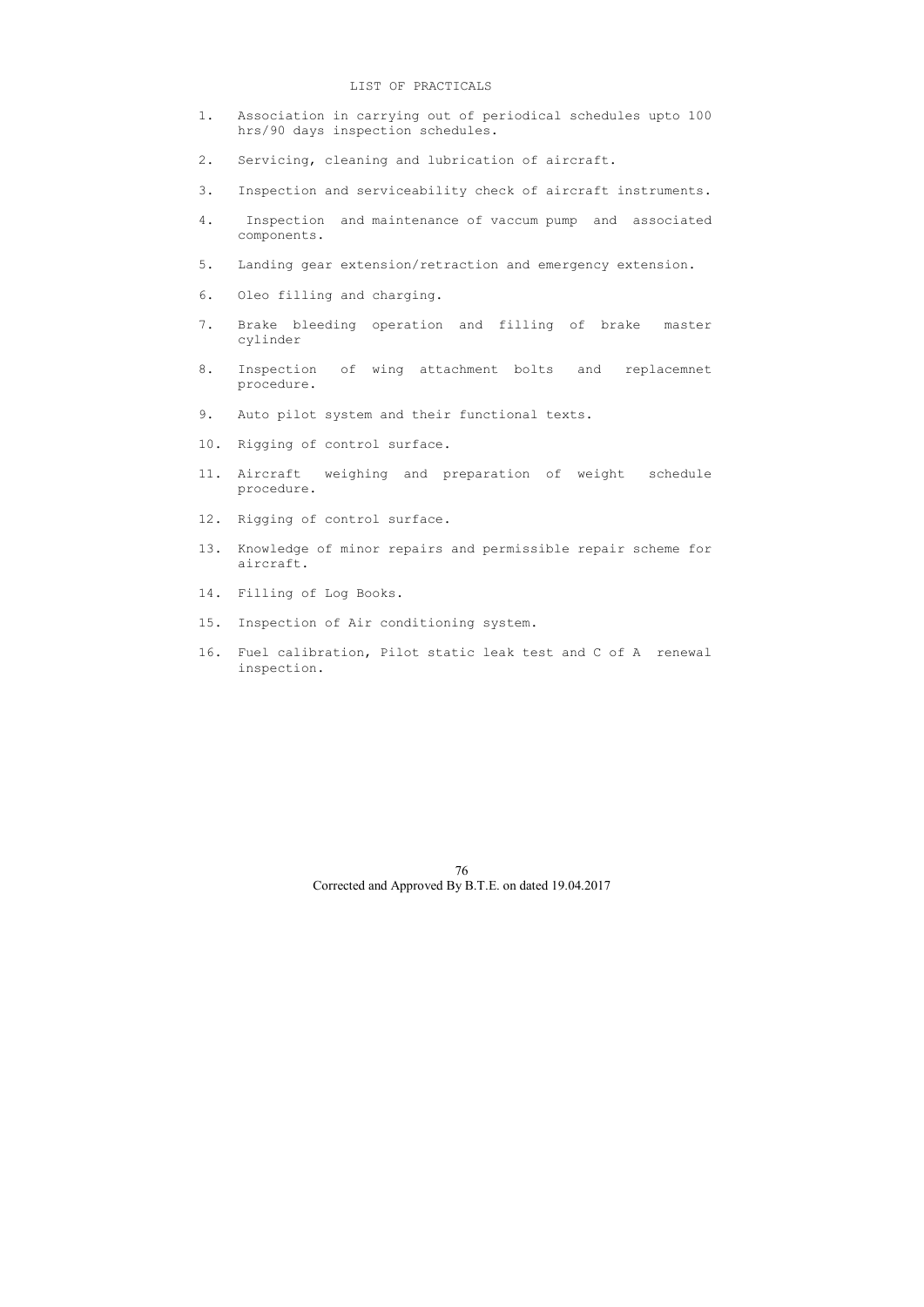## LIST OF PRACTICALS

1. Association in carrying out of periodical schedules upto 100 hrs/90 days inspection schedules.

2. Servicing, cleaning and lubrication of aircraft.

3. Inspection and serviceability check of aircraft instruments.

4. Inspection and maintenance of vaccum pump and associated components.

5. Landing gear extension/retraction and emergency extension.

6. Oleo filling and charging.

7. Brake bleeding operation and filling of brake master cylinder

8. Inspection of wing attachment bolts and replacemnet procedure.

9. Auto pilot system and their functional texts.

10. Rigging of control surface.

11. Aircraft weighing and preparation of weight schedule procedure.

12. Rigging of control surface.

13. Knowledge of minor repairs and permissible repair scheme for aircraft.

14. Filling of Log Books.

15. Inspection of Air conditioning system.

16. Fuel calibration, Pilot static leak test and C of A renewal inspection.

Corrected and Approved By B.T.E. on dated 19.04.2017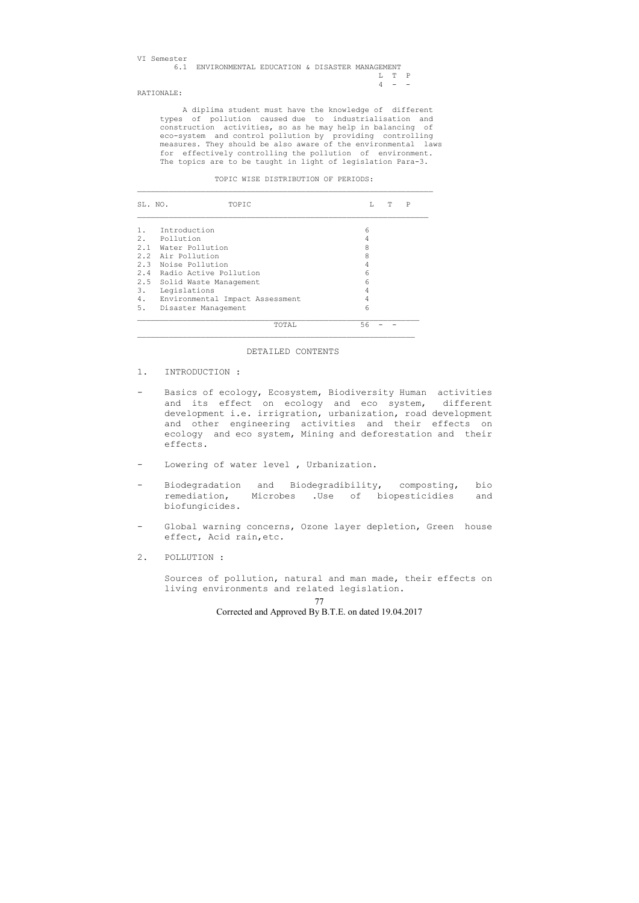VI Semester

## 6.1 ENVIRONMENTAL EDUCATION & DISASTER MANAGEMENT

| L | T | P |
|---|---|---|
| 4 | - | - |

RATIONALE:

A diplima student must have the knowledge of different types of pollution caused due to industrialisation and construction activities, so as he may help in balancing of eco-system and control pollution by providing controlling measures. They should be also aware of the environmental laws for effectively controlling the pollution of environment. The topics are to be taught in light of legislation Para-3.

TOPIC WISE DISTRIBUTION OF PERIODS:

| SL. NO. | TOPIC | L | T | P |
|---|---|---|---|---|
| 1. | Introduction | 6 | | |
| 2. | Pollution | 4 | | |
| 2.1 | Water Pollution | 8 | | |
| 2.2 | Air Pollution | 8 | | |
| 2.3 | Noise Pollution | 4 | | |
| 2.4 | Radio Active Pollution | 6 | | |
| 2.5 | Solid Waste Management | 6 | | |
| 3. | Legislations | 4 | | |
| 4. | Environmental Impact Assessment | 4 | | |
| 5. | Disaster Management | 6 | | |
| | TOTAL | 56 | - | - |

DETAILED CONTENTS

1. INTRODUCTION :

- Basics of ecology, Ecosystem, Biodiversity Human activities and its effect on ecology and eco system, different development i.e. irrigration, urbanization, road development and other engineering activities and their effects on ecology and eco system, Mining and deforestation and their effects.
- Lowering of water level , Urbanization.
- Biodegradation and Biodegradibility, composting, bio remediation, Microbes .Use of biopesticidies and biofungicides.
- Global warning concerns, Ozone layer depletion, Green house effect, Acid rain,etc.

2. POLLUTION :

Sources of pollution, natural and man made, their effects on living environments and related legislation.

Corrected and Approved By B.T.E. on dated 19.04.2017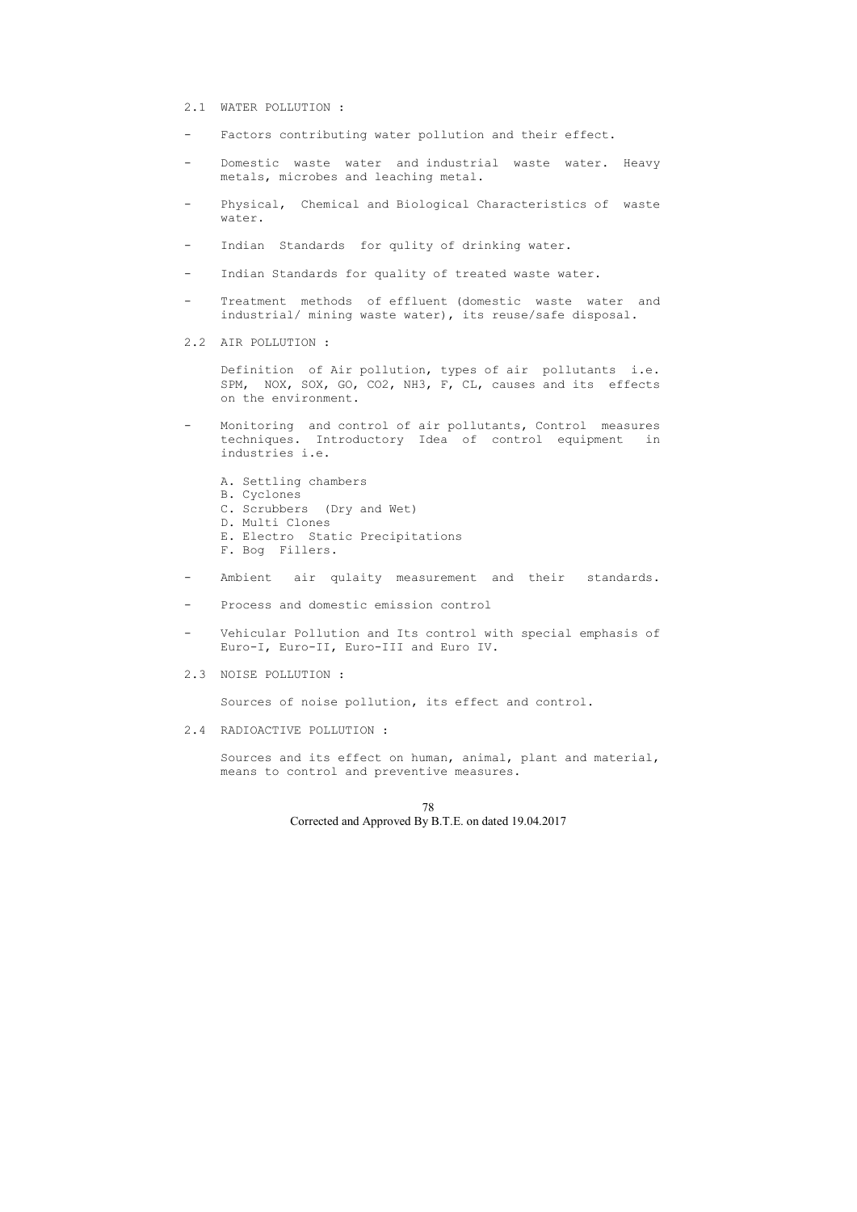## 2.1 WATER POLLUTION :

- Factors contributing water pollution and their effect.
- Domestic waste water and industrial waste water. Heavy metals, microbes and leaching metal.
- Physical, Chemical and Biological Characteristics of waste water.
- Indian Standards for qulity of drinking water.
- Indian Standards for quality of treated waste water.
- Treatment methods of effluent (domestic waste water and industrial/ mining waste water), its reuse/safe disposal.

## 2.2 AIR POLLUTION :

Definition of Air pollution, types of air pollutants i.e. SPM, NOX, SOX, GO, CO2, NH3, F, CL, causes and its effects on the environment.

- Monitoring and control of air pollutants, Control measures techniques. Introductory Idea of control equipment in industries i.e.

  A. Settling chambers
  B. Cyclones
  C. Scrubbers (Dry and Wet)
  D. Multi Clones
  E. Electro Static Precipitations
  F. Bog Fillers.

- Ambient air qulaity measurement and their standards.
- Process and domestic emission control
- Vehicular Pollution and Its control with special emphasis of Euro-I, Euro-II, Euro-III and Euro IV.

## 2.3 NOISE POLLUTION :

Sources of noise pollution, its effect and control.

## 2.4 RADIOACTIVE POLLUTION :

Sources and its effect on human, animal, plant and material, means to control and preventive measures.

Corrected and Approved By B.T.E. on dated 19.04.2017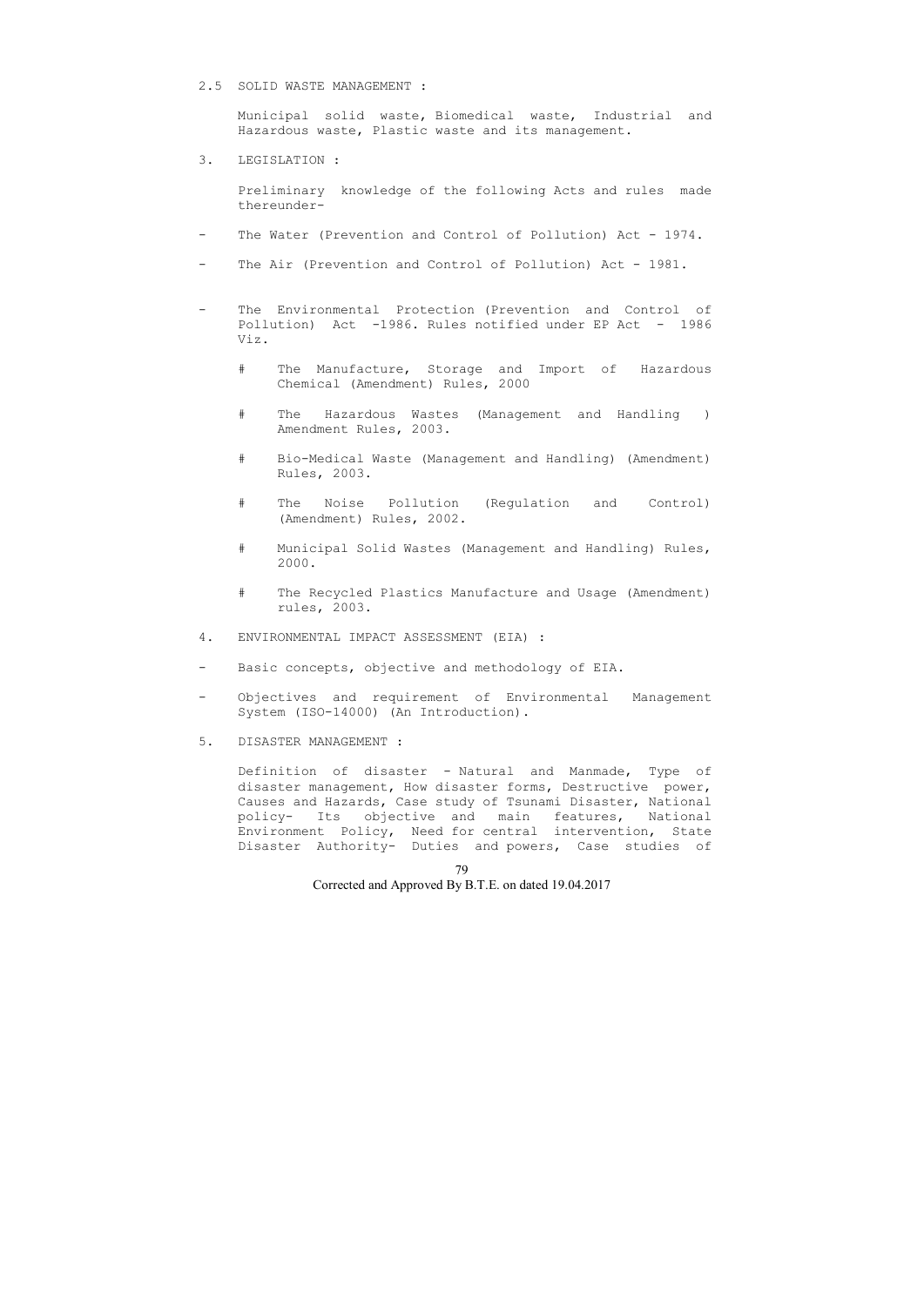2.5 SOLID WASTE MANAGEMENT :

Municipal solid waste, Biomedical waste, Industrial and Hazardous waste, Plastic waste and its management.

3. LEGISLATION :

Preliminary knowledge of the following Acts and rules made thereunder-

- The Water (Prevention and Control of Pollution) Act - 1974.
- The Air (Prevention and Control of Pollution) Act - 1981.
- The Environmental Protection (Prevention and Control of Pollution) Act -1986. Rules notified under EP Act - 1986 Viz.
  - # The Manufacture, Storage and Import of Hazardous Chemical (Amendment) Rules, 2000
  - # The Hazardous Wastes (Management and Handling ) Amendment Rules, 2003.
  - # Bio-Medical Waste (Management and Handling) (Amendment) Rules, 2003.
  - # The Noise Pollution (Regulation and Control) (Amendment) Rules, 2002.
  - # Municipal Solid Wastes (Management and Handling) Rules, 2000.
  - # The Recycled Plastics Manufacture and Usage (Amendment) rules, 2003.

4. ENVIRONMENTAL IMPACT ASSESSMENT (EIA) :

- Basic concepts, objective and methodology of EIA.
- Objectives and requirement of Environmental Management System (ISO-14000) (An Introduction).

5. DISASTER MANAGEMENT :

Definition of disaster - Natural and Manmade, Type of disaster management, How disaster forms, Destructive power, Causes and Hazards, Case study of Tsunami Disaster, National policy- Its objective and main features, National Environment Policy, Need for central intervention, State Disaster Authority- Duties and powers, Case studies of

Corrected and Approved By B.T.E. on dated 19.04.2017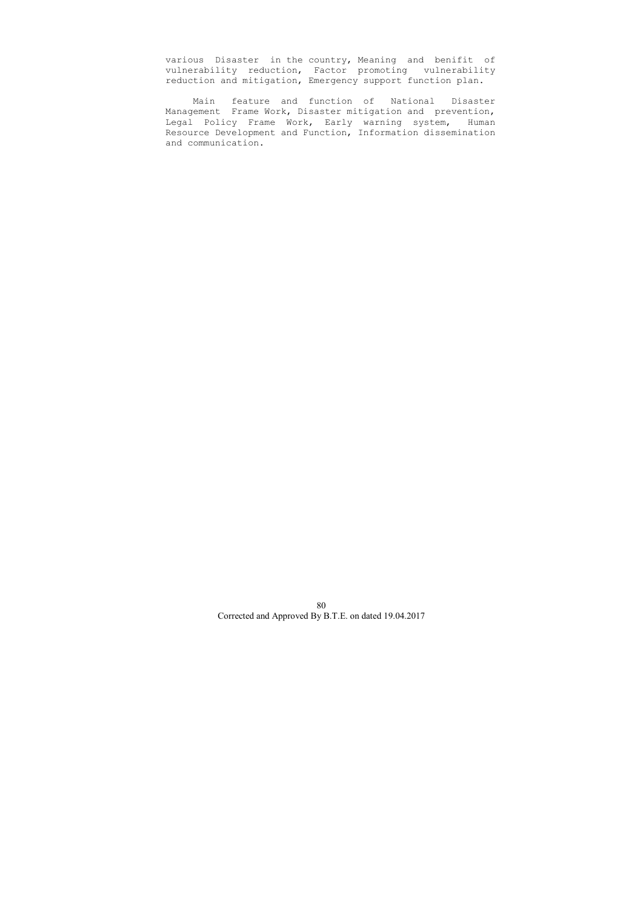various Disaster in the country, Meaning and benifit of vulnerability reduction, Factor promoting vulnerability reduction and mitigation, Emergency support function plan.

Main feature and function of National Disaster Management Frame Work, Disaster mitigation and prevention, Legal Policy Frame Work, Early warning system, Human Resource Development and Function, Information dissemination and communication.

Corrected and Approved By B.T.E. on dated 19.04.2017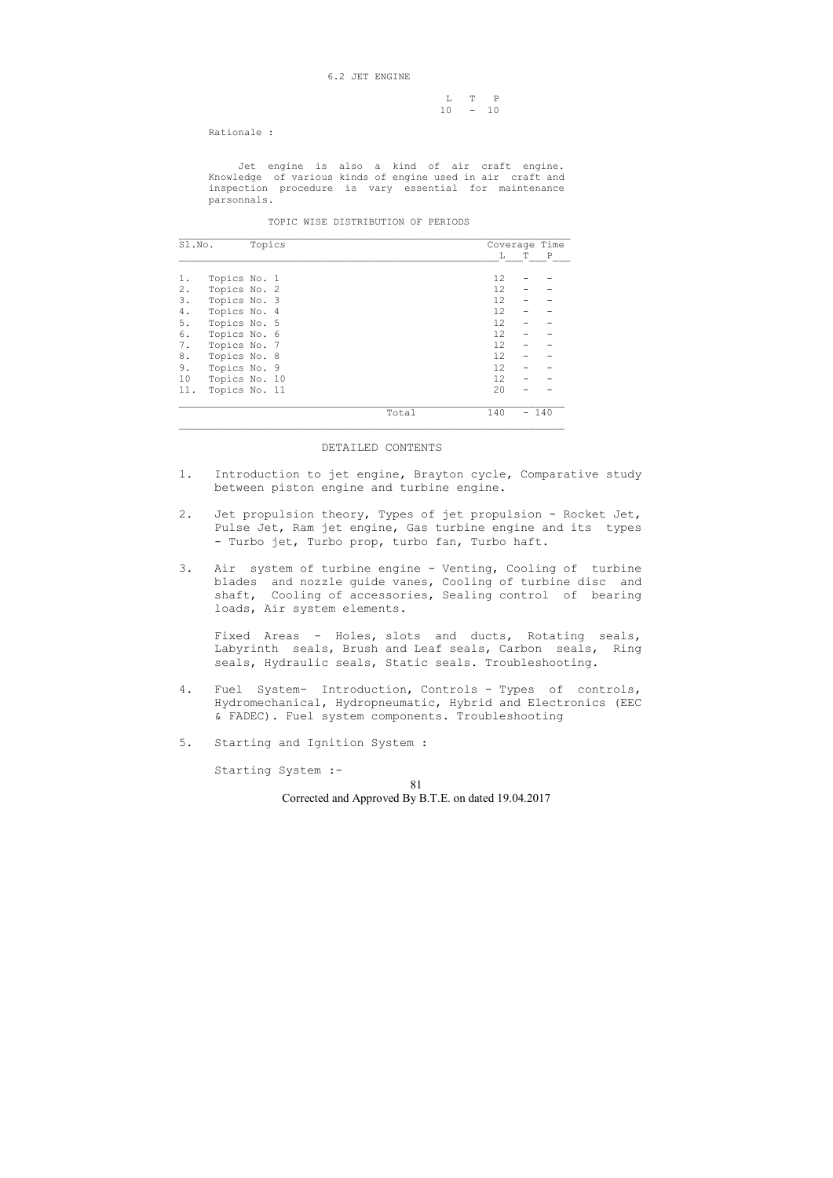## 6.2 JET ENGINE

| L | T | P |
|---|---|---|
| 10 | - | 10 |

Rationale :

Jet engine is also a kind of air craft engine. Knowledge of various kinds of engine used in air craft and inspection procedure is vary essential for maintenance parsonnals.

TOPIC WISE DISTRIBUTION OF PERIODS

| Sl.No. | Topics | Coverage Time L | T | P |
|---|---|---|---|---|
| 1. | Topics No. 1 | 12 | - | - |
| 2. | Topics No. 2 | 12 | - | - |
| 3. | Topics No. 3 | 12 | - | - |
| 4. | Topics No. 4 | 12 | - | - |
| 5. | Topics No. 5 | 12 | - | - |
| 6. | Topics No. 6 | 12 | - | - |
| 7. | Topics No. 7 | 12 | - | - |
| 8. | Topics No. 8 | 12 | - | - |
| 9. | Topics No. 9 | 12 | - | - |
| 10 | Topics No. 10 | 12 | - | - |
| 11. | Topics No. 11 | 20 | - | - |
| | Total | 140 | - | 140 |

DETAILED CONTENTS

1. Introduction to jet engine, Brayton cycle, Comparative study between piston engine and turbine engine.

2. Jet propulsion theory, Types of jet propulsion - Rocket Jet, Pulse Jet, Ram jet engine, Gas turbine engine and its types - Turbo jet, Turbo prop, turbo fan, Turbo haft.

3. Air system of turbine engine - Venting, Cooling of turbine blades and nozzle guide vanes, Cooling of turbine disc and shaft, Cooling of accessories, Sealing control of bearing loads, Air system elements.

   Fixed Areas - Holes, slots and ducts, Rotating seals, Labyrinth seals, Brush and Leaf seals, Carbon seals, Ring seals, Hydraulic seals, Static seals. Troubleshooting.

4. Fuel System- Introduction, Controls - Types of controls, Hydromechanical, Hydropneumatic, Hybrid and Electronics (EEC & FADEC). Fuel system components. Troubleshooting

5. Starting and Ignition System :

   Starting System :-

Corrected and Approved By B.T.E. on dated 19.04.2017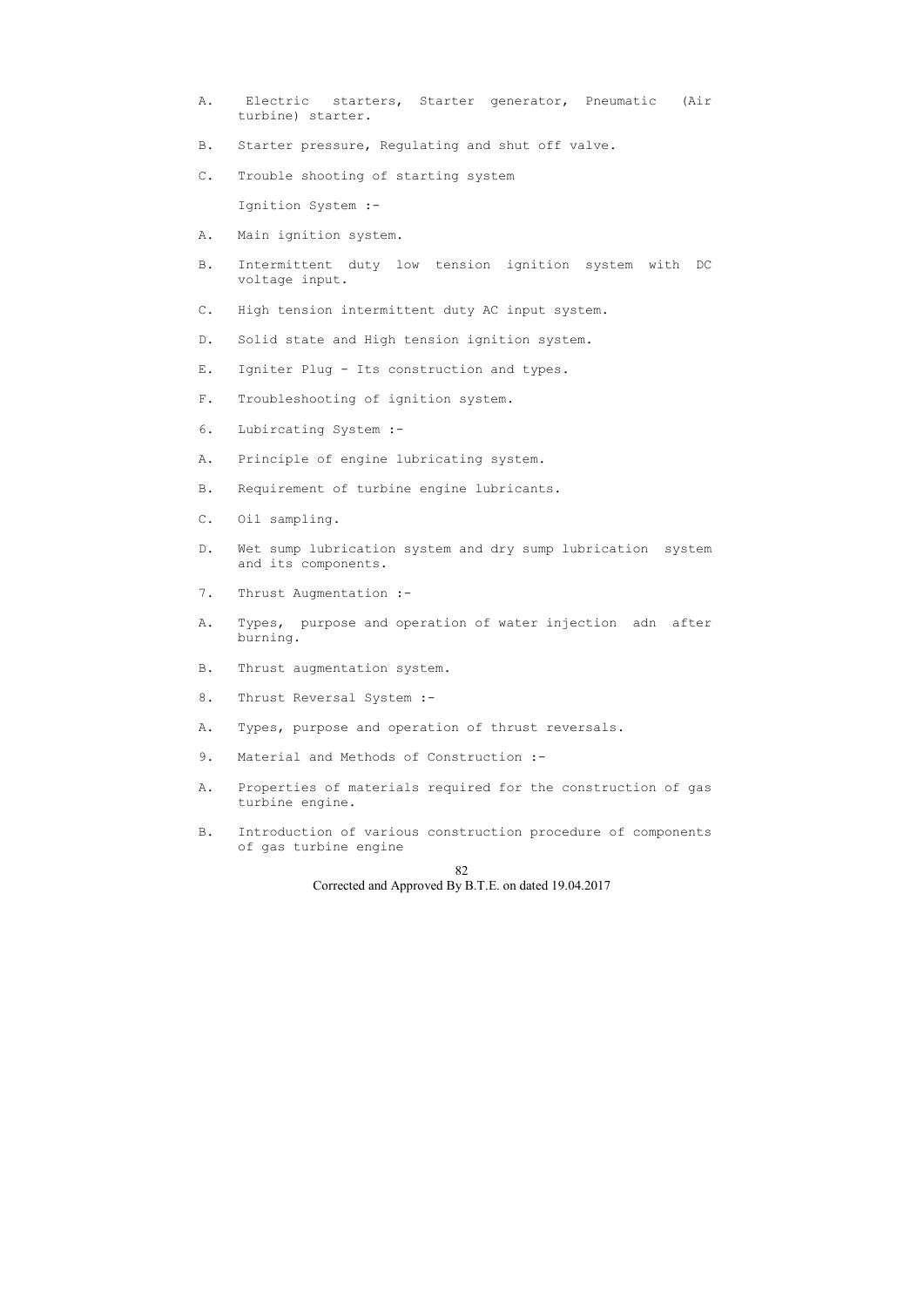A. Electric starters, Starter generator, Pneumatic (Air turbine) starter.

B. Starter pressure, Regulating and shut off valve.

C. Trouble shooting of starting system

Ignition System :-

A. Main ignition system.

B. Intermittent duty low tension ignition system with DC voltage input.

C. High tension intermittent duty AC input system.

D. Solid state and High tension ignition system.

E. Igniter Plug - Its construction and types.

F. Troubleshooting of ignition system.

6. Lubircating System :-

A. Principle of engine lubricating system.

B. Requirement of turbine engine lubricants.

C. Oil sampling.

D. Wet sump lubrication system and dry sump lubrication system and its components.

7. Thrust Augmentation :-

A. Types, purpose and operation of water injection adn after burning.

B. Thrust augmentation system.

8. Thrust Reversal System :-

A. Types, purpose and operation of thrust reversals.

9. Material and Methods of Construction :-

A. Properties of materials required for the construction of gas turbine engine.

B. Introduction of various construction procedure of components of gas turbine engine

Corrected and Approved By B.T.E. on dated 19.04.2017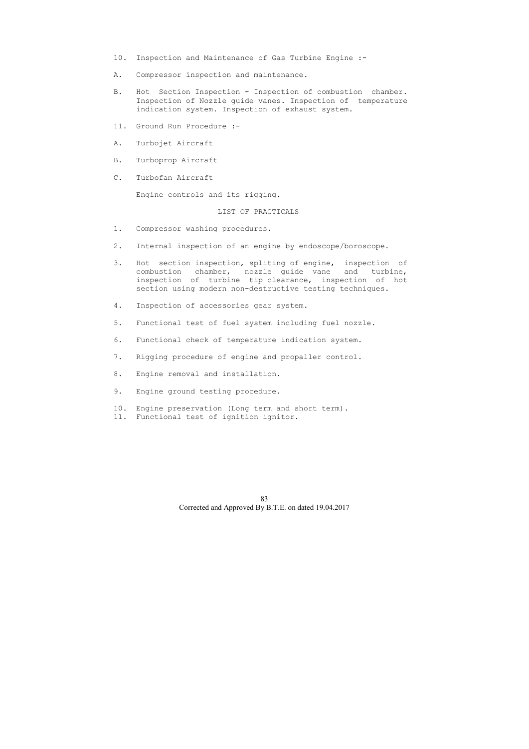10. Inspection and Maintenance of Gas Turbine Engine :-

A. Compressor inspection and maintenance.

B. Hot Section Inspection - Inspection of combustion chamber. Inspection of Nozzle guide vanes. Inspection of temperature indication system. Inspection of exhaust system.

11. Ground Run Procedure :-

A. Turbojet Aircraft

B. Turboprop Aircraft

C. Turbofan Aircraft

Engine controls and its rigging.

## LIST OF PRACTICALS

1. Compressor washing procedures.
2. Internal inspection of an engine by endoscope/boroscope.
3. Hot section inspection, spliting of engine, inspection of combustion chamber, nozzle guide vane and turbine, inspection of turbine tip clearance, inspection of hot section using modern non-destructive testing techniques.
4. Inspection of accessories gear system.
5. Functional test of fuel system including fuel nozzle.
6. Functional check of temperature indication system.
7. Rigging procedure of engine and propaller control.
8. Engine removal and installation.
9. Engine ground testing procedure.
10. Engine preservation (Long term and short term).
11. Functional test of ignition ignitor.

Corrected and Approved By B.T.E. on dated 19.04.2017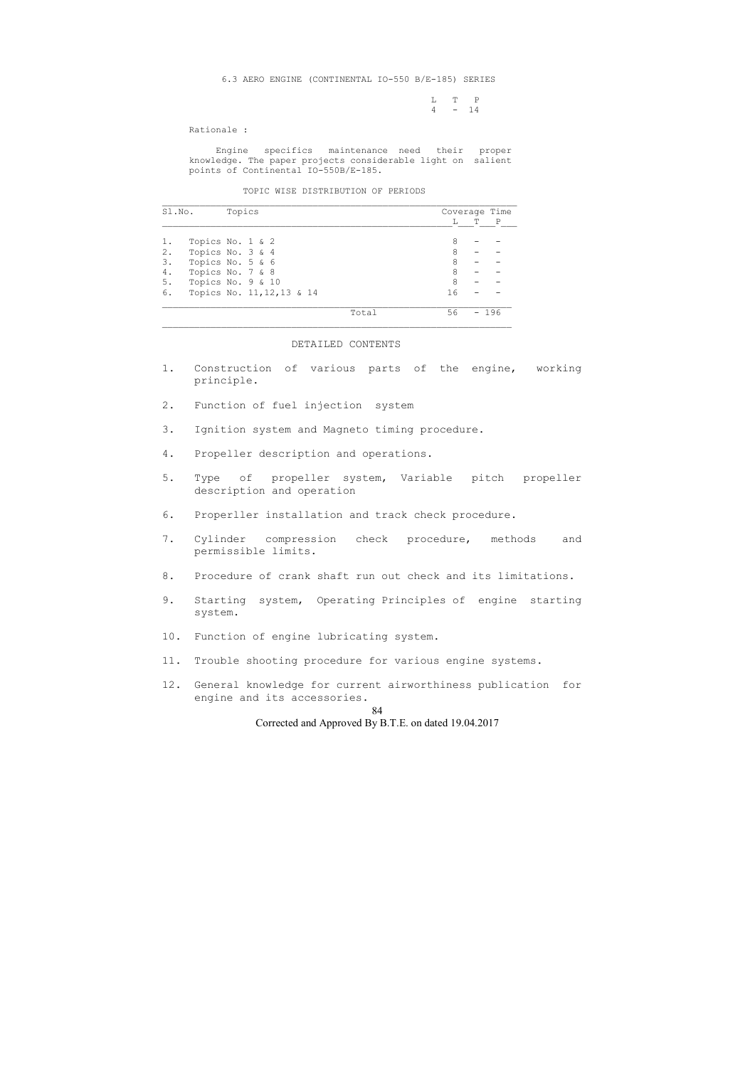## 6.3 AERO ENGINE (CONTINENTAL IO-550 B/E-185) SERIES

| L | T | P |
|---|---|---|
| 4 | - | 14 |

Rationale :

Engine specifics maintenance need their proper knowledge. The paper projects considerable light on salient points of Continental IO-550B/E-185.

TOPIC WISE DISTRIBUTION OF PERIODS

| Sl.No. | Topics | Coverage Time L | T | P |
|---|---|---|---|---|
| 1. | Topics No. 1 & 2 | 8 | - | - |
| 2. | Topics No. 3 & 4 | 8 | - | - |
| 3. | Topics No. 5 & 6 | 8 | - | - |
| 4. | Topics No. 7 & 8 | 8 | - | - |
| 5. | Topics No. 9 & 10 | 8 | - | - |
| 6. | Topics No. 11,12,13 & 14 | 16 | - | - |
| | Total | 56 | - | 196 |

### DETAILED CONTENTS

1. Construction of various parts of the engine, working principle.

2. Function of fuel injection system

3. Ignition system and Magneto timing procedure.

4. Propeller description and operations.

5. Type of propeller system, Variable pitch propeller description and operation

6. Properller installation and track check procedure.

7. Cylinder compression check procedure, methods and permissible limits.

8. Procedure of crank shaft run out check and its limitations.

9. Starting system, Operating Principles of engine starting system.

10. Function of engine lubricating system.

11. Trouble shooting procedure for various engine systems.

12. General knowledge for current airworthiness publication for engine and its accessories.

Corrected and Approved By B.T.E. on dated 19.04.2017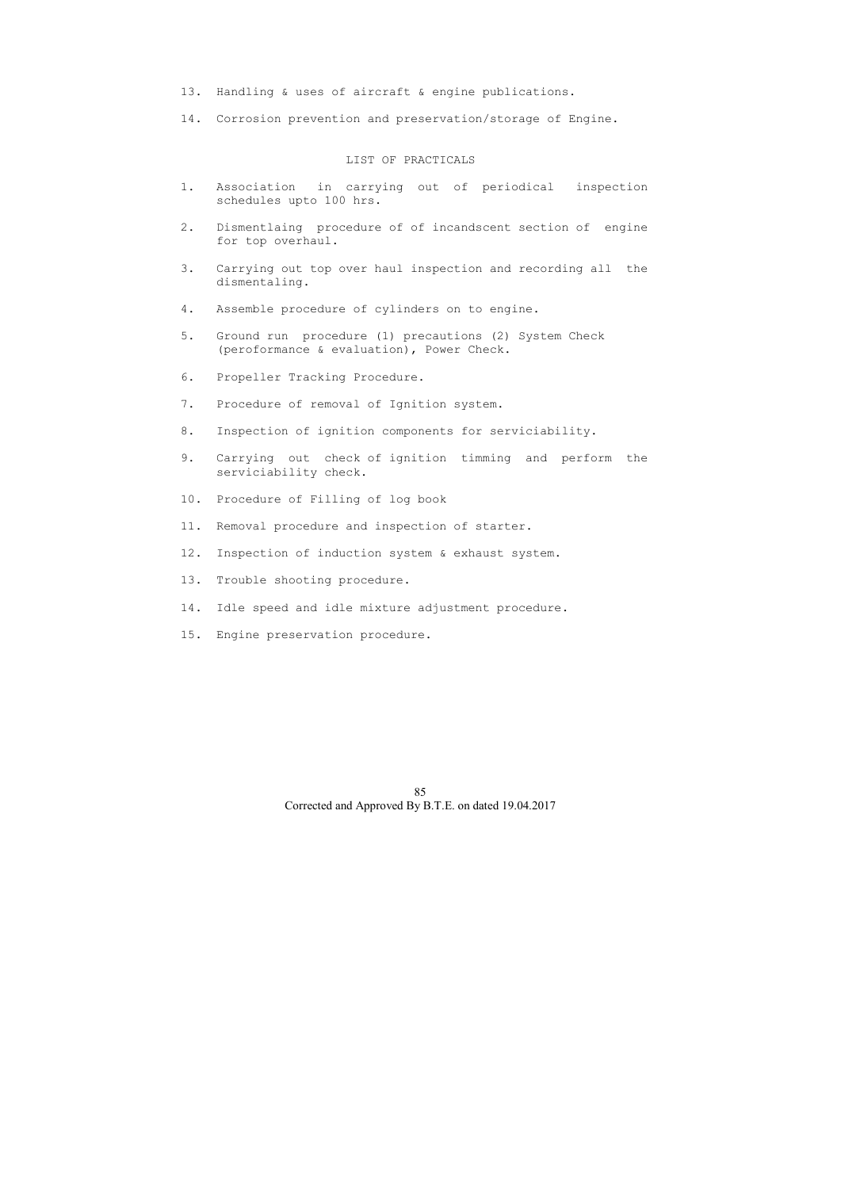13. Handling & uses of aircraft & engine publications.

14. Corrosion prevention and preservation/storage of Engine.

## LIST OF PRACTICALS

1. Association in carrying out of periodical inspection schedules upto 100 hrs.

2. Dismentlaing procedure of of incandscent section of engine for top overhaul.

3. Carrying out top over haul inspection and recording all the dismentaling.

4. Assemble procedure of cylinders on to engine.

5. Ground run procedure (1) precautions (2) System Check (peroformance & evaluation), Power Check.

6. Propeller Tracking Procedure.

7. Procedure of removal of Ignition system.

8. Inspection of ignition components for serviciability.

9. Carrying out check of ignition timming and perform the serviciability check.

10. Procedure of Filling of log book

11. Removal procedure and inspection of starter.

12. Inspection of induction system & exhaust system.

13. Trouble shooting procedure.

14. Idle speed and idle mixture adjustment procedure.

15. Engine preservation procedure.

Corrected and Approved By B.T.E. on dated 19.04.2017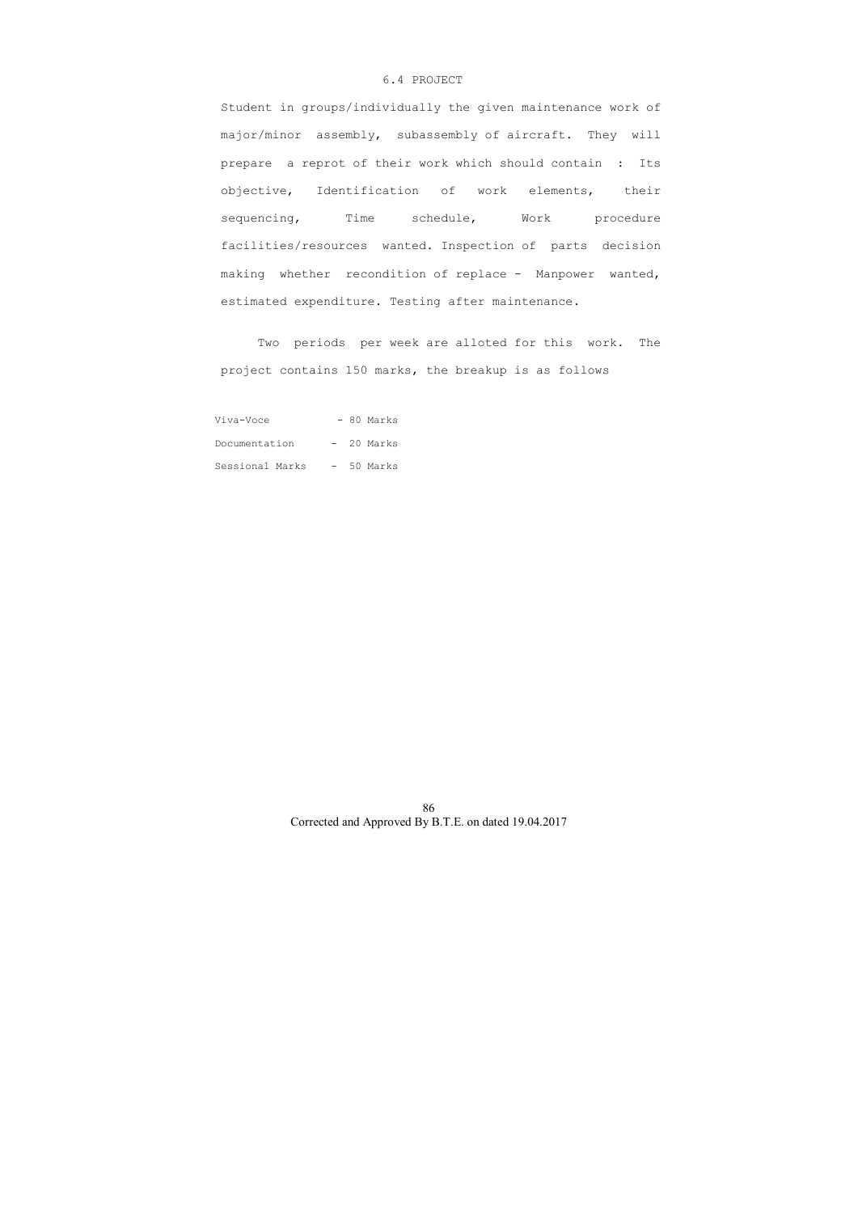## 6.4 PROJECT

Student in groups/individually the given maintenance work of major/minor assembly, subassembly of aircraft. They will prepare a reprot of their work which should contain : Its objective, Identification of work elements, their sequencing, Time schedule, Work procedure facilities/resources wanted. Inspection of parts decision making whether recondition of replace - Manpower wanted, estimated expenditure. Testing after maintenance.

Two periods per week are alloted for this work. The project contains 150 marks, the breakup is as follows

Viva-Voce - 80 Marks

Documentation - 20 Marks

Sessional Marks - 50 Marks

Corrected and Approved By B.T.E. on dated 19.04.2017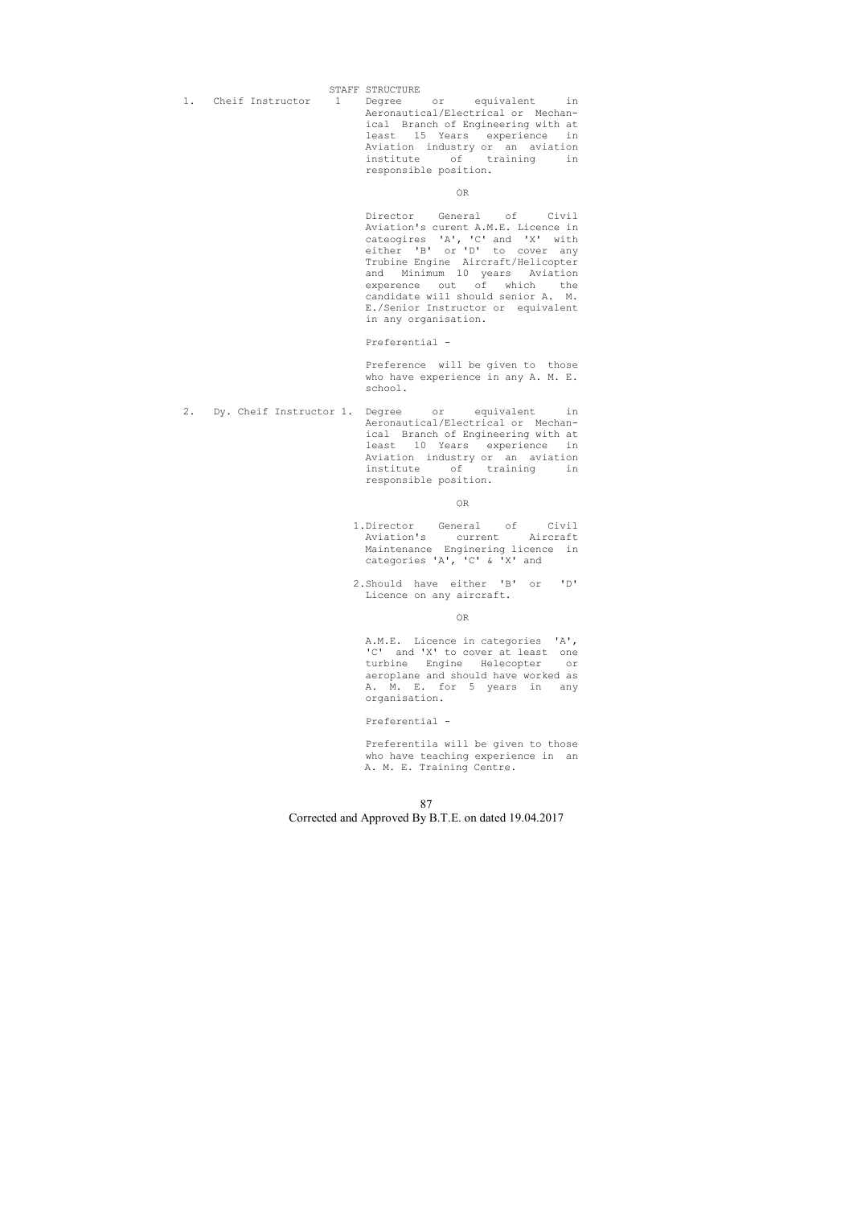## STAFF STRUCTURE

| Sl. | Post | No. | Qualification |
|---|---|---|---|
| 1. | Cheif Instructor | 1 | Degree or equivalent in Aeronautical/Electrical or Mechanical Branch of Engineering with at least 15 Years experience in Aviation industry or an aviation institute of training in responsible position.<br><br>OR<br><br>Director General of Civil Aviation's curent A.M.E. Licence in cateogires 'A', 'C' and 'X' with either 'B' or 'D' to cover any Trubine Engine Aircraft/Helicopter and Minimum 10 years Aviation experence out of which the candidate will should senior A. M. E./Senior Instructor or equivalent in any organisation.<br><br>Preferential -<br><br>Preference will be given to those who have experience in any A. M. E. school. |
| 2. | Dy. Cheif Instructor | 1. | Degree or equivalent in Aeronautical/Electrical or Mechanical Branch of Engineering with at least 10 Years experience in Aviation industry or an aviation institute of training in responsible position.<br><br>OR<br><br>1. Director General of Civil Aviation's current Aircraft Maintenance Enginering licence in categories 'A', 'C' & 'X' and<br><br>2. Should have either 'B' or 'D' Licence on any aircraft.<br><br>OR<br><br>A.M.E. Licence in categories 'A', 'C' and 'X' to cover at least one turbine Engine Helecopter or aeroplane and should have worked as A. M. E. for 5 years in any organisation.<br><br>Preferential -<br><br>Preferentila will be given to those who have teaching experience in an A. M. E. Training Centre. |

Corrected and Approved By B.T.E. on dated 19.04.2017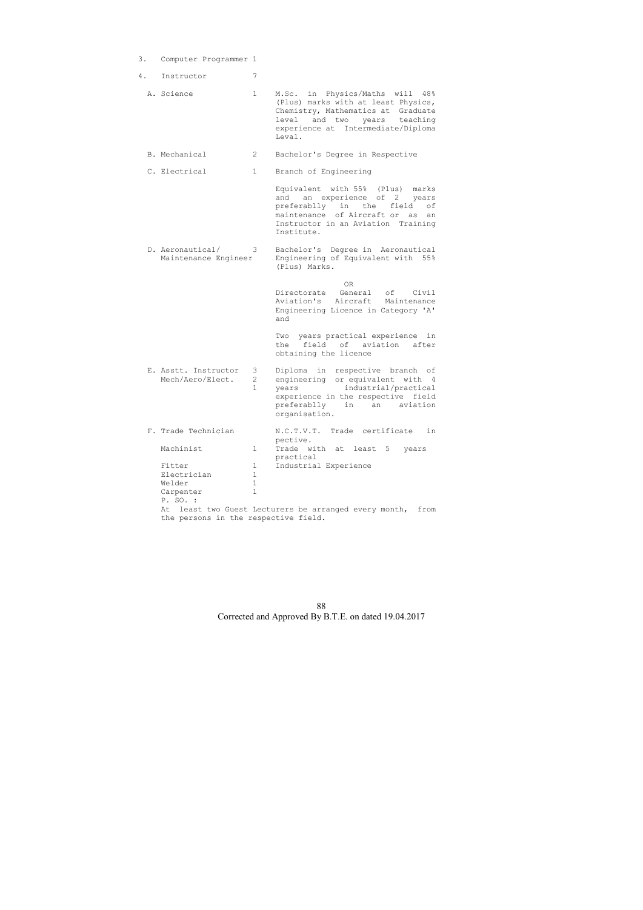| | | | |
|---|---|---|---|
| 3. | Computer Programmer | 1 | |
| 4. | Instructor | 7 | |
| | A. Science | 1 | M.Sc. in Physics/Maths will 48% (Plus) marks with at least Physics, Chemistry, Mathematics at Graduate level and two years teaching experience at Intermediate/Diploma Leval. |
| | B. Mechanical | 2 | Bachelor's Degree in Respective |
| | C. Electrical | 1 | Branch of Engineering<br><br>Equivalent with 55% (Plus) marks and an experience of 2 years preferablly in the field of maintenance of Aircraft or as an Instructor in an Aviation Training Institute. |
| | D. Aeronautical/ Maintenance Engineer | 3 | Bachelor's Degree in Aeronautical Engineering of Equivalent with 55% (Plus) Marks.<br><br>OR<br><br>Directorate General of Civil Aviation's Aircraft Maintenance Engineering Licence in Category 'A' and<br><br>Two years practical experience in the field of aviation after obtaining the licence |
| | E. Asstt. Instructor Mech/Aero/Elect. | 3<br>2<br>1 | Diploma in respective branch of engineering or equivalent with 4 years industrial/practical experience in the respective field preferablly in an aviation organisation. |
| | F. Trade Technician | | N.C.T.V.T. Trade certificate in pective. |
| | Machinist | 1 | Trade with at least 5 years practical |
| | Fitter | 1 | Industrial Experience |
| | Electrician | 1 | |
| | Welder | 1 | |
| | Carpenter | 1 | |

P. SO. :

At least two Guest Lecturers be arranged every month, from the persons in the respective field.

Corrected and Approved By B.T.E. on dated 19.04.2017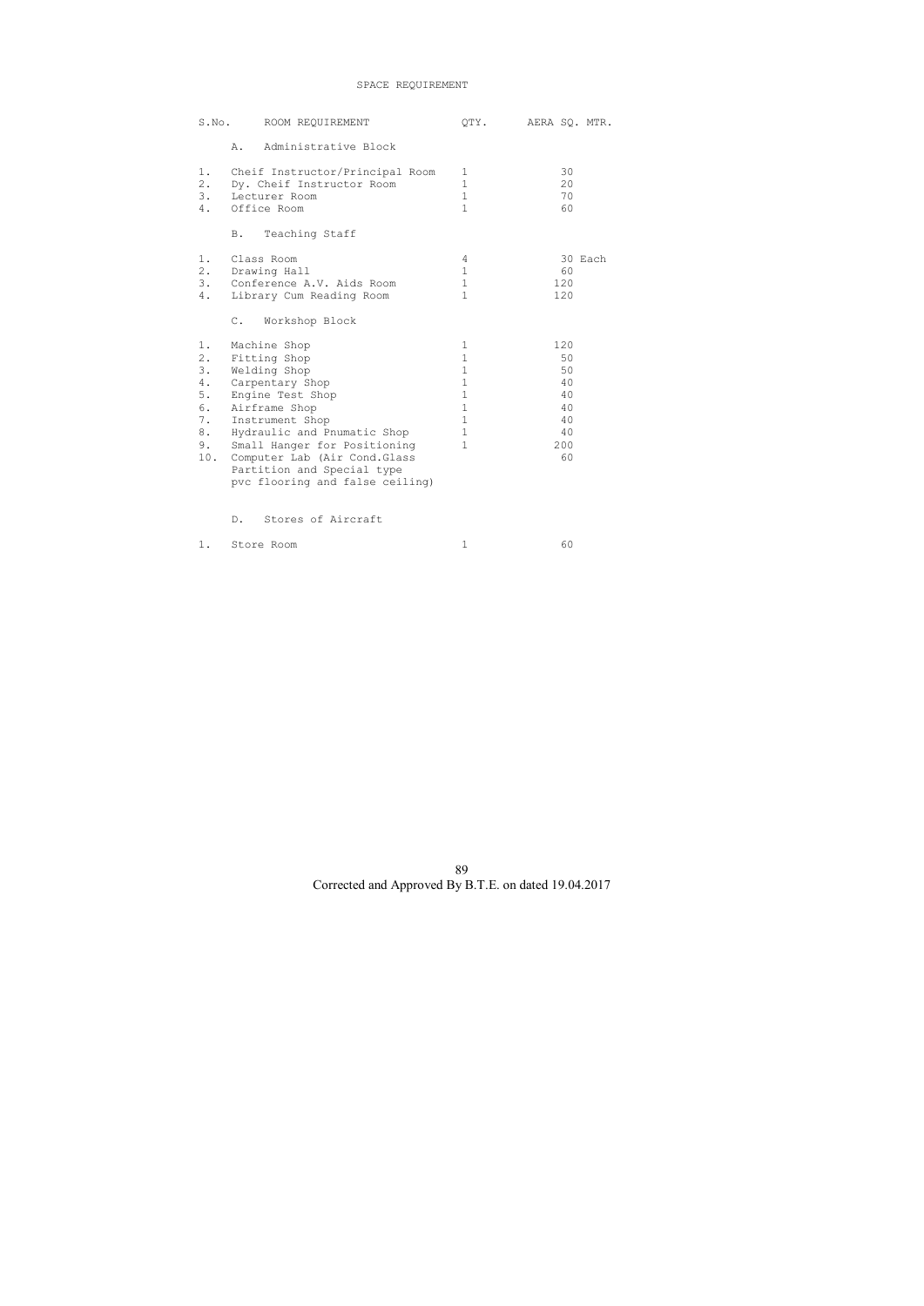# SPACE REQUIREMENT

| S.No. | ROOM REQUIREMENT | QTY. | AERA SQ. MTR. |
|---|---|---|---|
| | A. Administrative Block | | |
| 1. | Cheif Instructor/Principal Room | 1 | 30 |
| 2. | Dy. Cheif Instructor Room | 1 | 20 |
| 3. | Lecturer Room | 1 | 70 |
| 4. | Office Room | 1 | 60 |
| | B. Teaching Staff | | |
| 1. | Class Room | 4 | 30 Each |
| 2. | Drawing Hall | 1 | 60 |
| 3. | Conference A.V. Aids Room | 1 | 120 |
| 4. | Library Cum Reading Room | 1 | 120 |
| | C. Workshop Block | | |
| 1. | Machine Shop | 1 | 120 |
| 2. | Fitting Shop | 1 | 50 |
| 3. | Welding Shop | 1 | 50 |
| 4. | Carpentary Shop | 1 | 40 |
| 5. | Engine Test Shop | 1 | 40 |
| 6. | Airframe Shop | 1 | 40 |
| 7. | Instrument Shop | 1 | 40 |
| 8. | Hydraulic and Pnumatic Shop | 1 | 40 |
| 9. | Small Hanger for Positioning | 1 | 200 |
| 10. | Computer Lab (Air Cond.Glass Partition and Special type pvc flooring and false ceiling) | | 60 |
| | D. Stores of Aircraft | | |
| 1. | Store Room | 1 | 60 |

Corrected and Approved By B.T.E. on dated 19.04.2017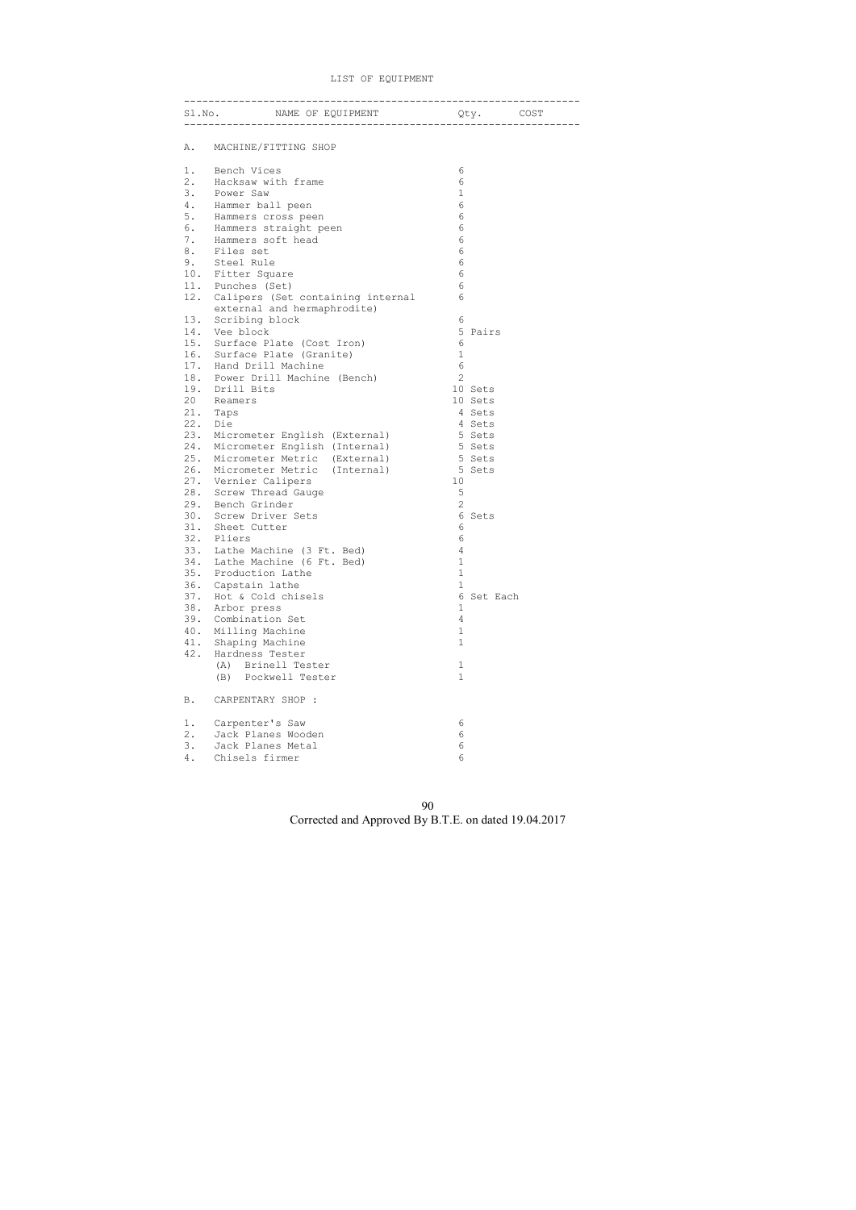LIST OF EQUIPMENT

| Sl.No. | NAME OF EQUIPMENT | Qty. | COST |
|---|---|---|---|
| A. | MACHINE/FITTING SHOP | | |
| 1. | Bench Vices | 6 | |
| 2. | Hacksaw with frame | 6 | |
| 3. | Power Saw | 1 | |
| 4. | Hammer ball peen | 6 | |
| 5. | Hammers cross peen | 6 | |
| 6. | Hammers straight peen | 6 | |
| 7. | Hammers soft head | 6 | |
| 8. | Files set | 6 | |
| 9. | Steel Rule | 6 | |
| 10. | Fitter Square | 6 | |
| 11. | Punches (Set) | 6 | |
| 12. | Calipers (Set containing internal external and hermaphrodite) | 6 | |
| 13. | Scribing block | 6 | |
| 14. | Vee block | 5 Pairs | |
| 15. | Surface Plate (Cost Iron) | 6 | |
| 16. | Surface Plate (Granite) | 1 | |
| 17. | Hand Drill Machine | 6 | |
| 18. | Power Drill Machine (Bench) | 2 | |
| 19. | Drill Bits | 10 Sets | |
| 20 | Reamers | 10 Sets | |
| 21. | Taps | 4 Sets | |
| 22. | Die | 4 Sets | |
| 23. | Micrometer English (External) | 5 Sets | |
| 24. | Micrometer English (Internal) | 5 Sets | |
| 25. | Micrometer Metric (External) | 5 Sets | |
| 26. | Micrometer Metric (Internal) | 5 Sets | |
| 27. | Vernier Calipers | 10 | |
| 28. | Screw Thread Gauge | 5 | |
| 29. | Bench Grinder | 2 | |
| 30. | Screw Driver Sets | 6 Sets | |
| 31. | Sheet Cutter | 6 | |
| 32. | Pliers | 6 | |
| 33. | Lathe Machine (3 Ft. Bed) | 4 | |
| 34. | Lathe Machine (6 Ft. Bed) | 1 | |
| 35. | Production Lathe | 1 | |
| 36. | Capstain lathe | 1 | |
| 37. | Hot & Cold chisels | 6 Set Each | |
| 38. | Arbor press | 1 | |
| 39. | Combination Set | 4 | |
| 40. | Milling Machine | 1 | |
| 41. | Shaping Machine | 1 | |
| 42. | Hardness Tester | | |
| | (A) Brinell Tester | 1 | |
| | (B) Pockwell Tester | 1 | |
| B. | CARPENTARY SHOP : | | |
| 1. | Carpenter's Saw | 6 | |
| 2. | Jack Planes Wooden | 6 | |
| 3. | Jack Planes Metal | 6 | |
| 4. | Chisels firmer | 6 | |

Corrected and Approved By B.T.E. on dated 19.04.2017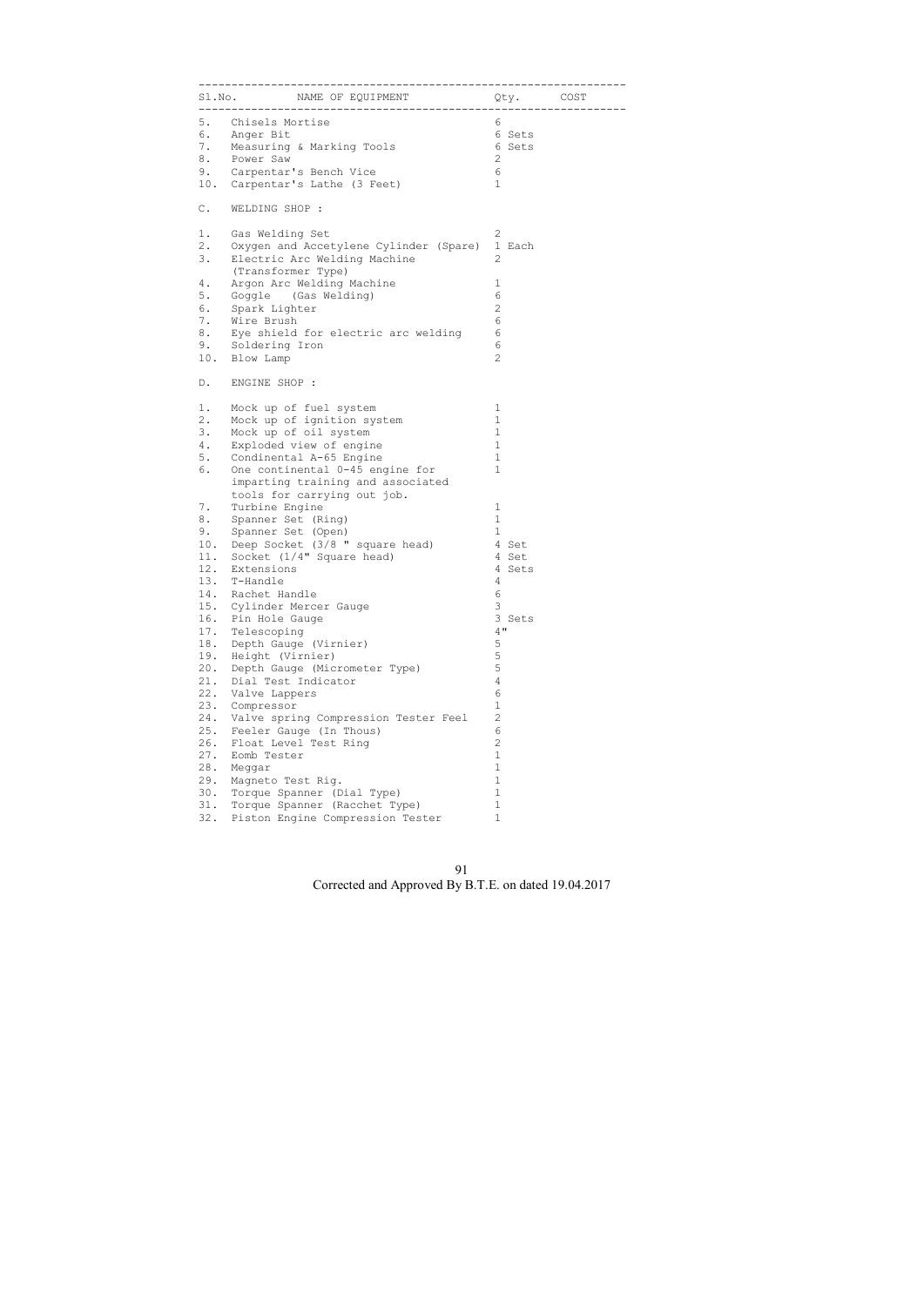| Sl.No. | NAME OF EQUIPMENT | Qty. | COST |
|---|---|---|---|
| 5. | Chisels Mortise | 6 | |
| 6. | Anger Bit | 6 Sets | |
| 7. | Measuring & Marking Tools | 6 Sets | |
| 8. | Power Saw | 2 | |
| 9. | Carpentar's Bench Vice | 6 | |
| 10. | Carpentar's Lathe (3 Feet) | 1 | |
| C. | WELDING SHOP : | | |
| 1. | Gas Welding Set | 2 | |
| 2. | Oxygen and Accetylene Cylinder (Spare) | 1 Each | |
| 3. | Electric Arc Welding Machine (Transformer Type) | 2 | |
| 4. | Argon Arc Welding Machine | 1 | |
| 5. | Goggle (Gas Welding) | 6 | |
| 6. | Spark Lighter | 2 | |
| 7. | Wire Brush | 6 | |
| 8. | Eye shield for electric arc welding | 6 | |
| 9. | Soldering Iron | 6 | |
| 10. | Blow Lamp | 2 | |
| D. | ENGINE SHOP : | | |
| 1. | Mock up of fuel system | 1 | |
| 2. | Mock up of ignition system | 1 | |
| 3. | Mock up of oil system | 1 | |
| 4. | Exploded view of engine | 1 | |
| 5. | Condinental A-65 Engine | 1 | |
| 6. | One continental 0-45 engine for imparting training and associated tools for carrying out job. | 1 | |
| 7. | Turbine Engine | 1 | |
| 8. | Spanner Set (Ring) | 1 | |
| 9. | Spanner Set (Open) | 1 | |
| 10. | Deep Socket (3/8 " square head) | 4 Set | |
| 11. | Socket (1/4" Square head) | 4 Set | |
| 12. | Extensions | 4 Sets | |
| 13. | T-Handle | 4 | |
| 14. | Rachet Handle | 6 | |
| 15. | Cylinder Mercer Gauge | 3 | |
| 16. | Pin Hole Gauge | 3 Sets | |
| 17. | Telescoping | 4" | |
| 18. | Depth Gauge (Virnier) | 5 | |
| 19. | Height (Virnier) | 5 | |
| 20. | Depth Gauge (Micrometer Type) | 5 | |
| 21. | Dial Test Indicator | 4 | |
| 22. | Valve Lappers | 6 | |
| 23. | Compressor | 1 | |
| 24. | Valve spring Compression Tester Feel | 2 | |
| 25. | Feeler Gauge (In Thous) | 6 | |
| 26. | Float Level Test Ring | 2 | |
| 27. | Eomb Tester | 1 | |
| 28. | Meggar | 1 | |
| 29. | Magneto Test Rig. | 1 | |
| 30. | Torque Spanner (Dial Type) | 1 | |
| 31. | Torque Spanner (Racchet Type) | 1 | |
| 32. | Piston Engine Compression Tester | 1 | |

Corrected and Approved By B.T.E. on dated 19.04.2017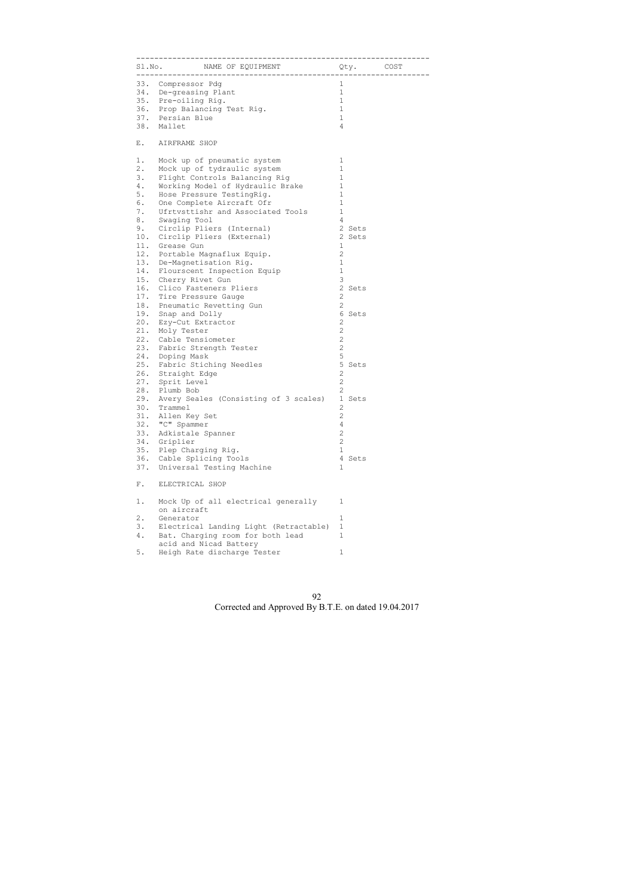| Sl.No. | NAME OF EQUIPMENT | Qty. | COST |
|---|---|---|---|
| 33. | Compressor Pdg | 1 | |
| 34. | De-greasing Plant | 1 | |
| 35. | Pre-oiling Rig. | 1 | |
| 36. | Prop Balancing Test Rig. | 1 | |
| 37. | Persian Blue | 1 | |
| 38. | Mallet | 4 | |
| E. | AIRFRAME SHOP | | |
| 1. | Mock up of pneumatic system | 1 | |
| 2. | Mock up of tydraulic system | 1 | |
| 3. | Flight Controls Balancing Rig | 1 | |
| 4. | Working Model of Hydraulic Brake | 1 | |
| 5. | Hose Pressure TestingRig. | 1 | |
| 6. | One Complete Aircraft Ofr | 1 | |
| 7. | Ufrtvsttishr and Associated Tools | 1 | |
| 8. | Swaging Tool | 4 | |
| 9. | Circlip Pliers (Internal) | 2 Sets | |
| 10. | Circlip Pliers (External) | 2 Sets | |
| 11. | Grease Gun | 1 | |
| 12. | Portable Magnaflux Equip. | 2 | |
| 13. | De-Magnetisation Rig. | 1 | |
| 14. | Flourscent Inspection Equip | 1 | |
| 15. | Cherry Rivet Gun | 3 | |
| 16. | Clico Fasteners Pliers | 2 Sets | |
| 17. | Tire Pressure Gauge | 2 | |
| 18. | Pneumatic Revetting Gun | 2 | |
| 19. | Snap and Dolly | 6 Sets | |
| 20. | Ezy-Cut Extractor | 2 | |
| 21. | Moly Tester | 2 | |
| 22. | Cable Tensiometer | 2 | |
| 23. | Fabric Strength Tester | 2 | |
| 24. | Doping Mask | 5 | |
| 25. | Fabric Stiching Needles | 5 Sets | |
| 26. | Straight Edge | 2 | |
| 27. | Sprit Level | 2 | |
| 28. | Plumb Bob | 2 | |
| 29. | Avery Seales (Consisting of 3 scales) | 1 Sets | |
| 30. | Trammel | 2 | |
| 31. | Allen Key Set | 2 | |
| 32. | "C" Spammer | 4 | |
| 33. | Adkistale Spanner | 2 | |
| 34. | Griplier | 2 | |
| 35. | Plep Charging Rig. | 1 | |
| 36. | Cable Splicing Tools | 4 Sets | |
| 37. | Universal Testing Machine | 1 | |
| F. | ELECTRICAL SHOP | | |
| 1. | Mock Up of all electrical generally on aircraft | 1 | |
| 2. | Generator | 1 | |
| 3. | Electrical Landing Light (Retractable) | 1 | |
| 4. | Bat. Charging room for both lead acid and Nicad Battery | 1 | |
| 5. | Heigh Rate discharge Tester | 1 | |

Corrected and Approved By B.T.E. on dated 19.04.2017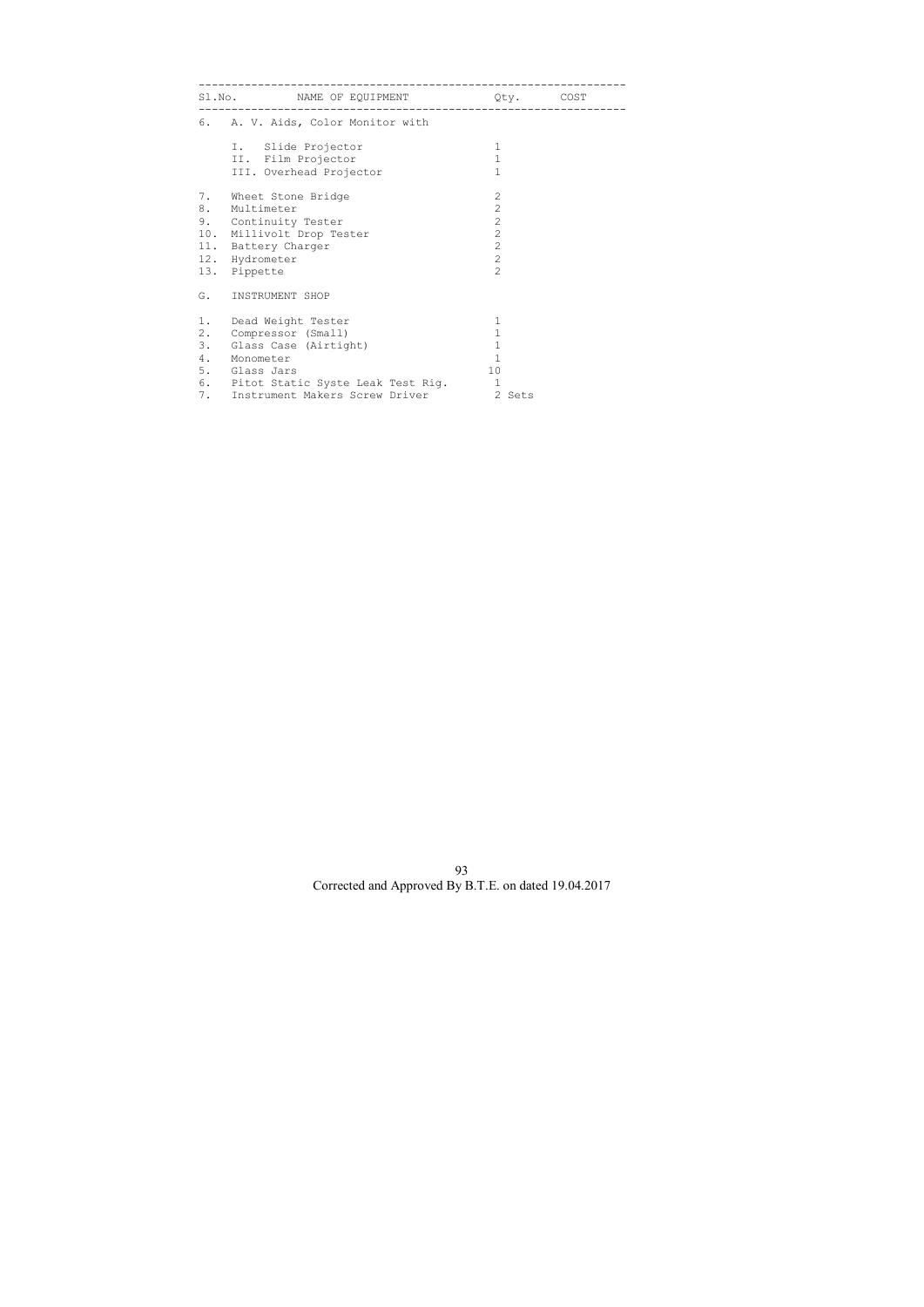| Sl.No. | NAME OF EQUIPMENT | Qty. | COST |
|---|---|---|---|
| 6. | A. V. Aids, Color Monitor with | | |
| | I. Slide Projector | 1 | |
| | II. Film Projector | 1 | |
| | III. Overhead Projector | 1 | |
| 7. | Wheet Stone Bridge | 2 | |
| 8. | Multimeter | 2 | |
| 9. | Continuity Tester | 2 | |
| 10. | Millivolt Drop Tester | 2 | |
| 11. | Battery Charger | 2 | |
| 12. | Hydrometer | 2 | |
| 13. | Pippette | 2 | |
| G. | INSTRUMENT SHOP | | |
| 1. | Dead Weight Tester | 1 | |
| 2. | Compressor (Small) | 1 | |
| 3. | Glass Case (Airtight) | 1 | |
| 4. | Monometer | 1 | |
| 5. | Glass Jars | 10 | |
| 6. | Pitot Static Syste Leak Test Rig. | 1 | |
| 7. | Instrument Makers Screw Driver | 2 Sets | |

Corrected and Approved By B.T.E. on dated 19.04.2017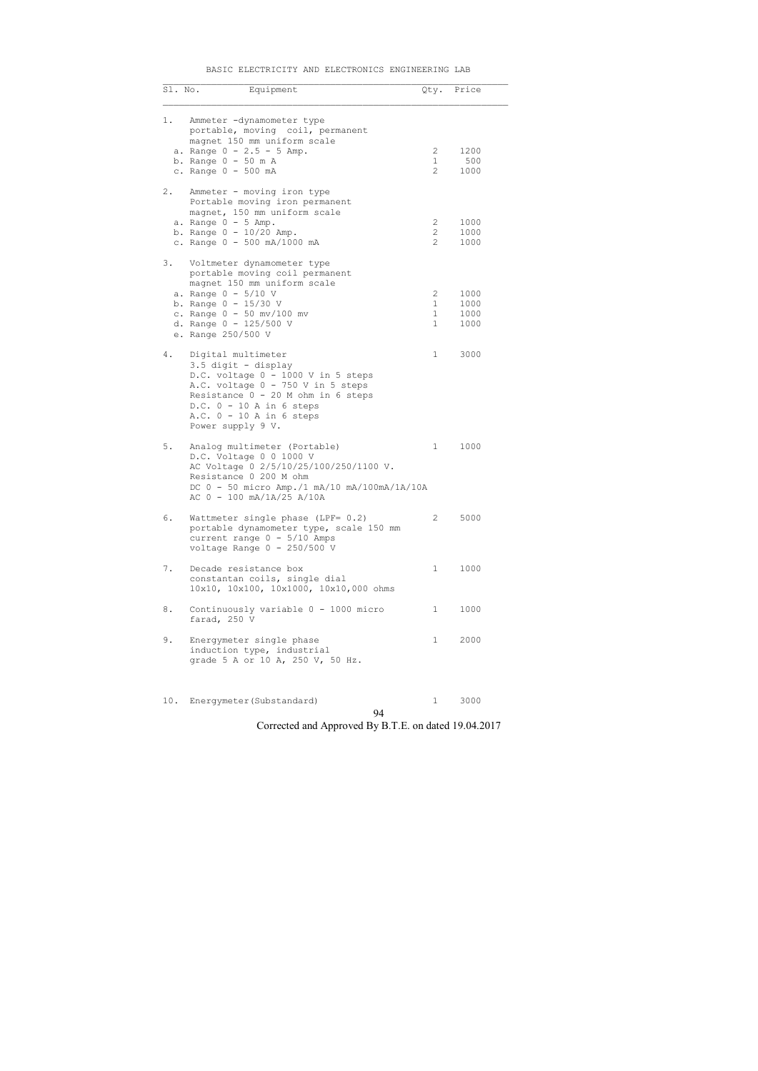## BASIC ELECTRICITY AND ELECTRONICS ENGINEERING LAB

| Sl. No. | Equipment | Qty. | Price |
|---|---|---|---|
| 1. | Ammeter -dynamometer type portable, moving coil, permanent magnet 150 mm uniform scale | | |
| | a. Range 0 - 2.5 - 5 Amp. | 2 | 1200 |
| | b. Range 0 - 50 m A | 1 | 500 |
| | c. Range 0 - 500 mA | 2 | 1000 |
| 2. | Ammeter - moving iron type Portable moving iron permanent magnet, 150 mm uniform scale | | |
| | a. Range 0 - 5 Amp. | 2 | 1000 |
| | b. Range 0 - 10/20 Amp. | 2 | 1000 |
| | c. Range 0 - 500 mA/1000 mA | 2 | 1000 |
| 3. | Voltmeter dynamometer type portable moving coil permanent magnet 150 mm uniform scale | | |
| | a. Range 0 - 5/10 V | 2 | 1000 |
| | b. Range 0 - 15/30 V | 1 | 1000 |
| | c. Range 0 - 50 mv/100 mv | 1 | 1000 |
| | d. Range 0 - 125/500 V | 1 | 1000 |
| | e. Range 250/500 V | | |
| 4. | Digital multimeter<br>3.5 digit - display<br>D.C. voltage 0 - 1000 V in 5 steps<br>A.C. voltage 0 - 750 V in 5 steps<br>Resistance 0 - 20 M ohm in 6 steps<br>D.C. 0 - 10 A in 6 steps<br>A.C. 0 - 10 A in 6 steps<br>Power supply 9 V. | 1 | 3000 |
| 5. | Analog multimeter (Portable)<br>D.C. Voltage 0 0 1000 V<br>AC Voltage 0 2/5/10/25/100/250/1100 V.<br>Resistance 0 200 M ohm<br>DC 0 - 50 micro Amp./1 mA/10 mA/100mA/1A/10A<br>AC 0 - 100 mA/1A/25 A/10A | 1 | 1000 |
| 6. | Wattmeter single phase (LPF= 0.2)<br>portable dynamometer type, scale 150 mm<br>current range 0 - 5/10 Amps<br>voltage Range 0 - 250/500 V | 2 | 5000 |
| 7. | Decade resistance box<br>constantan coils, single dial<br>10x10, 10x100, 10x1000, 10x10,000 ohms | 1 | 1000 |
| 8. | Continuously variable 0 - 1000 micro farad, 250 V | 1 | 1000 |
| 9. | Energymeter single phase<br>induction type, industrial<br>grade 5 A or 10 A, 250 V, 50 Hz. | 1 | 2000 |
| 10. | Energymeter(Substandard) | 1 | 3000 |

Corrected and Approved By B.T.E. on dated 19.04.2017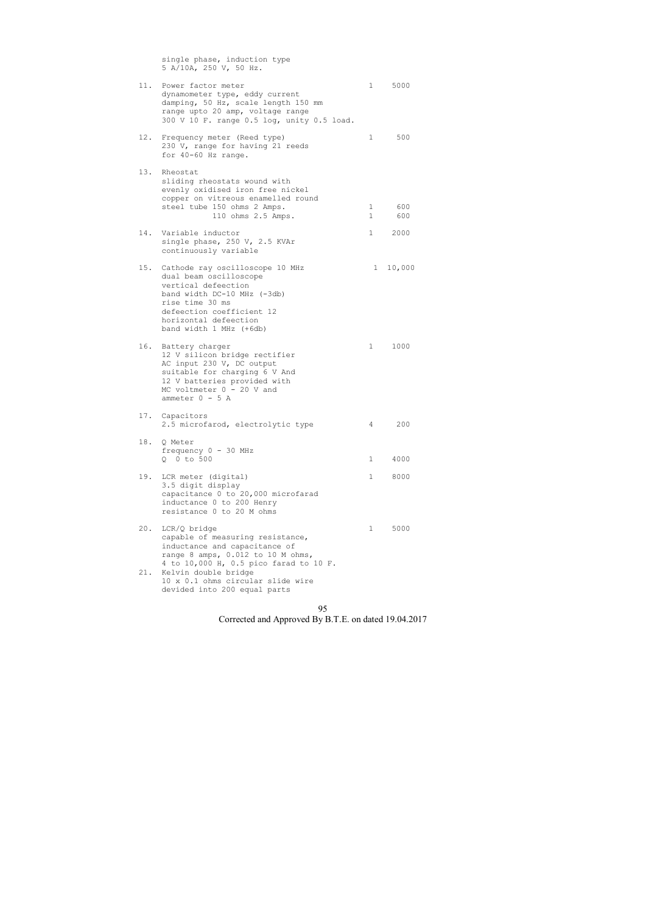| | | | |
|---|---|---|---|
| | single phase, induction type<br>5 A/10A, 250 V, 50 Hz. | | |
| 11. | Power factor meter<br>dynamometer type, eddy current damping, 50 Hz, scale length 150 mm range upto 20 amp, voltage range 300 V 10 F. range 0.5 log, unity 0.5 load. | 1 | 5000 |
| 12. | Frequency meter (Reed type)<br>230 V, range for having 21 reeds for 40-60 Hz range. | 1 | 500 |
| 13. | Rheostat<br>sliding rheostats wound with evenly oxidised iron free nickel copper on vitreous enamelled round steel tube 150 ohms 2 Amps. | 1 | 600 |
| | 110 ohms 2.5 Amps. | 1 | 600 |
| 14. | Variable inductor<br>single phase, 250 V, 2.5 KVAr continuously variable | 1 | 2000 |
| 15. | Cathode ray oscilloscope 10 MHz<br>dual beam oscilloscope<br>vertical defeection<br>band width DC-10 MHz (-3db)<br>rise time 30 ms<br>defeection coefficient 12<br>horizontal defeection<br>band width 1 MHz (+6db) | 1 | 10,000 |
| 16. | Battery charger<br>12 V silicon bridge rectifier AC input 230 V, DC output suitable for charging 6 V And 12 V batteries provided with MC voltmeter 0 - 20 V and ammeter 0 - 5 A | 1 | 1000 |
| 17. | Capacitors<br>2.5 microfarod, electrolytic type | 4 | 200 |
| 18. | Q Meter<br>frequency 0 - 30 MHz<br>Q 0 to 500 | 1 | 4000 |
| 19. | LCR meter (digital)<br>3.5 digit display<br>capacitance 0 to 20,000 microfarad<br>inductance 0 to 200 Henry<br>resistance 0 to 20 M ohms | 1 | 8000 |
| 20. | LCR/Q bridge<br>capable of measuring resistance, inductance and capacitance of range 8 amps, 0.012 to 10 M ohms, 4 to 10,000 H, 0.5 pico farad to 10 F. | 1 | 5000 |
| 21. | Kelvin double bridge<br>10 x 0.1 ohms circular slide wire devided into 200 equal parts | | |

Corrected and Approved By B.T.E. on dated 19.04.2017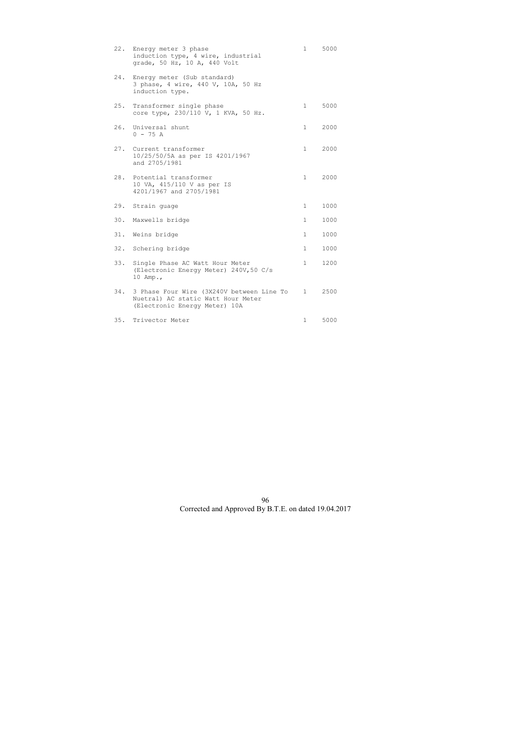| | | | |
|---|---|---|---|
| 22. | Energy meter 3 phase induction type, 4 wire, industrial grade, 50 Hz, 10 A, 440 Volt | 1 | 5000 |
| 24. | Energy meter (Sub standard) 3 phase, 4 wire, 440 V, 10A, 50 Hz induction type. | | |
| 25. | Transformer single phase core type, 230/110 V, 1 KVA, 50 Hz. | 1 | 5000 |
| 26. | Universal shunt 0 - 75 A | 1 | 2000 |
| 27. | Current transformer 10/25/50/5A as per IS 4201/1967 and 2705/1981 | 1 | 2000 |
| 28. | Potential transformer 10 VA, 415/110 V as per IS 4201/1967 and 2705/1981 | 1 | 2000 |
| 29. | Strain guage | 1 | 1000 |
| 30. | Maxwells bridge | 1 | 1000 |
| 31. | Weins bridge | 1 | 1000 |
| 32. | Schering bridge | 1 | 1000 |
| 33. | Single Phase AC Watt Hour Meter (Electronic Energy Meter) 240V,50 C/s 10 Amp., | 1 | 1200 |
| 34. | 3 Phase Four Wire (3X240V between Line To Nuetral) AC static Watt Hour Meter (Electronic Energy Meter) 10A | 1 | 2500 |
| 35. | Trivector Meter | 1 | 5000 |

Corrected and Approved By B.T.E. on dated 19.04.2017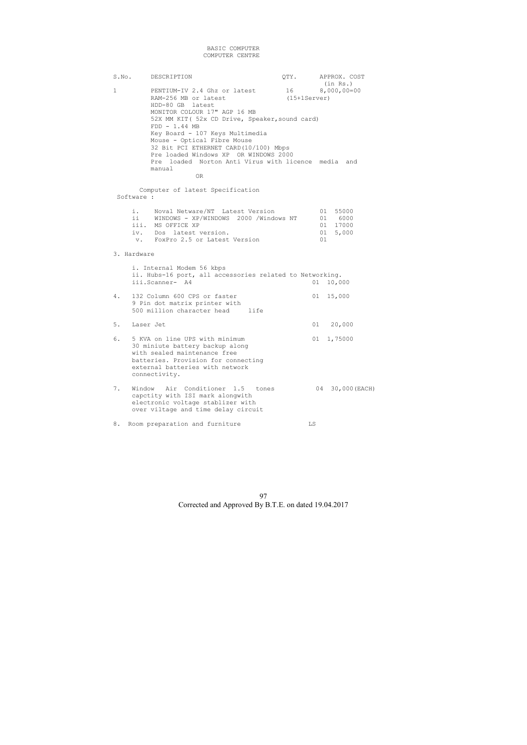BASIC COMPUTER

COMPUTER CENTRE

| S.No. | DESCRIPTION | QTY. | APPROX. COST (in Rs.) |
|---|---|---|---|
| 1 | PENTIUM-IV 2.4 Ghz or latest<br>RAM-256 MB or latest<br>HDD-80 GB latest<br>MONITOR COLOUR 17" AGP 16 MB<br>52X MM KIT( 52x CD Drive, Speaker,sound card)<br>FDD - 1.44 MB<br>Key Board - 107 Keys Multimedia<br>Mouse - Optical Fibre Mouse<br>32 Bit PCI ETHERNET CARD(10/100) Mbps<br>Pre loaded Windows XP OR WINDOWS 2000<br>Pre loaded Norton Anti Virus with licence media and manual<br>OR<br>Computer of latest Specification | 16 (15+1Server) | 8,000,00=00 |
| | **Software :** | | |
| | i. Noval Netware/NT Latest Version | 01 | 55000 |
| | ii WINDOWS - XP/WINDOWS 2000 /Windows NT | 01 | 6000 |
| | iii. MS OFFICE XP | 01 | 17000 |
| | iv. Dos latest version. | 01 | 5,000 |
| | v. FoxPro 2.5 or Latest Version | 01 | |
| 3. | **Hardware** | | |
| | i. Internal Modem 56 kbps | | |
| | ii. Hubs-16 port, all accessories related to Networking. | | |
| | iii.Scanner- A4 | 01 | 10,000 |
| 4. | 132 Column 600 CPS or faster 9 Pin dot matrix printer with 500 million character head life | 01 | 15,000 |
| 5. | Laser Jet | 01 | 20,000 |
| 6. | 5 KVA on line UPS with minimum 30 miniute battery backup along with sealed maintenance free batteries. Provision for connecting external batteries with network connectivity. | 01 | 1,75000 |
| 7. | Window Air Conditioner 1.5 tones capctity with ISI mark alongwith electronic voltage stablizer with over viltage and time delay circuit | 04 | 30,000(EACH) |
| 8. | Room preparation and furniture | LS | |

Corrected and Approved By B.T.E. on dated 19.04.2017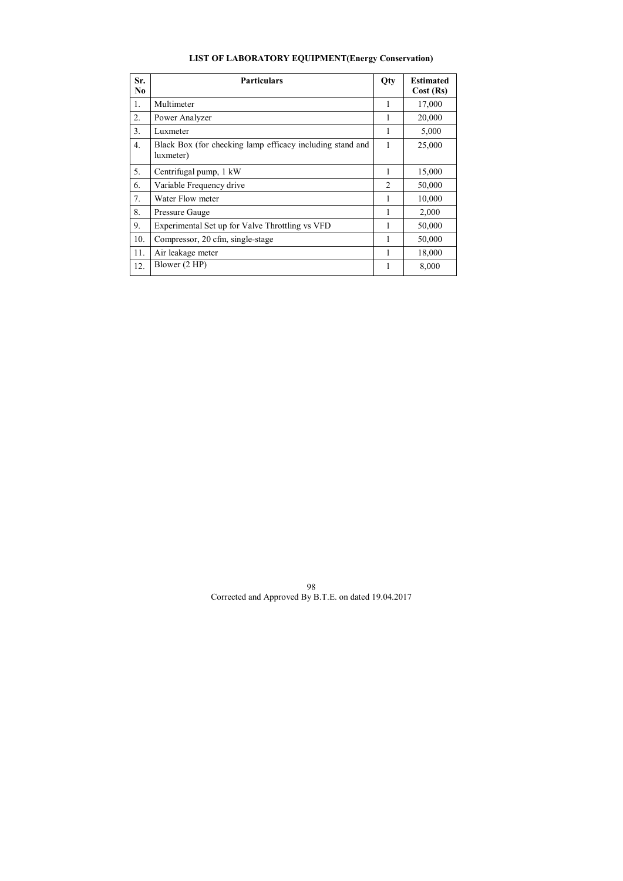**LIST OF LABORATORY EQUIPMENT(Energy Conservation)**

| Sr. No | Particulars | Qty | Estimated Cost (Rs) |
|---|---|---|---|
| 1. | Multimeter | 1 | 17,000 |
| 2. | Power Analyzer | 1 | 20,000 |
| 3. | Luxmeter | 1 | 5,000 |
| 4. | Black Box (for checking lamp efficacy including stand and luxmeter) | 1 | 25,000 |
| 5. | Centrifugal pump, 1 kW | 1 | 15,000 |
| 6. | Variable Frequency drive | 2 | 50,000 |
| 7. | Water Flow meter | 1 | 10,000 |
| 8. | Pressure Gauge | 1 | 2,000 |
| 9. | Experimental Set up for Valve Throttling vs VFD | 1 | 50,000 |
| 10. | Compressor, 20 cfm, single-stage | 1 | 50,000 |
| 11. | Air leakage meter | 1 | 18,000 |
| 12. | Blower (2 HP) | 1 | 8,000 |

Corrected and Approved By B.T.E. on dated 19.04.2017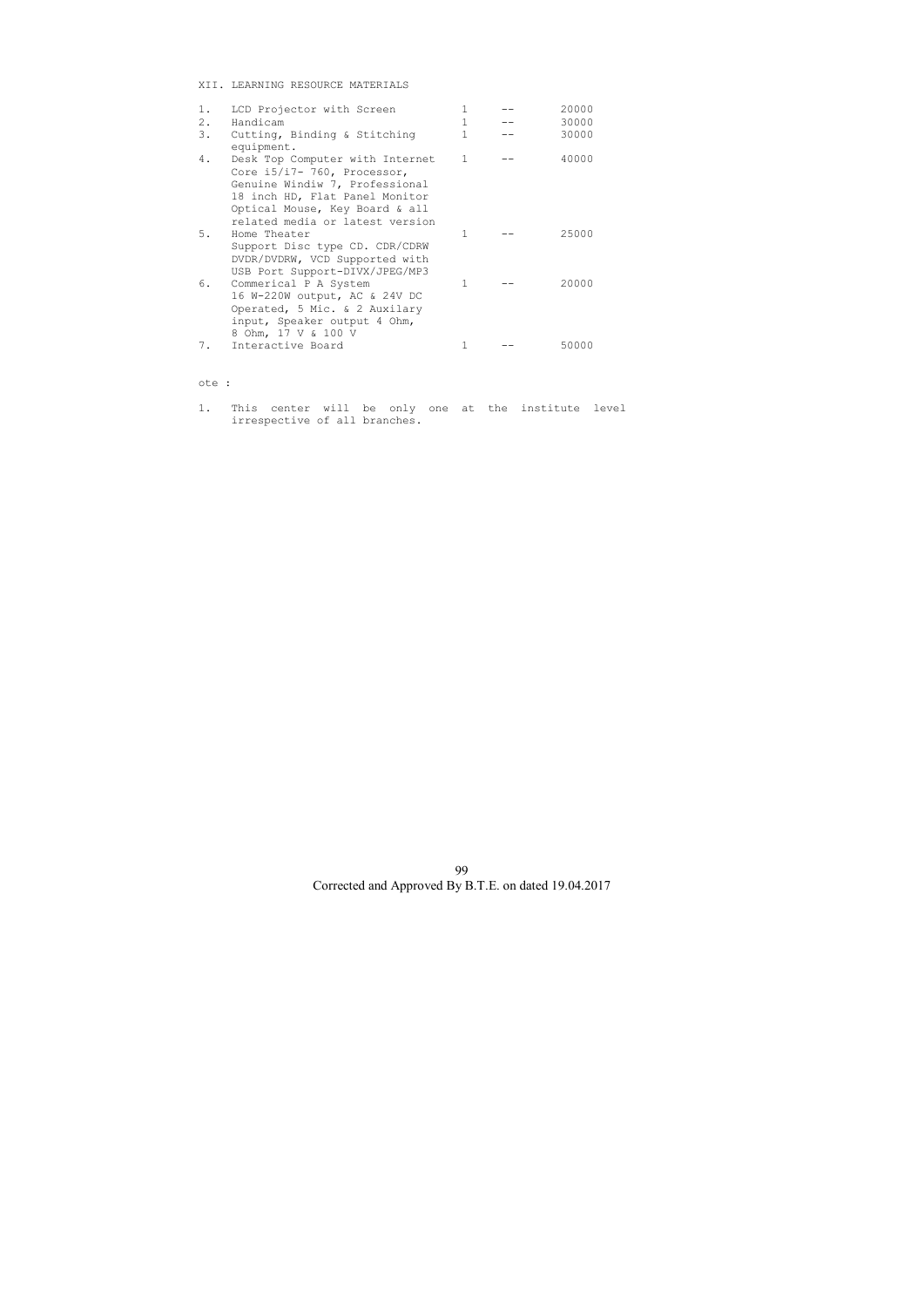XII. LEARNING RESOURCE MATERIALS

| | | | | |
|---|---|---|---|---|
| 1. | LCD Projector with Screen | 1 | -- | 20000 |
| 2. | Handicam | 1 | -- | 30000 |
| 3. | Cutting, Binding & Stitching equipment. | 1 | -- | 30000 |
| 4. | Desk Top Computer with Internet Core i5/i7- 760, Processor, Genuine Windiw 7, Professional 18 inch HD, Flat Panel Monitor Optical Mouse, Key Board & all related media or latest version | 1 | -- | 40000 |
| 5. | Home Theater Support Disc type CD. CDR/CDRW DVDR/DVDRW, VCD Supported with USB Port Support-DIVX/JPEG/MP3 | 1 | -- | 25000 |
| 6. | Commerical P A System 16 W-220W output, AC & 24V DC Operated, 5 Mic. & 2 Auxilary input, Speaker output 4 Ohm, 8 Ohm, 17 V & 100 V | 1 | -- | 20000 |
| 7. | Interactive Board | 1 | -- | 50000 |

ote :

1. This center will be only one at the institute level irrespective of all branches.

Corrected and Approved By B.T.E. on dated 19.04.2017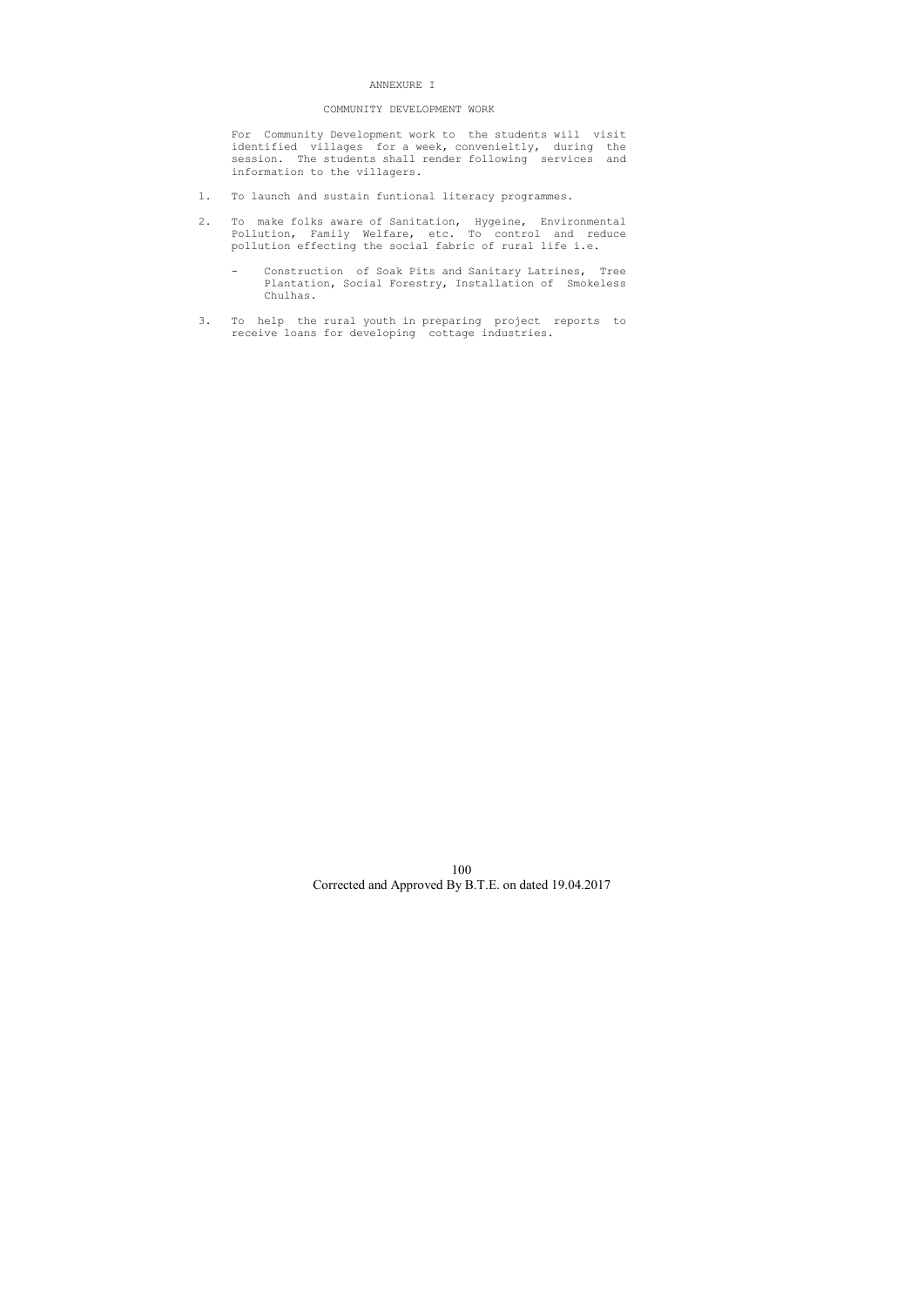# ANNEXURE I

## COMMUNITY DEVELOPMENT WORK

For Community Development work to the students will visit identified villages for a week, convenieltly, during the session. The students shall render following services and information to the villagers.

1. To launch and sustain funtional literacy programmes.
2. To make folks aware of Sanitation, Hygeine, Environmental Pollution, Family Welfare, etc. To control and reduce pollution effecting the social fabric of rural life i.e.
   - Construction of Soak Pits and Sanitary Latrines, Tree Plantation, Social Forestry, Installation of Smokeless Chulhas.
3. To help the rural youth in preparing project reports to receive loans for developing cottage industries.

Corrected and Approved By B.T.E. on dated 19.04.2017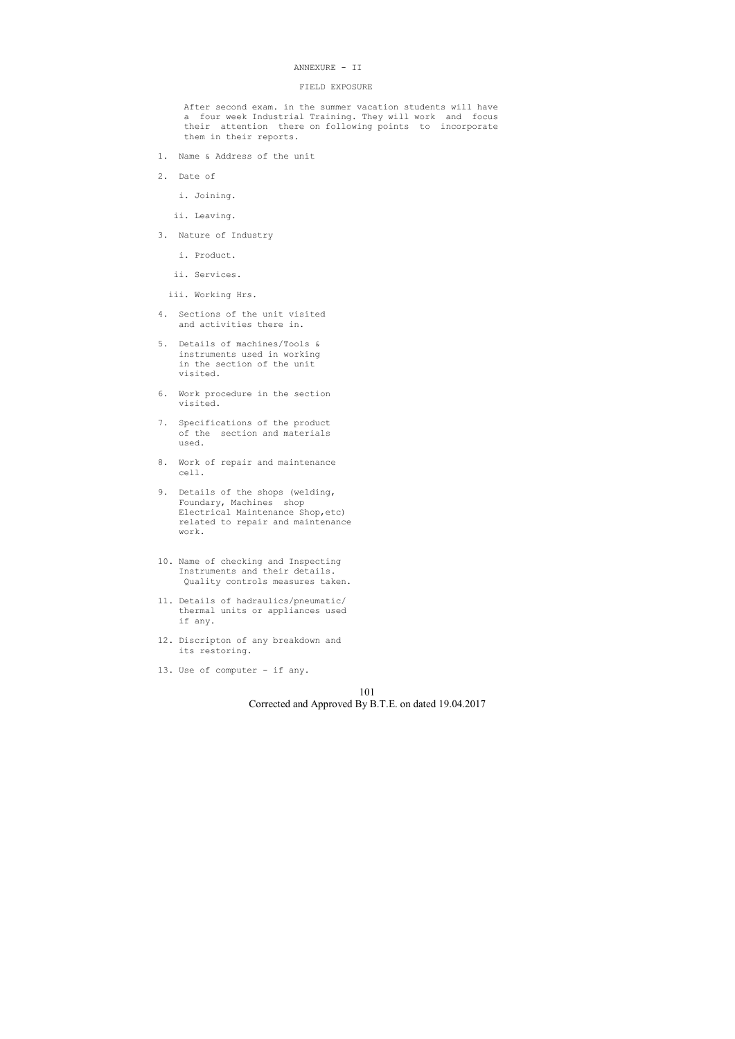# ANNEXURE - II

## FIELD EXPOSURE

After second exam. in the summer vacation students will have a four week Industrial Training. They will work and focus their attention there on following points to incorporate them in their reports.

1. Name & Address of the unit
2. Date of
   i. Joining.
   ii. Leaving.
3. Nature of Industry
   i. Product.
   ii. Services.
   iii. Working Hrs.
4. Sections of the unit visited and activities there in.
5. Details of machines/Tools & instruments used in working in the section of the unit visited.
6. Work procedure in the section visited.
7. Specifications of the product of the section and materials used.
8. Work of repair and maintenance cell.
9. Details of the shops (welding, Foundary, Machines shop Electrical Maintenance Shop,etc) related to repair and maintenance work.
10. Name of checking and Inspecting Instruments and their details. Quality controls measures taken.
11. Details of hadraulics/pneumatic/ thermal units or appliances used if any.
12. Discripton of any breakdown and its restoring.
13. Use of computer - if any.

Corrected and Approved By B.T.E. on dated 19.04.2017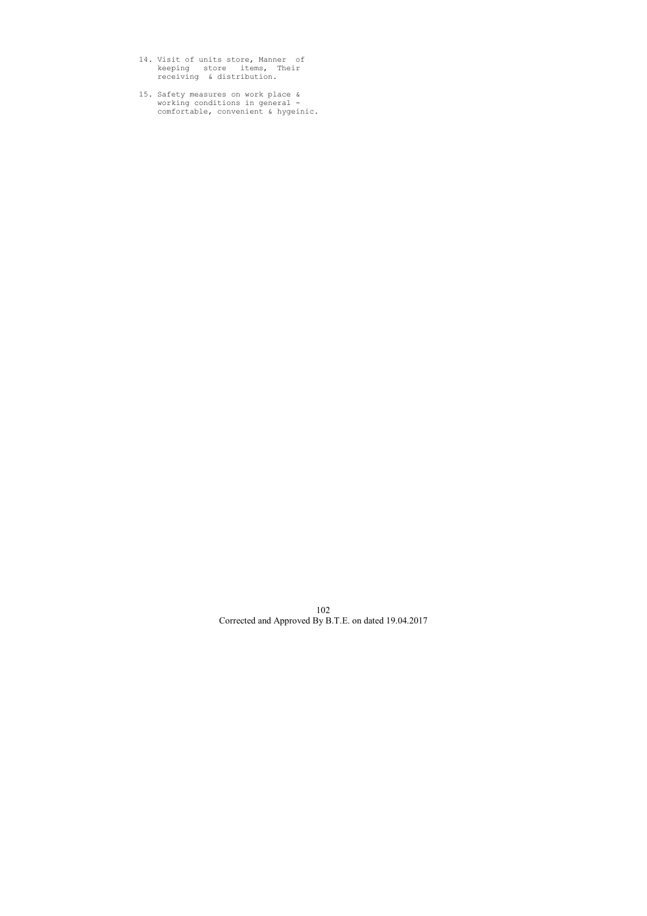14. Visit of units store, Manner of keeping store items, Their receiving & distribution.

15. Safety measures on work place & working conditions in general - comfortable, convenient & hygeinic.

Corrected and Approved By B.T.E. on dated 19.04.2017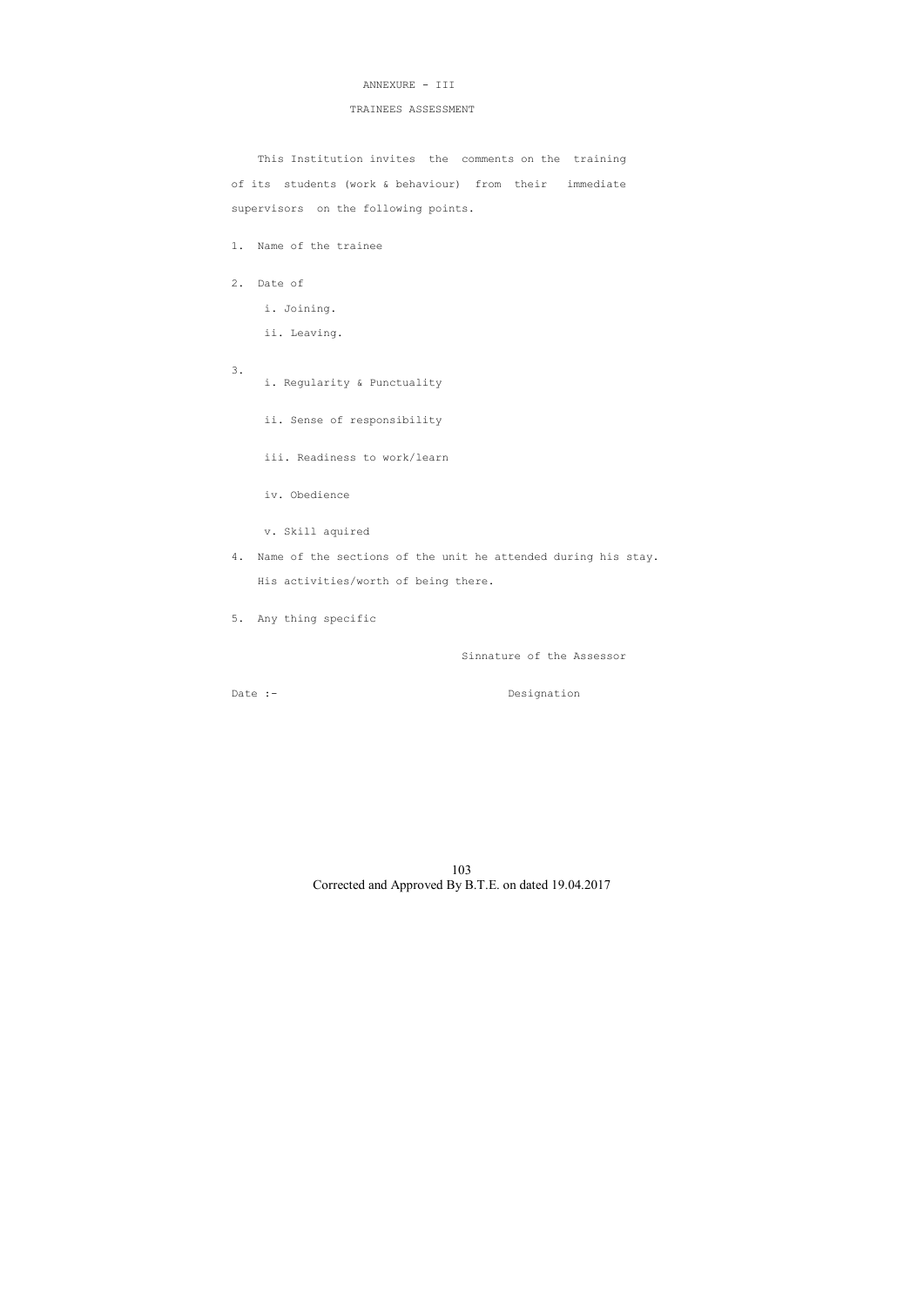# ANNEXURE - III

## TRAINEES ASSESSMENT

This Institution invites the comments on the training of its students (work & behaviour) from their immediate supervisors on the following points.

1. Name of the trainee

2. Date of

   i. Joining.

   ii. Leaving.

3.
   i. Regularity & Punctuality

   ii. Sense of responsibility

   iii. Readiness to work/learn

   iv. Obedience

   v. Skill aquired

4. Name of the sections of the unit he attended during his stay. His activities/worth of being there.

5. Any thing specific

Sinnature of the Assessor

Date :- Designation

Corrected and Approved By B.T.E. on dated 19.04.2017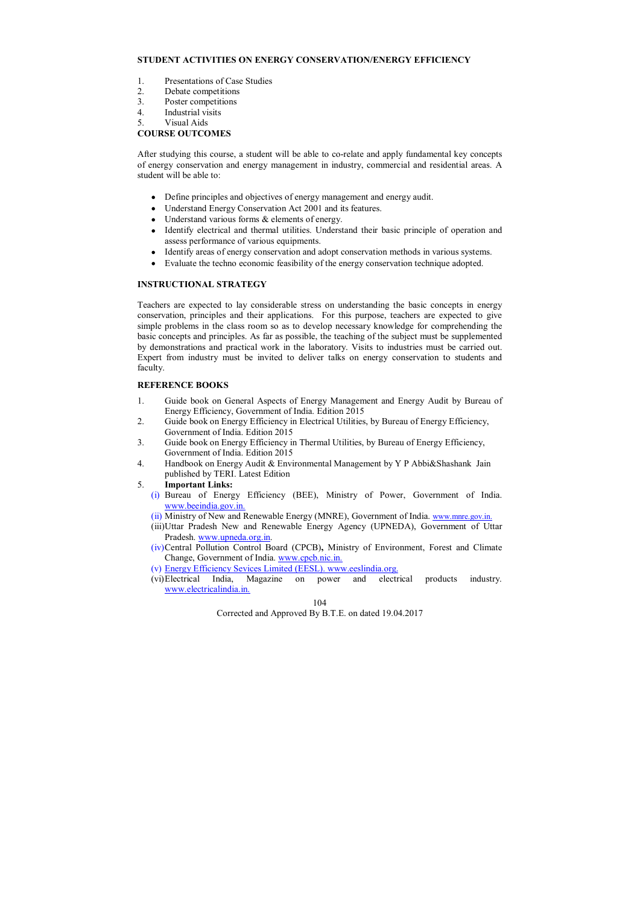## STUDENT ACTIVITIES ON ENERGY CONSERVATION/ENERGY EFFICIENCY

1. Presentations of Case Studies
2. Debate competitions
3. Poster competitions
4. Industrial visits
5. Visual Aids

## COURSE OUTCOMES

After studying this course, a student will be able to co-relate and apply fundamental key concepts of energy conservation and energy management in industry, commercial and residential areas. A student will be able to:

- Define principles and objectives of energy management and energy audit.
- Understand Energy Conservation Act 2001 and its features.
- Understand various forms & elements of energy.
- Identify electrical and thermal utilities. Understand their basic principle of operation and assess performance of various equipments.
- Identify areas of energy conservation and adopt conservation methods in various systems.
- Evaluate the techno economic feasibility of the energy conservation technique adopted.

## INSTRUCTIONAL STRATEGY

Teachers are expected to lay considerable stress on understanding the basic concepts in energy conservation, principles and their applications. For this purpose, teachers are expected to give simple problems in the class room so as to develop necessary knowledge for comprehending the basic concepts and principles. As far as possible, the teaching of the subject must be supplemented by demonstrations and practical work in the laboratory. Visits to industries must be carried out. Expert from industry must be invited to deliver talks on energy conservation to students and faculty.

## REFERENCE BOOKS

1. Guide book on General Aspects of Energy Management and Energy Audit by Bureau of Energy Efficiency, Government of India. Edition 2015
2. Guide book on Energy Efficiency in Electrical Utilities, by Bureau of Energy Efficiency, Government of India. Edition 2015
3. Guide book on Energy Efficiency in Thermal Utilities, by Bureau of Energy Efficiency, Government of India. Edition 2015
4. Handbook on Energy Audit & Environmental Management by Y P Abbi&Shashank Jain published by TERI. Latest Edition
5. **Important Links:**
   - (i) Bureau of Energy Efficiency (BEE), Ministry of Power, Government of India. www.beeindia.gov.in.
   - (ii) Ministry of New and Renewable Energy (MNRE), Government of India. www.mnre.gov.in.
   - (iii) Uttar Pradesh New and Renewable Energy Agency (UPNEDA), Government of Uttar Pradesh. www.upneda.org.in.
   - (iv) Central Pollution Control Board (CPCB), Ministry of Environment, Forest and Climate Change, Government of India. www.cpcb.nic.in.
   - (v) Energy Efficiency Sevices Limited (EESL). www.eeslindia.org.
   - (vi) Electrical India, Magazine on power and electrical products industry. www.electricalindia.in.

Corrected and Approved By B.T.E. on dated 19.04.2017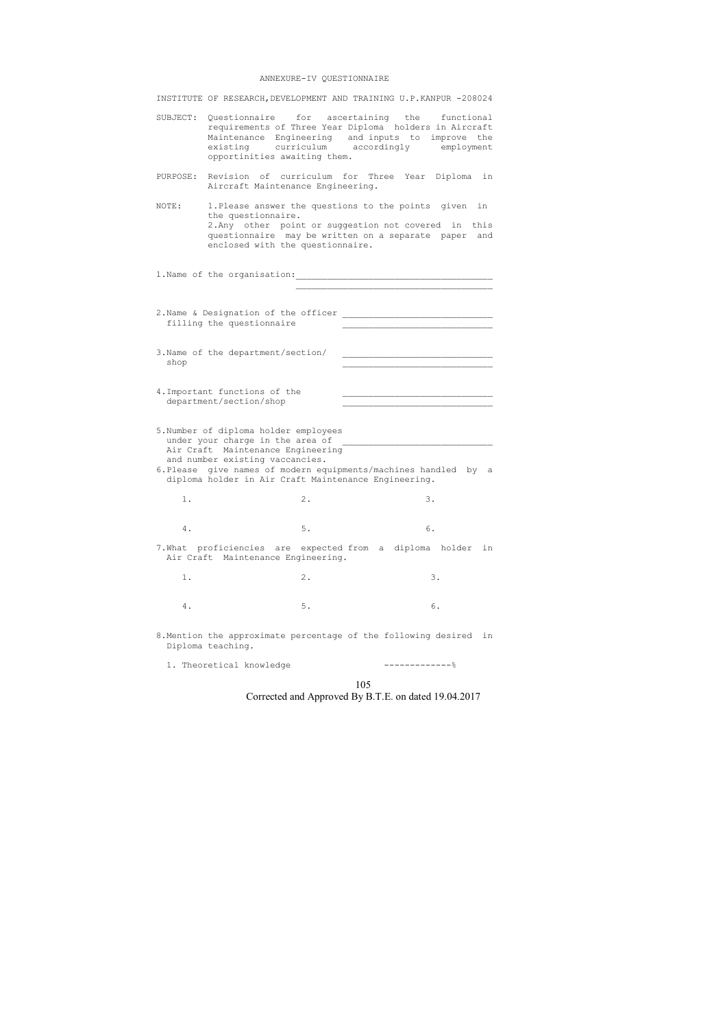# ANNEXURE-IV QUESTIONNAIRE

INSTITUTE OF RESEARCH,DEVELOPMENT AND TRAINING U.P.KANPUR -208024

SUBJECT: Questionnaire for ascertaining the functional requirements of Three Year Diploma holders in Aircraft Maintenance Engineering and inputs to improve the existing curriculum accordingly employment opportinities awaiting them.

PURPOSE: Revision of curriculum for Three Year Diploma in Aircraft Maintenance Engineering.

NOTE: 1.Please answer the questions to the points given in the questionnaire.
2.Any other point or suggestion not covered in this questionnaire may be written on a separate paper and enclosed with the questionnaire.

1.Name of the organisation:______________________________________
______________________________________

2.Name & Designation of the officer filling the questionnaire ____________________________
____________________________

3.Name of the department/section/ shop ____________________________
____________________________

4.Important functions of the department/section/shop ____________________________
____________________________

5.Number of diploma holder employees under your charge in the area of Air Craft Maintenance Engineering and number existing vaccancies. ____________________________

6.Please give names of modern equipments/machines handled by a diploma holder in Air Craft Maintenance Engineering.

1. 2. 3.

4. 5. 6.

7.What proficiencies are expected from a diploma holder in Air Craft Maintenance Engineering.

1. 2. 3.

4. 5. 6.

8.Mention the approximate percentage of the following desired in Diploma teaching.

1. Theoretical knowledge -------------%

Corrected and Approved By B.T.E. on dated 19.04.2017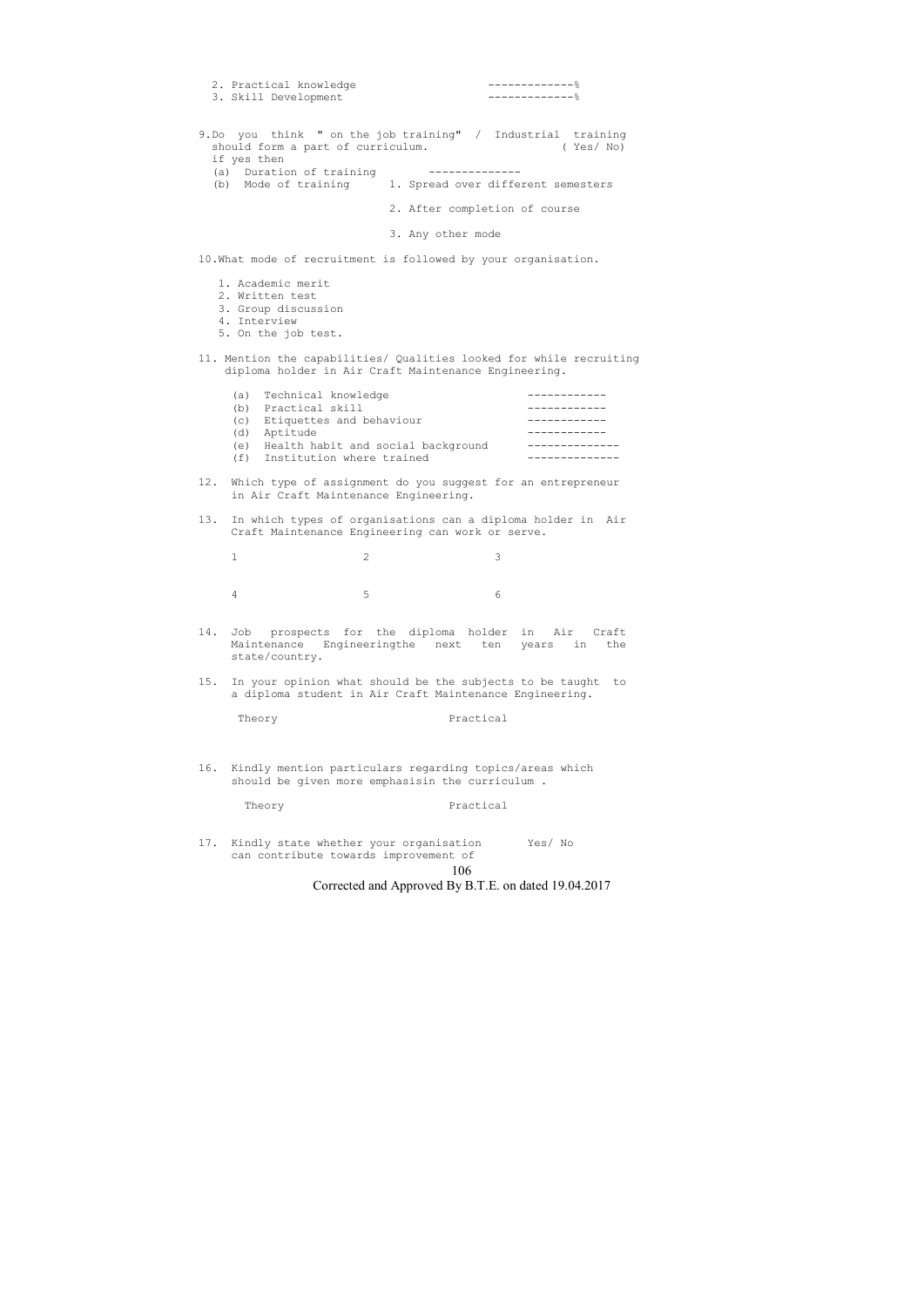2. Practical knowledge ------------%
3. Skill Development ------------%

9. Do you think " on the job training" / Industrial training should form a part of curriculum. ( Yes/ No)
   if yes then
   (a) Duration of training --------------
   (b) Mode of training
       1. Spread over different semesters
       2. After completion of course
       3. Any other mode

10. What mode of recruitment is followed by your organisation.

    1. Academic merit
    2. Written test
    3. Group discussion
    4. Interview
    5. On the job test.

11. Mention the capabilities/ Qualities looked for while recruiting diploma holder in Air Craft Maintenance Engineering.

    (a) Technical knowledge ------------
    (b) Practical skill ------------
    (c) Etiquettes and behaviour ------------
    (d) Aptitude ------------
    (e) Health habit and social background --------------
    (f) Institution where trained --------------

12. Which type of assignment do you suggest for an entrepreneur in Air Craft Maintenance Engineering.

13. In which types of organisations can a diploma holder in Air Craft Maintenance Engineering can work or serve.

    | 1 | 2 | 3 |
    |---|---|---|
    | 4 | 5 | 6 |

14. Job prospects for the diploma holder in Air Craft Maintenance Engineeringthe next ten years in the state/country.

15. In your opinion what should be the subjects to be taught to a diploma student in Air Craft Maintenance Engineering.

    Theory Practical

16. Kindly mention particulars regarding topics/areas which should be given more emphasisin the curriculum .

    Theory Practical

17. Kindly state whether your organisation can contribute towards improvement of Yes/ No

Corrected and Approved By B.T.E. on dated 19.04.2017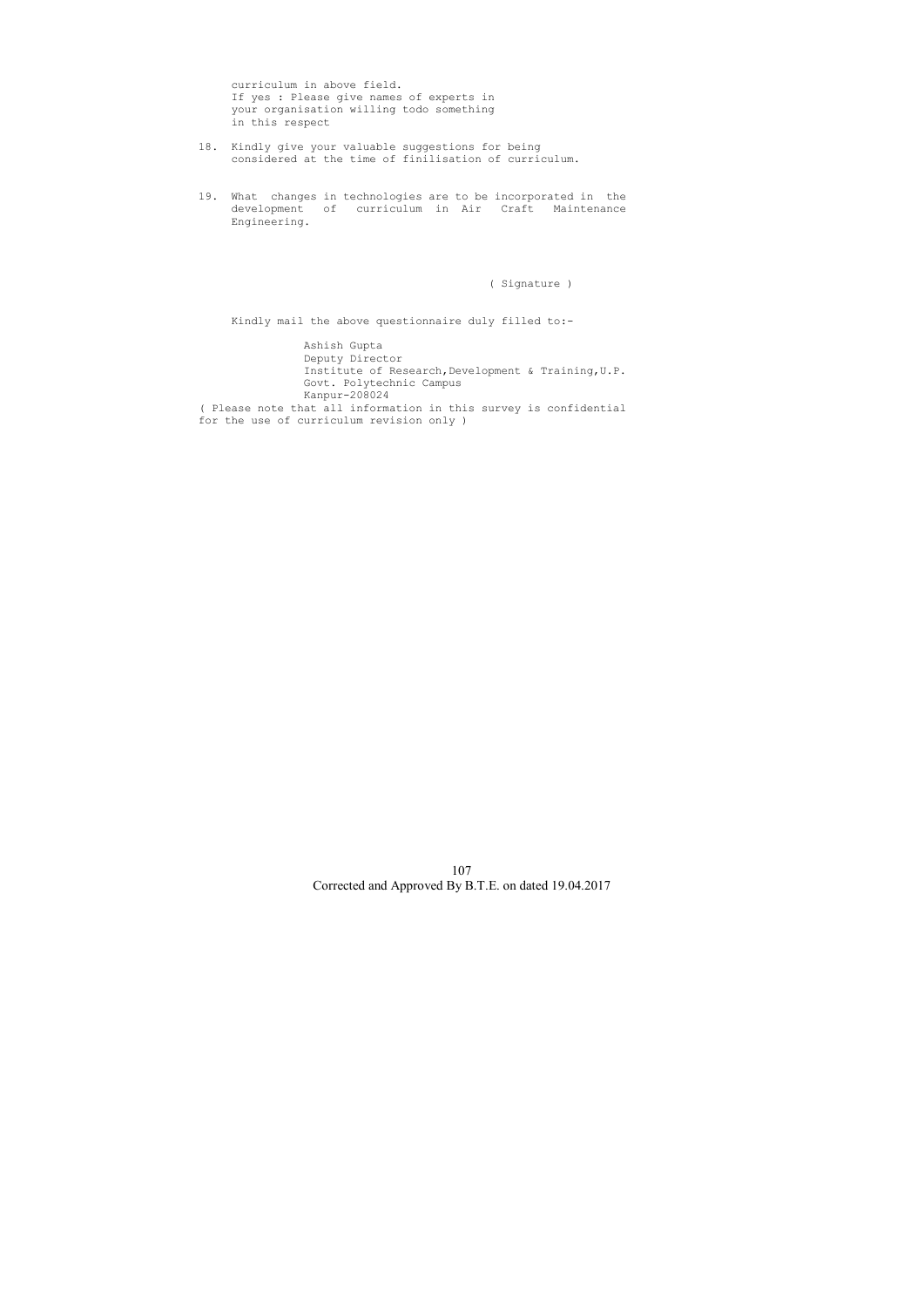curriculum in above field.
If yes : Please give names of experts in your organisation willing todo something in this respect

18. Kindly give your valuable suggestions for being considered at the time of finilisation of curriculum.

19. What changes in technologies are to be incorporated in the development of curriculum in Air Craft Maintenance Engineering.

( Signature )

Kindly mail the above questionnaire duly filled to:-

Ashish Gupta
Deputy Director
Institute of Research,Development & Training,U.P.
Govt. Polytechnic Campus
Kanpur-208024

( Please note that all information in this survey is confidential for the use of curriculum revision only )

Corrected and Approved By B.T.E. on dated 19.04.2017